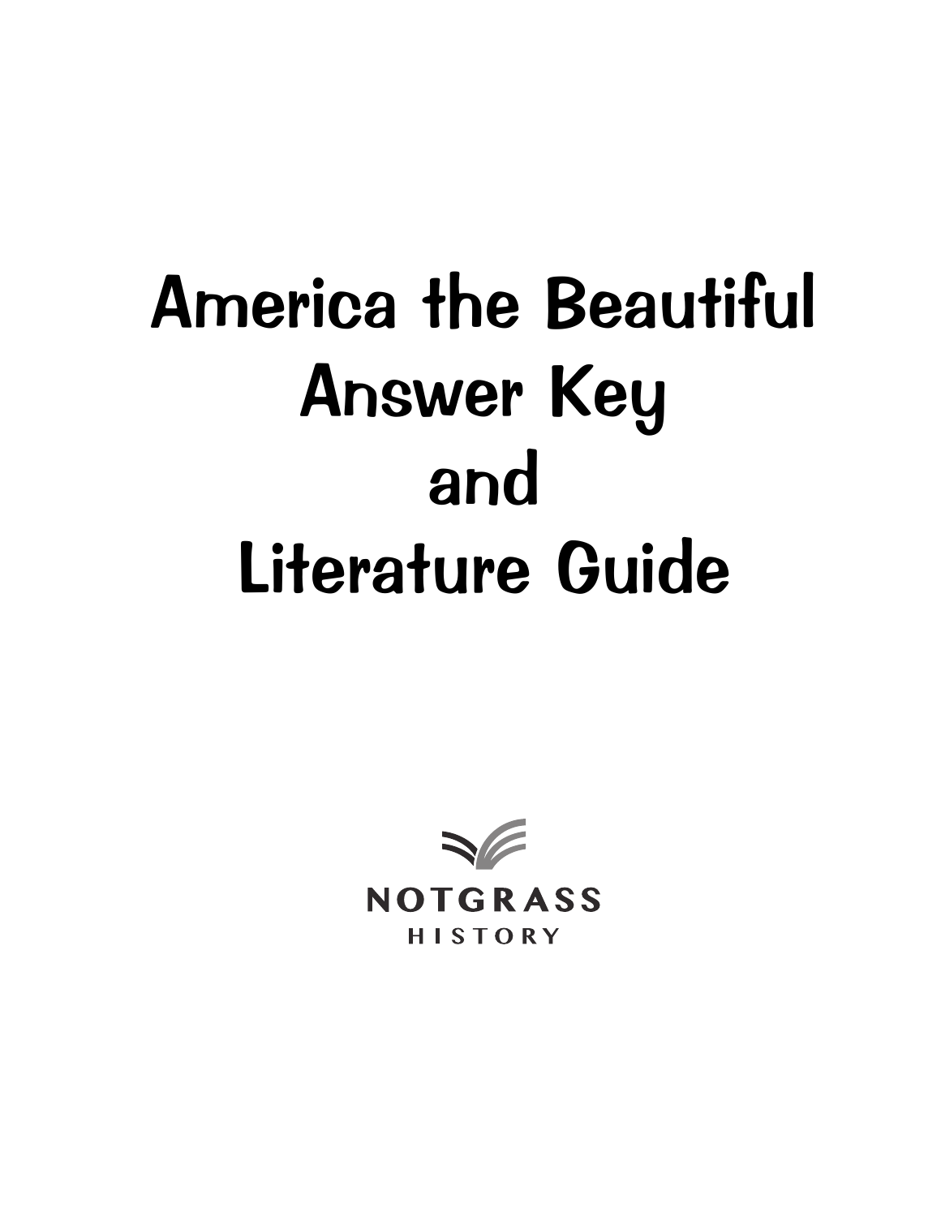# America the Beautiful Answer Key and Literature Guide

NOTGRASS
HISTORY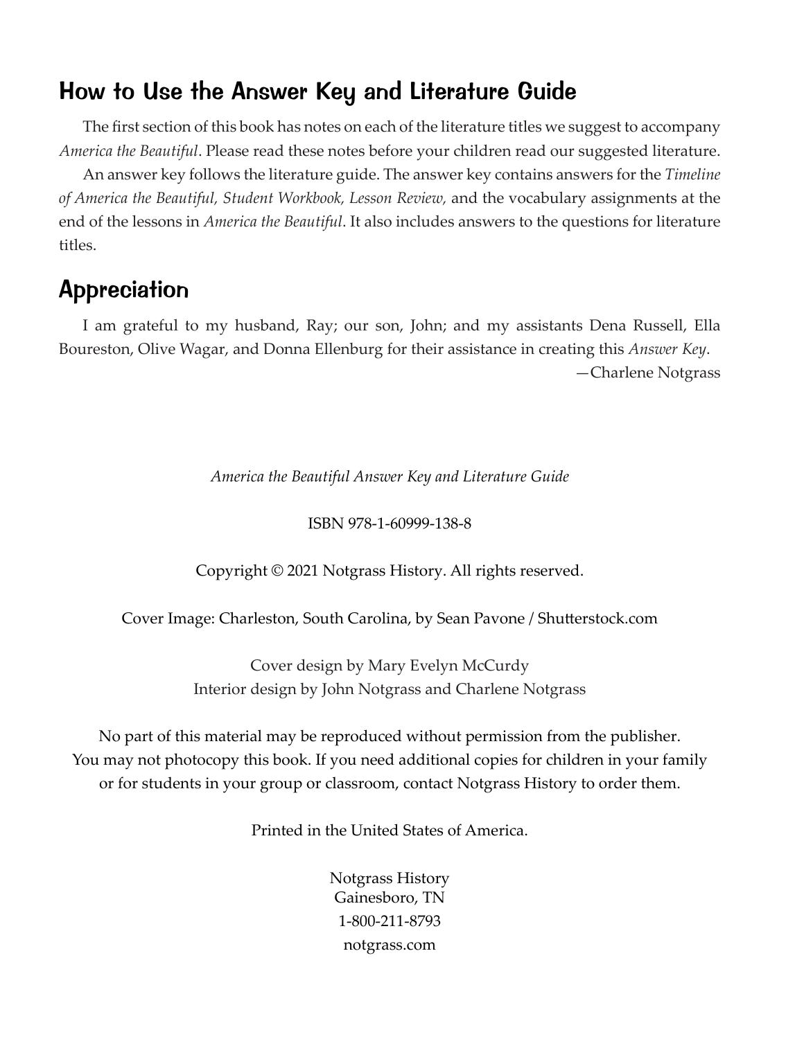## How to Use the Answer Key and Literature Guide

The first section of this book has notes on each of the literature titles we suggest to accompany *America the Beautiful*. Please read these notes before your children read our suggested literature.

An answer key follows the literature guide. The answer key contains answers for the *Timeline of America the Beautiful, Student Workbook, Lesson Review,* and the vocabulary assignments at the end of the lessons in *America the Beautiful*. It also includes answers to the questions for literature titles.

## Appreciation

I am grateful to my husband, Ray; our son, John; and my assistants Dena Russell, Ella Boureston, Olive Wagar, and Donna Ellenburg for their assistance in creating this *Answer Key*.

—Charlene Notgrass

*America the Beautiful Answer Key and Literature Guide*

ISBN 978-1-60999-138-8

Copyright © 2021 Notgrass History. All rights reserved.

Cover Image: Charleston, South Carolina, by Sean Pavone / Shutterstock.com

Cover design by Mary Evelyn McCurdy
Interior design by John Notgrass and Charlene Notgrass

No part of this material may be reproduced without permission from the publisher.
You may not photocopy this book. If you need additional copies for children in your family or for students in your group or classroom, contact Notgrass History to order them.

Printed in the United States of America.

Notgrass History
Gainesboro, TN
1-800-211-8793
notgrass.com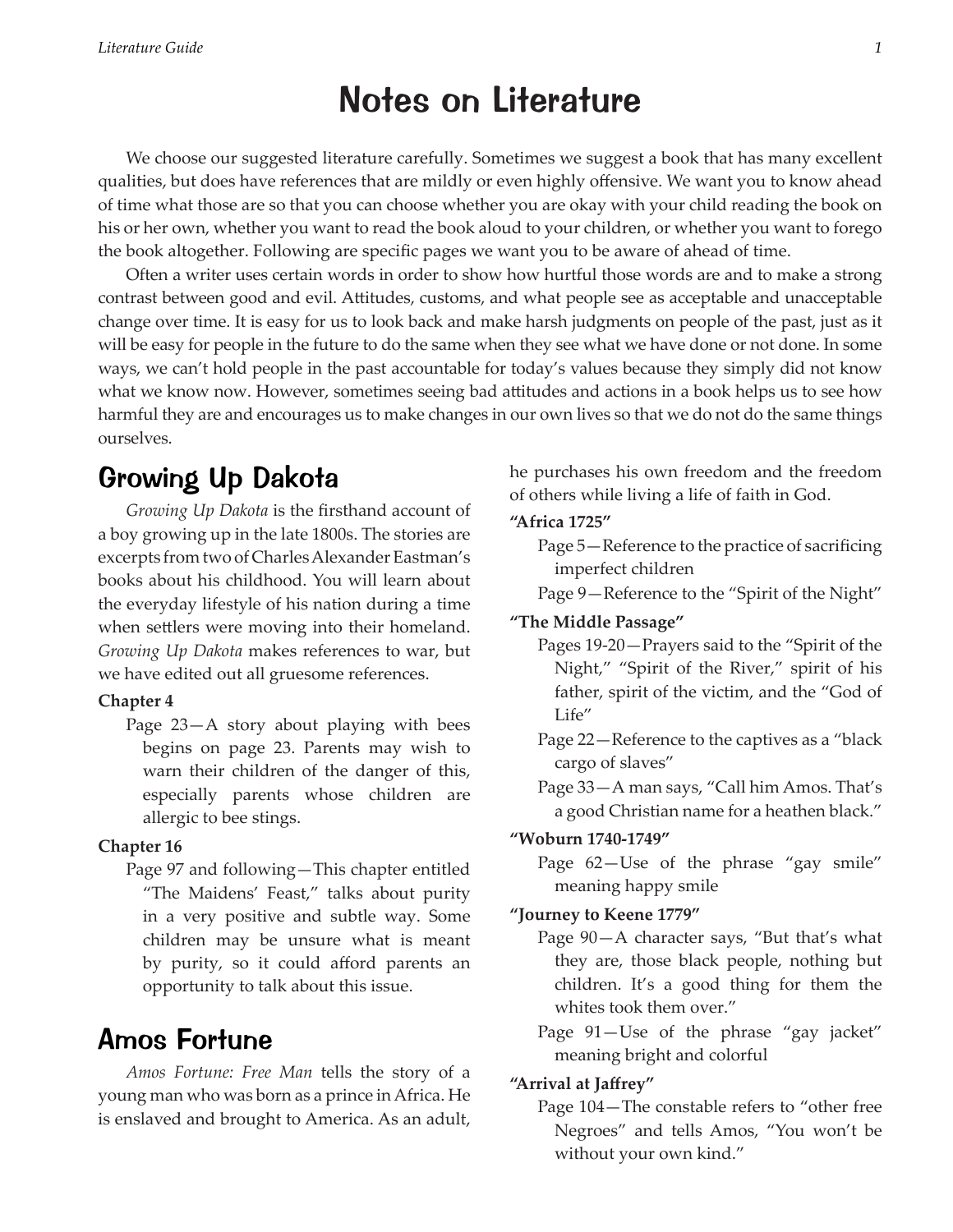# Notes on Literature

We choose our suggested literature carefully. Sometimes we suggest a book that has many excellent qualities, but does have references that are mildly or even highly offensive. We want you to know ahead of time what those are so that you can choose whether you are okay with your child reading the book on his or her own, whether you want to read the book aloud to your children, or whether you want to forego the book altogether. Following are specific pages we want you to be aware of ahead of time.

Often a writer uses certain words in order to show how hurtful those words are and to make a strong contrast between good and evil. Attitudes, customs, and what people see as acceptable and unacceptable change over time. It is easy for us to look back and make harsh judgments on people of the past, just as it will be easy for people in the future to do the same when they see what we have done or not done. In some ways, we can't hold people in the past accountable for today's values because they simply did not know what we know now. However, sometimes seeing bad attitudes and actions in a book helps us to see how harmful they are and encourages us to make changes in our own lives so that we do not do the same things ourselves.

## Growing Up Dakota

*Growing Up Dakota* is the firsthand account of a boy growing up in the late 1800s. The stories are excerpts from two of Charles Alexander Eastman's books about his childhood. You will learn about the everyday lifestyle of his nation during a time when settlers were moving into their homeland. *Growing Up Dakota* makes references to war, but we have edited out all gruesome references.

**Chapter 4**

Page 23—A story about playing with bees begins on page 23. Parents may wish to warn their children of the danger of this, especially parents whose children are allergic to bee stings.

**Chapter 16**

Page 97 and following—This chapter entitled "The Maidens' Feast," talks about purity in a very positive and subtle way. Some children may be unsure what is meant by purity, so it could afford parents an opportunity to talk about this issue.

## Amos Fortune

*Amos Fortune: Free Man* tells the story of a young man who was born as a prince in Africa. He is enslaved and brought to America. As an adult, he purchases his own freedom and the freedom of others while living a life of faith in God.

**"Africa 1725"**

Page 5—Reference to the practice of sacrificing imperfect children

Page 9—Reference to the "Spirit of the Night"

**"The Middle Passage"**

Pages 19-20—Prayers said to the "Spirit of the Night," "Spirit of the River," spirit of his father, spirit of the victim, and the "God of Life"

Page 22—Reference to the captives as a "black cargo of slaves"

Page 33—A man says, "Call him Amos. That's a good Christian name for a heathen black."

**"Woburn 1740-1749"**

Page 62—Use of the phrase "gay smile" meaning happy smile

**"Journey to Keene 1779"**

Page 90—A character says, "But that's what they are, those black people, nothing but children. It's a good thing for them the whites took them over."

Page 91—Use of the phrase "gay jacket" meaning bright and colorful

**"Arrival at Jaffrey"**

Page 104—The constable refers to "other free Negroes" and tells Amos, "You won't be without your own kind."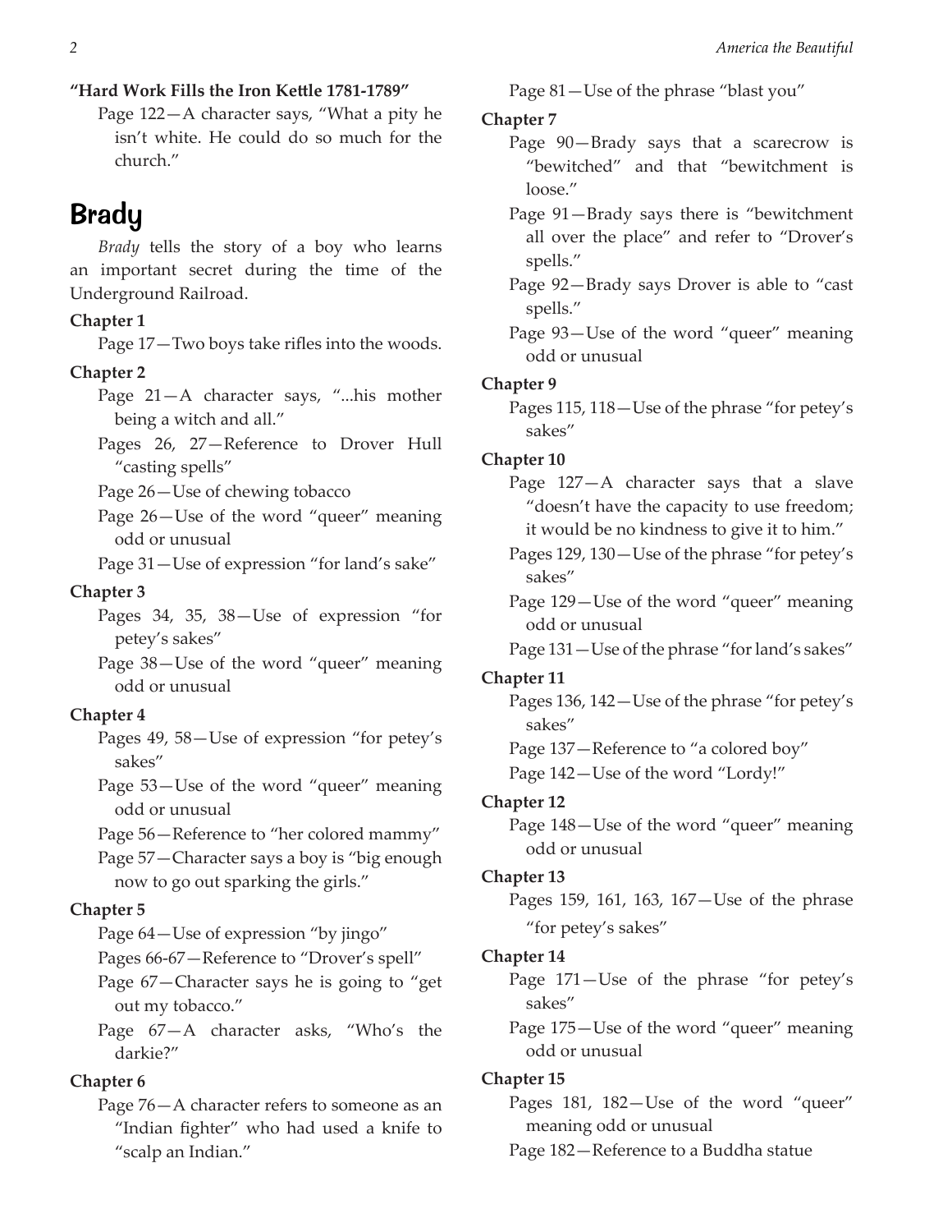**"Hard Work Fills the Iron Kettle 1781-1789"**

Page 122—A character says, "What a pity he isn't white. He could do so much for the church."

## Brady

*Brady* tells the story of a boy who learns an important secret during the time of the Underground Railroad.

**Chapter 1**

Page 17—Two boys take rifles into the woods.

**Chapter 2**

Page 21—A character says, "...his mother being a witch and all."

Pages 26, 27—Reference to Drover Hull "casting spells"

Page 26—Use of chewing tobacco

Page 26—Use of the word "queer" meaning odd or unusual

Page 31—Use of expression "for land's sake"

**Chapter 3**

Pages 34, 35, 38—Use of expression "for petey's sakes"

Page 38—Use of the word "queer" meaning odd or unusual

**Chapter 4**

Pages 49, 58—Use of expression "for petey's sakes"

Page 53—Use of the word "queer" meaning odd or unusual

Page 56—Reference to "her colored mammy"

Page 57—Character says a boy is "big enough now to go out sparking the girls."

**Chapter 5**

Page 64—Use of expression "by jingo"

Pages 66-67—Reference to "Drover's spell"

Page 67—Character says he is going to "get out my tobacco."

Page 67—A character asks, "Who's the darkie?"

**Chapter 6**

Page 76—A character refers to someone as an "Indian fighter" who had used a knife to "scalp an Indian."

Page 81—Use of the phrase "blast you"

**Chapter 7**

Page 90—Brady says that a scarecrow is "bewitched" and that "bewitchment is loose."

Page 91—Brady says there is "bewitchment all over the place" and refer to "Drover's spells."

Page 92—Brady says Drover is able to "cast spells."

Page 93—Use of the word "queer" meaning odd or unusual

**Chapter 9**

Pages 115, 118—Use of the phrase "for petey's sakes"

**Chapter 10**

Page 127—A character says that a slave "doesn't have the capacity to use freedom; it would be no kindness to give it to him."

Pages 129, 130—Use of the phrase "for petey's sakes"

Page 129—Use of the word "queer" meaning odd or unusual

Page 131—Use of the phrase "for land's sakes"

**Chapter 11**

Pages 136, 142—Use of the phrase "for petey's sakes"

Page 137—Reference to "a colored boy"

Page 142—Use of the word "Lordy!"

**Chapter 12**

Page 148—Use of the word "queer" meaning odd or unusual

**Chapter 13**

Pages 159, 161, 163, 167—Use of the phrase "for petey's sakes"

**Chapter 14**

Page 171—Use of the phrase "for petey's sakes"

Page 175—Use of the word "queer" meaning odd or unusual

**Chapter 15**

Pages 181, 182—Use of the word "queer" meaning odd or unusual

Page 182—Reference to a Buddha statue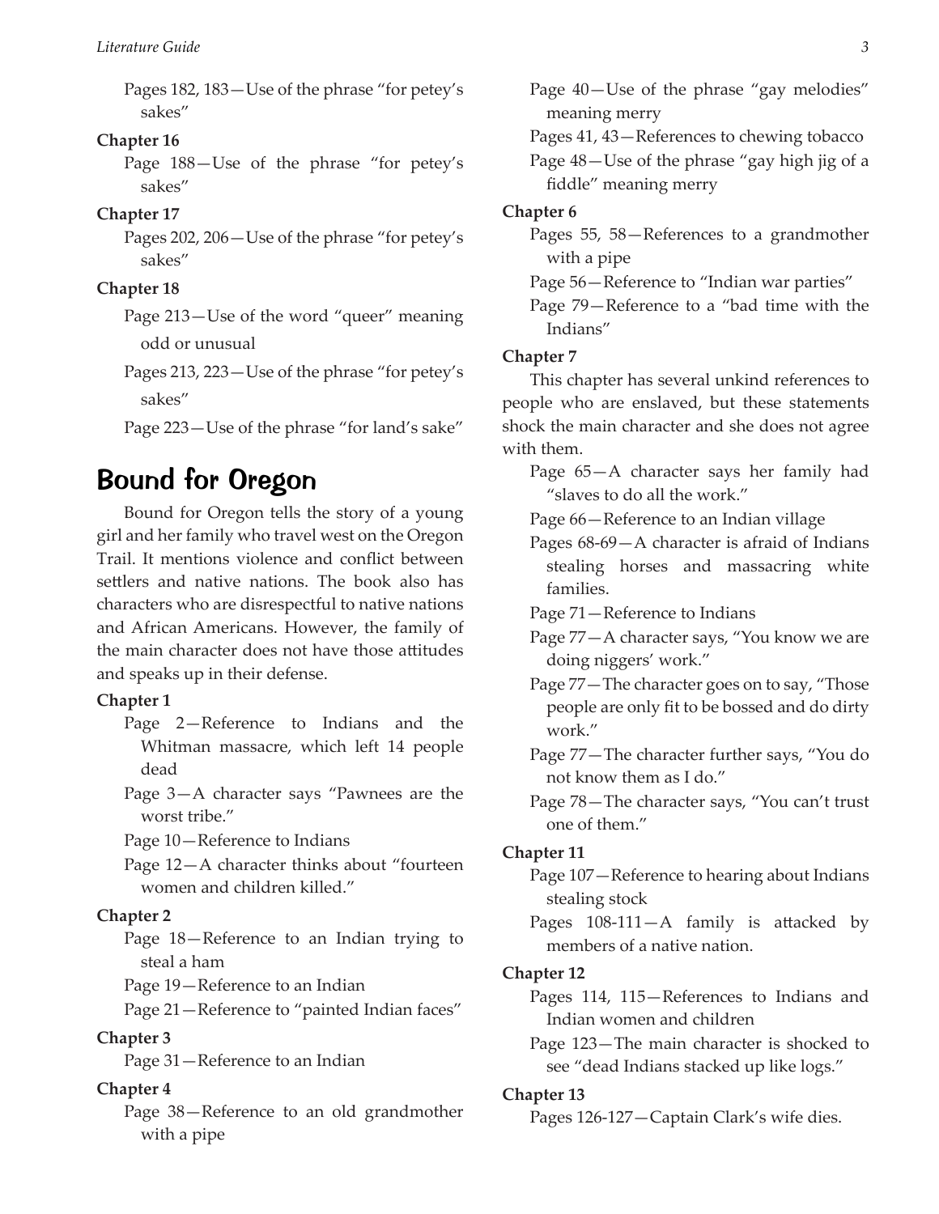Pages 182, 183—Use of the phrase "for petey's sakes"

**Chapter 16**

Page 188—Use of the phrase "for petey's sakes"

**Chapter 17**

Pages 202, 206—Use of the phrase "for petey's sakes"

**Chapter 18**

Page 213—Use of the word "queer" meaning odd or unusual

Pages 213, 223—Use of the phrase "for petey's sakes"

Page 223—Use of the phrase "for land's sake"

## Bound for Oregon

Bound for Oregon tells the story of a young girl and her family who travel west on the Oregon Trail. It mentions violence and conflict between settlers and native nations. The book also has characters who are disrespectful to native nations and African Americans. However, the family of the main character does not have those attitudes and speaks up in their defense.

**Chapter 1**

Page 2—Reference to Indians and the Whitman massacre, which left 14 people dead

Page 3—A character says "Pawnees are the worst tribe."

Page 10—Reference to Indians

Page 12—A character thinks about "fourteen women and children killed."

**Chapter 2**

Page 18—Reference to an Indian trying to steal a ham

Page 19—Reference to an Indian

Page 21—Reference to "painted Indian faces"

**Chapter 3**

Page 31—Reference to an Indian

**Chapter 4**

Page 38—Reference to an old grandmother with a pipe

Page 40—Use of the phrase "gay melodies" meaning merry

Pages 41, 43—References to chewing tobacco

Page 48—Use of the phrase "gay high jig of a fiddle" meaning merry

**Chapter 6**

Pages 55, 58—References to a grandmother with a pipe

Page 56—Reference to "Indian war parties"

Page 79—Reference to a "bad time with the Indians"

**Chapter 7**

This chapter has several unkind references to people who are enslaved, but these statements shock the main character and she does not agree with them.

Page 65—A character says her family had "slaves to do all the work."

Page 66—Reference to an Indian village

Pages 68-69—A character is afraid of Indians stealing horses and massacring white families.

Page 71—Reference to Indians

Page 77—A character says, "You know we are doing niggers' work."

Page 77—The character goes on to say, "Those people are only fit to be bossed and do dirty work."

Page 77—The character further says, "You do not know them as I do."

Page 78—The character says, "You can't trust one of them."

**Chapter 11**

Page 107—Reference to hearing about Indians stealing stock

Pages 108-111—A family is attacked by members of a native nation.

**Chapter 12**

Pages 114, 115—References to Indians and Indian women and children

Page 123—The main character is shocked to see "dead Indians stacked up like logs."

**Chapter 13**

Pages 126-127—Captain Clark's wife dies.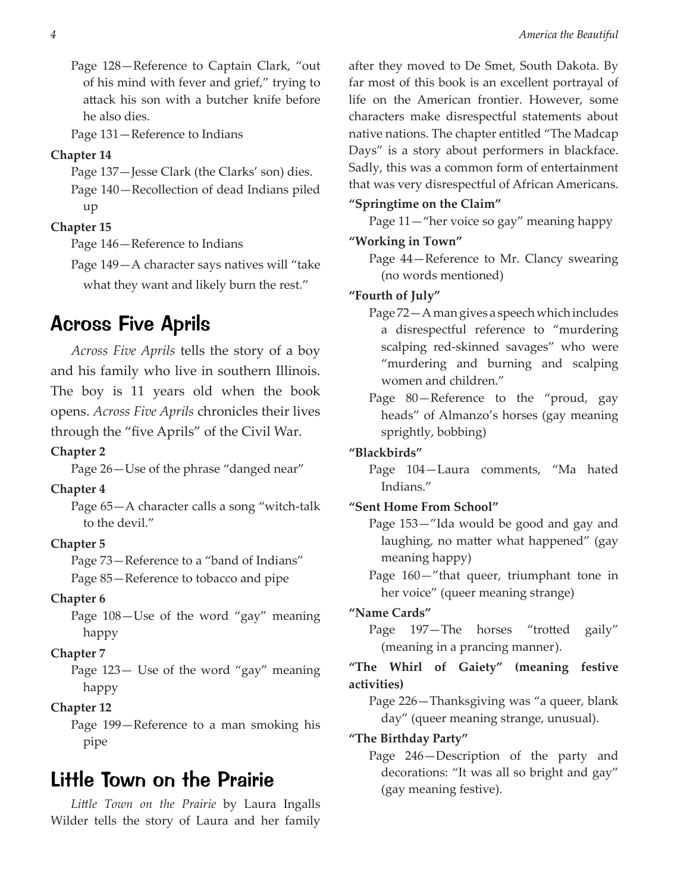Page 128—Reference to Captain Clark, "out of his mind with fever and grief," trying to attack his son with a butcher knife before he also dies.

Page 131—Reference to Indians

**Chapter 14**

Page 137—Jesse Clark (the Clarks' son) dies.

Page 140—Recollection of dead Indians piled up

**Chapter 15**

Page 146—Reference to Indians

Page 149—A character says natives will "take what they want and likely burn the rest."

## Across Five Aprils

*Across Five Aprils* tells the story of a boy and his family who live in southern Illinois. The boy is 11 years old when the book opens. *Across Five Aprils* chronicles their lives through the "five Aprils" of the Civil War.

**Chapter 2**

Page 26—Use of the phrase "danged near"

**Chapter 4**

Page 65—A character calls a song "witch-talk to the devil."

**Chapter 5**

Page 73—Reference to a "band of Indians"

Page 85—Reference to tobacco and pipe

**Chapter 6**

Page 108—Use of the word "gay" meaning happy

**Chapter 7**

Page 123— Use of the word "gay" meaning happy

**Chapter 12**

Page 199—Reference to a man smoking his pipe

## Little Town on the Prairie

*Little Town on the Prairie* by Laura Ingalls Wilder tells the story of Laura and her family after they moved to De Smet, South Dakota. By far most of this book is an excellent portrayal of life on the American frontier. However, some characters make disrespectful statements about native nations. The chapter entitled "The Madcap Days" is a story about performers in blackface. Sadly, this was a common form of entertainment that was very disrespectful of African Americans.

**"Springtime on the Claim"**

Page 11—"her voice so gay" meaning happy

**"Working in Town"**

Page 44—Reference to Mr. Clancy swearing (no words mentioned)

**"Fourth of July"**

Page 72—A man gives a speech which includes a disrespectful reference to "murdering scalping red-skinned savages" who were "murdering and burning and scalping women and children."

Page 80—Reference to the "proud, gay heads" of Almanzo's horses (gay meaning sprightly, bobbing)

**"Blackbirds"**

Page 104—Laura comments, "Ma hated Indians."

**"Sent Home From School"**

Page 153—"Ida would be good and gay and laughing, no matter what happened" (gay meaning happy)

Page 160—"that queer, triumphant tone in her voice" (queer meaning strange)

**"Name Cards"**

Page 197—The horses "trotted gaily" (meaning in a prancing manner).

**"The Whirl of Gaiety" (meaning festive activities)**

Page 226—Thanksgiving was "a queer, blank day" (queer meaning strange, unusual).

**"The Birthday Party"**

Page 246—Description of the party and decorations: "It was all so bright and gay" (gay meaning festive).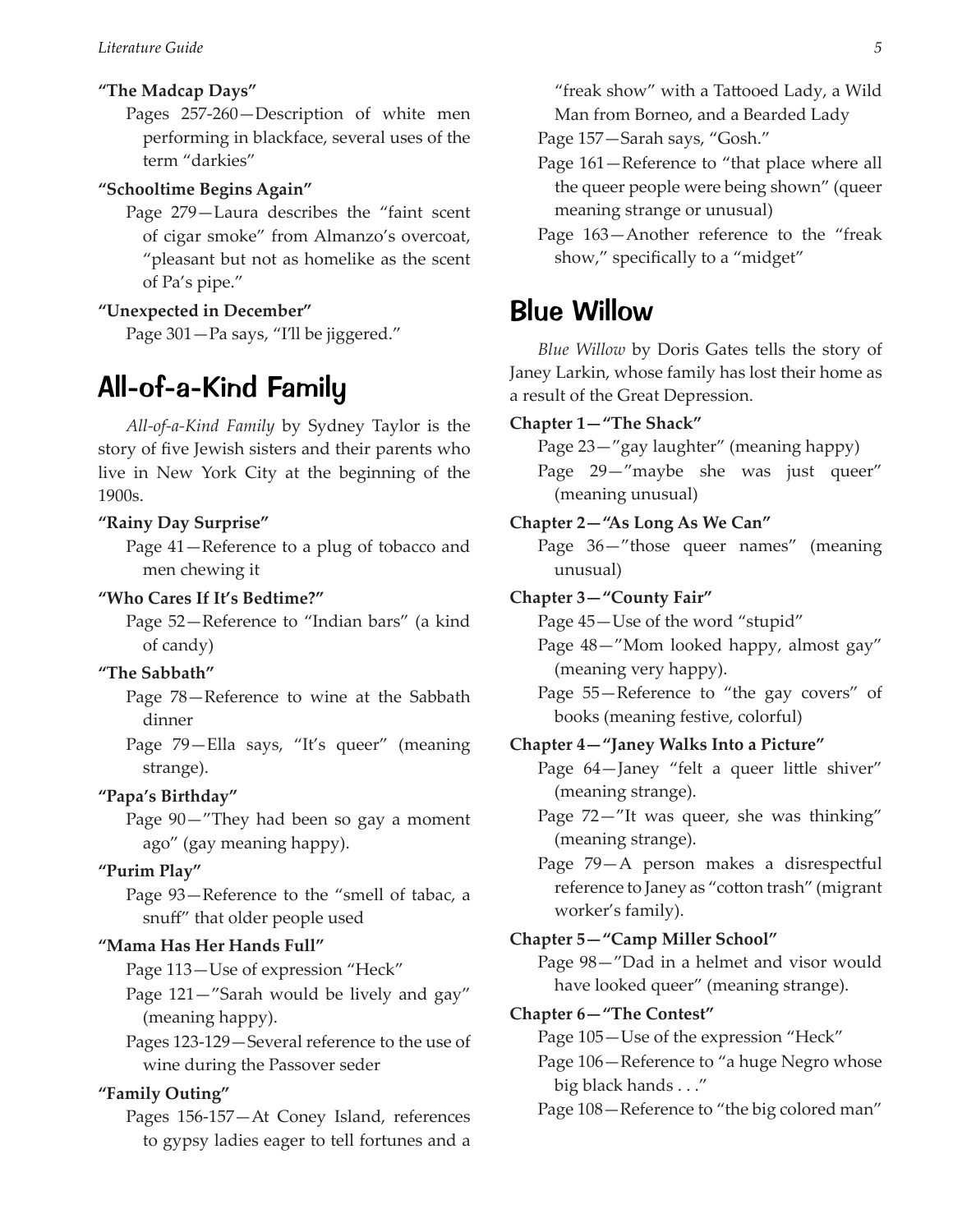**"The Madcap Days"**

Pages 257-260—Description of white men performing in blackface, several uses of the term "darkies"

**"Schooltime Begins Again"**

Page 279—Laura describes the "faint scent of cigar smoke" from Almanzo's overcoat, "pleasant but not as homelike as the scent of Pa's pipe."

**"Unexpected in December"**

Page 301—Pa says, "I'll be jiggered."

## All-of-a-Kind Family

*All-of-a-Kind Family* by Sydney Taylor is the story of five Jewish sisters and their parents who live in New York City at the beginning of the 1900s.

**"Rainy Day Surprise"**

Page 41—Reference to a plug of tobacco and men chewing it

**"Who Cares If It's Bedtime?"**

Page 52—Reference to "Indian bars" (a kind of candy)

**"The Sabbath"**

Page 78—Reference to wine at the Sabbath dinner

Page 79—Ella says, "It's queer" (meaning strange).

**"Papa's Birthday"**

Page 90—"They had been so gay a moment ago" (gay meaning happy).

**"Purim Play"**

Page 93—Reference to the "smell of tabac, a snuff" that older people used

**"Mama Has Her Hands Full"**

Page 113—Use of expression "Heck"

Page 121—"Sarah would be lively and gay" (meaning happy).

Pages 123-129—Several reference to the use of wine during the Passover seder

**"Family Outing"**

Pages 156-157—At Coney Island, references to gypsy ladies eager to tell fortunes and a "freak show" with a Tattooed Lady, a Wild Man from Borneo, and a Bearded Lady

Page 157—Sarah says, "Gosh."

Page 161—Reference to "that place where all the queer people were being shown" (queer meaning strange or unusual)

Page 163—Another reference to the "freak show," specifically to a "midget"

## Blue Willow

*Blue Willow* by Doris Gates tells the story of Janey Larkin, whose family has lost their home as a result of the Great Depression.

**Chapter 1—"The Shack"**

Page 23—"gay laughter" (meaning happy)

Page 29—"maybe she was just queer" (meaning unusual)

**Chapter 2—"As Long As We Can"**

Page 36—"those queer names" (meaning unusual)

**Chapter 3—"County Fair"**

Page 45—Use of the word "stupid"

Page 48—"Mom looked happy, almost gay" (meaning very happy).

Page 55—Reference to "the gay covers" of books (meaning festive, colorful)

**Chapter 4—"Janey Walks Into a Picture"**

Page 64—Janey "felt a queer little shiver" (meaning strange).

Page 72—"It was queer, she was thinking" (meaning strange).

Page 79—A person makes a disrespectful reference to Janey as "cotton trash" (migrant worker's family).

**Chapter 5—"Camp Miller School"**

Page 98—"Dad in a helmet and visor would have looked queer" (meaning strange).

**Chapter 6—"The Contest"**

Page 105—Use of the expression "Heck"

Page 106—Reference to "a huge Negro whose big black hands . . ."

Page 108—Reference to "the big colored man"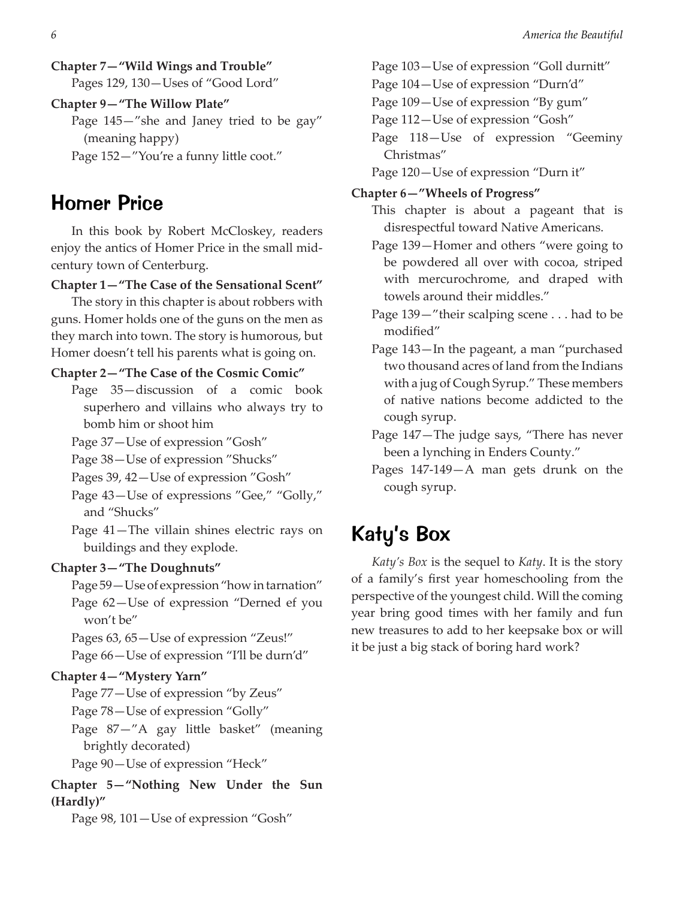**Chapter 7—"Wild Wings and Trouble"**

Pages 129, 130—Uses of "Good Lord"

**Chapter 9—"The Willow Plate"**

Page 145—"she and Janey tried to be gay" (meaning happy)

Page 152—"You're a funny little coot."

## Homer Price

In this book by Robert McCloskey, readers enjoy the antics of Homer Price in the small mid-century town of Centerburg.

**Chapter 1—"The Case of the Sensational Scent"**

The story in this chapter is about robbers with guns. Homer holds one of the guns on the men as they march into town. The story is humorous, but Homer doesn't tell his parents what is going on.

**Chapter 2—"The Case of the Cosmic Comic"**

Page 35—discussion of a comic book superhero and villains who always try to bomb him or shoot him

Page 37—Use of expression "Gosh"

Page 38—Use of expression "Shucks"

Pages 39, 42—Use of expression "Gosh"

Page 43—Use of expressions "Gee," "Golly," and "Shucks"

Page 41—The villain shines electric rays on buildings and they explode.

**Chapter 3—"The Doughnuts"**

Page 59—Use of expression "how in tarnation"

Page 62—Use of expression "Derned ef you won't be"

Pages 63, 65—Use of expression "Zeus!"

Page 66—Use of expression "I'll be durn'd"

**Chapter 4—"Mystery Yarn"**

Page 77—Use of expression "by Zeus"

Page 78—Use of expression "Golly"

Page 87—"A gay little basket" (meaning brightly decorated)

Page 90—Use of expression "Heck"

**Chapter 5—"Nothing New Under the Sun (Hardly)"**

Page 98, 101—Use of expression "Gosh"

Page 103—Use of expression "Goll durnitt"

Page 104—Use of expression "Durn'd"

Page 109—Use of expression "By gum"

Page 112—Use of expression "Gosh"

Page 118—Use of expression "Geeminy Christmas"

Page 120—Use of expression "Durn it"

**Chapter 6—"Wheels of Progress"**

This chapter is about a pageant that is disrespectful toward Native Americans.

Page 139—Homer and others "were going to be powdered all over with cocoa, striped with mercurochrome, and draped with towels around their middles."

Page 139—"their scalping scene . . . had to be modified"

Page 143—In the pageant, a man "purchased two thousand acres of land from the Indians with a jug of Cough Syrup." These members of native nations become addicted to the cough syrup.

Page 147—The judge says, "There has never been a lynching in Enders County."

Pages 147-149—A man gets drunk on the cough syrup.

## Katy's Box

*Katy's Box* is the sequel to *Katy*. It is the story of a family's first year homeschooling from the perspective of the youngest child. Will the coming year bring good times with her family and fun new treasures to add to her keepsake box or will it be just a big stack of boring hard work?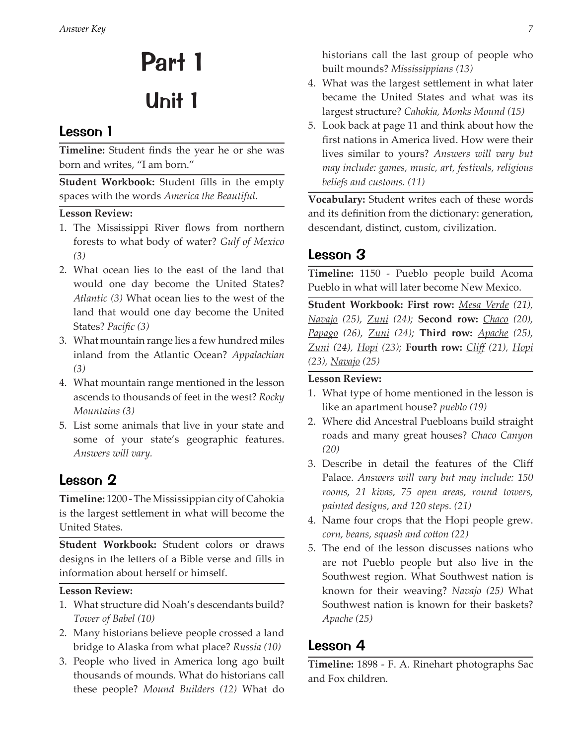# Part 1

# Unit 1

## Lesson 1

**Timeline:** Student finds the year he or she was born and writes, "I am born."

**Student Workbook:** Student fills in the empty spaces with the words *America the Beautiful*.

**Lesson Review:**

1. The Mississippi River flows from northern forests to what body of water? *Gulf of Mexico (3)*
2. What ocean lies to the east of the land that would one day become the United States? *Atlantic (3)* What ocean lies to the west of the land that would one day become the United States? *Pacific (3)*
3. What mountain range lies a few hundred miles inland from the Atlantic Ocean? *Appalachian (3)*
4. What mountain range mentioned in the lesson ascends to thousands of feet in the west? *Rocky Mountains (3)*
5. List some animals that live in your state and some of your state's geographic features. *Answers will vary.*

## Lesson 2

**Timeline:** 1200 - The Mississippian city of Cahokia is the largest settlement in what will become the United States.

**Student Workbook:** Student colors or draws designs in the letters of a Bible verse and fills in information about herself or himself.

**Lesson Review:**

1. What structure did Noah's descendants build? *Tower of Babel (10)*
2. Many historians believe people crossed a land bridge to Alaska from what place? *Russia (10)*
3. People who lived in America long ago built thousands of mounds. What do historians call these people? *Mound Builders (12)* What do historians call the last group of people who built mounds? *Mississippians (13)*
4. What was the largest settlement in what later became the United States and what was its largest structure? *Cahokia, Monks Mound (15)*
5. Look back at page 11 and think about how the first nations in America lived. How were their lives similar to yours? *Answers will vary but may include: games, music, art, festivals, religious beliefs and customs. (11)*

**Vocabulary:** Student writes each of these words and its definition from the dictionary: generation, descendant, distinct, custom, civilization.

## Lesson 3

**Timeline:** 1150 - Pueblo people build Acoma Pueblo in what will later become New Mexico.

**Student Workbook: First row:** *Mesa Verde (21), Navajo (25), Zuni (24);* **Second row:** *Chaco (20), Papago (26), Zuni (24);* **Third row:** *Apache (25), Zuni (24), Hopi (23);* **Fourth row:** *Cliff (21), Hopi (23), Navajo (25)*

**Lesson Review:**

1. What type of home mentioned in the lesson is like an apartment house? *pueblo (19)*
2. Where did Ancestral Puebloans build straight roads and many great houses? *Chaco Canyon (20)*
3. Describe in detail the features of the Cliff Palace. *Answers will vary but may include: 150 rooms, 21 kivas, 75 open areas, round towers, painted designs, and 120 steps. (21)*
4. Name four crops that the Hopi people grew. *corn, beans, squash and cotton (22)*
5. The end of the lesson discusses nations who are not Pueblo people but also live in the Southwest region. What Southwest nation is known for their weaving? *Navajo (25)* What Southwest nation is known for their baskets? *Apache (25)*

## Lesson 4

**Timeline:** 1898 - F. A. Rinehart photographs Sac and Fox children.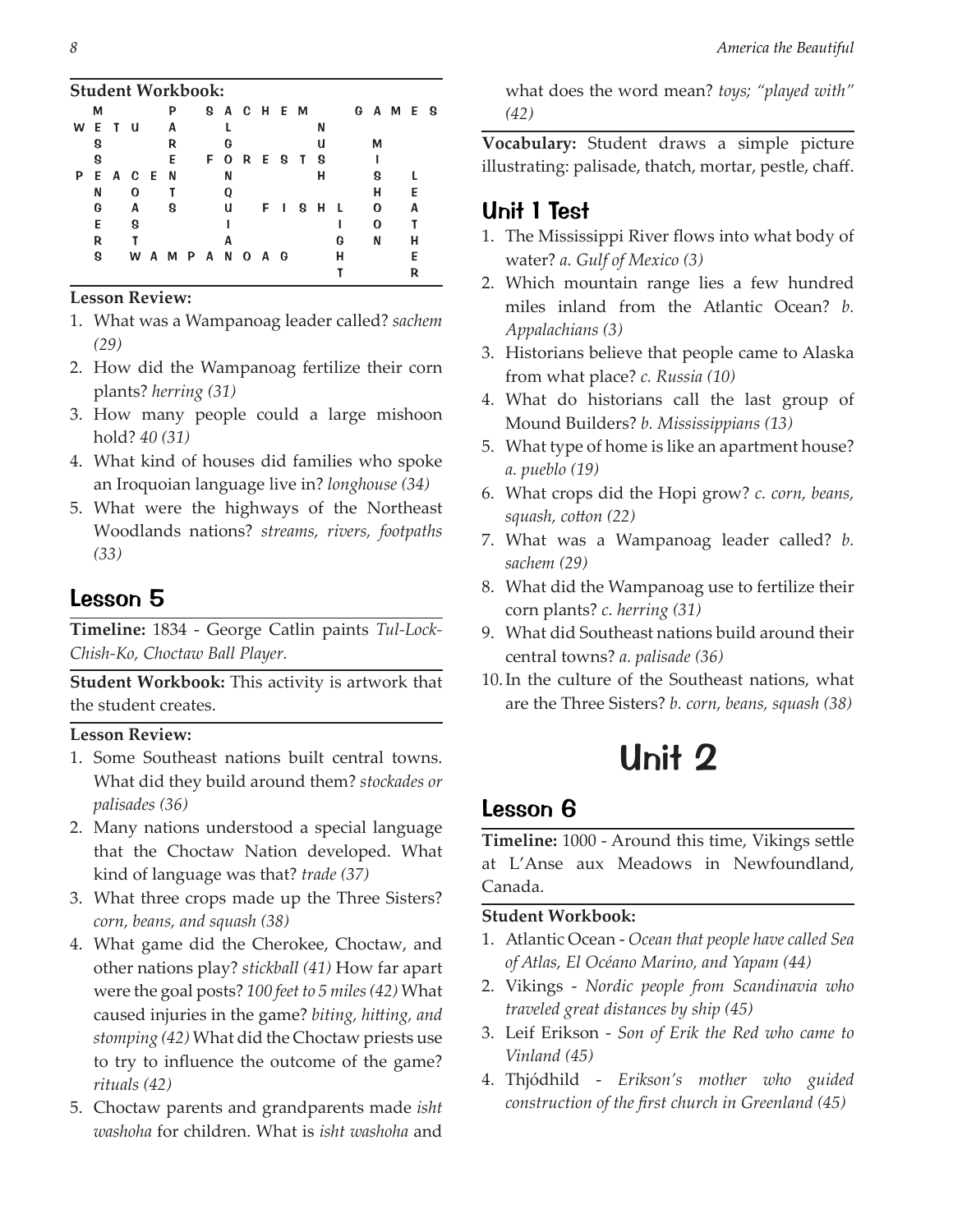**Student Workbook:**

```
  M       P   S A C H E M     G A M E S
W E T U   A     L         N
  S       R     G         U     M
  S       E   F O R E S T S     I
P E A C E N     N         H     S   L
  N   O   T     Q               H   E
  G   A   S     U   F I S H L   O   A
  E   S         I           I   O   T
  R   T         A           G   N   H
  S   W A M P A N O A G     H       E
                            T       R
```

**Lesson Review:**

1. What was a Wampanoag leader called? *sachem (29)*
2. How did the Wampanoag fertilize their corn plants? *herring (31)*
3. How many people could a large mishoon hold? *40 (31)*
4. What kind of houses did families who spoke an Iroquoian language live in? *longhouse (34)*
5. What were the highways of the Northeast Woodlands nations? *streams, rivers, footpaths (33)*

## Lesson 5

**Timeline:** 1834 - George Catlin paints *Tul-Lock-Chish-Ko, Choctaw Ball Player.*

**Student Workbook:** This activity is artwork that the student creates.

**Lesson Review:**

1. Some Southeast nations built central towns. What did they build around them? *stockades or palisades (36)*
2. Many nations understood a special language that the Choctaw Nation developed. What kind of language was that? *trade (37)*
3. What three crops made up the Three Sisters? *corn, beans, and squash (38)*
4. What game did the Cherokee, Choctaw, and other nations play? *stickball (41)* How far apart were the goal posts? *100 feet to 5 miles (42)* What caused injuries in the game? *biting, hitting, and stomping (42)* What did the Choctaw priests use to try to influence the outcome of the game? *rituals (42)*
5. Choctaw parents and grandparents made *isht washoha* for children. What is *isht washoha* and what does the word mean? *toys; "played with" (42)*

**Vocabulary:** Student draws a simple picture illustrating: palisade, thatch, mortar, pestle, chaff.

## Unit 1 Test

1. The Mississippi River flows into what body of water? *a. Gulf of Mexico (3)*
2. Which mountain range lies a few hundred miles inland from the Atlantic Ocean? *b. Appalachians (3)*
3. Historians believe that people came to Alaska from what place? *c. Russia (10)*
4. What do historians call the last group of Mound Builders? *b. Mississippians (13)*
5. What type of home is like an apartment house? *a. pueblo (19)*
6. What crops did the Hopi grow? *c. corn, beans, squash, cotton (22)*
7. What was a Wampanoag leader called? *b. sachem (29)*
8. What did the Wampanoag use to fertilize their corn plants? *c. herring (31)*
9. What did Southeast nations build around their central towns? *a. palisade (36)*
10. In the culture of the Southeast nations, what are the Three Sisters? *b. corn, beans, squash (38)*

# Unit 2

## Lesson 6

**Timeline:** 1000 - Around this time, Vikings settle at L'Anse aux Meadows in Newfoundland, Canada.

**Student Workbook:**

1. Atlantic Ocean - *Ocean that people have called Sea of Atlas, El Océano Marino, and Yapam (44)*
2. Vikings - *Nordic people from Scandinavia who traveled great distances by ship (45)*
3. Leif Erikson - *Son of Erik the Red who came to Vinland (45)*
4. Thjódhild - *Erikson's mother who guided construction of the first church in Greenland (45)*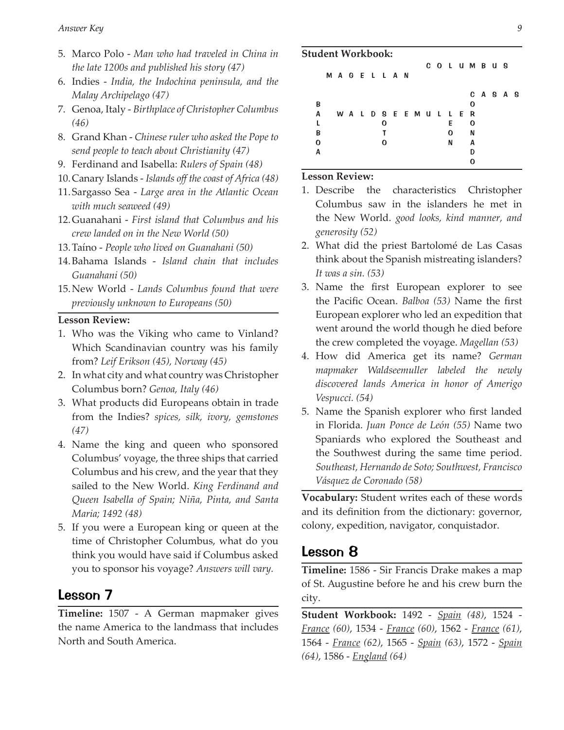5. Marco Polo - *Man who had traveled in China in the late 1200s and published his story (47)*
6. Indies - *India, the Indochina peninsula, and the Malay Archipelago (47)*
7. Genoa, Italy - *Birthplace of Christopher Columbus (46)*
8. Grand Khan - *Chinese ruler who asked the Pope to send people to teach about Christianity (47)*
9. Ferdinand and Isabella: *Rulers of Spain (48)*
10. Canary Islands - *Islands off the coast of Africa (48)*
11. Sargasso Sea - *Large area in the Atlantic Ocean with much seaweed (49)*
12. Guanahani - *First island that Columbus and his crew landed on in the New World (50)*
13. Taíno - *People who lived on Guanahani (50)*
14. Bahama Islands - *Island chain that includes Guanahani (50)*
15. New World - *Lands Columbus found that were previously unknown to Europeans (50)*

**Lesson Review:**

1. Who was the Viking who came to Vinland? Which Scandinavian country was his family from? *Leif Erikson (45), Norway (45)*
2. In what city and what country was Christopher Columbus born? *Genoa, Italy (46)*
3. What products did Europeans obtain in trade from the Indies? *spices, silk, ivory, gemstones (47)*
4. Name the king and queen who sponsored Columbus' voyage, the three ships that carried Columbus and his crew, and the year that they sailed to the New World. *King Ferdinand and Queen Isabella of Spain; Niña, Pinta, and Santa Maria; 1492 (48)*
5. If you were a European king or queen at the time of Christopher Columbus, what do you think you would have said if Columbus asked you to sponsor his voyage? *Answers will vary.*

## Lesson 7

**Timeline:** 1507 - A German mapmaker gives the name America to the landmass that includes North and South America.

**Student Workbook:**

```
                    C O L U M B U S
    M A G E L L A N

                            C A S A S
B                           O
A   W A L D S E E M U L L E R
L           O           E   O
B           T           O   N
O           O           N   A
A                           D
                            O
```

**Lesson Review:**

1. Describe the characteristics Christopher Columbus saw in the islanders he met in the New World. *good looks, kind manner, and generosity (52)*
2. What did the priest Bartolomé de Las Casas think about the Spanish mistreating islanders? *It was a sin. (53)*
3. Name the first European explorer to see the Pacific Ocean. *Balboa (53)* Name the first European explorer who led an expedition that went around the world though he died before the crew completed the voyage. *Magellan (53)*
4. How did America get its name? *German mapmaker Waldseemuller labeled the newly discovered lands America in honor of Amerigo Vespucci. (54)*
5. Name the Spanish explorer who first landed in Florida. *Juan Ponce de León (55)* Name two Spaniards who explored the Southeast and the Southwest during the same time period. *Southeast, Hernando de Soto; Southwest, Francisco Vásquez de Coronado (58)*

**Vocabulary:** Student writes each of these words and its definition from the dictionary: governor, colony, expedition, navigator, conquistador.

## Lesson 8

**Timeline:** 1586 - Sir Francis Drake makes a map of St. Augustine before he and his crew burn the city.

**Student Workbook:** 1492 - *Spain (48)*, 1524 - *France (60)*, 1534 - *France (60)*, 1562 - *France (61)*, 1564 - *France (62)*, 1565 - *Spain (63)*, 1572 - *Spain (64)*, 1586 - *England (64)*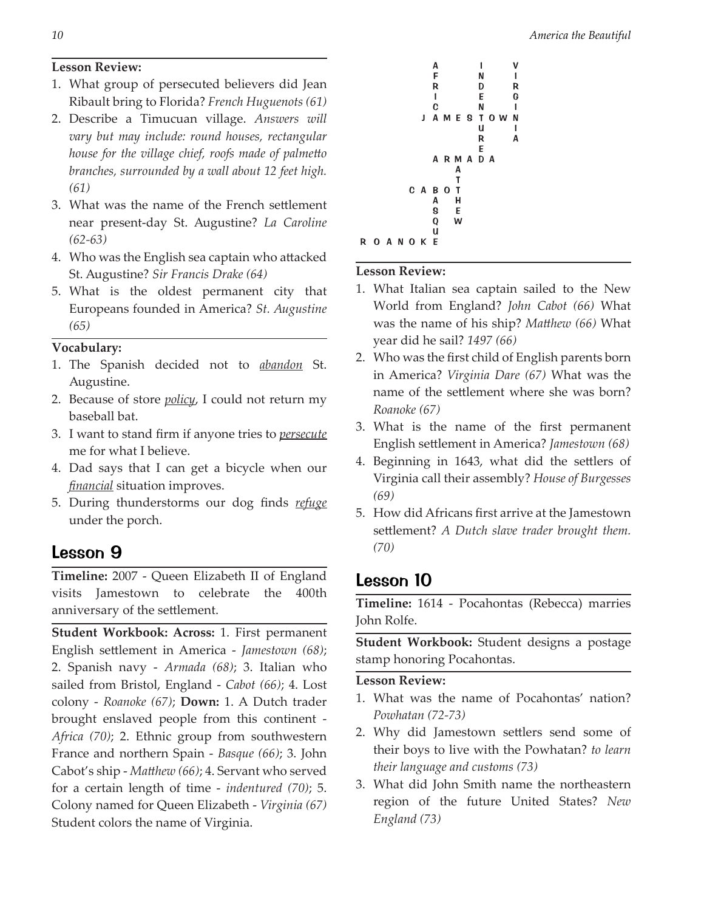### Lesson Review:

1. What group of persecuted believers did Jean Ribault bring to Florida? *French Huguenots (61)*
2. Describe a Timucuan village. *Answers will vary but may include: round houses, rectangular house for the village chief, roofs made of palmetto branches, surrounded by a wall about 12 feet high. (61)*
3. What was the name of the French settlement near present-day St. Augustine? *La Caroline (62-63)*
4. Who was the English sea captain who attacked St. Augustine? *Sir Francis Drake (64)*
5. What is the oldest permanent city that Europeans founded in America? *St. Augustine (65)*

### Vocabulary:

1. The Spanish decided not to *abandon* St. Augustine.
2. Because of store *policy*, I could not return my baseball bat.
3. I want to stand firm if anyone tries to *persecute* me for what I believe.
4. Dad says that I can get a bicycle when our *financial* situation improves.
5. During thunderstorms our dog finds *refuge* under the porch.

## Lesson 9

**Timeline:** 2007 - Queen Elizabeth II of England visits Jamestown to celebrate the 400th anniversary of the settlement.

**Student Workbook: Across:** 1. First permanent English settlement in America - *Jamestown (68)*; 2. Spanish navy - *Armada (68)*; 3. Italian who sailed from Bristol, England - *Cabot (66)*; 4. Lost colony - *Roanoke (67)*; **Down:** 1. A Dutch trader brought enslaved people from this continent - *Africa (70)*; 2. Ethnic group from southwestern France and northern Spain - *Basque (66)*; 3. John Cabot's ship - *Matthew (66)*; 4. Servant who served for a certain length of time - *indentured (70)*; 5. Colony named for Queen Elizabeth - *Virginia (67)* Student colors the name of Virginia.

```
            A       I     V
            F       N     I
            R       D     R
            I       E     G
            C       N     I
          J A M E S T O W N
                    U     I
                    R     A
                    E
            A R M A D A
                A
                T
        C A B O T
            A   H
            S   E
            Q   W
            U
R O A N O K E
```

### Lesson Review:

1. What Italian sea captain sailed to the New World from England? *John Cabot (66)* What was the name of his ship? *Matthew (66)* What year did he sail? *1497 (66)*
2. Who was the first child of English parents born in America? *Virginia Dare (67)* What was the name of the settlement where she was born? *Roanoke (67)*
3. What is the name of the first permanent English settlement in America? *Jamestown (68)*
4. Beginning in 1643, what did the settlers of Virginia call their assembly? *House of Burgesses (69)*
5. How did Africans first arrive at the Jamestown settlement? *A Dutch slave trader brought them. (70)*

## Lesson 10

**Timeline:** 1614 - Pocahontas (Rebecca) marries John Rolfe.

**Student Workbook:** Student designs a postage stamp honoring Pocahontas.

### Lesson Review:

1. What was the name of Pocahontas' nation? *Powhatan (72-73)*
2. Why did Jamestown settlers send some of their boys to live with the Powhatan? *to learn their language and customs (73)*
3. What did John Smith name the northeastern region of the future United States? *New England (73)*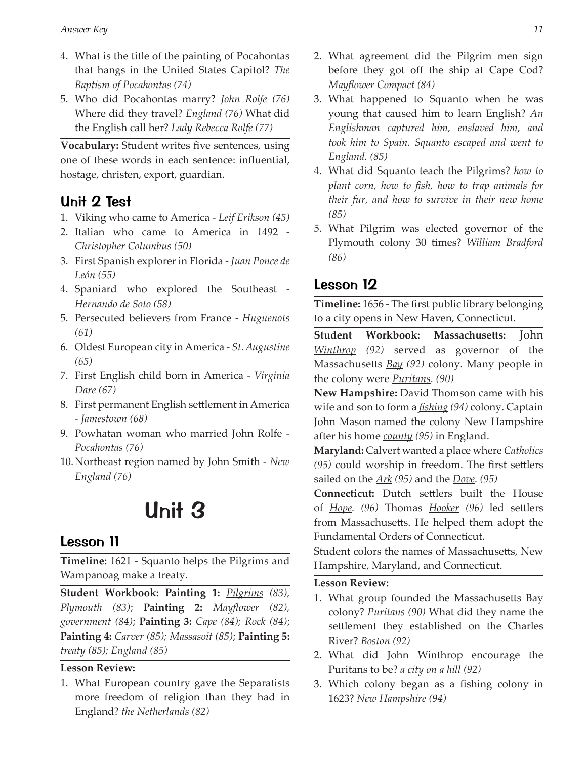4. What is the title of the painting of Pocahontas that hangs in the United States Capitol? *The Baptism of Pocahontas (74)*
5. Who did Pocahontas marry? *John Rolfe (76)* Where did they travel? *England (76)* What did the English call her? *Lady Rebecca Rolfe (77)*

**Vocabulary:** Student writes five sentences, using one of these words in each sentence: influential, hostage, christen, export, guardian.

## Unit 2 Test

1. Viking who came to America - *Leif Erikson (45)*
2. Italian who came to America in 1492 - *Christopher Columbus (50)*
3. First Spanish explorer in Florida - *Juan Ponce de León (55)*
4. Spaniard who explored the Southeast - *Hernando de Soto (58)*
5. Persecuted believers from France - *Huguenots (61)*
6. Oldest European city in America - *St. Augustine (65)*
7. First English child born in America - *Virginia Dare (67)*
8. First permanent English settlement in America - *Jamestown (68)*
9. Powhatan woman who married John Rolfe - *Pocahontas (76)*
10. Northeast region named by John Smith - *New England (76)*

# Unit 3

## Lesson 11

**Timeline:** 1621 - Squanto helps the Pilgrims and Wampanoag make a treaty.

**Student Workbook: Painting 1:** <u>*Pilgrims*</u> *(83)*, <u>*Plymouth*</u> *(83)*; **Painting 2:** <u>*Mayflower*</u> *(82)*, <u>*government*</u> *(84)*; **Painting 3:** <u>*Cape*</u> *(84)*; <u>*Rock*</u> *(84)*; **Painting 4:** <u>*Carver*</u> *(85)*; <u>*Massasoit*</u> *(85)*; **Painting 5:** <u>*treaty*</u> *(85)*; <u>*England*</u> *(85)*

**Lesson Review:**

1. What European country gave the Separatists more freedom of religion than they had in England? *the Netherlands (82)*
2. What agreement did the Pilgrim men sign before they got off the ship at Cape Cod? *Mayflower Compact (84)*
3. What happened to Squanto when he was young that caused him to learn English? *An Englishman captured him, enslaved him, and took him to Spain. Squanto escaped and went to England. (85)*
4. What did Squanto teach the Pilgrims? *how to plant corn, how to fish, how to trap animals for their fur, and how to survive in their new home (85)*
5. What Pilgrim was elected governor of the Plymouth colony 30 times? *William Bradford (86)*

## Lesson 12

**Timeline:** 1656 - The first public library belonging to a city opens in New Haven, Connecticut.

**Student Workbook: Massachusetts:** John <u>*Winthrop*</u> *(92)* served as governor of the Massachusetts <u>*Bay*</u> *(92)* colony. Many people in the colony were <u>*Puritans*</u>. *(90)*

**New Hampshire:** David Thomson came with his wife and son to form a <u>*fishing*</u> *(94)* colony. Captain John Mason named the colony New Hampshire after his home <u>*county*</u> *(95)* in England.

**Maryland:** Calvert wanted a place where <u>*Catholics*</u> *(95)* could worship in freedom. The first settlers sailed on the <u>*Ark*</u> *(95)* and the <u>*Dove*</u>. *(95)*

**Connecticut:** Dutch settlers built the House of <u>*Hope*</u>. *(96)* Thomas <u>*Hooker*</u> *(96)* led settlers from Massachusetts. He helped them adopt the Fundamental Orders of Connecticut.

Student colors the names of Massachusetts, New Hampshire, Maryland, and Connecticut.

**Lesson Review:**

1. What group founded the Massachusetts Bay colony? *Puritans (90)* What did they name the settlement they established on the Charles River? *Boston (92)*
2. What did John Winthrop encourage the Puritans to be? *a city on a hill (92)*
3. Which colony began as a fishing colony in 1623? *New Hampshire (94)*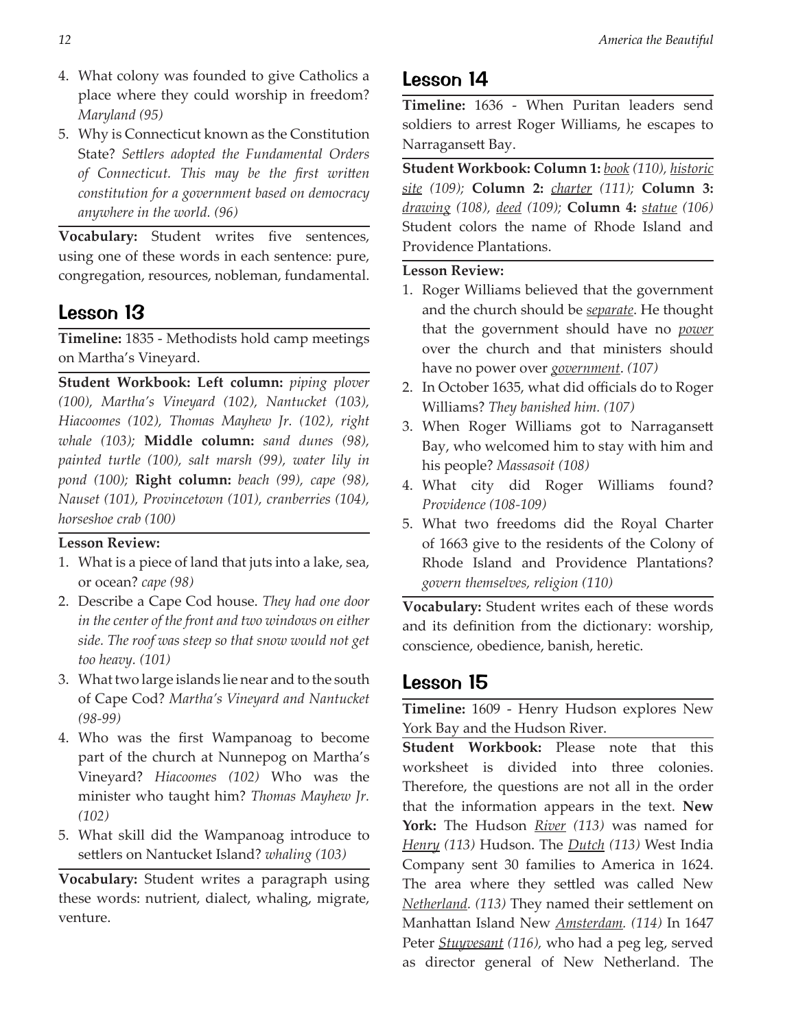4. What colony was founded to give Catholics a place where they could worship in freedom? *Maryland (95)*
5. Why is Connecticut known as the Constitution State? *Settlers adopted the Fundamental Orders of Connecticut. This may be the first written constitution for a government based on democracy anywhere in the world. (96)*

**Vocabulary:** Student writes five sentences, using one of these words in each sentence: pure, congregation, resources, nobleman, fundamental.

## Lesson 13

**Timeline:** 1835 - Methodists hold camp meetings on Martha's Vineyard.

**Student Workbook: Left column:** *piping plover (100), Martha's Vineyard (102), Nantucket (103), Hiacoomes (102), Thomas Mayhew Jr. (102), right whale (103);* **Middle column:** *sand dunes (98), painted turtle (100), salt marsh (99), water lily in pond (100);* **Right column:** *beach (99), cape (98), Nauset (101), Provincetown (101), cranberries (104), horseshoe crab (100)*

**Lesson Review:**

1. What is a piece of land that juts into a lake, sea, or ocean? *cape (98)*
2. Describe a Cape Cod house. *They had one door in the center of the front and two windows on either side. The roof was steep so that snow would not get too heavy. (101)*
3. What two large islands lie near and to the south of Cape Cod? *Martha's Vineyard and Nantucket (98-99)*
4. Who was the first Wampanoag to become part of the church at Nunnepog on Martha's Vineyard? *Hiacoomes (102)* Who was the minister who taught him? *Thomas Mayhew Jr. (102)*
5. What skill did the Wampanoag introduce to settlers on Nantucket Island? *whaling (103)*

**Vocabulary:** Student writes a paragraph using these words: nutrient, dialect, whaling, migrate, venture.

## Lesson 14

**Timeline:** 1636 - When Puritan leaders send soldiers to arrest Roger Williams, he escapes to Narragansett Bay.

**Student Workbook: Column 1:** *book (110), historic site (109);* **Column 2:** *charter (111);* **Column 3:** *drawing (108), deed (109);* **Column 4:** *statue (106)* Student colors the name of Rhode Island and Providence Plantations.

**Lesson Review:**

1. Roger Williams believed that the government and the church should be *separate*. He thought that the government should have no *power* over the church and that ministers should have no power over *government*. *(107)*
2. In October 1635, what did officials do to Roger Williams? *They banished him. (107)*
3. When Roger Williams got to Narragansett Bay, who welcomed him to stay with him and his people? *Massasoit (108)*
4. What city did Roger Williams found? *Providence (108-109)*
5. What two freedoms did the Royal Charter of 1663 give to the residents of the Colony of Rhode Island and Providence Plantations? *govern themselves, religion (110)*

**Vocabulary:** Student writes each of these words and its definition from the dictionary: worship, conscience, obedience, banish, heretic.

## Lesson 15

**Timeline:** 1609 - Henry Hudson explores New York Bay and the Hudson River.

**Student Workbook:** Please note that this worksheet is divided into three colonies. Therefore, the questions are not all in the order that the information appears in the text. **New York:** The Hudson *River (113)* was named for *Henry (113)* Hudson. The *Dutch (113)* West India Company sent 30 families to America in 1624. The area where they settled was called New *Netherland. (113)* They named their settlement on Manhattan Island New *Amsterdam. (114)* In 1647 Peter *Stuyvesant (116),* who had a peg leg, served as director general of New Netherland. The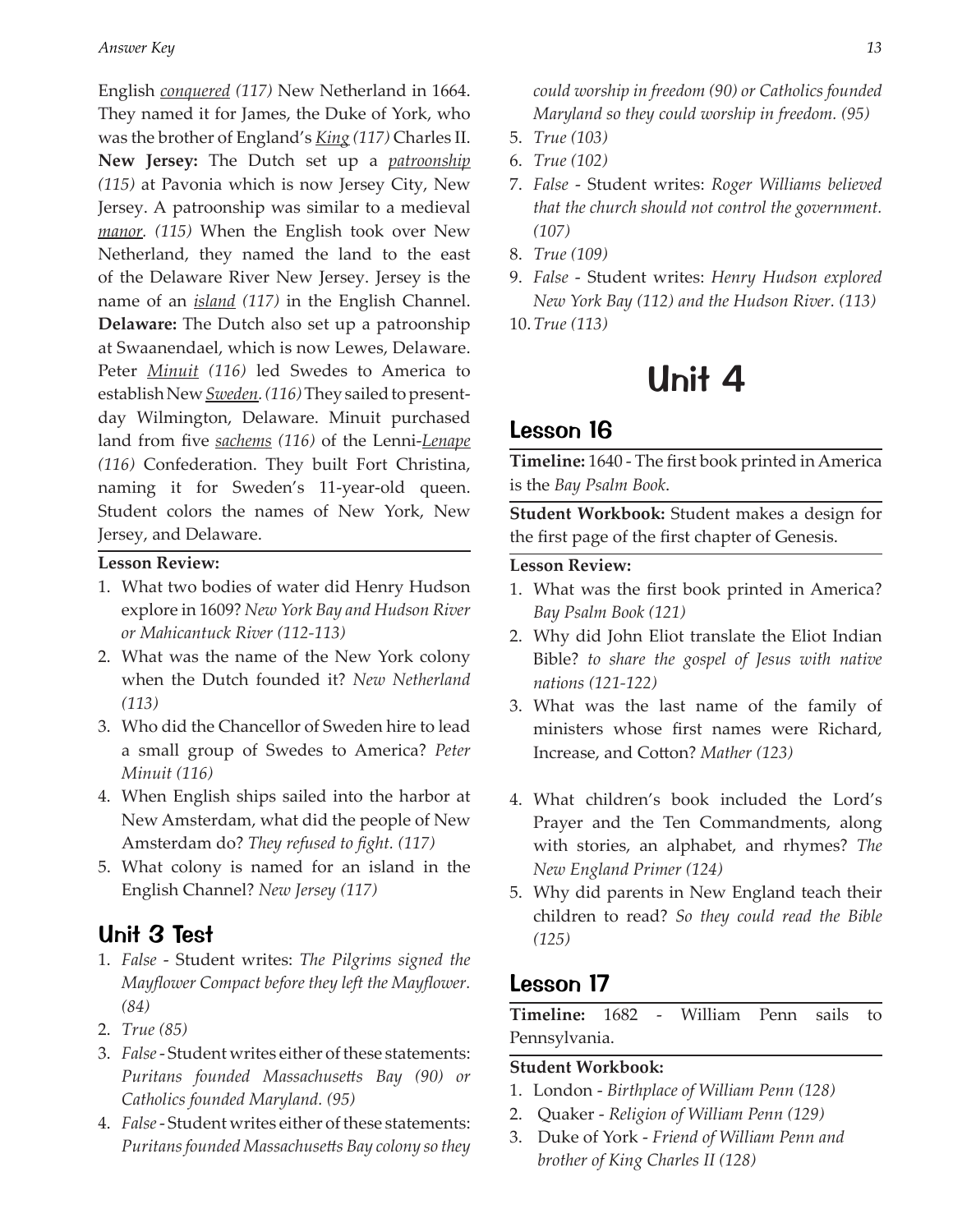English <u>*conquered*</u> *(117)* New Netherland in 1664. They named it for James, the Duke of York, who was the brother of England's <u>*King*</u> *(117)* Charles II. **New Jersey:** The Dutch set up a <u>*patroonship*</u> *(115)* at Pavonia which is now Jersey City, New Jersey. A patroonship was similar to a medieval <u>*manor*</u>. *(115)* When the English took over New Netherland, they named the land to the east of the Delaware River New Jersey. Jersey is the name of an <u>*island*</u> *(117)* in the English Channel. **Delaware:** The Dutch also set up a patroonship at Swaanendael, which is now Lewes, Delaware. Peter <u>*Minuit*</u> *(116)* led Swedes to America to establish New <u>*Sweden*</u>. *(116)* They sailed to present-day Wilmington, Delaware. Minuit purchased land from five <u>*sachems*</u> *(116)* of the Lenni-<u>*Lenape*</u> *(116)* Confederation. They built Fort Christina, naming it for Sweden's 11-year-old queen. Student colors the names of New York, New Jersey, and Delaware.

**Lesson Review:**

1. What two bodies of water did Henry Hudson explore in 1609? *New York Bay and Hudson River or Mahicantuck River (112-113)*
2. What was the name of the New York colony when the Dutch founded it? *New Netherland (113)*
3. Who did the Chancellor of Sweden hire to lead a small group of Swedes to America? *Peter Minuit (116)*
4. When English ships sailed into the harbor at New Amsterdam, what did the people of New Amsterdam do? *They refused to fight. (117)*
5. What colony is named for an island in the English Channel? *New Jersey (117)*

## Unit 3 Test

1. *False* - Student writes: *The Pilgrims signed the Mayflower Compact before they left the Mayflower. (84)*
2. *True (85)*
3. *False* - Student writes either of these statements: *Puritans founded Massachusetts Bay (90) or Catholics founded Maryland. (95)*
4. *False* - Student writes either of these statements: *Puritans founded Massachusetts Bay colony so they could worship in freedom (90) or Catholics founded Maryland so they could worship in freedom. (95)*
5. *True (103)*
6. *True (102)*
7. *False* - Student writes: *Roger Williams believed that the church should not control the government. (107)*
8. *True (109)*
9. *False* - Student writes: *Henry Hudson explored New York Bay (112) and the Hudson River. (113)*
10. *True (113)*

# Unit 4

## Lesson 16

**Timeline:** 1640 - The first book printed in America is the *Bay Psalm Book*.

**Student Workbook:** Student makes a design for the first page of the first chapter of Genesis.

**Lesson Review:**

1. What was the first book printed in America? *Bay Psalm Book (121)*
2. Why did John Eliot translate the Eliot Indian Bible? *to share the gospel of Jesus with native nations (121-122)*
3. What was the last name of the family of ministers whose first names were Richard, Increase, and Cotton? *Mather (123)*
4. What children's book included the Lord's Prayer and the Ten Commandments, along with stories, an alphabet, and rhymes? *The New England Primer (124)*
5. Why did parents in New England teach their children to read? *So they could read the Bible (125)*

## Lesson 17

**Timeline:** 1682 - William Penn sails to Pennsylvania.

**Student Workbook:**

1. London - *Birthplace of William Penn (128)*
2. Quaker - *Religion of William Penn (129)*
3. Duke of York - *Friend of William Penn and brother of King Charles II (128)*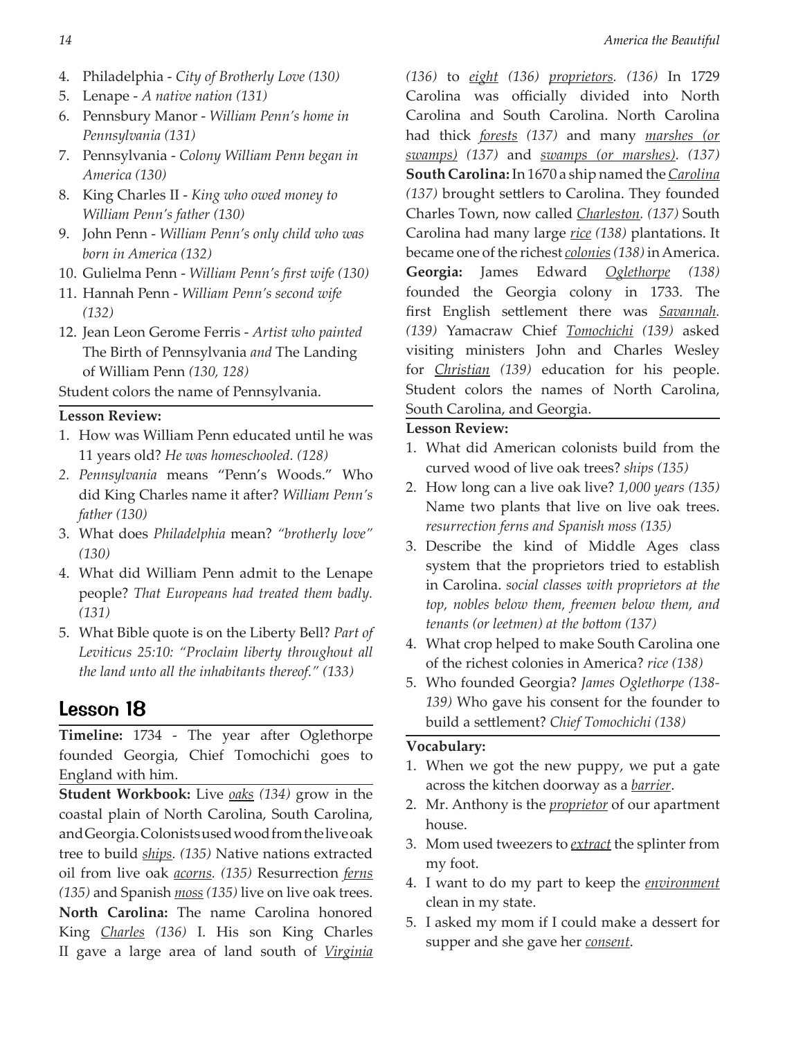4. Philadelphia - *City of Brotherly Love (130)*
5. Lenape - *A native nation (131)*
6. Pennsbury Manor - *William Penn's home in Pennsylvania (131)*
7. Pennsylvania - *Colony William Penn began in America (130)*
8. King Charles II - *King who owed money to William Penn's father (130)*
9. John Penn - *William Penn's only child who was born in America (132)*
10. Gulielma Penn - *William Penn's first wife (130)*
11. Hannah Penn - *William Penn's second wife (132)*
12. Jean Leon Gerome Ferris - *Artist who painted* The Birth of Pennsylvania *and* The Landing of William Penn *(130, 128)*

Student colors the name of Pennsylvania.

**Lesson Review:**

1. How was William Penn educated until he was 11 years old? *He was homeschooled. (128)*
2. *Pennsylvania* means "Penn's Woods." Who did King Charles name it after? *William Penn's father (130)*
3. What does *Philadelphia* mean? *"brotherly love" (130)*
4. What did William Penn admit to the Lenape people? *That Europeans had treated them badly. (131)*
5. What Bible quote is on the Liberty Bell? *Part of Leviticus 25:10: "Proclaim liberty throughout all the land unto all the inhabitants thereof." (133)*

## Lesson 18

**Timeline:** 1734 - The year after Oglethorpe founded Georgia, Chief Tomochichi goes to England with him.

**Student Workbook:** Live ___oaks___ *(134)* grow in the coastal plain of North Carolina, South Carolina, and Georgia. Colonists used wood from the live oak tree to build ___ships___. *(135)* Native nations extracted oil from live oak ___acorns___. *(135)* Resurrection ___ferns___ *(135)* and Spanish ___moss___ *(135)* live on live oak trees. **North Carolina:** The name Carolina honored King ___Charles___ *(136)* I. His son King Charles II gave a large area of land south of ___Virginia___ *(136)* to ___eight___ *(136)* ___proprietors___. *(136)* In 1729 Carolina was officially divided into North Carolina and South Carolina. North Carolina had thick ___forests___ *(137)* and many ___marshes (or swamps)___ *(137)* and ___swamps (or marshes)___. *(137)* **South Carolina:** In 1670 a ship named the ___Carolina___ *(137)* brought settlers to Carolina. They founded Charles Town, now called ___Charleston___. *(137)* South Carolina had many large ___rice___ *(138)* plantations. It became one of the richest ___colonies___ *(138)* in America. **Georgia:** James Edward ___Oglethorpe___ *(138)* founded the Georgia colony in 1733. The first English settlement there was ___Savannah___. *(139)* Yamacraw Chief ___Tomochichi___ *(139)* asked visiting ministers John and Charles Wesley for ___Christian___ *(139)* education for his people. Student colors the names of North Carolina, South Carolina, and Georgia.

**Lesson Review:**

1. What did American colonists build from the curved wood of live oak trees? *ships (135)*
2. How long can a live oak live? *1,000 years (135)* Name two plants that live on live oak trees. *resurrection ferns and Spanish moss (135)*
3. Describe the kind of Middle Ages class system that the proprietors tried to establish in Carolina. *social classes with proprietors at the top, nobles below them, freemen below them, and tenants (or leetmen) at the bottom (137)*
4. What crop helped to make South Carolina one of the richest colonies in America? *rice (138)*
5. Who founded Georgia? *James Oglethorpe (138-139)* Who gave his consent for the founder to build a settlement? *Chief Tomochichi (138)*

**Vocabulary:**

1. When we got the new puppy, we put a gate across the kitchen doorway as a ___barrier___.
2. Mr. Anthony is the ___proprietor___ of our apartment house.
3. Mom used tweezers to ___extract___ the splinter from my foot.
4. I want to do my part to keep the ___environment___ clean in my state.
5. I asked my mom if I could make a dessert for supper and she gave her ___consent___.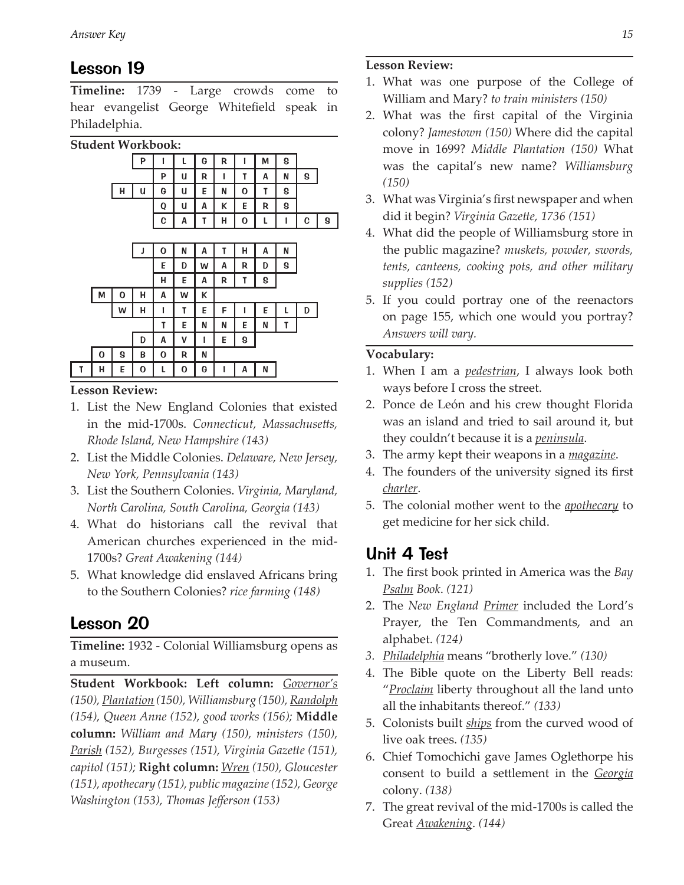## Lesson 19

**Timeline:** 1739 - Large crowds come to hear evangelist George Whitefield speak in Philadelphia.

**Student Workbook:**

| | | | | | | | | | | | | |
|---|---|---|---|---|---|---|---|---|---|---|---|---|
| | | | P | I | L | G | R | I | M | S | | |
| | | | | P | U | R | I | T | A | N | S | |
| | | H | U | G | U | E | N | O | T | S | | |
| | | | | Q | U | A | K | E | R | S | | |
| | | | | C | A | T | H | O | L | I | C | S |
| | | | | | | | | | | | | |
| | | | J | O | N | A | T | H | A | N | | |
| | | | | E | D | W | A | R | D | S | | |
| | | | | H | E | A | R | T | S | | | |
| | M | O | H | A | W | K | | | | | | |
| | | W | H | I | T | E | F | I | E | L | D | |
| | | | | T | E | N | N | E | N | T | | |
| | | | D | A | V | I | E | S | | | | |
| | O | S | B | O | R | N | | | | | | |
| T | H | E | O | L | O | G | I | A | N | | | |

**Lesson Review:**

1. List the New England Colonies that existed in the mid-1700s. *Connecticut, Massachusetts, Rhode Island, New Hampshire (143)*
2. List the Middle Colonies. *Delaware, New Jersey, New York, Pennsylvania (143)*
3. List the Southern Colonies. *Virginia, Maryland, North Carolina, South Carolina, Georgia (143)*
4. What do historians call the revival that American churches experienced in the mid-1700s? *Great Awakening (144)*
5. What knowledge did enslaved Africans bring to the Southern Colonies? *rice farming (148)*

## Lesson 20

**Timeline:** 1932 - Colonial Williamsburg opens as a museum.

**Student Workbook: Left column:** *<u>Governor's</u> (150), <u>Plantation</u> (150), Williamsburg (150), <u>Randolph</u> (154), Queen Anne (152), good works (156);* **Middle column:** *William and Mary (150), ministers (150), <u>Parish</u> (152), Burgesses (151), Virginia Gazette (151), capitol (151);* **Right column:** *<u>Wren</u> (150), Gloucester (151), apothecary (151), public magazine (152), George Washington (153), Thomas Jefferson (153)*

**Lesson Review:**

1. What was one purpose of the College of William and Mary? *to train ministers (150)*
2. What was the first capital of the Virginia colony? *Jamestown (150)* Where did the capital move in 1699? *Middle Plantation (150)* What was the capital's new name? *Williamsburg (150)*
3. What was Virginia's first newspaper and when did it begin? *Virginia Gazette, 1736 (151)*
4. What did the people of Williamsburg store in the public magazine? *muskets, powder, swords, tents, canteens, cooking pots, and other military supplies (152)*
5. If you could portray one of the reenactors on page 155, which one would you portray? *Answers will vary.*

**Vocabulary:**

1. When I am a *<u>pedestrian</u>*, I always look both ways before I cross the street.
2. Ponce de León and his crew thought Florida was an island and tried to sail around it, but they couldn't because it is a *<u>peninsula</u>*.
3. The army kept their weapons in a *<u>magazine</u>*.
4. The founders of the university signed its first *<u>charter</u>*.
5. The colonial mother went to the *<u>apothecary</u>* to get medicine for her sick child.

## Unit 4 Test

1. The first book printed in America was the *Bay <u>Psalm</u> Book*. *(121)*
2. The *New England <u>Primer</u>* included the Lord's Prayer, the Ten Commandments, and an alphabet. *(124)*
3. *<u>Philadelphia</u>* means "brotherly love." *(130)*
4. The Bible quote on the Liberty Bell reads: "*<u>Proclaim</u>* liberty throughout all the land unto all the inhabitants thereof." *(133)*
5. Colonists built *<u>ships</u>* from the curved wood of live oak trees. *(135)*
6. Chief Tomochichi gave James Oglethorpe his consent to build a settlement in the *<u>Georgia</u>* colony. *(138)*
7. The great revival of the mid-1700s is called the Great *<u>Awakening</u>*. *(144)*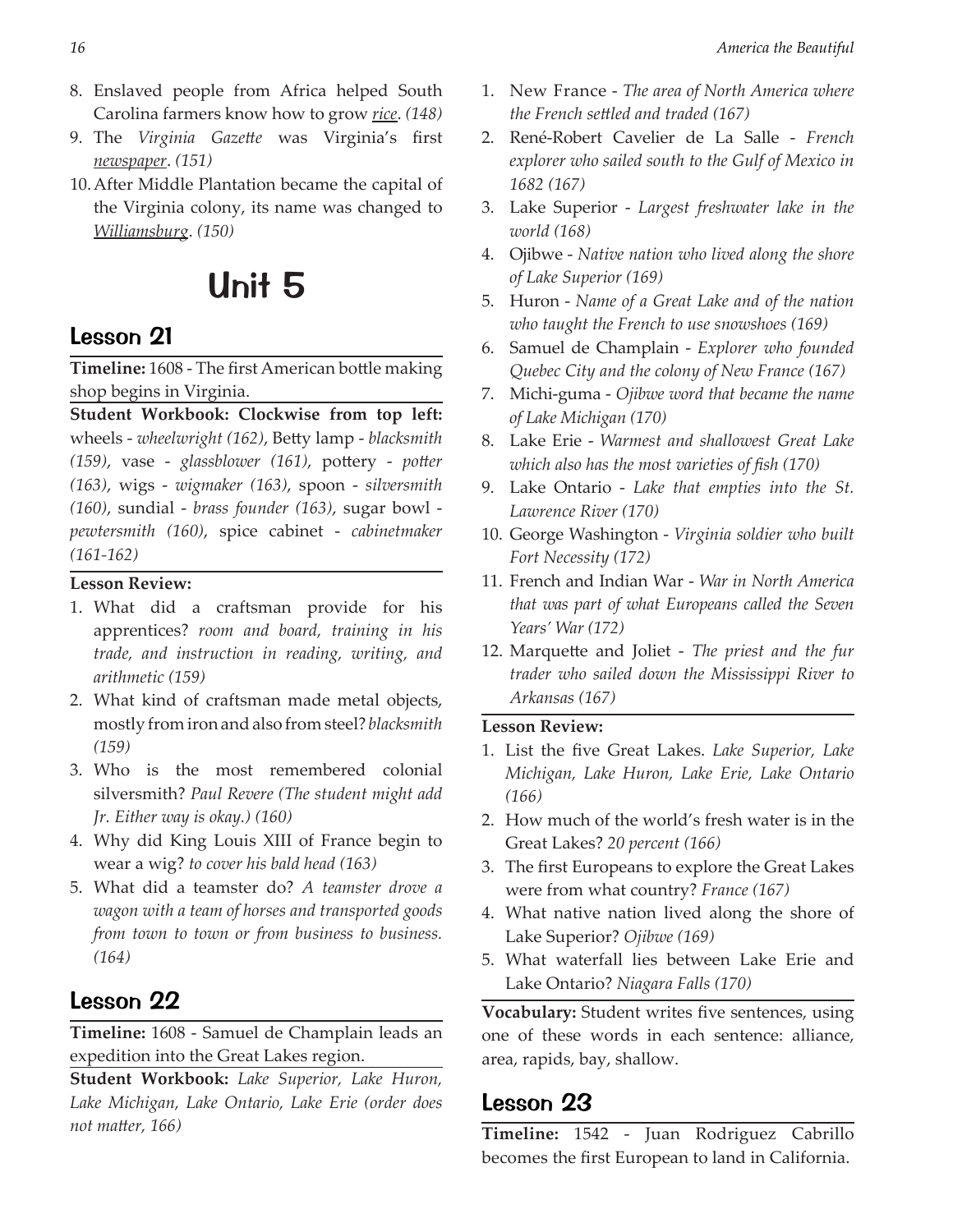8. Enslaved people from Africa helped South Carolina farmers know how to grow <u>*rice*</u>. *(148)*
9. The *Virginia Gazette* was Virginia's first <u>*newspaper*</u>. *(151)*
10. After Middle Plantation became the capital of the Virginia colony, its name was changed to <u>*Williamsburg*</u>. *(150)*

# Unit 5

## Lesson 21

**Timeline:** 1608 - The first American bottle making shop begins in Virginia.

**Student Workbook: Clockwise from top left:** wheels - *wheelwright (162)*, Betty lamp - *blacksmith (159)*, vase - *glassblower (161)*, pottery - *potter (163)*, wigs - *wigmaker (163)*, spoon - *silversmith (160)*, sundial - *brass founder (163)*, sugar bowl - *pewtersmith (160)*, spice cabinet - *cabinetmaker (161-162)*

**Lesson Review:**

1. What did a craftsman provide for his apprentices? *room and board, training in his trade, and instruction in reading, writing, and arithmetic (159)*
2. What kind of craftsman made metal objects, mostly from iron and also from steel? *blacksmith (159)*
3. Who is the most remembered colonial silversmith? *Paul Revere (The student might add Jr. Either way is okay.) (160)*
4. Why did King Louis XIII of France begin to wear a wig? *to cover his bald head (163)*
5. What did a teamster do? *A teamster drove a wagon with a team of horses and transported goods from town to town or from business to business. (164)*

## Lesson 22

**Timeline:** 1608 - Samuel de Champlain leads an expedition into the Great Lakes region.

**Student Workbook:** *Lake Superior, Lake Huron, Lake Michigan, Lake Ontario, Lake Erie (order does not matter, 166)*

1. New France - *The area of North America where the French settled and traded (167)*
2. René-Robert Cavelier de La Salle - *French explorer who sailed south to the Gulf of Mexico in 1682 (167)*
3. Lake Superior - *Largest freshwater lake in the world (168)*
4. Ojibwe - *Native nation who lived along the shore of Lake Superior (169)*
5. Huron - *Name of a Great Lake and of the nation who taught the French to use snowshoes (169)*
6. Samuel de Champlain - *Explorer who founded Quebec City and the colony of New France (167)*
7. Michi-guma - *Ojibwe word that became the name of Lake Michigan (170)*
8. Lake Erie - *Warmest and shallowest Great Lake which also has the most varieties of fish (170)*
9. Lake Ontario - *Lake that empties into the St. Lawrence River (170)*
10. George Washington - *Virginia soldier who built Fort Necessity (172)*
11. French and Indian War - *War in North America that was part of what Europeans called the Seven Years' War (172)*
12. Marquette and Joliet - *The priest and the fur trader who sailed down the Mississippi River to Arkansas (167)*

**Lesson Review:**

1. List the five Great Lakes. *Lake Superior, Lake Michigan, Lake Huron, Lake Erie, Lake Ontario (166)*
2. How much of the world's fresh water is in the Great Lakes? *20 percent (166)*
3. The first Europeans to explore the Great Lakes were from what country? *France (167)*
4. What native nation lived along the shore of Lake Superior? *Ojibwe (169)*
5. What waterfall lies between Lake Erie and Lake Ontario? *Niagara Falls (170)*

**Vocabulary:** Student writes five sentences, using one of these words in each sentence: alliance, area, rapids, bay, shallow.

## Lesson 23

**Timeline:** 1542 - Juan Rodriguez Cabrillo becomes the first European to land in California.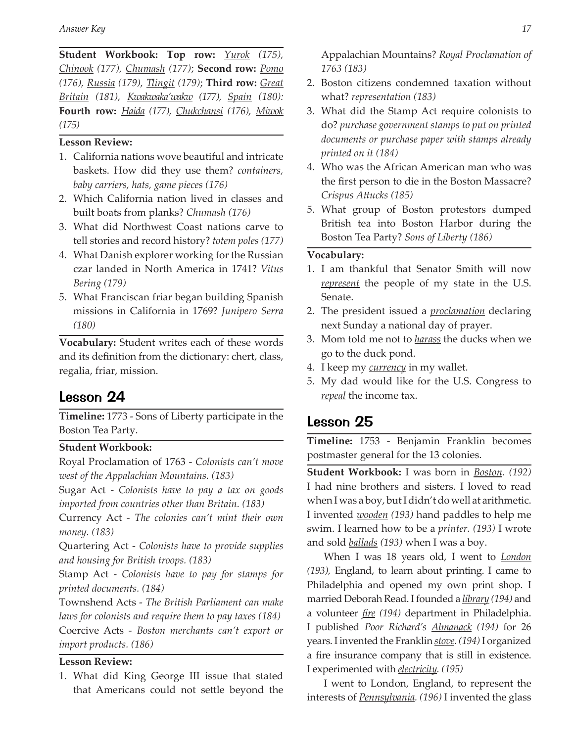**Student Workbook: Top row:** _Yurok_ *(175),* _Chinook_ *(177),* _Chumash_ *(177)*; **Second row:** _Pomo_ *(176),* _Russia_ *(179),* _Tlingit_ *(179)*; **Third row:** _Great Britain_ *(181),* _Kwakwaka'wakw_ *(177),* _Spain_ *(180):* **Fourth row:** _Haida_ *(177),* _Chukchansi_ *(176),* _Miwok_ *(175)*

**Lesson Review:**

1. California nations wove beautiful and intricate baskets. How did they use them? *containers, baby carriers, hats, game pieces (176)*
2. Which California nation lived in classes and built boats from planks? *Chumash (176)*
3. What did Northwest Coast nations carve to tell stories and record history? *totem poles (177)*
4. What Danish explorer working for the Russian czar landed in North America in 1741? *Vitus Bering (179)*
5. What Franciscan friar began building Spanish missions in California in 1769? *Junipero Serra (180)*

**Vocabulary:** Student writes each of these words and its definition from the dictionary: chert, class, regalia, friar, mission.

## Lesson 24

**Timeline:** 1773 - Sons of Liberty participate in the Boston Tea Party.

**Student Workbook:**

Royal Proclamation of 1763 - *Colonists can't move west of the Appalachian Mountains. (183)*

Sugar Act - *Colonists have to pay a tax on goods imported from countries other than Britain. (183)*

Currency Act - *The colonies can't mint their own money. (183)*

Quartering Act - *Colonists have to provide supplies and housing for British troops. (183)*

Stamp Act - *Colonists have to pay for stamps for printed documents. (184)*

Townshend Acts - *The British Parliament can make laws for colonists and require them to pay taxes (184)*

Coercive Acts - *Boston merchants can't export or import products. (186)*

**Lesson Review:**

1. What did King George III issue that stated that Americans could not settle beyond the Appalachian Mountains? *Royal Proclamation of 1763 (183)*
2. Boston citizens condemned taxation without what? *representation (183)*
3. What did the Stamp Act require colonists to do? *purchase government stamps to put on printed documents or purchase paper with stamps already printed on it (184)*
4. Who was the African American man who was the first person to die in the Boston Massacre? *Crispus Attucks (185)*
5. What group of Boston protestors dumped British tea into Boston Harbor during the Boston Tea Party? *Sons of Liberty (186)*

**Vocabulary:**

1. I am thankful that Senator Smith will now _represent_ the people of my state in the U.S. Senate.
2. The president issued a _proclamation_ declaring next Sunday a national day of prayer.
3. Mom told me not to _harass_ the ducks when we go to the duck pond.
4. I keep my _currency_ in my wallet.
5. My dad would like for the U.S. Congress to _repeal_ the income tax.

## Lesson 25

**Timeline:** 1753 - Benjamin Franklin becomes postmaster general for the 13 colonies.

**Student Workbook:** I was born in _Boston_. *(192)* I had nine brothers and sisters. I loved to read when I was a boy, but I didn't do well at arithmetic. I invented _wooden_ *(193)* hand paddles to help me swim. I learned how to be a _printer_. *(193)* I wrote and sold _ballads_ *(193)* when I was a boy.

When I was 18 years old, I went to _London_ *(193),* England, to learn about printing. I came to Philadelphia and opened my own print shop. I married Deborah Read. I founded a _library_ *(194)* and a volunteer _fire_ *(194)* department in Philadelphia. I published *Poor Richard's* _Almanack_ *(194)* for 26 years. I invented the Franklin _stove_. *(194)* I organized a fire insurance company that is still in existence. I experimented with _electricity_. *(195)*

I went to London, England, to represent the interests of _Pennsylvania_. *(196)* I invented the glass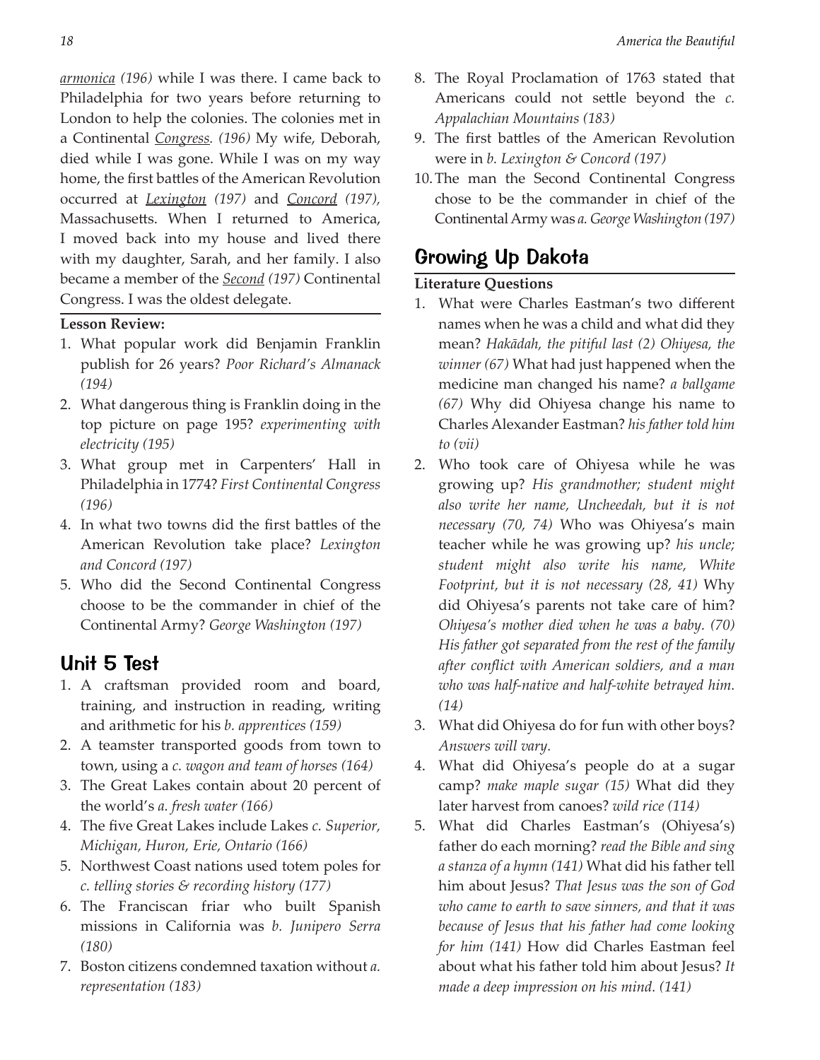<u>*armonica*</u> *(196)* while I was there. I came back to Philadelphia for two years before returning to London to help the colonies. The colonies met in a Continental <u>*Congress.*</u> *(196)* My wife, Deborah, died while I was gone. While I was on my way home, the first battles of the American Revolution occurred at <u>*Lexington*</u> *(197)* and <u>*Concord*</u> *(197)*, Massachusetts. When I returned to America, I moved back into my house and lived there with my daughter, Sarah, and her family. I also became a member of the <u>*Second*</u> *(197)* Continental Congress. I was the oldest delegate.

**Lesson Review:**

1. What popular work did Benjamin Franklin publish for 26 years? *Poor Richard's Almanack (194)*
2. What dangerous thing is Franklin doing in the top picture on page 195? *experimenting with electricity (195)*
3. What group met in Carpenters' Hall in Philadelphia in 1774? *First Continental Congress (196)*
4. In what two towns did the first battles of the American Revolution take place? *Lexington and Concord (197)*
5. Who did the Second Continental Congress choose to be the commander in chief of the Continental Army? *George Washington (197)*

## Unit 5 Test

1. A craftsman provided room and board, training, and instruction in reading, writing and arithmetic for his *b. apprentices (159)*
2. A teamster transported goods from town to town, using a *c. wagon and team of horses (164)*
3. The Great Lakes contain about 20 percent of the world's *a. fresh water (166)*
4. The five Great Lakes include Lakes *c. Superior, Michigan, Huron, Erie, Ontario (166)*
5. Northwest Coast nations used totem poles for *c. telling stories & recording history (177)*
6. The Franciscan friar who built Spanish missions in California was *b. Junipero Serra (180)*
7. Boston citizens condemned taxation without *a. representation (183)*
8. The Royal Proclamation of 1763 stated that Americans could not settle beyond the *c. Appalachian Mountains (183)*
9. The first battles of the American Revolution were in *b. Lexington & Concord (197)*
10. The man the Second Continental Congress chose to be the commander in chief of the Continental Army was *a. George Washington (197)*

## Growing Up Dakota

**Literature Questions**

1. What were Charles Eastman's two different names when he was a child and what did they mean? *Hakādah, the pitiful last (2) Ohiyesa, the winner (67)* What had just happened when the medicine man changed his name? *a ballgame (67)* Why did Ohiyesa change his name to Charles Alexander Eastman? *his father told him to (vii)*
2. Who took care of Ohiyesa while he was growing up? *His grandmother; student might also write her name, Uncheedah, but it is not necessary (70, 74)* Who was Ohiyesa's main teacher while he was growing up? *his uncle; student might also write his name, White Footprint, but it is not necessary (28, 41)* Why did Ohiyesa's parents not take care of him? *Ohiyesa's mother died when he was a baby. (70) His father got separated from the rest of the family after conflict with American soldiers, and a man who was half-native and half-white betrayed him. (14)*
3. What did Ohiyesa do for fun with other boys? *Answers will vary.*
4. What did Ohiyesa's people do at a sugar camp? *make maple sugar (15)* What did they later harvest from canoes? *wild rice (114)*
5. What did Charles Eastman's (Ohiyesa's) father do each morning? *read the Bible and sing a stanza of a hymn (141)* What did his father tell him about Jesus? *That Jesus was the son of God who came to earth to save sinners, and that it was because of Jesus that his father had come looking for him (141)* How did Charles Eastman feel about what his father told him about Jesus? *It made a deep impression on his mind. (141)*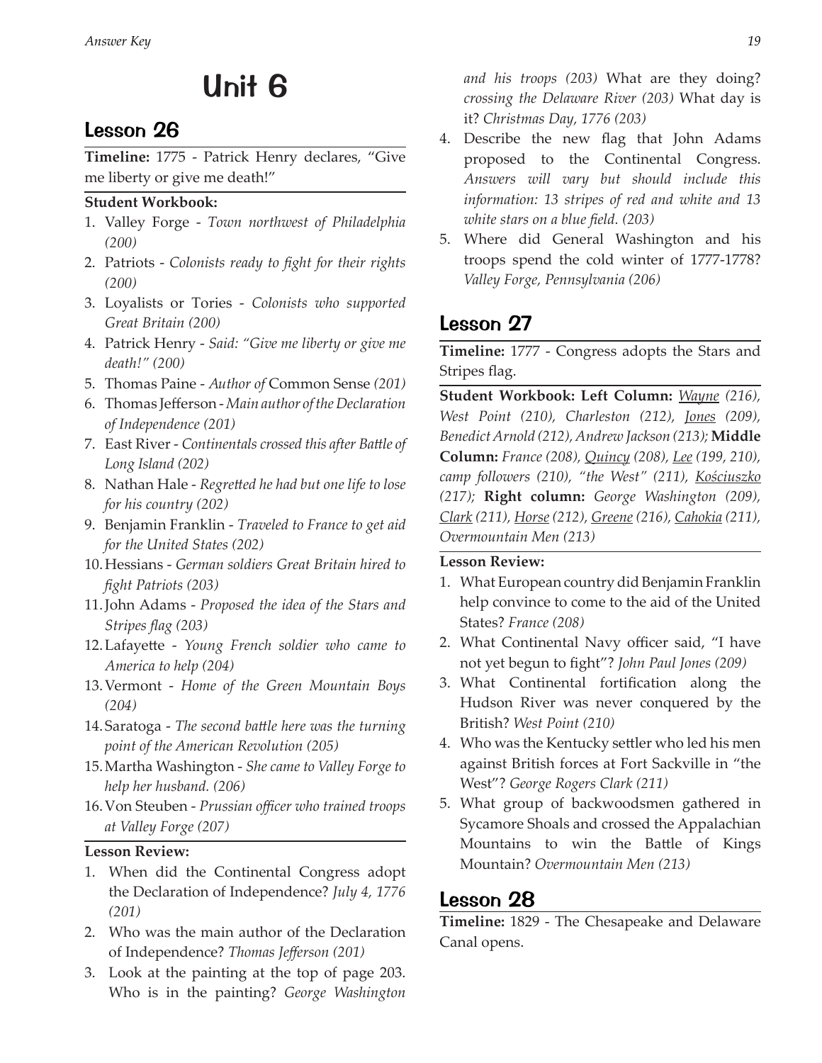# Unit 6

## Lesson 26

**Timeline:** 1775 - Patrick Henry declares, "Give me liberty or give me death!"

**Student Workbook:**

1. Valley Forge - *Town northwest of Philadelphia (200)*
2. Patriots - *Colonists ready to fight for their rights (200)*
3. Loyalists or Tories - *Colonists who supported Great Britain (200)*
4. Patrick Henry - *Said: "Give me liberty or give me death!" (200)*
5. Thomas Paine - *Author of* Common Sense *(201)*
6. Thomas Jefferson - *Main author of the Declaration of Independence (201)*
7. East River - *Continentals crossed this after Battle of Long Island (202)*
8. Nathan Hale - *Regretted he had but one life to lose for his country (202)*
9. Benjamin Franklin - *Traveled to France to get aid for the United States (202)*
10. Hessians - *German soldiers Great Britain hired to fight Patriots (203)*
11. John Adams - *Proposed the idea of the Stars and Stripes flag (203)*
12. Lafayette - *Young French soldier who came to America to help (204)*
13. Vermont - *Home of the Green Mountain Boys (204)*
14. Saratoga - *The second battle here was the turning point of the American Revolution (205)*
15. Martha Washington - *She came to Valley Forge to help her husband. (206)*
16. Von Steuben - *Prussian officer who trained troops at Valley Forge (207)*

**Lesson Review:**

1. When did the Continental Congress adopt the Declaration of Independence? *July 4, 1776 (201)*
2. Who was the main author of the Declaration of Independence? *Thomas Jefferson (201)*
3. Look at the painting at the top of page 203. Who is in the painting? *George Washington and his troops (203)* What are they doing? *crossing the Delaware River (203)* What day is it? *Christmas Day, 1776 (203)*
4. Describe the new flag that John Adams proposed to the Continental Congress. *Answers will vary but should include this information: 13 stripes of red and white and 13 white stars on a blue field. (203)*
5. Where did General Washington and his troops spend the cold winter of 1777-1778? *Valley Forge, Pennsylvania (206)*

## Lesson 27

**Timeline:** 1777 - Congress adopts the Stars and Stripes flag.

**Student Workbook: Left Column:** *<u>Wayne</u> (216), West Point (210), Charleston (212), <u>Jones</u> (209), Benedict Arnold (212), Andrew Jackson (213);* **Middle Column:** *France (208), <u>Quincy</u> (208), <u>Lee</u> (199, 210), camp followers (210), "the West" (211), <u>Kościuszko</u> (217);* **Right column:** *George Washington (209), <u>Clark</u> (211), <u>Horse</u> (212), <u>Greene</u> (216), <u>Cahokia</u> (211), Overmountain Men (213)*

**Lesson Review:**

1. What European country did Benjamin Franklin help convince to come to the aid of the United States? *France (208)*
2. What Continental Navy officer said, "I have not yet begun to fight"? *John Paul Jones (209)*
3. What Continental fortification along the Hudson River was never conquered by the British? *West Point (210)*
4. Who was the Kentucky settler who led his men against British forces at Fort Sackville in "the West"? *George Rogers Clark (211)*
5. What group of backwoodsmen gathered in Sycamore Shoals and crossed the Appalachian Mountains to win the Battle of Kings Mountain? *Overmountain Men (213)*

## Lesson 28

**Timeline:** 1829 - The Chesapeake and Delaware Canal opens.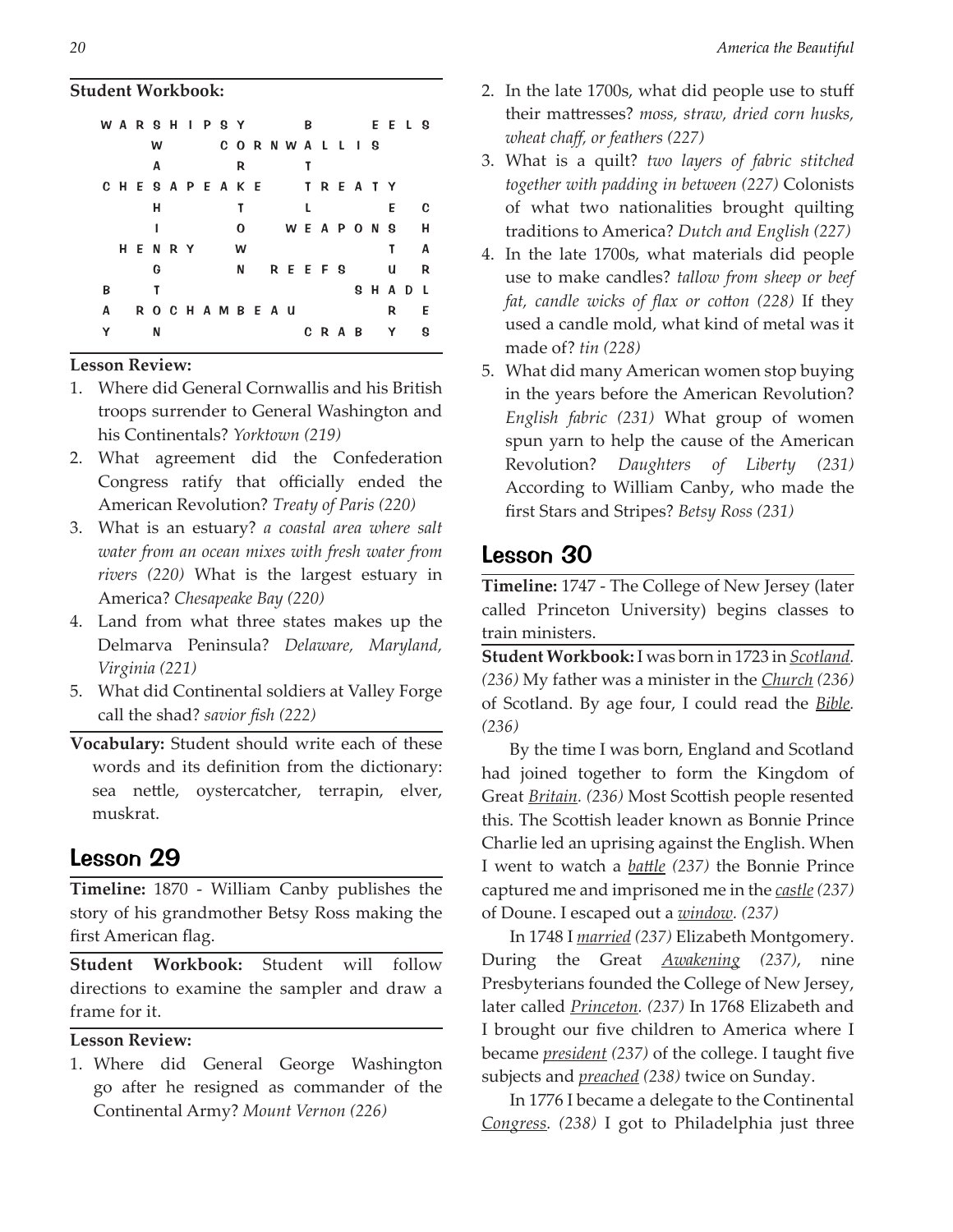**Student Workbook:**

```
W A R S H I P S Y       B       E E L S
      W       C O R N W A L L I S
      A         R       T
C H E S A P E A K E     T R E A T Y
      H         T       L         E   C
      I         O     W E A P O N S   H
  H E N R Y     W                 T   A
      G         N   R E E F S     U   R
B     T                         S H A D L
A   R O C H A M B E A U           R   E
Y     N                 C R A B   Y   S
```

**Lesson Review:**

1. Where did General Cornwallis and his British troops surrender to General Washington and his Continentals? *Yorktown (219)*
2. What agreement did the Confederation Congress ratify that officially ended the American Revolution? *Treaty of Paris (220)*
3. What is an estuary? *a coastal area where salt water from an ocean mixes with fresh water from rivers (220)* What is the largest estuary in America? *Chesapeake Bay (220)*
4. Land from what three states makes up the Delmarva Peninsula? *Delaware, Maryland, Virginia (221)*
5. What did Continental soldiers at Valley Forge call the shad? *savior fish (222)*

**Vocabulary:** Student should write each of these words and its definition from the dictionary: sea nettle, oystercatcher, terrapin, elver, muskrat.

## Lesson 29

**Timeline:** 1870 - William Canby publishes the story of his grandmother Betsy Ross making the first American flag.

**Student Workbook:** Student will follow directions to examine the sampler and draw a frame for it.

**Lesson Review:**

1. Where did General George Washington go after he resigned as commander of the Continental Army? *Mount Vernon (226)*
2. In the late 1700s, what did people use to stuff their mattresses? *moss, straw, dried corn husks, wheat chaff, or feathers (227)*
3. What is a quilt? *two layers of fabric stitched together with padding in between (227)* Colonists of what two nationalities brought quilting traditions to America? *Dutch and English (227)*
4. In the late 1700s, what materials did people use to make candles? *tallow from sheep or beef fat, candle wicks of flax or cotton (228)* If they used a candle mold, what kind of metal was it made of? *tin (228)*
5. What did many American women stop buying in the years before the American Revolution? *English fabric (231)* What group of women spun yarn to help the cause of the American Revolution? *Daughters of Liberty (231)* According to William Canby, who made the first Stars and Stripes? *Betsy Ross (231)*

## Lesson 30

**Timeline:** 1747 - The College of New Jersey (later called Princeton University) begins classes to train ministers.

**Student Workbook:** I was born in 1723 in *__Scotland__. (236)* My father was a minister in the *__Church__ (236)* of Scotland. By age four, I could read the *__Bible__. (236)*

By the time I was born, England and Scotland had joined together to form the Kingdom of Great *__Britain__. (236)* Most Scottish people resented this. The Scottish leader known as Bonnie Prince Charlie led an uprising against the English. When I went to watch a *__battle__ (237)* the Bonnie Prince captured me and imprisoned me in the *__castle__ (237)* of Doune. I escaped out a *__window__. (237)*

In 1748 I *__married__ (237)* Elizabeth Montgomery. During the Great *__Awakening__ (237)*, nine Presbyterians founded the College of New Jersey, later called *__Princeton__. (237)* In 1768 Elizabeth and I brought our five children to America where I became *__president__ (237)* of the college. I taught five subjects and *__preached__ (238)* twice on Sunday.

In 1776 I became a delegate to the Continental *__Congress__. (238)* I got to Philadelphia just three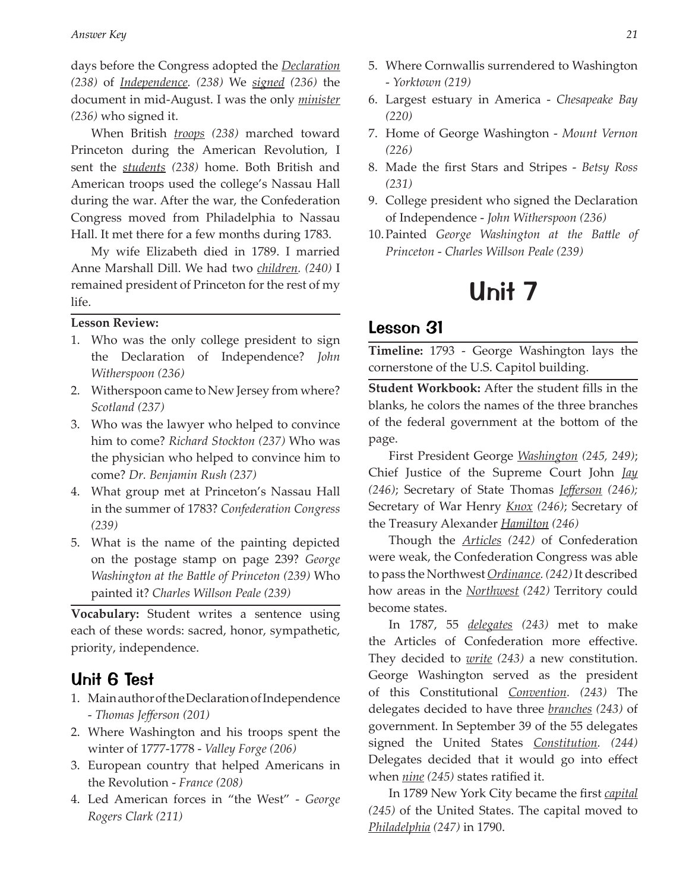days before the Congress adopted the *Declaration (238)* of *Independence. (238)* We *signed (236)* the document in mid-August. I was the only *minister (236)* who signed it.

When British *troops (238)* marched toward Princeton during the American Revolution, I sent the *students (238)* home. Both British and American troops used the college's Nassau Hall during the war. After the war, the Confederation Congress moved from Philadelphia to Nassau Hall. It met there for a few months during 1783.

My wife Elizabeth died in 1789. I married Anne Marshall Dill. We had two *children. (240)* I remained president of Princeton for the rest of my life.

**Lesson Review:**

1. Who was the only college president to sign the Declaration of Independence? *John Witherspoon (236)*
2. Witherspoon came to New Jersey from where? *Scotland (237)*
3. Who was the lawyer who helped to convince him to come? *Richard Stockton (237)* Who was the physician who helped to convince him to come? *Dr. Benjamin Rush (237)*
4. What group met at Princeton's Nassau Hall in the summer of 1783? *Confederation Congress (239)*
5. What is the name of the painting depicted on the postage stamp on page 239? *George Washington at the Battle of Princeton (239)* Who painted it? *Charles Willson Peale (239)*

**Vocabulary:** Student writes a sentence using each of these words: sacred, honor, sympathetic, priority, independence.

## Unit 6 Test

1. Main author of the Declaration of Independence - *Thomas Jefferson (201)*
2. Where Washington and his troops spent the winter of 1777-1778 - *Valley Forge (206)*
3. European country that helped Americans in the Revolution - *France (208)*
4. Led American forces in "the West" - *George Rogers Clark (211)*
5. Where Cornwallis surrendered to Washington - *Yorktown (219)*
6. Largest estuary in America - *Chesapeake Bay (220)*
7. Home of George Washington - *Mount Vernon (226)*
8. Made the first Stars and Stripes - *Betsy Ross (231)*
9. College president who signed the Declaration of Independence - *John Witherspoon (236)*
10. Painted *George Washington at the Battle of Princeton* - *Charles Willson Peale (239)*

# Unit 7

## Lesson 31

**Timeline:** 1793 - George Washington lays the cornerstone of the U.S. Capitol building.

**Student Workbook:** After the student fills in the blanks, he colors the names of the three branches of the federal government at the bottom of the page.

First President George *Washington (245, 249)*; Chief Justice of the Supreme Court John *Jay (246)*; Secretary of State Thomas *Jefferson (246);* Secretary of War Henry *Knox (246)*; Secretary of the Treasury Alexander *Hamilton (246)*

Though the *Articles (242)* of Confederation were weak, the Confederation Congress was able to pass the Northwest *Ordinance. (242)* It described how areas in the *Northwest (242)* Territory could become states.

In 1787, 55 *delegates (243)* met to make the Articles of Confederation more effective. They decided to *write (243)* a new constitution. George Washington served as the president of this Constitutional *Convention. (243)* The delegates decided to have three *branches (243)* of government. In September 39 of the 55 delegates signed the United States *Constitution. (244)* Delegates decided that it would go into effect when *nine (245)* states ratified it.

In 1789 New York City became the first *capital (245)* of the United States. The capital moved to *Philadelphia (247)* in 1790.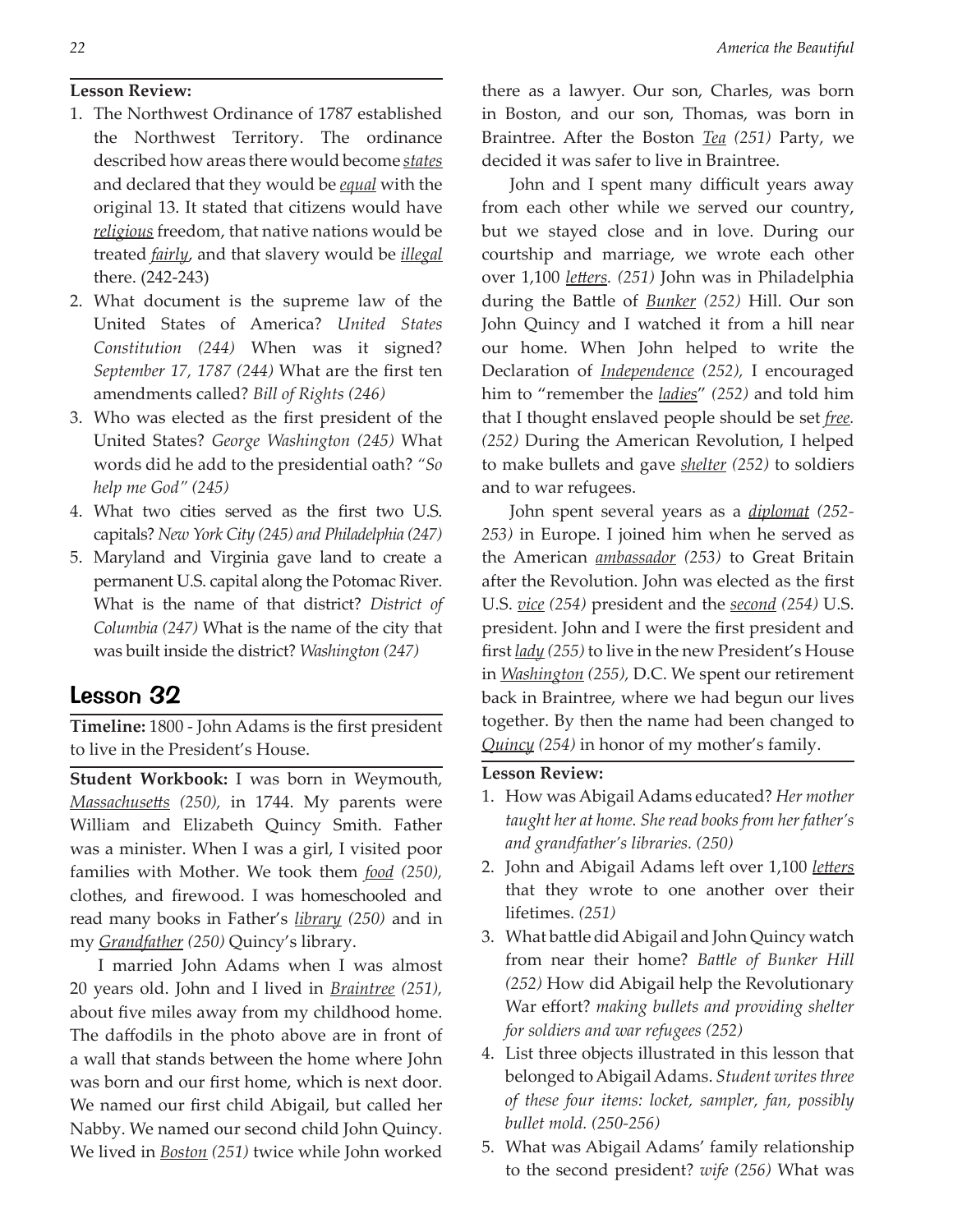**Lesson Review:**

1. The Northwest Ordinance of 1787 established the Northwest Territory. The ordinance described how areas there would become *states* and declared that they would be *equal* with the original 13. It stated that citizens would have *religious* freedom, that native nations would be treated *fairly*, and that slavery would be *illegal* there. (242-243)
2. What document is the supreme law of the United States of America? *United States Constitution (244)* When was it signed? *September 17, 1787 (244)* What are the first ten amendments called? *Bill of Rights (246)*
3. Who was elected as the first president of the United States? *George Washington (245)* What words did he add to the presidential oath? *"So help me God" (245)*
4. What two cities served as the first two U.S. capitals? *New York City (245) and Philadelphia (247)*
5. Maryland and Virginia gave land to create a permanent U.S. capital along the Potomac River. What is the name of that district? *District of Columbia (247)* What is the name of the city that was built inside the district? *Washington (247)*

## Lesson 32

**Timeline:** 1800 - John Adams is the first president to live in the President's House.

**Student Workbook:** I was born in Weymouth, *Massachusetts (250)*, in 1744. My parents were William and Elizabeth Quincy Smith. Father was a minister. When I was a girl, I visited poor families with Mother. We took them *food (250)*, clothes, and firewood. I was homeschooled and read many books in Father's *library (250)* and in my *Grandfather (250)* Quincy's library.

I married John Adams when I was almost 20 years old. John and I lived in *Braintree (251)*, about five miles away from my childhood home. The daffodils in the photo above are in front of a wall that stands between the home where John was born and our first home, which is next door. We named our first child Abigail, but called her Nabby. We named our second child John Quincy. We lived in *Boston (251)* twice while John worked there as a lawyer. Our son, Charles, was born in Boston, and our son, Thomas, was born in Braintree. After the Boston *Tea (251)* Party, we decided it was safer to live in Braintree.

John and I spent many difficult years away from each other while we served our country, but we stayed close and in love. During our courtship and marriage, we wrote each other over 1,100 *letters. (251)* John was in Philadelphia during the Battle of *Bunker (252)* Hill. Our son John Quincy and I watched it from a hill near our home. When John helped to write the Declaration of *Independence (252),* I encouraged him to "remember the *ladies*" *(252)* and told him that I thought enslaved people should be set *free. (252)* During the American Revolution, I helped to make bullets and gave *shelter (252)* to soldiers and to war refugees.

John spent several years as a *diplomat (252-253)* in Europe. I joined him when he served as the American *ambassador (253)* to Great Britain after the Revolution. John was elected as the first U.S. *vice (254)* president and the *second (254)* U.S. president. John and I were the first president and first *lady (255)* to live in the new President's House in *Washington (255),* D.C. We spent our retirement back in Braintree, where we had begun our lives together. By then the name had been changed to *Quincy (254)* in honor of my mother's family.

**Lesson Review:**

1. How was Abigail Adams educated? *Her mother taught her at home. She read books from her father's and grandfather's libraries. (250)*
2. John and Abigail Adams left over 1,100 *letters* that they wrote to one another over their lifetimes. *(251)*
3. What battle did Abigail and John Quincy watch from near their home? *Battle of Bunker Hill (252)* How did Abigail help the Revolutionary War effort? *making bullets and providing shelter for soldiers and war refugees (252)*
4. List three objects illustrated in this lesson that belonged to Abigail Adams. *Student writes three of these four items: locket, sampler, fan, possibly bullet mold. (250-256)*
5. What was Abigail Adams' family relationship to the second president? *wife (256)* What was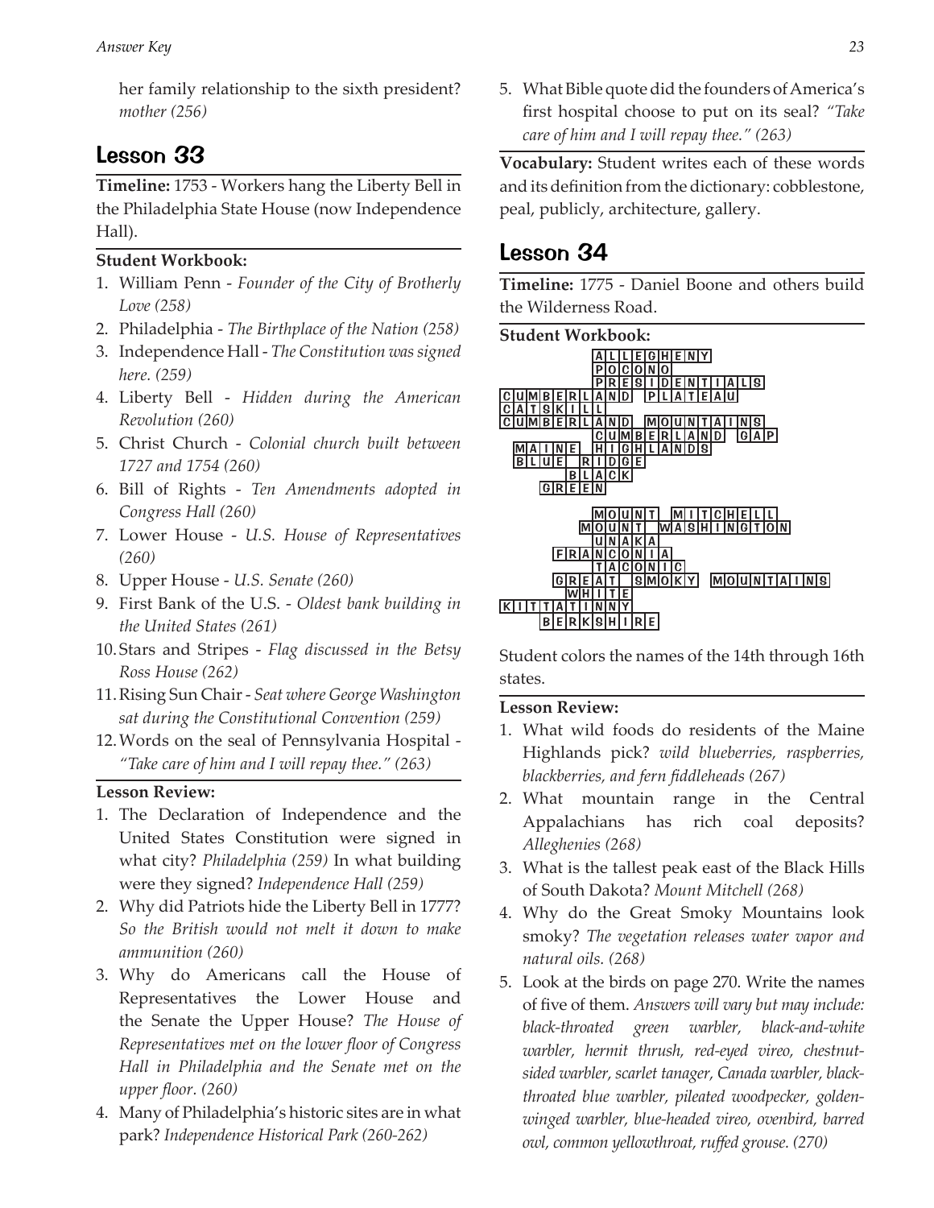her family relationship to the sixth president? *mother (256)*

## Lesson 33

**Timeline:** 1753 - Workers hang the Liberty Bell in the Philadelphia State House (now Independence Hall).

**Student Workbook:**

1. William Penn - *Founder of the City of Brotherly Love (258)*
2. Philadelphia - *The Birthplace of the Nation (258)*
3. Independence Hall - *The Constitution was signed here. (259)*
4. Liberty Bell - *Hidden during the American Revolution (260)*
5. Christ Church - *Colonial church built between 1727 and 1754 (260)*
6. Bill of Rights - *Ten Amendments adopted in Congress Hall (260)*
7. Lower House - *U.S. House of Representatives (260)*
8. Upper House - *U.S. Senate (260)*
9. First Bank of the U.S. - *Oldest bank building in the United States (261)*
10. Stars and Stripes - *Flag discussed in the Betsy Ross House (262)*
11. Rising Sun Chair - *Seat where George Washington sat during the Constitutional Convention (259)*
12. Words on the seal of Pennsylvania Hospital - *"Take care of him and I will repay thee." (263)*

**Lesson Review:**

1. The Declaration of Independence and the United States Constitution were signed in what city? *Philadelphia (259)* In what building were they signed? *Independence Hall (259)*
2. Why did Patriots hide the Liberty Bell in 1777? *So the British would not melt it down to make ammunition (260)*
3. Why do Americans call the House of Representatives the Lower House and the Senate the Upper House? *The House of Representatives met on the lower floor of Congress Hall in Philadelphia and the Senate met on the upper floor. (260)*
4. Many of Philadelphia's historic sites are in what park? *Independence Historical Park (260-262)*
5. What Bible quote did the founders of America's first hospital choose to put on its seal? *"Take care of him and I will repay thee." (263)*

**Vocabulary:** Student writes each of these words and its definition from the dictionary: cobblestone, peal, publicly, architecture, gallery.

## Lesson 34

**Timeline:** 1775 - Daniel Boone and others build the Wilderness Road.

**Student Workbook:**

ALLEGHENY
POCONO
PRESIDENTIALS
CUMBERLAND PLATEAU
CATSKILL
CUMBERLAND MOUNTAINS
CUMBERLAND GAP
MAINE HIGHLANDS
BLUE RIDGE
BLACK
GREEN

MOUNT MITCHELL
MOUNT WASHINGTON
UNAKA
FRANCONIA
TACONIC
GREAT SMOKY MOUNTAINS
WHITE
KITTATINNY
BERKSHIRE

Student colors the names of the 14th through 16th states.

**Lesson Review:**

1. What wild foods do residents of the Maine Highlands pick? *wild blueberries, raspberries, blackberries, and fern fiddleheads (267)*
2. What mountain range in the Central Appalachians has rich coal deposits? *Alleghenies (268)*
3. What is the tallest peak east of the Black Hills of South Dakota? *Mount Mitchell (268)*
4. Why do the Great Smoky Mountains look smoky? *The vegetation releases water vapor and natural oils. (268)*
5. Look at the birds on page 270. Write the names of five of them. *Answers will vary but may include: black-throated green warbler, black-and-white warbler, hermit thrush, red-eyed vireo, chestnut-sided warbler, scarlet tanager, Canada warbler, black-throated blue warbler, pileated woodpecker, golden-winged warbler, blue-headed vireo, ovenbird, barred owl, common yellowthroat, ruffed grouse. (270)*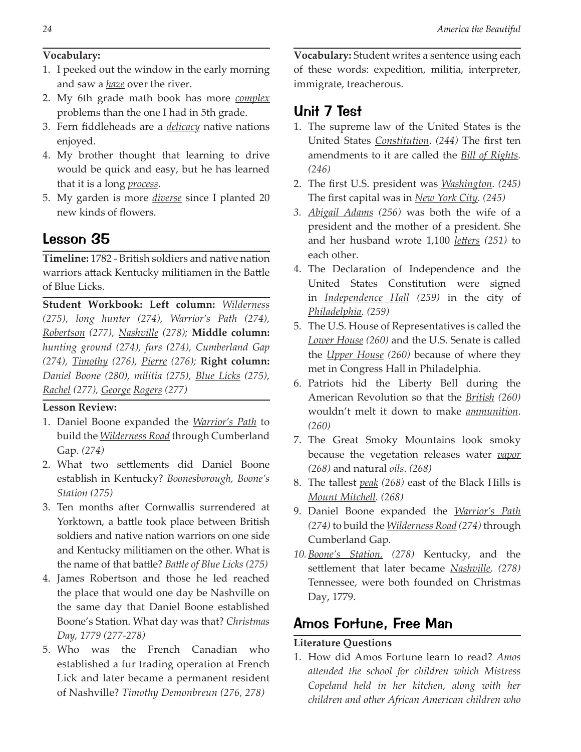**Vocabulary:**

1. I peeked out the window in the early morning and saw a *haze* over the river.
2. My 6th grade math book has more *complex* problems than the one I had in 5th grade.
3. Fern fiddleheads are a *delicacy* native nations enjoyed.
4. My brother thought that learning to drive would be quick and easy, but he has learned that it is a long *process*.
5. My garden is more *diverse* since I planted 20 new kinds of flowers.

## Lesson 35

**Timeline:** 1782 - British soldiers and native nation warriors attack Kentucky militiamen in the Battle of Blue Licks.

**Student Workbook: Left column:** *Wilderness (275), long hunter (274), Warrior's Path (274), Robertson (277), Nashville (278);* **Middle column:** *hunting ground (274), furs (274), Cumberland Gap (274), Timothy (276), Pierre (276);* **Right column:** *Daniel Boone (280), militia (275), Blue Licks (275), Rachel (277), George Rogers (277)*

**Lesson Review:**

1. Daniel Boone expanded the *Warrior's Path* to build the *Wilderness Road* through Cumberland Gap. *(274)*
2. What two settlements did Daniel Boone establish in Kentucky? *Boonesborough, Boone's Station (275)*
3. Ten months after Cornwallis surrendered at Yorktown, a battle took place between British soldiers and native nation warriors on one side and Kentucky militiamen on the other. What is the name of that battle? *Battle of Blue Licks (275)*
4. James Robertson and those he led reached the place that would one day be Nashville on the same day that Daniel Boone established Boone's Station. What day was that? *Christmas Day, 1779 (277-278)*
5. Who was the French Canadian who established a fur trading operation at French Lick and later became a permanent resident of Nashville? *Timothy Demonbreun (276, 278)*

**Vocabulary:** Student writes a sentence using each of these words: expedition, militia, interpreter, immigrate, treacherous.

## Unit 7 Test

1. The supreme law of the United States is the United States *Constitution*. *(244)* The first ten amendments to it are called the *Bill of Rights. (246)*
2. The first U.S. president was *Washington. (245)* The first capital was in *New York City. (245)*
3. *Abigail Adams (256)* was both the wife of a president and the mother of a president. She and her husband wrote 1,100 *letters (251)* to each other.
4. The Declaration of Independence and the United States Constitution were signed in *Independence Hall (259)* in the city of *Philadelphia. (259)*
5. The U.S. House of Representatives is called the *Lower House (260)* and the U.S. Senate is called the *Upper House (260)* because of where they met in Congress Hall in Philadelphia.
6. Patriots hid the Liberty Bell during the American Revolution so that the *British (260)* wouldn't melt it down to make *ammunition*. *(260)*
7. The Great Smoky Mountains look smoky because the vegetation releases water *vapor (268)* and natural *oils*. *(268)*
8. The tallest *peak (268)* east of the Black Hills is *Mount Mitchell. (268)*
9. Daniel Boone expanded the *Warrior's Path (274)* to build the *Wilderness Road (274)* through Cumberland Gap.
10. *Boone's Station, (278)* Kentucky, and the settlement that later became *Nashville, (278)* Tennessee, were both founded on Christmas Day, 1779.

## Amos Fortune, Free Man

**Literature Questions**

1. How did Amos Fortune learn to read? *Amos attended the school for children which Mistress Copeland held in her kitchen, along with her children and other African American children who*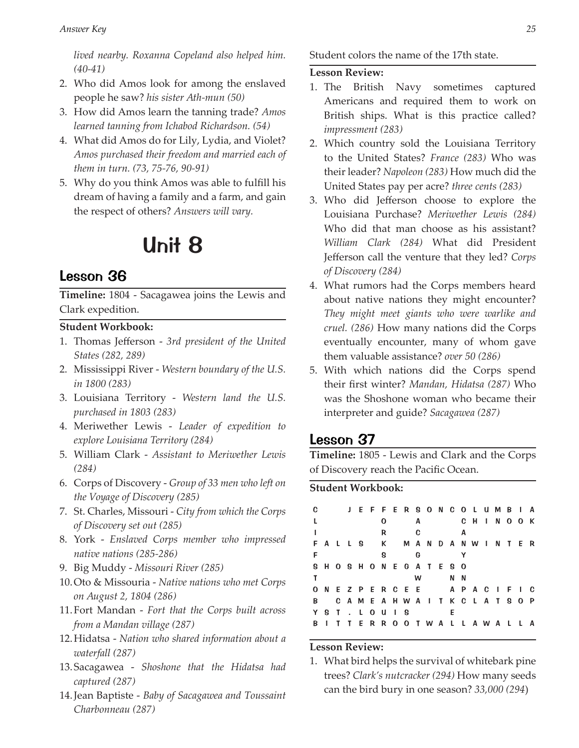*lived nearby. Roxanna Copeland also helped him. (40-41)*

2. Who did Amos look for among the enslaved people he saw? *his sister Ath-mun (50)*
3. How did Amos learn the tanning trade? *Amos learned tanning from Ichabod Richardson. (54)*
4. What did Amos do for Lily, Lydia, and Violet? *Amos purchased their freedom and married each of them in turn. (73, 75-76, 90-91)*
5. Why do you think Amos was able to fulfill his dream of having a family and a farm, and gain the respect of others? *Answers will vary.*

# Unit 8

## Lesson 36

**Timeline:** 1804 - Sacagawea joins the Lewis and Clark expedition.

**Student Workbook:**

1. Thomas Jefferson - *3rd president of the United States (282, 289)*
2. Mississippi River - *Western boundary of the U.S. in 1800 (283)*
3. Louisiana Territory - *Western land the U.S. purchased in 1803 (283)*
4. Meriwether Lewis - *Leader of expedition to explore Louisiana Territory (284)*
5. William Clark - *Assistant to Meriwether Lewis (284)*
6. Corps of Discovery - *Group of 33 men who left on the Voyage of Discovery (285)*
7. St. Charles, Missouri - *City from which the Corps of Discovery set out (285)*
8. York - *Enslaved Corps member who impressed native nations (285-286)*
9. Big Muddy - *Missouri River (285)*
10. Oto & Missouria - *Native nations who met Corps on August 2, 1804 (286)*
11. Fort Mandan - *Fort that the Corps built across from a Mandan village (287)*
12. Hidatsa - *Nation who shared information about a waterfall (287)*
13. Sacagawea - *Shoshone that the Hidatsa had captured (287)*
14. Jean Baptiste - *Baby of Sacagawea and Toussaint Charbonneau (287)*

Student colors the name of the 17th state.

**Lesson Review:**

1. The British Navy sometimes captured Americans and required them to work on British ships. What is this practice called? *impressment (283)*
2. Which country sold the Louisiana Territory to the United States? *France (283)* Who was their leader? *Napoleon (283)* How much did the United States pay per acre? *three cents (283)*
3. Who did Jefferson choose to explore the Louisiana Purchase? *Meriwether Lewis (284)* Who did that man choose as his assistant? *William Clark (284)* What did President Jefferson call the venture that they led? *Corps of Discovery (284)*
4. What rumors had the Corps members heard about native nations they might encounter? *They might meet giants who were warlike and cruel. (286)* How many nations did the Corps eventually encounter, many of whom gave them valuable assistance? *over 50 (286)*
5. With which nations did the Corps spend their first winter? *Mandan, Hidatsa (287)* Who was the Shoshone woman who became their interpreter and guide? *Sacagawea (287)*

## Lesson 37

**Timeline:** 1805 - Lewis and Clark and the Corps of Discovery reach the Pacific Ocean.

**Student Workbook:**

```
C     J E F F E R S O N C O L U M B I A
L           O     A       C H I N O O K
I           R     C       A
F A L L S   K   M A N D A N W I N T E R
F           S     G       Y
S H O S H O N E G A T E S O
T                 W     N N
O N E Z P E R C E E     A P A C I F I C
B   C A M E A H W A I T K C L A T S O P
Y S T . L O U I S       E
B I T T E R R O O T W A L L A W A L L A
```

**Lesson Review:**

1. What bird helps the survival of whitebark pine trees? *Clark's nutcracker (294)* How many seeds can the bird bury in one season? *33,000 (294)*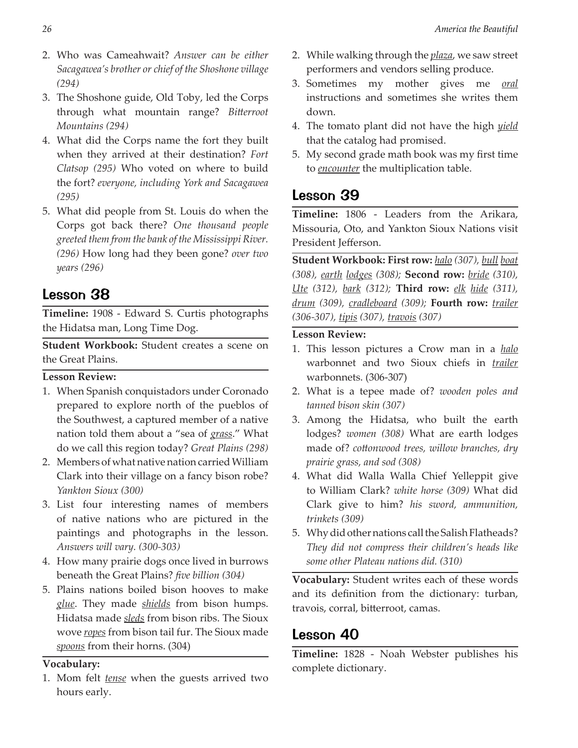2. Who was Cameahwait? *Answer can be either Sacagawea's brother or chief of the Shoshone village (294)*
3. The Shoshone guide, Old Toby, led the Corps through what mountain range? *Bitterroot Mountains (294)*
4. What did the Corps name the fort they built when they arrived at their destination? *Fort Clatsop (295)* Who voted on where to build the fort? *everyone, including York and Sacagawea (295)*
5. What did people from St. Louis do when the Corps got back there? *One thousand people greeted them from the bank of the Mississippi River. (296)* How long had they been gone? *over two years (296)*

## Lesson 38

**Timeline:** 1908 - Edward S. Curtis photographs the Hidatsa man, Long Time Dog.

**Student Workbook:** Student creates a scene on the Great Plains.

**Lesson Review:**

1. When Spanish conquistadors under Coronado prepared to explore north of the pueblos of the Southwest, a captured member of a native nation told them about a "sea of *grass*." What do we call this region today? *Great Plains (298)*
2. Members of what native nation carried William Clark into their village on a fancy bison robe? *Yankton Sioux (300)*
3. List four interesting names of members of native nations who are pictured in the paintings and photographs in the lesson. *Answers will vary. (300-303)*
4. How many prairie dogs once lived in burrows beneath the Great Plains? *five billion (304)*
5. Plains nations boiled bison hooves to make *glue*. They made *shields* from bison humps. Hidatsa made *sleds* from bison ribs. The Sioux wove *ropes* from bison tail fur. The Sioux made *spoons* from their horns. (304)

**Vocabulary:**

1. Mom felt *tense* when the guests arrived two hours early.
2. While walking through the *plaza*, we saw street performers and vendors selling produce.
3. Sometimes my mother gives me *oral* instructions and sometimes she writes them down.
4. The tomato plant did not have the high *yield* that the catalog had promised.
5. My second grade math book was my first time to *encounter* the multiplication table.

## Lesson 39

**Timeline:** 1806 - Leaders from the Arikara, Missouria, Oto, and Yankton Sioux Nations visit President Jefferson.

**Student Workbook: First row:** *halo (307), bull boat (308), earth lodges (308);* **Second row:** *bride (310), Ute (312), bark (312);* **Third row:** *elk hide (311), drum (309), cradleboard (309);* **Fourth row:** *trailer (306-307), tipis (307), travois (307)*

**Lesson Review:**

1. This lesson pictures a Crow man in a *halo* warbonnet and two Sioux chiefs in *trailer* warbonnets. (306-307)
2. What is a tepee made of? *wooden poles and tanned bison skin (307)*
3. Among the Hidatsa, who built the earth lodges? *women (308)* What are earth lodges made of? *cottonwood trees, willow branches, dry prairie grass, and sod (308)*
4. What did Walla Walla Chief Yelleppit give to William Clark? *white horse (309)* What did Clark give to him? *his sword, ammunition, trinkets (309)*
5. Why did other nations call the Salish Flatheads? *They did not compress their children's heads like some other Plateau nations did. (310)*

**Vocabulary:** Student writes each of these words and its definition from the dictionary: turban, travois, corral, bitterroot, camas.

## Lesson 40

**Timeline:** 1828 - Noah Webster publishes his complete dictionary.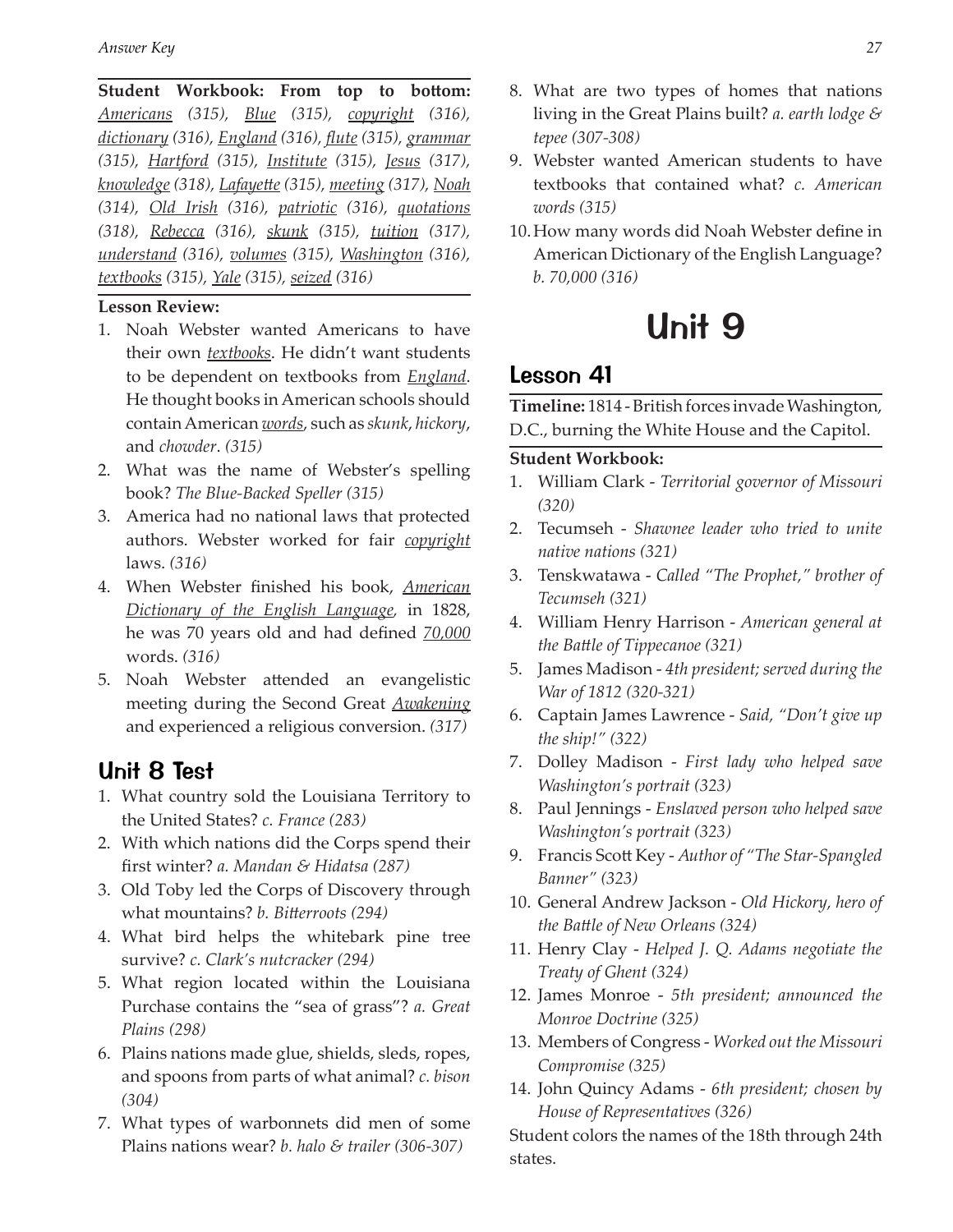**Student Workbook: From top to bottom:** _Americans_ *(315)*, _Blue_ *(315)*, _copyright_ *(316)*, _dictionary_ *(316)*, _England_ *(316)*, _flute_ *(315)*, _grammar_ *(315)*, _Hartford_ *(315)*, _Institute_ *(315)*, _Jesus_ *(317)*, _knowledge_ *(318)*, _Lafayette_ *(315)*, _meeting_ *(317)*, _Noah_ *(314)*, _Old Irish_ *(316)*, _patriotic_ *(316)*, _quotations_ *(318)*, _Rebecca_ *(316)*, _skunk_ *(315)*, _tuition_ *(317)*, _understand_ *(316)*, _volumes_ *(315)*, _Washington_ *(316)*, _textbooks_ *(315)*, _Yale_ *(315)*, _seized_ *(316)*

**Lesson Review:**

1. Noah Webster wanted Americans to have their own *textbooks*. He didn't want students to be dependent on textbooks from *England*. He thought books in American schools should contain American *words*, such as *skunk*, *hickory*, and *chowder*. *(315)*
2. What was the name of Webster's spelling book? *The Blue-Backed Speller (315)*
3. America had no national laws that protected authors. Webster worked for fair *copyright* laws. *(316)*
4. When Webster finished his book, *American Dictionary of the English Language*, in 1828, he was 70 years old and had defined *70,000* words. *(316)*
5. Noah Webster attended an evangelistic meeting during the Second Great *Awakening* and experienced a religious conversion. *(317)*

## Unit 8 Test

1. What country sold the Louisiana Territory to the United States? *c. France (283)*
2. With which nations did the Corps spend their first winter? *a. Mandan & Hidatsa (287)*
3. Old Toby led the Corps of Discovery through what mountains? *b. Bitterroots (294)*
4. What bird helps the whitebark pine tree survive? *c. Clark's nutcracker (294)*
5. What region located within the Louisiana Purchase contains the "sea of grass"? *a. Great Plains (298)*
6. Plains nations made glue, shields, sleds, ropes, and spoons from parts of what animal? *c. bison (304)*
7. What types of warbonnets did men of some Plains nations wear? *b. halo & trailer (306-307)*
8. What are two types of homes that nations living in the Great Plains built? *a. earth lodge & tepee (307-308)*
9. Webster wanted American students to have textbooks that contained what? *c. American words (315)*
10. How many words did Noah Webster define in American Dictionary of the English Language? *b. 70,000 (316)*

# Unit 9

## Lesson 41

**Timeline:** 1814 - British forces invade Washington, D.C., burning the White House and the Capitol.

**Student Workbook:**

1. William Clark - *Territorial governor of Missouri (320)*
2. Tecumseh - *Shawnee leader who tried to unite native nations (321)*
3. Tenskwatawa - *Called "The Prophet," brother of Tecumseh (321)*
4. William Henry Harrison - *American general at the Battle of Tippecanoe (321)*
5. James Madison - *4th president; served during the War of 1812 (320-321)*
6. Captain James Lawrence - *Said, "Don't give up the ship!" (322)*
7. Dolley Madison - *First lady who helped save Washington's portrait (323)*
8. Paul Jennings - *Enslaved person who helped save Washington's portrait (323)*
9. Francis Scott Key - *Author of "The Star-Spangled Banner" (323)*
10. General Andrew Jackson - *Old Hickory, hero of the Battle of New Orleans (324)*
11. Henry Clay - *Helped J. Q. Adams negotiate the Treaty of Ghent (324)*
12. James Monroe - *5th president; announced the Monroe Doctrine (325)*
13. Members of Congress - *Worked out the Missouri Compromise (325)*
14. John Quincy Adams - *6th president; chosen by House of Representatives (326)*

Student colors the names of the 18th through 24th states.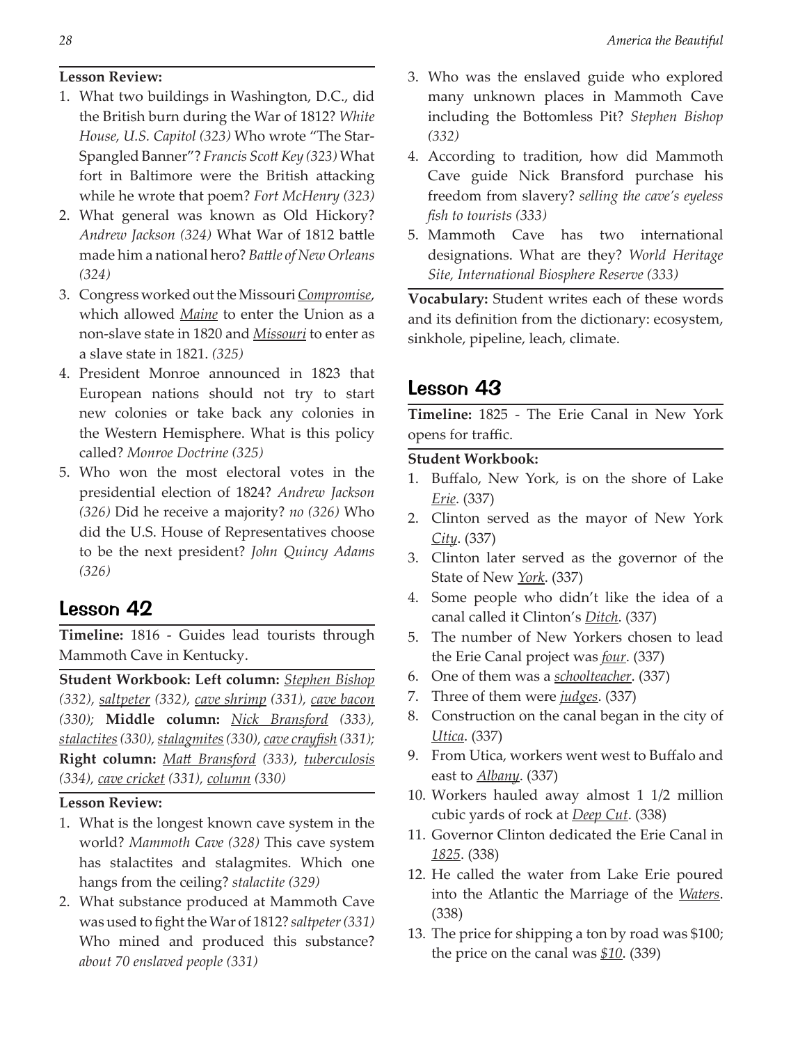**Lesson Review:**

1. What two buildings in Washington, D.C., did the British burn during the War of 1812? *White House, U.S. Capitol (323)* Who wrote "The Star-Spangled Banner"? *Francis Scott Key (323)* What fort in Baltimore were the British attacking while he wrote that poem? *Fort McHenry (323)*
2. What general was known as Old Hickory? *Andrew Jackson (324)* What War of 1812 battle made him a national hero? *Battle of New Orleans (324)*
3. Congress worked out the Missouri *Compromise*, which allowed *Maine* to enter the Union as a non-slave state in 1820 and *Missouri* to enter as a slave state in 1821. *(325)*
4. President Monroe announced in 1823 that European nations should not try to start new colonies or take back any colonies in the Western Hemisphere. What is this policy called? *Monroe Doctrine (325)*
5. Who won the most electoral votes in the presidential election of 1824? *Andrew Jackson (326)* Did he receive a majority? *no (326)* Who did the U.S. House of Representatives choose to be the next president? *John Quincy Adams (326)*

## Lesson 42

**Timeline:** 1816 - Guides lead tourists through Mammoth Cave in Kentucky.

**Student Workbook: Left column:** *Stephen Bishop (332), saltpeter (332), cave shrimp (331), cave bacon (330);* **Middle column:** *Nick Bransford (333), stalactites (330), stalagmites (330), cave crayfish (331);* **Right column:** *Matt Bransford (333), tuberculosis (334), cave cricket (331), column (330)*

**Lesson Review:**

1. What is the longest known cave system in the world? *Mammoth Cave (328)* This cave system has stalactites and stalagmites. Which one hangs from the ceiling? *stalactite (329)*
2. What substance produced at Mammoth Cave was used to fight the War of 1812? *saltpeter (331)* Who mined and produced this substance? *about 70 enslaved people (331)*
3. Who was the enslaved guide who explored many unknown places in Mammoth Cave including the Bottomless Pit? *Stephen Bishop (332)*
4. According to tradition, how did Mammoth Cave guide Nick Bransford purchase his freedom from slavery? *selling the cave's eyeless fish to tourists (333)*
5. Mammoth Cave has two international designations. What are they? *World Heritage Site, International Biosphere Reserve (333)*

**Vocabulary:** Student writes each of these words and its definition from the dictionary: ecosystem, sinkhole, pipeline, leach, climate.

## Lesson 43

**Timeline:** 1825 - The Erie Canal in New York opens for traffic.

**Student Workbook:**

1. Buffalo, New York, is on the shore of Lake *Erie*. (337)
2. Clinton served as the mayor of New York *City*. (337)
3. Clinton later served as the governor of the State of New *York*. (337)
4. Some people who didn't like the idea of a canal called it Clinton's *Ditch*. (337)
5. The number of New Yorkers chosen to lead the Erie Canal project was *four*. (337)
6. One of them was a *schoolteacher*. (337)
7. Three of them were *judges*. (337)
8. Construction on the canal began in the city of *Utica*. (337)
9. From Utica, workers went west to Buffalo and east to *Albany*. (337)
10. Workers hauled away almost 1 1/2 million cubic yards of rock at *Deep Cut*. (338)
11. Governor Clinton dedicated the Erie Canal in *1825*. (338)
12. He called the water from Lake Erie poured into the Atlantic the Marriage of the *Waters*. (338)
13. The price for shipping a ton by road was $100; the price on the canal was *$10*. (339)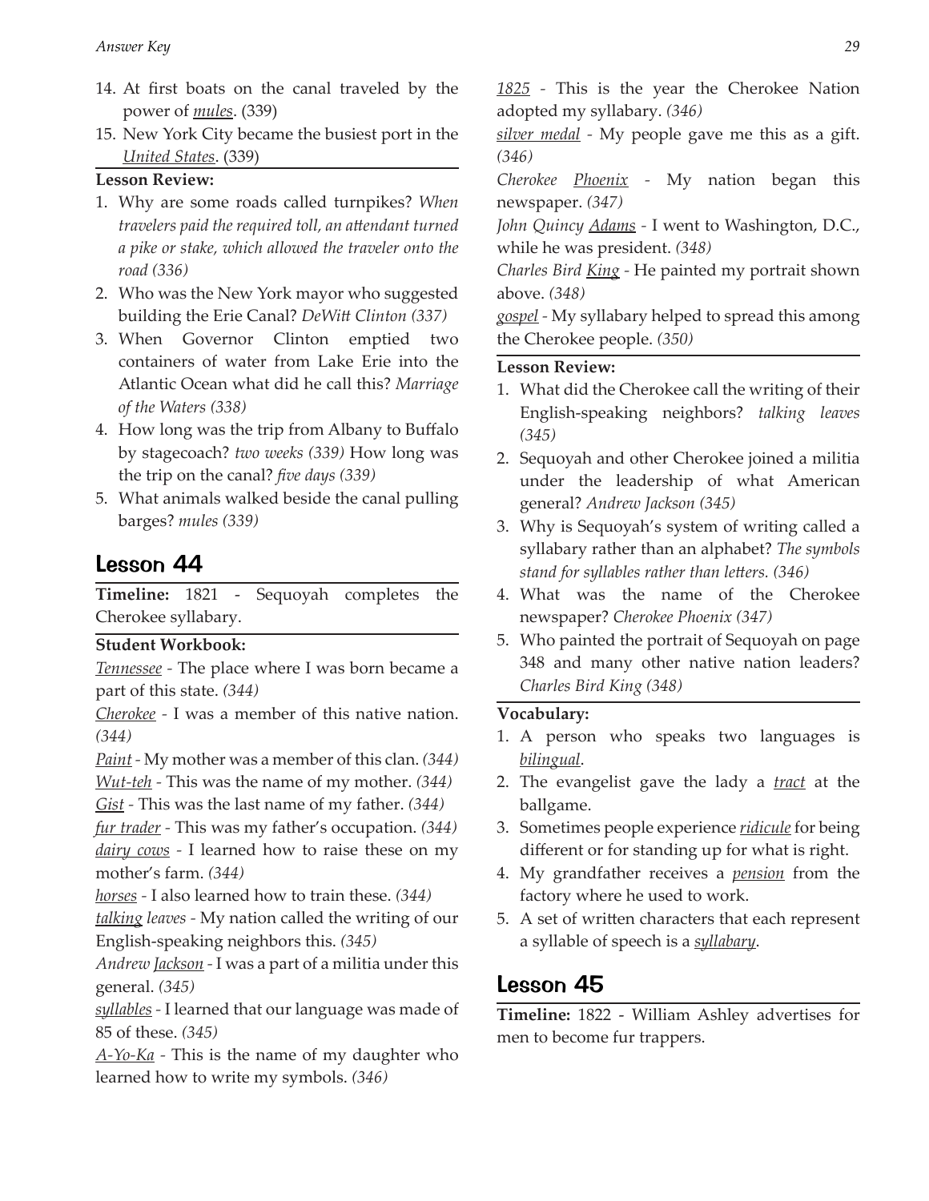14. At first boats on the canal traveled by the power of _mules_. (339)
15. New York City became the busiest port in the _United States_. (339)

**Lesson Review:**

1. Why are some roads called turnpikes? *When travelers paid the required toll, an attendant turned a pike or stake, which allowed the traveler onto the road (336)*
2. Who was the New York mayor who suggested building the Erie Canal? *DeWitt Clinton (337)*
3. When Governor Clinton emptied two containers of water from Lake Erie into the Atlantic Ocean what did he call this? *Marriage of the Waters (338)*
4. How long was the trip from Albany to Buffalo by stagecoach? *two weeks (339)* How long was the trip on the canal? *five days (339)*
5. What animals walked beside the canal pulling barges? *mules (339)*

## Lesson 44

**Timeline:** 1821 - Sequoyah completes the Cherokee syllabary.

**Student Workbook:**

*_Tennessee_ - The place where I was born became a part of this state. (344)*

*_Cherokee_ - I was a member of this native nation. (344)*

*_Paint_ - My mother was a member of this clan. (344)*

*_Wut-teh_ - This was the name of my mother. (344)*

*_Gist_ - This was the last name of my father. (344)*

*_fur trader_ - This was my father's occupation. (344)*

*_dairy cows_ - I learned how to raise these on my mother's farm. (344)*

*_horses_ - I also learned how to train these. (344)*

*_talking_ leaves - My nation called the writing of our English-speaking neighbors this. (345)*

*Andrew _Jackson_ - I was a part of a militia under this general. (345)*

*_syllables_ - I learned that our language was made of 85 of these. (345)*

*_A-Yo-Ka_ - This is the name of my daughter who learned how to write my symbols. (346)*

*_1825_ - This is the year the Cherokee Nation adopted my syllabary. (346)*

*_silver medal_ - My people gave me this as a gift. (346)*

*Cherokee _Phoenix_ - My nation began this newspaper. (347)*

*John Quincy _Adams_ - I went to Washington, D.C., while he was president. (348)*

*Charles Bird _King_ - He painted my portrait shown above. (348)*

*_gospel_ - My syllabary helped to spread this among the Cherokee people. (350)*

**Lesson Review:**

1. What did the Cherokee call the writing of their English-speaking neighbors? *talking leaves (345)*
2. Sequoyah and other Cherokee joined a militia under the leadership of what American general? *Andrew Jackson (345)*
3. Why is Sequoyah's system of writing called a syllabary rather than an alphabet? *The symbols stand for syllables rather than letters. (346)*
4. What was the name of the Cherokee newspaper? *Cherokee Phoenix (347)*
5. Who painted the portrait of Sequoyah on page 348 and many other native nation leaders? *Charles Bird King (348)*

**Vocabulary:**

1. A person who speaks two languages is _bilingual_.
2. The evangelist gave the lady a _tract_ at the ballgame.
3. Sometimes people experience _ridicule_ for being different or for standing up for what is right.
4. My grandfather receives a _pension_ from the factory where he used to work.
5. A set of written characters that each represent a syllable of speech is a _syllabary_.

## Lesson 45

**Timeline:** 1822 - William Ashley advertises for men to become fur trappers.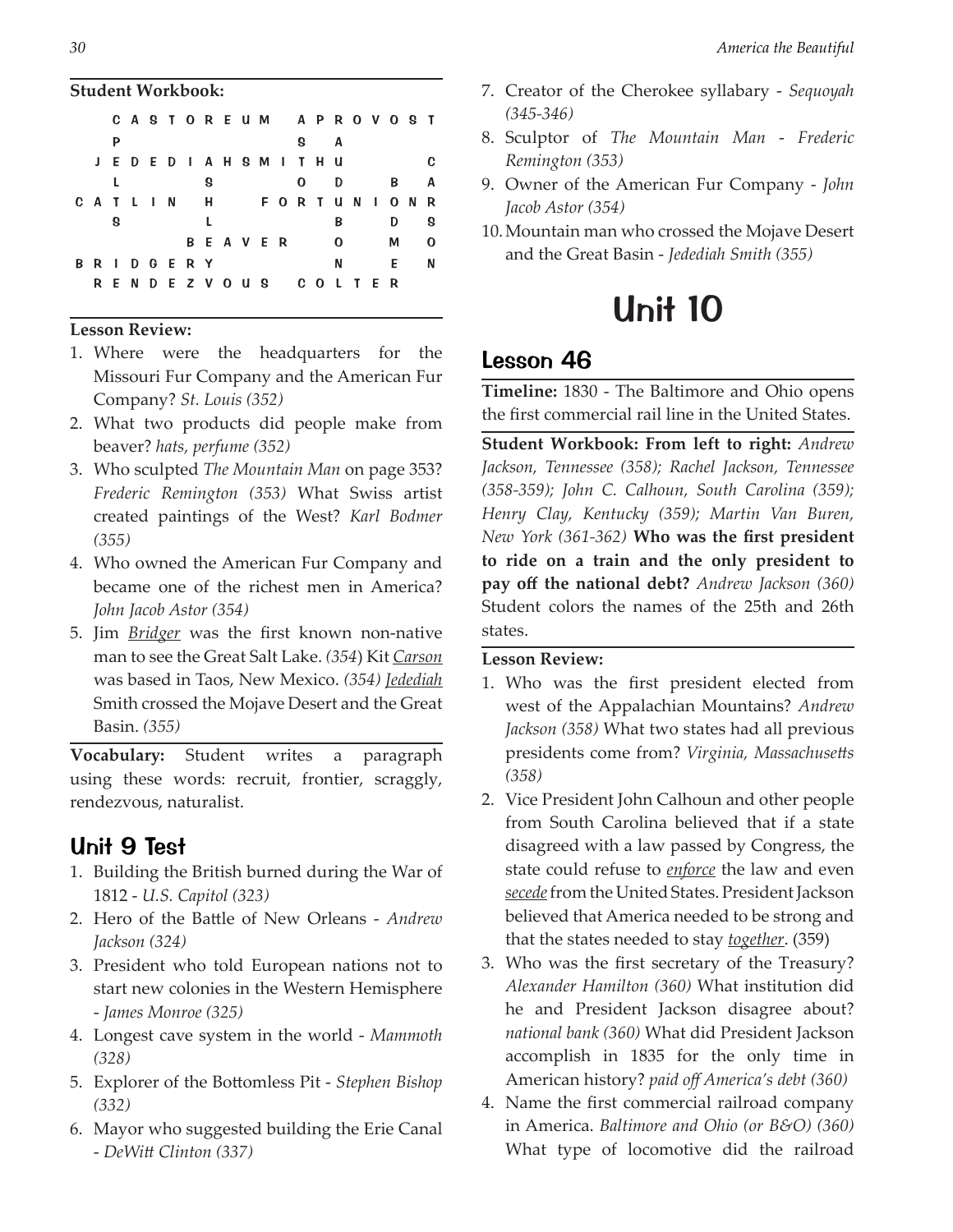**Student Workbook:**

```
    C A S T O R E U M   A P R O V O S T
    P                   S   A
  J E D E D I A H S M I T H U         C
    L         S         O   D     B   A
C A T L I N   H     F O R T U N I O N R
    S         L             B     D   S
            B E A V E R     O     M   O
B R I D G E R Y             N     E   N
  R E N D E Z V O U S   C O L T E R
```

**Lesson Review:**

1. Where were the headquarters for the Missouri Fur Company and the American Fur Company? *St. Louis (352)*
2. What two products did people make from beaver? *hats, perfume (352)*
3. Who sculpted *The Mountain Man* on page 353? *Frederic Remington (353)* What Swiss artist created paintings of the West? *Karl Bodmer (355)*
4. Who owned the American Fur Company and became one of the richest men in America? *John Jacob Astor (354)*
5. Jim ***Bridger*** was the first known non-native man to see the Great Salt Lake. *(354)* Kit ***Carson*** was based in Taos, New Mexico. *(354)* ***Jedediah*** Smith crossed the Mojave Desert and the Great Basin. *(355)*

**Vocabulary:** Student writes a paragraph using these words: recruit, frontier, scraggly, rendezvous, naturalist.

## Unit 9 Test

1. Building the British burned during the War of 1812 - *U.S. Capitol (323)*
2. Hero of the Battle of New Orleans - *Andrew Jackson (324)*
3. President who told European nations not to start new colonies in the Western Hemisphere - *James Monroe (325)*
4. Longest cave system in the world - *Mammoth (328)*
5. Explorer of the Bottomless Pit - *Stephen Bishop (332)*
6. Mayor who suggested building the Erie Canal - *DeWitt Clinton (337)*
7. Creator of the Cherokee syllabary - *Sequoyah (345-346)*
8. Sculptor of *The Mountain Man* - *Frederic Remington (353)*
9. Owner of the American Fur Company - *John Jacob Astor (354)*
10. Mountain man who crossed the Mojave Desert and the Great Basin - *Jedediah Smith (355)*

# Unit 10

## Lesson 46

**Timeline:** 1830 - The Baltimore and Ohio opens the first commercial rail line in the United States.

**Student Workbook: From left to right:** *Andrew Jackson, Tennessee (358); Rachel Jackson, Tennessee (358-359); John C. Calhoun, South Carolina (359); Henry Clay, Kentucky (359); Martin Van Buren, New York (361-362)* **Who was the first president to ride on a train and the only president to pay off the national debt?** *Andrew Jackson (360)* Student colors the names of the 25th and 26th states.

**Lesson Review:**

1. Who was the first president elected from west of the Appalachian Mountains? *Andrew Jackson (358)* What two states had all previous presidents come from? *Virginia, Massachusetts (358)*
2. Vice President John Calhoun and other people from South Carolina believed that if a state disagreed with a law passed by Congress, the state could refuse to ***enforce*** the law and even ***secede*** from the United States. President Jackson believed that America needed to be strong and that the states needed to stay ***together***. (359)
3. Who was the first secretary of the Treasury? *Alexander Hamilton (360)* What institution did he and President Jackson disagree about? *national bank (360)* What did President Jackson accomplish in 1835 for the only time in American history? *paid off America's debt (360)*
4. Name the first commercial railroad company in America. *Baltimore and Ohio (or B&O) (360)* What type of locomotive did the railroad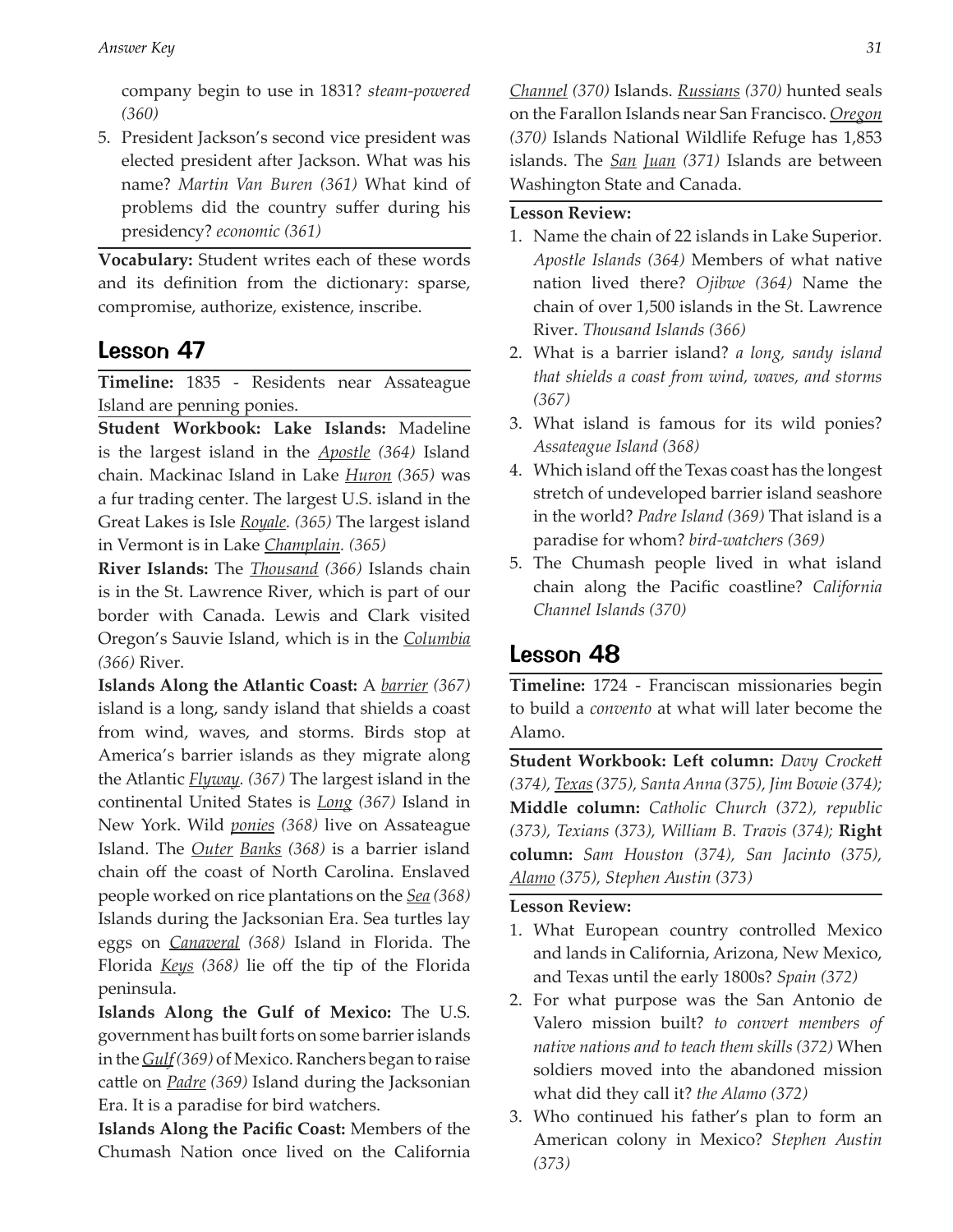company begin to use in 1831? *steam-powered (360)*

5. President Jackson's second vice president was elected president after Jackson. What was his name? *Martin Van Buren (361)* What kind of problems did the country suffer during his presidency? *economic (361)*

**Vocabulary:** Student writes each of these words and its definition from the dictionary: sparse, compromise, authorize, existence, inscribe.

## Lesson 47

**Timeline:** 1835 - Residents near Assateague Island are penning ponies.

**Student Workbook: Lake Islands:** Madeline is the largest island in the *Apostle (364)* Island chain. Mackinac Island in Lake *Huron (365)* was a fur trading center. The largest U.S. island in the Great Lakes is Isle *Royale. (365)* The largest island in Vermont is in Lake *Champlain. (365)*

**River Islands:** The *Thousand (366)* Islands chain is in the St. Lawrence River, which is part of our border with Canada. Lewis and Clark visited Oregon's Sauvie Island, which is in the *Columbia (366)* River.

**Islands Along the Atlantic Coast:** A *barrier (367)* island is a long, sandy island that shields a coast from wind, waves, and storms. Birds stop at America's barrier islands as they migrate along the Atlantic *Flyway. (367)* The largest island in the continental United States is *Long (367)* Island in New York. Wild *ponies (368)* live on Assateague Island. The *Outer Banks (368)* is a barrier island chain off the coast of North Carolina. Enslaved people worked on rice plantations on the *Sea (368)* Islands during the Jacksonian Era. Sea turtles lay eggs on *Canaveral (368)* Island in Florida. The Florida *Keys (368)* lie off the tip of the Florida peninsula.

**Islands Along the Gulf of Mexico:** The U.S. government has built forts on some barrier islands in the *Gulf (369)* of Mexico. Ranchers began to raise cattle on *Padre (369)* Island during the Jacksonian Era. It is a paradise for bird watchers.

**Islands Along the Pacific Coast:** Members of the Chumash Nation once lived on the California *Channel (370)* Islands. *Russians (370)* hunted seals on the Farallon Islands near San Francisco. *Oregon (370)* Islands National Wildlife Refuge has 1,853 islands. The *San Juan (371)* Islands are between Washington State and Canada.

**Lesson Review:**

1. Name the chain of 22 islands in Lake Superior. *Apostle Islands (364)* Members of what native nation lived there? *Ojibwe (364)* Name the chain of over 1,500 islands in the St. Lawrence River. *Thousand Islands (366)*
2. What is a barrier island? *a long, sandy island that shields a coast from wind, waves, and storms (367)*
3. What island is famous for its wild ponies? *Assateague Island (368)*
4. Which island off the Texas coast has the longest stretch of undeveloped barrier island seashore in the world? *Padre Island (369)* That island is a paradise for whom? *bird-watchers (369)*
5. The Chumash people lived in what island chain along the Pacific coastline? *California Channel Islands (370)*

## Lesson 48

**Timeline:** 1724 - Franciscan missionaries begin to build a *convento* at what will later become the Alamo.

**Student Workbook: Left column:** *Davy Crockett (374), Texas (375), Santa Anna (375), Jim Bowie (374);* **Middle column:** *Catholic Church (372), republic (373), Texians (373), William B. Travis (374);* **Right column:** *Sam Houston (374), San Jacinto (375), Alamo (375), Stephen Austin (373)*

**Lesson Review:**

1. What European country controlled Mexico and lands in California, Arizona, New Mexico, and Texas until the early 1800s? *Spain (372)*
2. For what purpose was the San Antonio de Valero mission built? *to convert members of native nations and to teach them skills (372)* When soldiers moved into the abandoned mission what did they call it? *the Alamo (372)*
3. Who continued his father's plan to form an American colony in Mexico? *Stephen Austin (373)*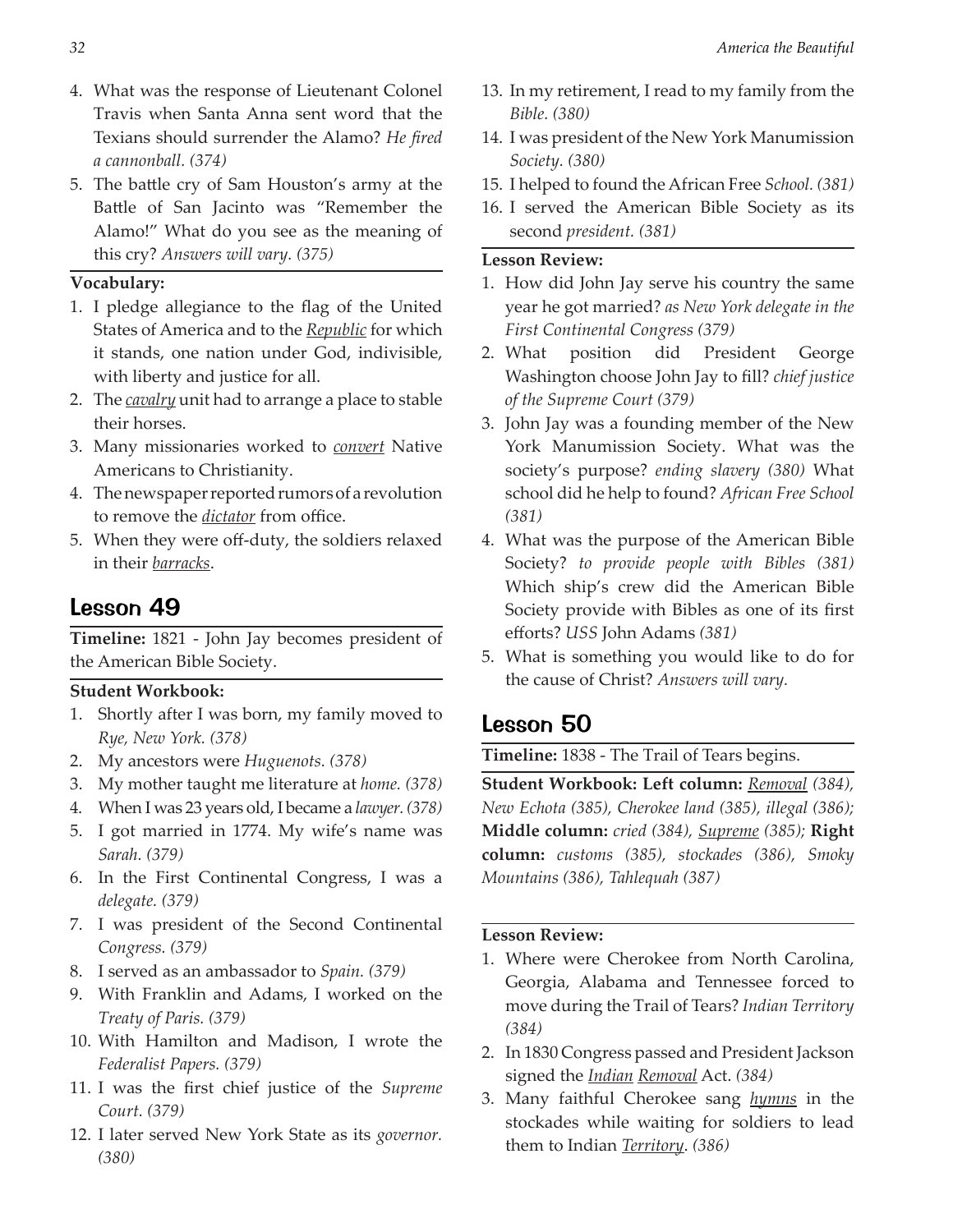4. What was the response of Lieutenant Colonel Travis when Santa Anna sent word that the Texians should surrender the Alamo? *He fired a cannonball. (374)*
5. The battle cry of Sam Houston's army at the Battle of San Jacinto was "Remember the Alamo!" What do you see as the meaning of this cry? *Answers will vary. (375)*

**Vocabulary:**

1. I pledge allegiance to the flag of the United States of America and to the *Republic* for which it stands, one nation under God, indivisible, with liberty and justice for all.
2. The *cavalry* unit had to arrange a place to stable their horses.
3. Many missionaries worked to *convert* Native Americans to Christianity.
4. The newspaper reported rumors of a revolution to remove the *dictator* from office.
5. When they were off-duty, the soldiers relaxed in their *barracks*.

## Lesson 49

**Timeline:** 1821 - John Jay becomes president of the American Bible Society.

**Student Workbook:**

1. Shortly after I was born, my family moved to *Rye, New York. (378)*
2. My ancestors were *Huguenots. (378)*
3. My mother taught me literature at *home. (378)*
4. When I was 23 years old, I became a *lawyer. (378)*
5. I got married in 1774. My wife's name was *Sarah. (379)*
6. In the First Continental Congress, I was a *delegate. (379)*
7. I was president of the Second Continental *Congress. (379)*
8. I served as an ambassador to *Spain. (379)*
9. With Franklin and Adams, I worked on the *Treaty of Paris. (379)*
10. With Hamilton and Madison, I wrote the *Federalist Papers. (379)*
11. I was the first chief justice of the *Supreme Court. (379)*
12. I later served New York State as its *governor. (380)*
13. In my retirement, I read to my family from the *Bible. (380)*
14. I was president of the New York Manumission *Society. (380)*
15. I helped to found the African Free *School. (381)*
16. I served the American Bible Society as its second *president. (381)*

**Lesson Review:**

1. How did John Jay serve his country the same year he got married? *as New York delegate in the First Continental Congress (379)*
2. What position did President George Washington choose John Jay to fill? *chief justice of the Supreme Court (379)*
3. John Jay was a founding member of the New York Manumission Society. What was the society's purpose? *ending slavery (380)* What school did he help to found? *African Free School (381)*
4. What was the purpose of the American Bible Society? *to provide people with Bibles (381)* Which ship's crew did the American Bible Society provide with Bibles as one of its first efforts? *USS* John Adams *(381)*
5. What is something you would like to do for the cause of Christ? *Answers will vary.*

## Lesson 50

**Timeline:** 1838 - The Trail of Tears begins.

**Student Workbook: Left column:** *Removal (384), New Echota (385), Cherokee land (385), illegal (386);* **Middle column:** *cried (384), Supreme (385);* **Right column:** *customs (385), stockades (386), Smoky Mountains (386), Tahlequah (387)*

**Lesson Review:**

1. Where were Cherokee from North Carolina, Georgia, Alabama and Tennessee forced to move during the Trail of Tears? *Indian Territory (384)*
2. In 1830 Congress passed and President Jackson signed the *Indian Removal* Act. *(384)*
3. Many faithful Cherokee sang *hymns* in the stockades while waiting for soldiers to lead them to Indian *Territory*. *(386)*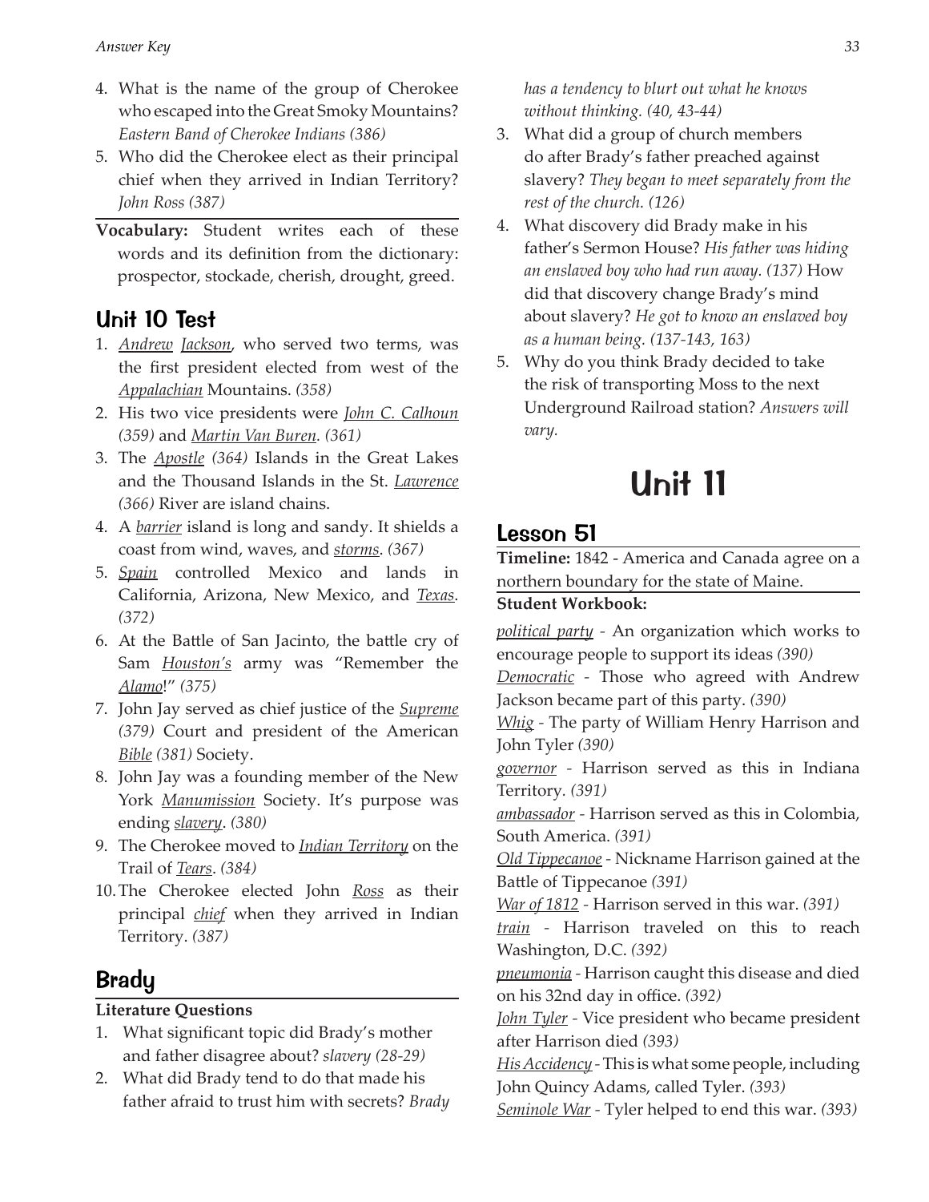4. What is the name of the group of Cherokee who escaped into the Great Smoky Mountains? *Eastern Band of Cherokee Indians (386)*
5. Who did the Cherokee elect as their principal chief when they arrived in Indian Territory? *John Ross (387)*

**Vocabulary:** Student writes each of these words and its definition from the dictionary: prospector, stockade, cherish, drought, greed.

## Unit 10 Test

1. _Andrew_ _Jackson_, who served two terms, was the first president elected from west of the _Appalachian_ Mountains. *(358)*
2. His two vice presidents were _John C. Calhoun_ *(359)* and _Martin Van Buren_. *(361)*
3. The _Apostle_ *(364)* Islands in the Great Lakes and the Thousand Islands in the St. _Lawrence_ *(366)* River are island chains.
4. A _barrier_ island is long and sandy. It shields a coast from wind, waves, and _storms_. *(367)*
5. _Spain_ controlled Mexico and lands in California, Arizona, New Mexico, and _Texas_. *(372)*
6. At the Battle of San Jacinto, the battle cry of Sam _Houston's_ army was "Remember the _Alamo_!" *(375)*
7. John Jay served as chief justice of the _Supreme_ *(379)* Court and president of the American _Bible_ *(381)* Society.
8. John Jay was a founding member of the New York _Manumission_ Society. It's purpose was ending _slavery_. *(380)*
9. The Cherokee moved to _Indian Territory_ on the Trail of _Tears_. *(384)*
10. The Cherokee elected John _Ross_ as their principal _chief_ when they arrived in Indian Territory. *(387)*

## Brady

**Literature Questions**

1. What significant topic did Brady's mother and father disagree about? *slavery (28-29)*
2. What did Brady tend to do that made his father afraid to trust him with secrets? *Brady has a tendency to blurt out what he knows without thinking. (40, 43-44)*
3. What did a group of church members do after Brady's father preached against slavery? *They began to meet separately from the rest of the church. (126)*
4. What discovery did Brady make in his father's Sermon House? *His father was hiding an enslaved boy who had run away. (137)* How did that discovery change Brady's mind about slavery? *He got to know an enslaved boy as a human being. (137-143, 163)*
5. Why do you think Brady decided to take the risk of transporting Moss to the next Underground Railroad station? *Answers will vary.*

# Unit 11

## Lesson 51

**Timeline:** 1842 - America and Canada agree on a northern boundary for the state of Maine.

**Student Workbook:**

_political party_ - An organization which works to encourage people to support its ideas *(390)*

_Democratic_ - Those who agreed with Andrew Jackson became part of this party. *(390)*

_Whig_ - The party of William Henry Harrison and John Tyler *(390)*

_governor_ - Harrison served as this in Indiana Territory. *(391)*

_ambassador_ - Harrison served as this in Colombia, South America. *(391)*

_Old Tippecanoe_ - Nickname Harrison gained at the Battle of Tippecanoe *(391)*

_War of 1812_ - Harrison served in this war. *(391)*

_train_ - Harrison traveled on this to reach Washington, D.C. *(392)*

_pneumonia_ - Harrison caught this disease and died on his 32nd day in office. *(392)*

_John Tyler_ - Vice president who became president after Harrison died *(393)*

_His Accidency_ - This is what some people, including John Quincy Adams, called Tyler. *(393)*

_Seminole War_ - Tyler helped to end this war. *(393)*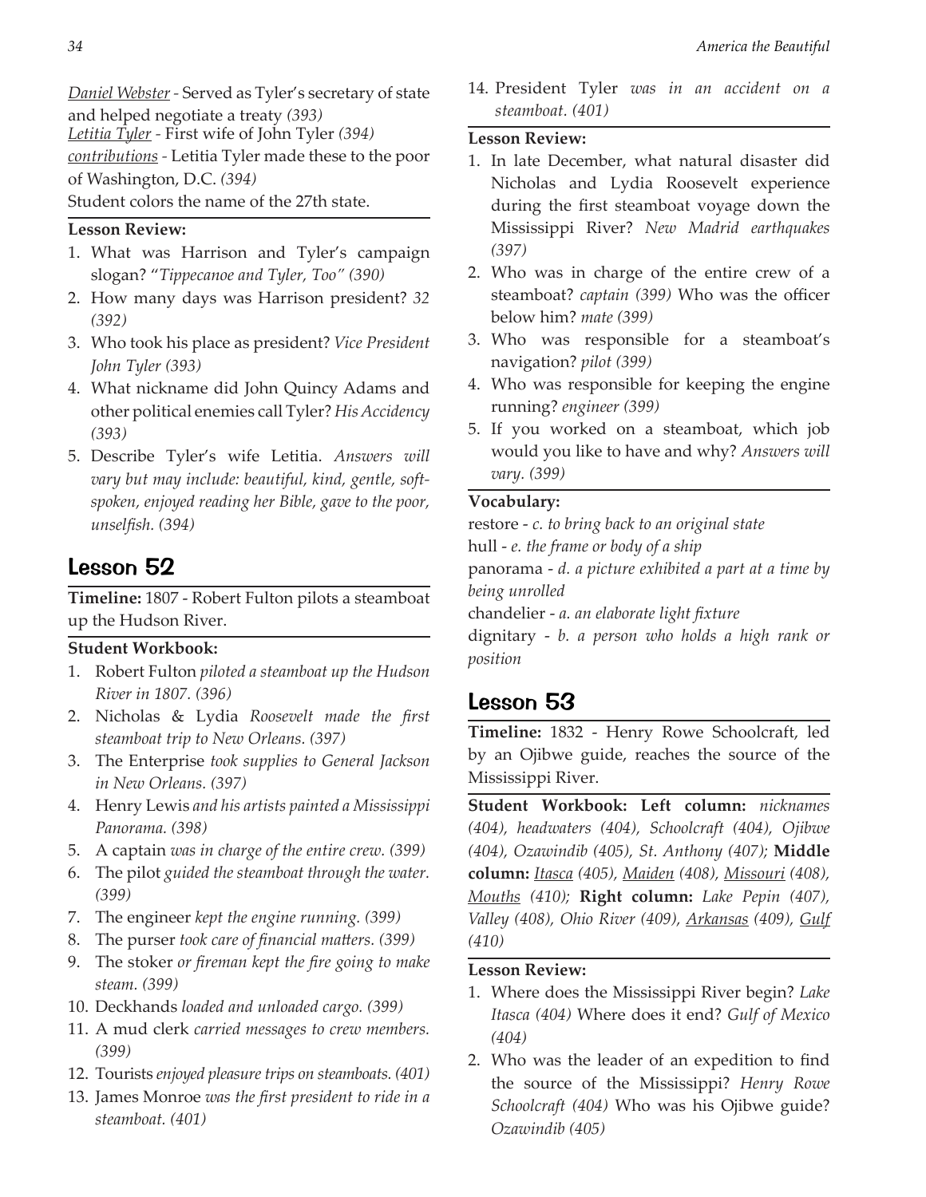<u>Daniel Webster</u> - Served as Tyler's secretary of state and helped negotiate a treaty *(393)*
<u>Letitia Tyler</u> - First wife of John Tyler *(394)*
<u>contributions</u> - Letitia Tyler made these to the poor of Washington, D.C. *(394)*
Student colors the name of the 27th state.

**Lesson Review:**

1. What was Harrison and Tyler's campaign slogan? "*Tippecanoe and Tyler, Too" (390)*
2. How many days was Harrison president? *32 (392)*
3. Who took his place as president? *Vice President John Tyler (393)*
4. What nickname did John Quincy Adams and other political enemies call Tyler? *His Accidency (393)*
5. Describe Tyler's wife Letitia. *Answers will vary but may include: beautiful, kind, gentle, soft-spoken, enjoyed reading her Bible, gave to the poor, unselfish. (394)*

## Lesson 52

**Timeline:** 1807 - Robert Fulton pilots a steamboat up the Hudson River.

**Student Workbook:**

1. Robert Fulton *piloted a steamboat up the Hudson River in 1807. (396)*
2. Nicholas & Lydia *Roosevelt made the first steamboat trip to New Orleans. (397)*
3. The Enterprise *took supplies to General Jackson in New Orleans. (397)*
4. Henry Lewis *and his artists painted a Mississippi Panorama. (398)*
5. A captain *was in charge of the entire crew. (399)*
6. The pilot *guided the steamboat through the water. (399)*
7. The engineer *kept the engine running. (399)*
8. The purser *took care of financial matters. (399)*
9. The stoker *or fireman kept the fire going to make steam. (399)*
10. Deckhands *loaded and unloaded cargo. (399)*
11. A mud clerk *carried messages to crew members. (399)*
12. Tourists *enjoyed pleasure trips on steamboats. (401)*
13. James Monroe *was the first president to ride in a steamboat. (401)*
14. President Tyler *was in an accident on a steamboat. (401)*

**Lesson Review:**

1. In late December, what natural disaster did Nicholas and Lydia Roosevelt experience during the first steamboat voyage down the Mississippi River? *New Madrid earthquakes (397)*
2. Who was in charge of the entire crew of a steamboat? *captain (399)* Who was the officer below him? *mate (399)*
3. Who was responsible for a steamboat's navigation? *pilot (399)*
4. Who was responsible for keeping the engine running? *engineer (399)*
5. If you worked on a steamboat, which job would you like to have and why? *Answers will vary. (399)*

**Vocabulary:**

restore - *c. to bring back to an original state*
hull - *e. the frame or body of a ship*
panorama - *d. a picture exhibited a part at a time by being unrolled*
chandelier - *a. an elaborate light fixture*
dignitary - *b. a person who holds a high rank or position*

## Lesson 53

**Timeline:** 1832 - Henry Rowe Schoolcraft, led by an Ojibwe guide, reaches the source of the Mississippi River.

**Student Workbook: Left column:** *nicknames (404), headwaters (404), Schoolcraft (404), Ojibwe (404), Ozawindib (405), St. Anthony (407);* **Middle column:** *<u>Itasca</u> (405), <u>Maiden</u> (408), <u>Missouri</u> (408), <u>Mouths</u> (410);* **Right column:** *Lake Pepin (407), Valley (408), Ohio River (409), <u>Arkansas</u> (409), <u>Gulf</u> (410)*

**Lesson Review:**

1. Where does the Mississippi River begin? *Lake Itasca (404)* Where does it end? *Gulf of Mexico (404)*
2. Who was the leader of an expedition to find the source of the Mississippi? *Henry Rowe Schoolcraft (404)* Who was his Ojibwe guide? *Ozawindib (405)*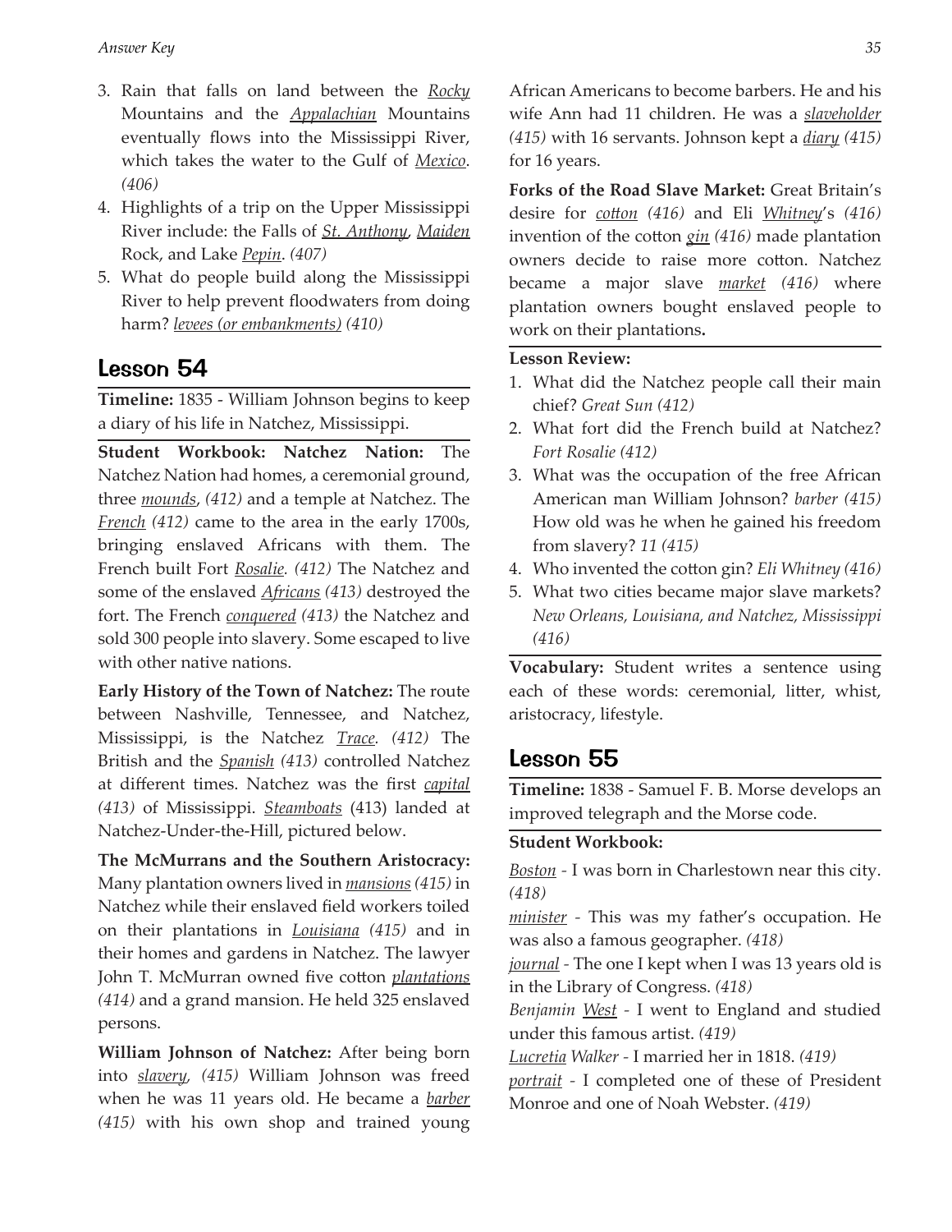3. Rain that falls on land between the _Rocky_ Mountains and the _Appalachian_ Mountains eventually flows into the Mississippi River, which takes the water to the Gulf of _Mexico_. *(406)*
4. Highlights of a trip on the Upper Mississippi River include: the Falls of _St. Anthony_, _Maiden_ Rock, and Lake _Pepin_. *(407)*
5. What do people build along the Mississippi River to help prevent floodwaters from doing harm? _levees (or embankments)_ *(410)*

## Lesson 54

**Timeline:** 1835 - William Johnson begins to keep a diary of his life in Natchez, Mississippi.

**Student Workbook: Natchez Nation:** The Natchez Nation had homes, a ceremonial ground, three _mounds_, *(412)* and a temple at Natchez. The _French_ *(412)* came to the area in the early 1700s, bringing enslaved Africans with them. The French built Fort _Rosalie_. *(412)* The Natchez and some of the enslaved _Africans_ *(413)* destroyed the fort. The French _conquered_ *(413)* the Natchez and sold 300 people into slavery. Some escaped to live with other native nations.

**Early History of the Town of Natchez:** The route between Nashville, Tennessee, and Natchez, Mississippi, is the Natchez _Trace_. *(412)* The British and the _Spanish_ *(413)* controlled Natchez at different times. Natchez was the first _capital_ *(413)* of Mississippi. _Steamboats_ (413) landed at Natchez-Under-the-Hill, pictured below.

**The McMurrans and the Southern Aristocracy:** Many plantation owners lived in _mansions_ *(415)* in Natchez while their enslaved field workers toiled on their plantations in _Louisiana_ *(415)* and in their homes and gardens in Natchez. The lawyer John T. McMurran owned five cotton _plantations_ *(414)* and a grand mansion. He held 325 enslaved persons.

**William Johnson of Natchez:** After being born into _slavery_, *(415)* William Johnson was freed when he was 11 years old. He became a _barber_ *(415)* with his own shop and trained young African Americans to become barbers. He and his wife Ann had 11 children. He was a _slaveholder_ *(415)* with 16 servants. Johnson kept a _diary_ *(415)* for 16 years.

**Forks of the Road Slave Market:** Great Britain's desire for _cotton_ *(416)* and Eli _Whitney_'s *(416)* invention of the cotton _gin_ *(416)* made plantation owners decide to raise more cotton. Natchez became a major slave _market_ *(416)* where plantation owners bought enslaved people to work on their plantations.

**Lesson Review:**

1. What did the Natchez people call their main chief? *Great Sun (412)*
2. What fort did the French build at Natchez? *Fort Rosalie (412)*
3. What was the occupation of the free African American man William Johnson? *barber (415)* How old was he when he gained his freedom from slavery? *11 (415)*
4. Who invented the cotton gin? *Eli Whitney (416)*
5. What two cities became major slave markets? *New Orleans, Louisiana, and Natchez, Mississippi (416)*

**Vocabulary:** Student writes a sentence using each of these words: ceremonial, litter, whist, aristocracy, lifestyle.

## Lesson 55

**Timeline:** 1838 - Samuel F. B. Morse develops an improved telegraph and the Morse code.

**Student Workbook:**

_Boston_ - I was born in Charlestown near this city. *(418)*

_minister_ - This was my father's occupation. He was also a famous geographer. *(418)*

_journal_ - The one I kept when I was 13 years old is in the Library of Congress. *(418)*

Benjamin _West_ - I went to England and studied under this famous artist. *(419)*

_Lucretia_ Walker - I married her in 1818. *(419)*

_portrait_ - I completed one of these of President Monroe and one of Noah Webster. *(419)*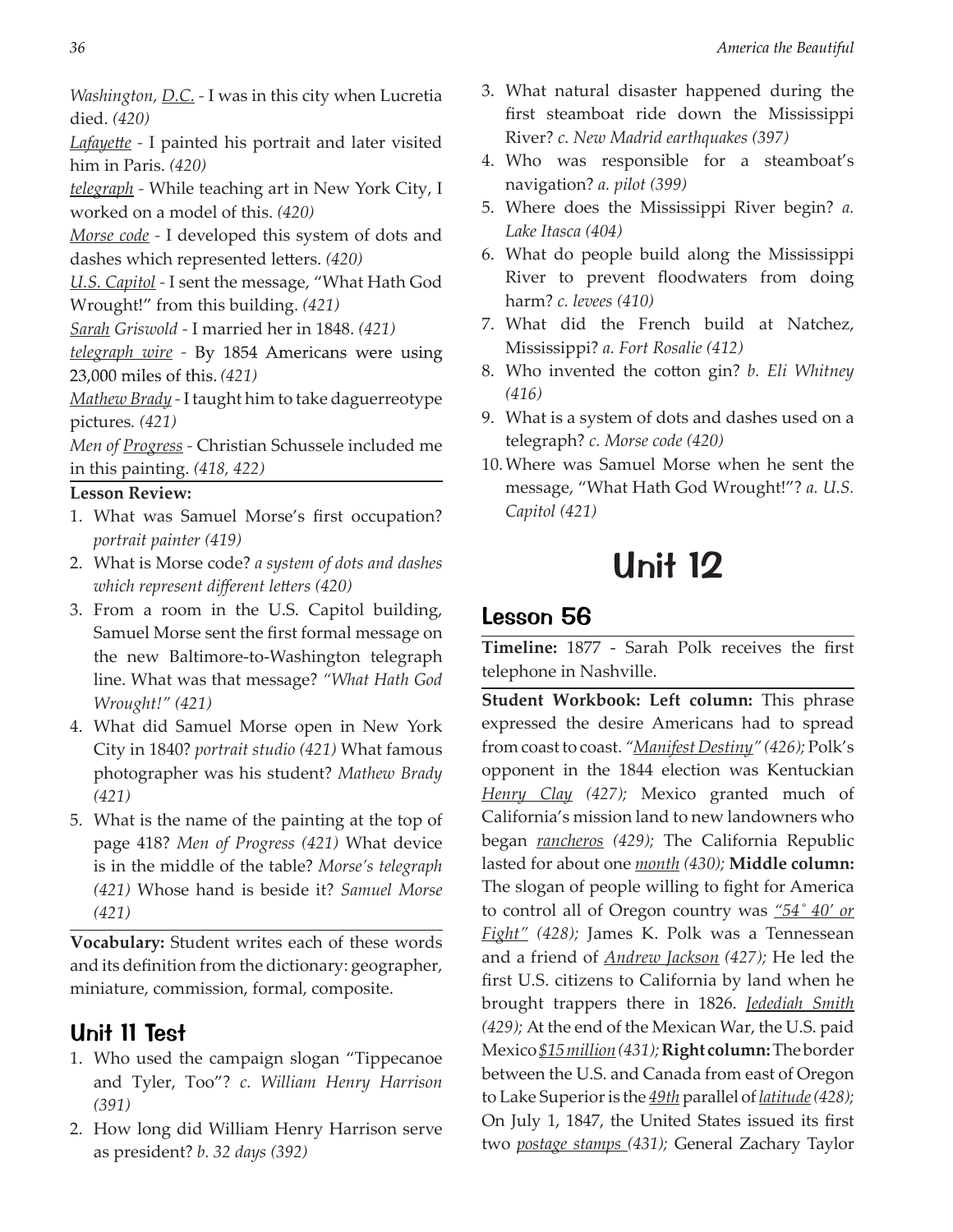*Washington, D.C.* - I was in this city when Lucretia died. *(420)*

*Lafayette* - I painted his portrait and later visited him in Paris. *(420)*

*telegraph* - While teaching art in New York City, I worked on a model of this. *(420)*

*Morse code* - I developed this system of dots and dashes which represented letters. *(420)*

*U.S. Capitol* - I sent the message, "What Hath God Wrought!" from this building. *(421)*

*Sarah Griswold* - I married her in 1848. *(421)*

*telegraph wire* - By 1854 Americans were using 23,000 miles of this. *(421)*

*Mathew Brady* - I taught him to take daguerreotype pictures. *(421)*

*Men of Progress* - Christian Schussele included me in this painting. *(418, 422)*

**Lesson Review:**

1. What was Samuel Morse's first occupation? *portrait painter (419)*
2. What is Morse code? *a system of dots and dashes which represent different letters (420)*
3. From a room in the U.S. Capitol building, Samuel Morse sent the first formal message on the new Baltimore-to-Washington telegraph line. What was that message? *"What Hath God Wrought!" (421)*
4. What did Samuel Morse open in New York City in 1840? *portrait studio (421)* What famous photographer was his student? *Mathew Brady (421)*
5. What is the name of the painting at the top of page 418? *Men of Progress (421)* What device is in the middle of the table? *Morse's telegraph (421)* Whose hand is beside it? *Samuel Morse (421)*

**Vocabulary:** Student writes each of these words and its definition from the dictionary: geographer, miniature, commission, formal, composite.

## Unit 11 Test

1. Who used the campaign slogan "Tippecanoe and Tyler, Too"? *c. William Henry Harrison (391)*
2. How long did William Henry Harrison serve as president? *b. 32 days (392)*
3. What natural disaster happened during the first steamboat ride down the Mississippi River? *c. New Madrid earthquakes (397)*
4. Who was responsible for a steamboat's navigation? *a. pilot (399)*
5. Where does the Mississippi River begin? *a. Lake Itasca (404)*
6. What do people build along the Mississippi River to prevent floodwaters from doing harm? *c. levees (410)*
7. What did the French build at Natchez, Mississippi? *a. Fort Rosalie (412)*
8. Who invented the cotton gin? *b. Eli Whitney (416)*
9. What is a system of dots and dashes used on a telegraph? *c. Morse code (420)*
10. Where was Samuel Morse when he sent the message, "What Hath God Wrought!"? *a. U.S. Capitol (421)*

# Unit 12

## Lesson 56

**Timeline:** 1877 - Sarah Polk receives the first telephone in Nashville.

**Student Workbook: Left column:** This phrase expressed the desire Americans had to spread from coast to coast. *"Manifest Destiny" (426);* Polk's opponent in the 1844 election was Kentuckian *Henry Clay (427);* Mexico granted much of California's mission land to new landowners who began *rancheros (429);* The California Republic lasted for about one *month (430);* **Middle column:** The slogan of people willing to fight for America to control all of Oregon country was *"54° 40′ or Fight" (428);* James K. Polk was a Tennessean and a friend of *Andrew Jackson (427);* He led the first U.S. citizens to California by land when he brought trappers there in 1826. *Jedediah Smith (429);* At the end of the Mexican War, the U.S. paid Mexico *$15 million (431);* **Right column:** The border between the U.S. and Canada from east of Oregon to Lake Superior is the *49th* parallel of *latitude (428);* On July 1, 1847, the United States issued its first two *postage stamps (431);* General Zachary Taylor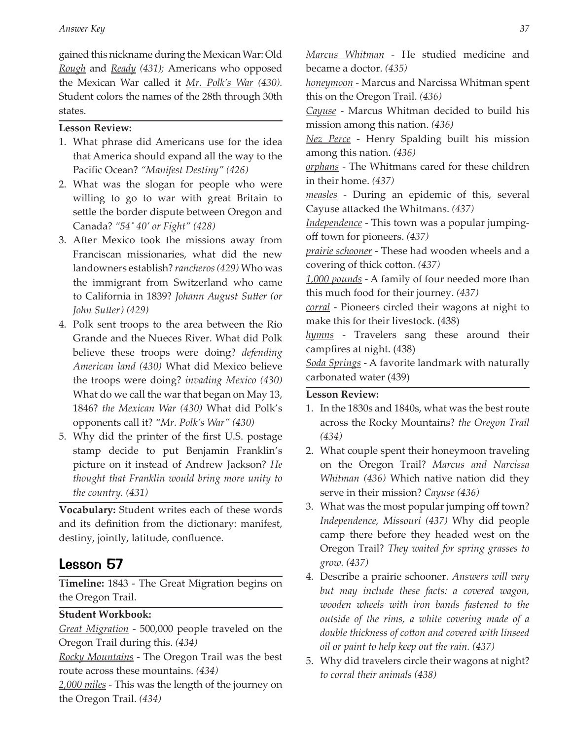gained this nickname during the Mexican War: Old _Rough_ and _Ready_ *(431);* Americans who opposed the Mexican War called it _Mr. Polk's War_ *(430).* Student colors the names of the 28th through 30th states.

**Lesson Review:**

1. What phrase did Americans use for the idea that America should expand all the way to the Pacific Ocean? *"Manifest Destiny" (426)*
2. What was the slogan for people who were willing to go to war with great Britain to settle the border dispute between Oregon and Canada? *"54˚ 40' or Fight" (428)*
3. After Mexico took the missions away from Franciscan missionaries, what did the new landowners establish? *rancheros (429)* Who was the immigrant from Switzerland who came to California in 1839? *Johann August Sutter (or John Sutter) (429)*
4. Polk sent troops to the area between the Rio Grande and the Nueces River. What did Polk believe these troops were doing? *defending American land (430)* What did Mexico believe the troops were doing? *invading Mexico (430)* What do we call the war that began on May 13, 1846? *the Mexican War (430)* What did Polk's opponents call it? *"Mr. Polk's War" (430)*
5. Why did the printer of the first U.S. postage stamp decide to put Benjamin Franklin's picture on it instead of Andrew Jackson? *He thought that Franklin would bring more unity to the country. (431)*

**Vocabulary:** Student writes each of these words and its definition from the dictionary: manifest, destiny, jointly, latitude, confluence.

## Lesson 57

**Timeline:** 1843 - The Great Migration begins on the Oregon Trail.

**Student Workbook:**

_Great Migration_ - 500,000 people traveled on the Oregon Trail during this. *(434)*

_Rocky Mountains_ - The Oregon Trail was the best route across these mountains. *(434)*

_2,000 miles_ - This was the length of the journey on the Oregon Trail. *(434)*

_Marcus Whitman_ - He studied medicine and became a doctor. *(435)*

_honeymoon_ - Marcus and Narcissa Whitman spent this on the Oregon Trail. *(436)*

_Cayuse_ - Marcus Whitman decided to build his mission among this nation. *(436)*

_Nez Perce_ - Henry Spalding built his mission among this nation. *(436)*

_orphans_ - The Whitmans cared for these children in their home. *(437)*

_measles_ - During an epidemic of this, several Cayuse attacked the Whitmans. *(437)*

_Independence_ - This town was a popular jumping-off town for pioneers. *(437)*

_prairie schooner_ - These had wooden wheels and a covering of thick cotton. *(437)*

_1,000 pounds_ - A family of four needed more than this much food for their journey. *(437)*

_corral_ - Pioneers circled their wagons at night to make this for their livestock. (438)

_hymns_ - Travelers sang these around their campfires at night. (438)

_Soda Springs_ - A favorite landmark with naturally carbonated water (439)

**Lesson Review:**

1. In the 1830s and 1840s, what was the best route across the Rocky Mountains? *the Oregon Trail (434)*
2. What couple spent their honeymoon traveling on the Oregon Trail? *Marcus and Narcissa Whitman (436)* Which native nation did they serve in their mission? *Cayuse (436)*
3. What was the most popular jumping off town? *Independence, Missouri (437)* Why did people camp there before they headed west on the Oregon Trail? *They waited for spring grasses to grow. (437)*
4. Describe a prairie schooner. *Answers will vary but may include these facts: a covered wagon, wooden wheels with iron bands fastened to the outside of the rims, a white covering made of a double thickness of cotton and covered with linseed oil or paint to help keep out the rain. (437)*
5. Why did travelers circle their wagons at night? *to corral their animals (438)*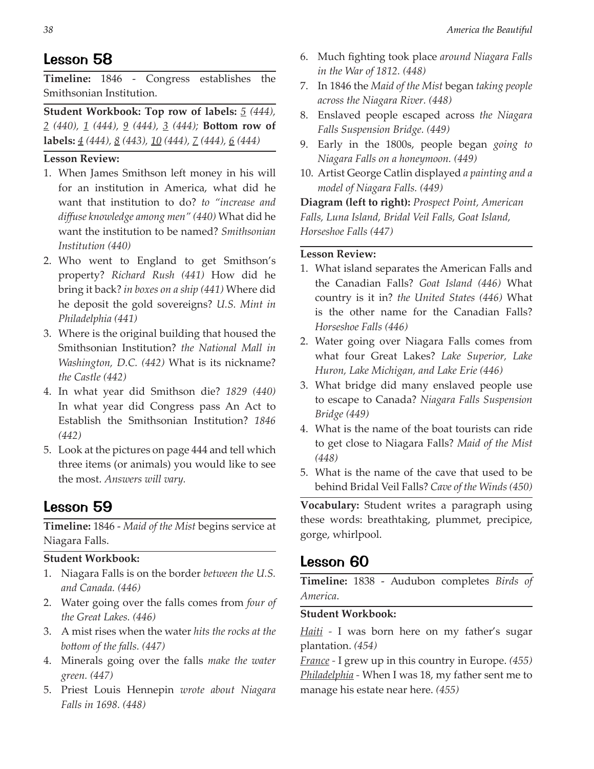## Lesson 58

**Timeline:** 1846 - Congress establishes the Smithsonian Institution.

**Student Workbook: Top row of labels:** _5_ *(444)*, _2_ *(440)*, _1_ *(444)*, _9_ *(444)*, _3_ *(444)*; **Bottom row of labels:** _4_ *(444)*, _8_ *(443)*, _10_ *(444)*, _7_ *(444)*, _6_ *(444)*

**Lesson Review:**

1. When James Smithson left money in his will for an institution in America, what did he want that institution to do? *to "increase and diffuse knowledge among men" (440)* What did he want the institution to be named? *Smithsonian Institution (440)*
2. Who went to England to get Smithson's property? *Richard Rush (441)* How did he bring it back? *in boxes on a ship (441)* Where did he deposit the gold sovereigns? *U.S. Mint in Philadelphia (441)*
3. Where is the original building that housed the Smithsonian Institution? *the National Mall in Washington, D.C. (442)* What is its nickname? *the Castle (442)*
4. In what year did Smithson die? *1829 (440)* In what year did Congress pass An Act to Establish the Smithsonian Institution? *1846 (442)*
5. Look at the pictures on page 444 and tell which three items (or animals) you would like to see the most. *Answers will vary.*

## Lesson 59

**Timeline:** 1846 - *Maid of the Mist* begins service at Niagara Falls.

**Student Workbook:**

1. Niagara Falls is on the border *between the U.S. and Canada. (446)*
2. Water going over the falls comes from *four of the Great Lakes. (446)*
3. A mist rises when the water *hits the rocks at the bottom of the falls. (447)*
4. Minerals going over the falls *make the water green. (447)*
5. Priest Louis Hennepin *wrote about Niagara Falls in 1698. (448)*
6. Much fighting took place *around Niagara Falls in the War of 1812. (448)*
7. In 1846 the *Maid of the Mist* began *taking people across the Niagara River. (448)*
8. Enslaved people escaped across *the Niagara Falls Suspension Bridge. (449)*
9. Early in the 1800s, people began *going to Niagara Falls on a honeymoon. (449)*
10. Artist George Catlin displayed *a painting and a model of Niagara Falls. (449)*

**Diagram (left to right):** *Prospect Point, American Falls, Luna Island, Bridal Veil Falls, Goat Island, Horseshoe Falls (447)*

**Lesson Review:**

1. What island separates the American Falls and the Canadian Falls? *Goat Island (446)* What country is it in? *the United States (446)* What is the other name for the Canadian Falls? *Horseshoe Falls (446)*
2. Water going over Niagara Falls comes from what four Great Lakes? *Lake Superior, Lake Huron, Lake Michigan, and Lake Erie (446)*
3. What bridge did many enslaved people use to escape to Canada? *Niagara Falls Suspension Bridge (449)*
4. What is the name of the boat tourists can ride to get close to Niagara Falls? *Maid of the Mist (448)*
5. What is the name of the cave that used to be behind Bridal Veil Falls? *Cave of the Winds (450)*

**Vocabulary:** Student writes a paragraph using these words: breathtaking, plummet, precipice, gorge, whirlpool.

## Lesson 60

**Timeline:** 1838 - Audubon completes *Birds of America*.

**Student Workbook:**

_Haiti_ - I was born here on my father's sugar plantation. *(454)*

_France_ - I grew up in this country in Europe. *(455)*

_Philadelphia_ - When I was 18, my father sent me to manage his estate near here. *(455)*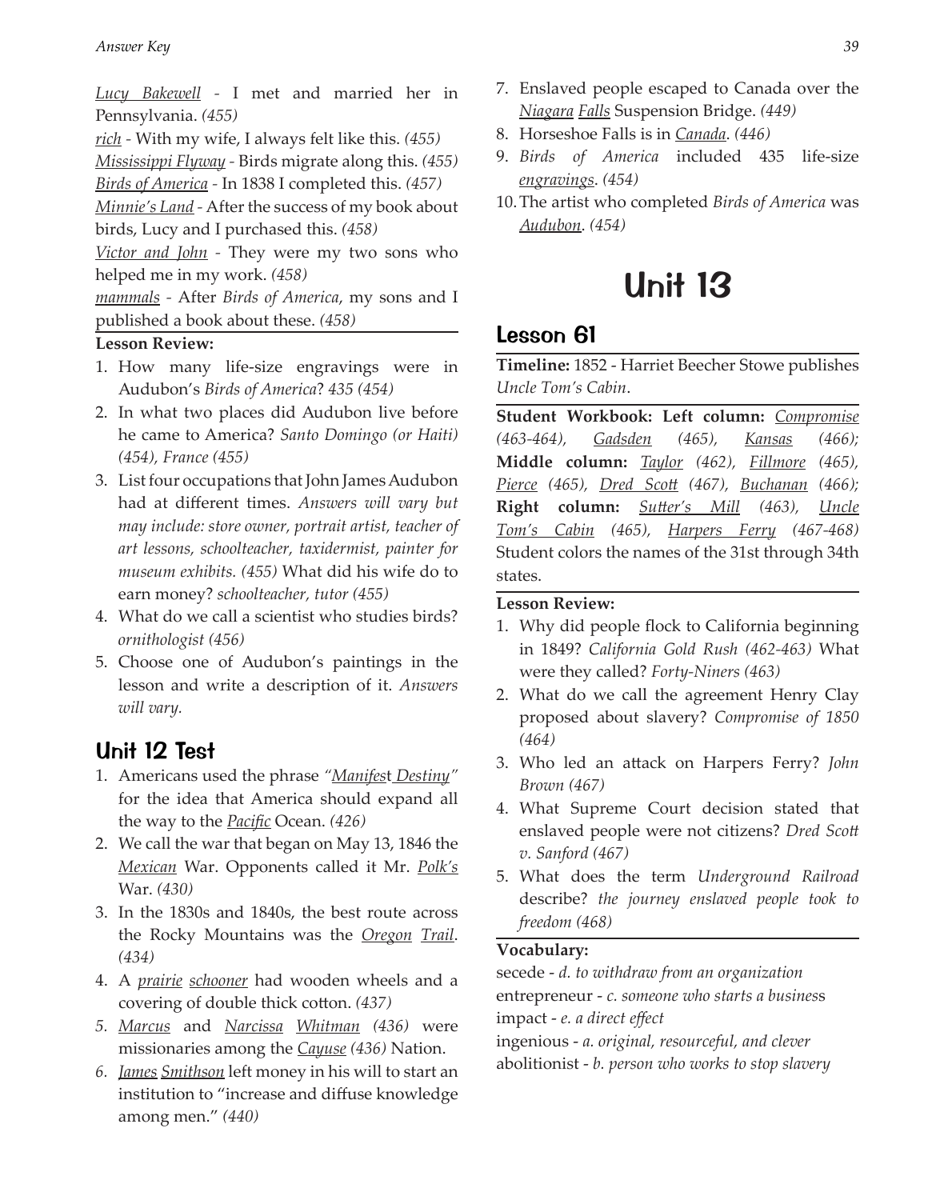*Lucy Bakewell* - I met and married her in Pennsylvania. *(455)*

*rich* - With my wife, I always felt like this. *(455)*

*Mississippi Flyway* - Birds migrate along this. *(455)*

*Birds of America* - In 1838 I completed this. *(457)*

*Minnie's Land* - After the success of my book about birds, Lucy and I purchased this. *(458)*

*Victor and John* - They were my two sons who helped me in my work. *(458)*

*mammals* - After *Birds of America*, my sons and I published a book about these. *(458)*

**Lesson Review:**

1. How many life-size engravings were in Audubon's *Birds of America*? *435 (454)*
2. In what two places did Audubon live before he came to America? *Santo Domingo (or Haiti) (454), France (455)*
3. List four occupations that John James Audubon had at different times. *Answers will vary but may include: store owner, portrait artist, teacher of art lessons, schoolteacher, taxidermist, painter for museum exhibits. (455)* What did his wife do to earn money? *schoolteacher, tutor (455)*
4. What do we call a scientist who studies birds? *ornithologist (456)*
5. Choose one of Audubon's paintings in the lesson and write a description of it. *Answers will vary.*

## Unit 12 Test

1. Americans used the phrase *"Manifest Destiny"* for the idea that America should expand all the way to the *Pacific* Ocean. *(426)*
2. We call the war that began on May 13, 1846 the *Mexican* War. Opponents called it Mr. *Polk's* War. *(430)*
3. In the 1830s and 1840s, the best route across the Rocky Mountains was the *Oregon Trail*. *(434)*
4. A *prairie schooner* had wooden wheels and a covering of double thick cotton. *(437)*
5. *Marcus* and *Narcissa Whitman (436)* were missionaries among the *Cayuse (436)* Nation.
6. *James Smithson* left money in his will to start an institution to "increase and diffuse knowledge among men." *(440)*
7. Enslaved people escaped to Canada over the *Niagara Falls* Suspension Bridge. *(449)*
8. Horseshoe Falls is in *Canada*. *(446)*
9. *Birds of America* included 435 life-size *engravings*. *(454)*
10. The artist who completed *Birds of America* was *Audubon*. *(454)*

# Unit 13

## Lesson 61

**Timeline:** 1852 - Harriet Beecher Stowe publishes *Uncle Tom's Cabin*.

**Student Workbook: Left column:** *Compromise (463-464), Gadsden (465), Kansas (466);* **Middle column:** *Taylor (462), Fillmore (465), Pierce (465), Dred Scott (467), Buchanan (466);* **Right column:** *Sutter's Mill (463), Uncle Tom's Cabin (465), Harpers Ferry (467-468)* Student colors the names of the 31st through 34th states.

**Lesson Review:**

1. Why did people flock to California beginning in 1849? *California Gold Rush (462-463)* What were they called? *Forty-Niners (463)*
2. What do we call the agreement Henry Clay proposed about slavery? *Compromise of 1850 (464)*
3. Who led an attack on Harpers Ferry? *John Brown (467)*
4. What Supreme Court decision stated that enslaved people were not citizens? *Dred Scott v. Sanford (467)*
5. What does the term *Underground Railroad* describe? *the journey enslaved people took to freedom (468)*

**Vocabulary:**

secede - *d. to withdraw from an organization*

entrepreneur - *c. someone who starts a business*

impact - *e. a direct effect*

ingenious - *a. original, resourceful, and clever*

abolitionist - *b. person who works to stop slavery*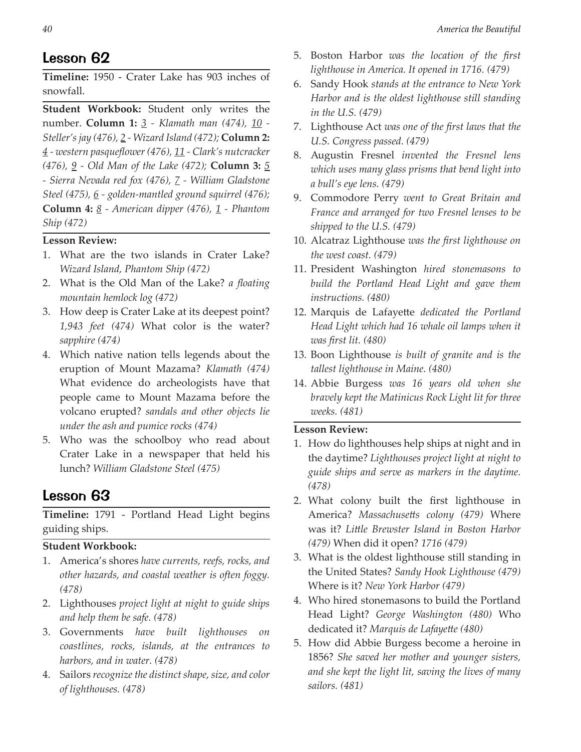## Lesson 62

**Timeline:** 1950 - Crater Lake has 903 inches of snowfall.

**Student Workbook:** Student only writes the number. **Column 1:** 3 - *Klamath man (474)*, 10 - *Steller's jay (476)*, 2 - *Wizard Island (472)*; **Column 2:** 4 - *western pasqueflower (476)*, 11 - *Clark's nutcracker (476)*, 9 - *Old Man of the Lake (472)*; **Column 3:** 5 - *Sierra Nevada red fox (476)*, 7 - *William Gladstone Steel (475)*, 6 - *golden-mantled ground squirrel (476)*; **Column 4:** 8 - *American dipper (476)*, 1 - *Phantom Ship (472)*

**Lesson Review:**

1. What are the two islands in Crater Lake? *Wizard Island, Phantom Ship (472)*
2. What is the Old Man of the Lake? *a floating mountain hemlock log (472)*
3. How deep is Crater Lake at its deepest point? *1,943 feet (474)* What color is the water? *sapphire (474)*
4. Which native nation tells legends about the eruption of Mount Mazama? *Klamath (474)* What evidence do archeologists have that people came to Mount Mazama before the volcano erupted? *sandals and other objects lie under the ash and pumice rocks (474)*
5. Who was the schoolboy who read about Crater Lake in a newspaper that held his lunch? *William Gladstone Steel (475)*

## Lesson 63

**Timeline:** 1791 - Portland Head Light begins guiding ships.

**Student Workbook:**

1. America's shores *have currents, reefs, rocks, and other hazards, and coastal weather is often foggy. (478)*
2. Lighthouses *project light at night to guide ships and help them be safe. (478)*
3. Governments *have built lighthouses on coastlines, rocks, islands, at the entrances to harbors, and in water. (478)*
4. Sailors *recognize the distinct shape, size, and color of lighthouses. (478)*
5. Boston Harbor *was the location of the first lighthouse in America. It opened in 1716. (479)*
6. Sandy Hook *stands at the entrance to New York Harbor and is the oldest lighthouse still standing in the U.S. (479)*
7. Lighthouse Act *was one of the first laws that the U.S. Congress passed. (479)*
8. Augustin Fresnel *invented the Fresnel lens which uses many glass prisms that bend light into a bull's eye lens. (479)*
9. Commodore Perry *went to Great Britain and France and arranged for two Fresnel lenses to be shipped to the U.S. (479)*
10. Alcatraz Lighthouse *was the first lighthouse on the west coast. (479)*
11. President Washington *hired stonemasons to build the Portland Head Light and gave them instructions. (480)*
12. Marquis de Lafayette *dedicated the Portland Head Light which had 16 whale oil lamps when it was first lit. (480)*
13. Boon Lighthouse *is built of granite and is the tallest lighthouse in Maine. (480)*
14. Abbie Burgess *was 16 years old when she bravely kept the Matinicus Rock Light lit for three weeks. (481)*

**Lesson Review:**

1. How do lighthouses help ships at night and in the daytime? *Lighthouses project light at night to guide ships and serve as markers in the daytime. (478)*
2. What colony built the first lighthouse in America? *Massachusetts colony (479)* Where was it? *Little Brewster Island in Boston Harbor (479)* When did it open? *1716 (479)*
3. What is the oldest lighthouse still standing in the United States? *Sandy Hook Lighthouse (479)* Where is it? *New York Harbor (479)*
4. Who hired stonemasons to build the Portland Head Light? *George Washington (480)* Who dedicated it? *Marquis de Lafayette (480)*
5. How did Abbie Burgess become a heroine in 1856? *She saved her mother and younger sisters, and she kept the light lit, saving the lives of many sailors. (481)*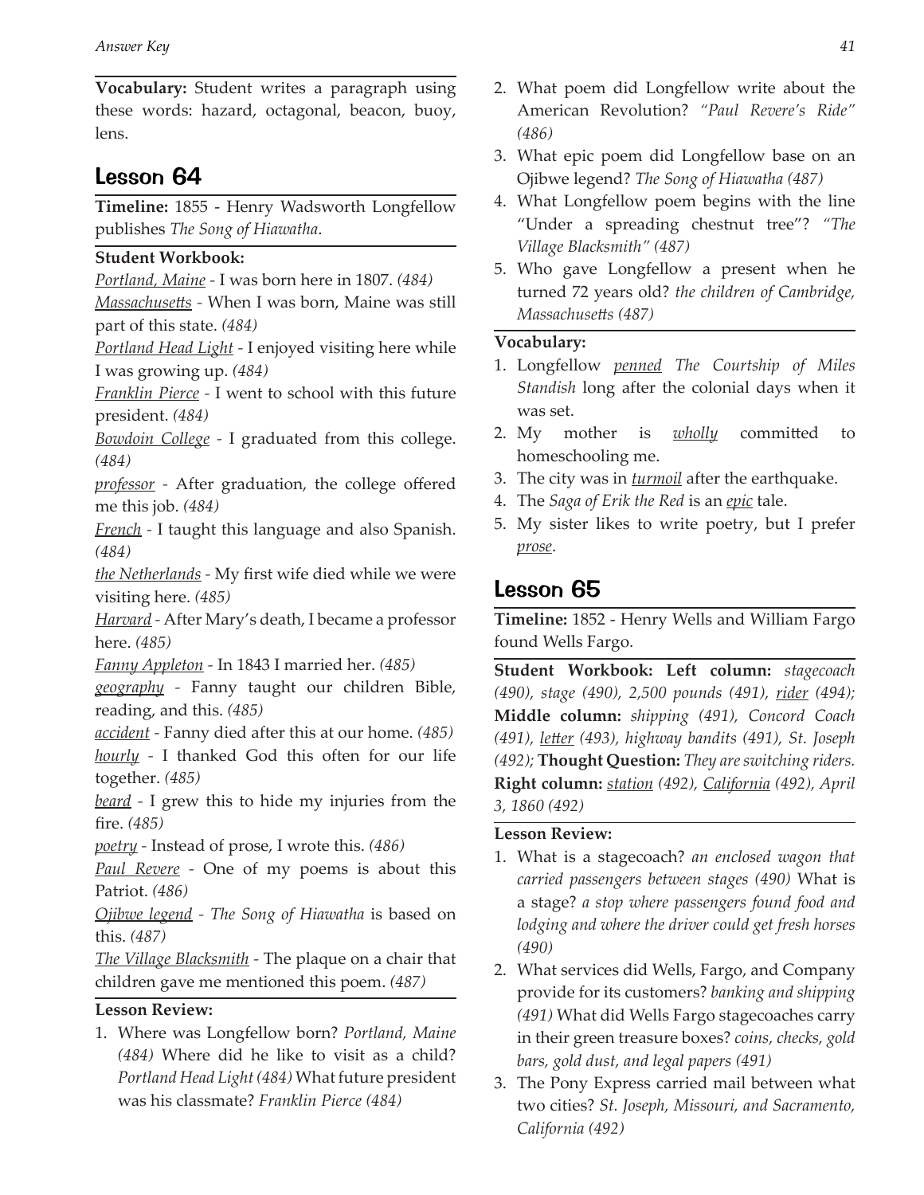**Vocabulary:** Student writes a paragraph using these words: hazard, octagonal, beacon, buoy, lens.

## Lesson 64

**Timeline:** 1855 - Henry Wadsworth Longfellow publishes *The Song of Hiawatha*.

**Student Workbook:**

<u>Portland, Maine</u> - I was born here in 1807. *(484)*
<u>Massachusetts</u> - When I was born, Maine was still part of this state. *(484)*
<u>Portland Head Light</u> - I enjoyed visiting here while I was growing up. *(484)*
<u>Franklin Pierce</u> - I went to school with this future president. *(484)*
<u>Bowdoin College</u> - I graduated from this college. *(484)*
<u>professor</u> - After graduation, the college offered me this job. *(484)*
<u>French</u> - I taught this language and also Spanish. *(484)*
<u>the Netherlands</u> - My first wife died while we were visiting here. *(485)*
<u>Harvard</u> - After Mary's death, I became a professor here. *(485)*
<u>Fanny Appleton</u> - In 1843 I married her. *(485)*
<u>geography</u> - Fanny taught our children Bible, reading, and this. *(485)*
<u>accident</u> - Fanny died after this at our home. *(485)*
<u>hourly</u> - I thanked God this often for our life together. *(485)*
<u>beard</u> - I grew this to hide my injuries from the fire. *(485)*
<u>poetry</u> - Instead of prose, I wrote this. *(486)*
<u>Paul Revere</u> - One of my poems is about this Patriot. *(486)*
<u>Ojibwe legend</u> - *The Song of Hiawatha* is based on this. *(487)*
<u>The Village Blacksmith</u> - The plaque on a chair that children gave me mentioned this poem. *(487)*

**Lesson Review:**

1. Where was Longfellow born? *Portland, Maine (484)* Where did he like to visit as a child? *Portland Head Light (484)* What future president was his classmate? *Franklin Pierce (484)*
2. What poem did Longfellow write about the American Revolution? *"Paul Revere's Ride" (486)*
3. What epic poem did Longfellow base on an Ojibwe legend? *The Song of Hiawatha (487)*
4. What Longfellow poem begins with the line "Under a spreading chestnut tree"? *"The Village Blacksmith" (487)*
5. Who gave Longfellow a present when he turned 72 years old? *the children of Cambridge, Massachusetts (487)*

**Vocabulary:**

1. Longfellow <u>*penned*</u> *The Courtship of Miles Standish* long after the colonial days when it was set.
2. My mother is <u>*wholly*</u> committed to homeschooling me.
3. The city was in <u>*turmoil*</u> after the earthquake.
4. The *Saga of Erik the Red* is an <u>*epic*</u> tale.
5. My sister likes to write poetry, but I prefer <u>*prose*</u>.

## Lesson 65

**Timeline:** 1852 - Henry Wells and William Fargo found Wells Fargo.

**Student Workbook: Left column:** *stagecoach (490), stage (490), 2,500 pounds (491), <u>rider</u> (494);* **Middle column:** *shipping (491), Concord Coach (491), <u>letter</u> (493), highway bandits (491), St. Joseph (492);* **Thought Question:** *They are switching riders.* **Right column:** *<u>station</u> (492), <u>California</u> (492), April 3, 1860 (492)*

**Lesson Review:**

1. What is a stagecoach? *an enclosed wagon that carried passengers between stages (490)* What is a stage? *a stop where passengers found food and lodging and where the driver could get fresh horses (490)*
2. What services did Wells, Fargo, and Company provide for its customers? *banking and shipping (491)* What did Wells Fargo stagecoaches carry in their green treasure boxes? *coins, checks, gold bars, gold dust, and legal papers (491)*
3. The Pony Express carried mail between what two cities? *St. Joseph, Missouri, and Sacramento, California (492)*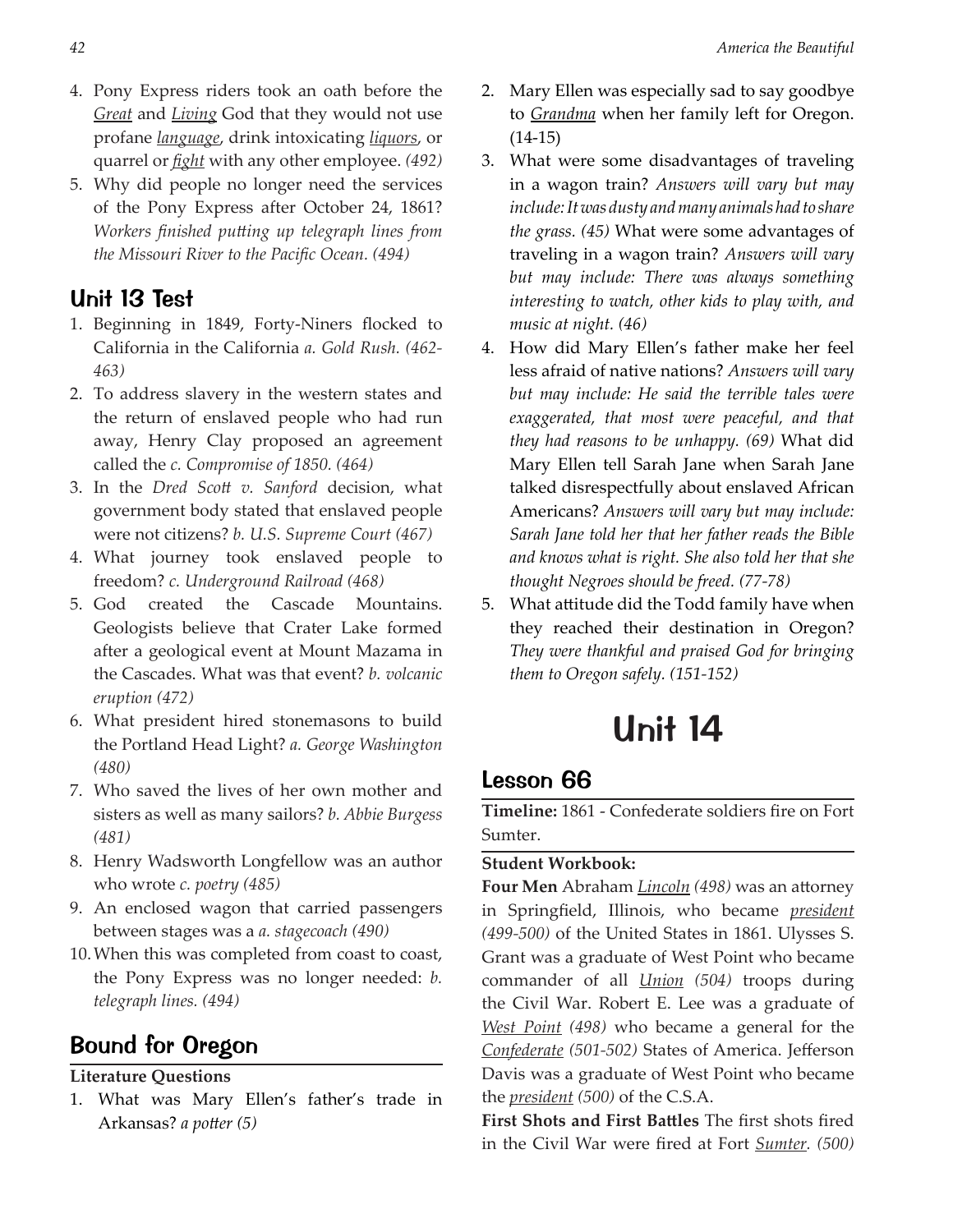4. Pony Express riders took an oath before the _Great_ and _Living_ God that they would not use profane _language_, drink intoxicating _liquors_, or quarrel or _fight_ with any other employee. *(492)*
5. Why did people no longer need the services of the Pony Express after October 24, 1861? *Workers finished putting up telegraph lines from the Missouri River to the Pacific Ocean. (494)*

## Unit 13 Test

1. Beginning in 1849, Forty-Niners flocked to California in the California *a. Gold Rush. (462-463)*
2. To address slavery in the western states and the return of enslaved people who had run away, Henry Clay proposed an agreement called the *c. Compromise of 1850. (464)*
3. In the *Dred Scott v. Sanford* decision, what government body stated that enslaved people were not citizens? *b. U.S. Supreme Court (467)*
4. What journey took enslaved people to freedom? *c. Underground Railroad (468)*
5. God created the Cascade Mountains. Geologists believe that Crater Lake formed after a geological event at Mount Mazama in the Cascades. What was that event? *b. volcanic eruption (472)*
6. What president hired stonemasons to build the Portland Head Light? *a. George Washington (480)*
7. Who saved the lives of her own mother and sisters as well as many sailors? *b. Abbie Burgess (481)*
8. Henry Wadsworth Longfellow was an author who wrote *c. poetry (485)*
9. An enclosed wagon that carried passengers between stages was a *a. stagecoach (490)*
10. When this was completed from coast to coast, the Pony Express was no longer needed: *b. telegraph lines. (494)*

## Bound for Oregon

**Literature Questions**

1. What was Mary Ellen's father's trade in Arkansas? *a potter (5)*
2. Mary Ellen was especially sad to say goodbye to _Grandma_ when her family left for Oregon. (14-15)
3. What were some disadvantages of traveling in a wagon train? *Answers will vary but may include: It was dusty and many animals had to share the grass. (45)* What were some advantages of traveling in a wagon train? *Answers will vary but may include: There was always something interesting to watch, other kids to play with, and music at night. (46)*
4. How did Mary Ellen's father make her feel less afraid of native nations? *Answers will vary but may include: He said the terrible tales were exaggerated, that most were peaceful, and that they had reasons to be unhappy. (69)* What did Mary Ellen tell Sarah Jane when Sarah Jane talked disrespectfully about enslaved African Americans? *Answers will vary but may include: Sarah Jane told her that her father reads the Bible and knows what is right. She also told her that she thought Negroes should be freed. (77-78)*
5. What attitude did the Todd family have when they reached their destination in Oregon? *They were thankful and praised God for bringing them to Oregon safely. (151-152)*

# Unit 14

## Lesson 66

**Timeline:** 1861 - Confederate soldiers fire on Fort Sumter.

**Student Workbook:**

**Four Men** Abraham _Lincoln_ *(498)* was an attorney in Springfield, Illinois, who became _president_ *(499-500)* of the United States in 1861. Ulysses S. Grant was a graduate of West Point who became commander of all _Union_ *(504)* troops during the Civil War. Robert E. Lee was a graduate of _West Point_ *(498)* who became a general for the _Confederate_ *(501-502)* States of America. Jefferson Davis was a graduate of West Point who became the _president_ *(500)* of the C.S.A.

**First Shots and First Battles** The first shots fired in the Civil War were fired at Fort _Sumter_. *(500)*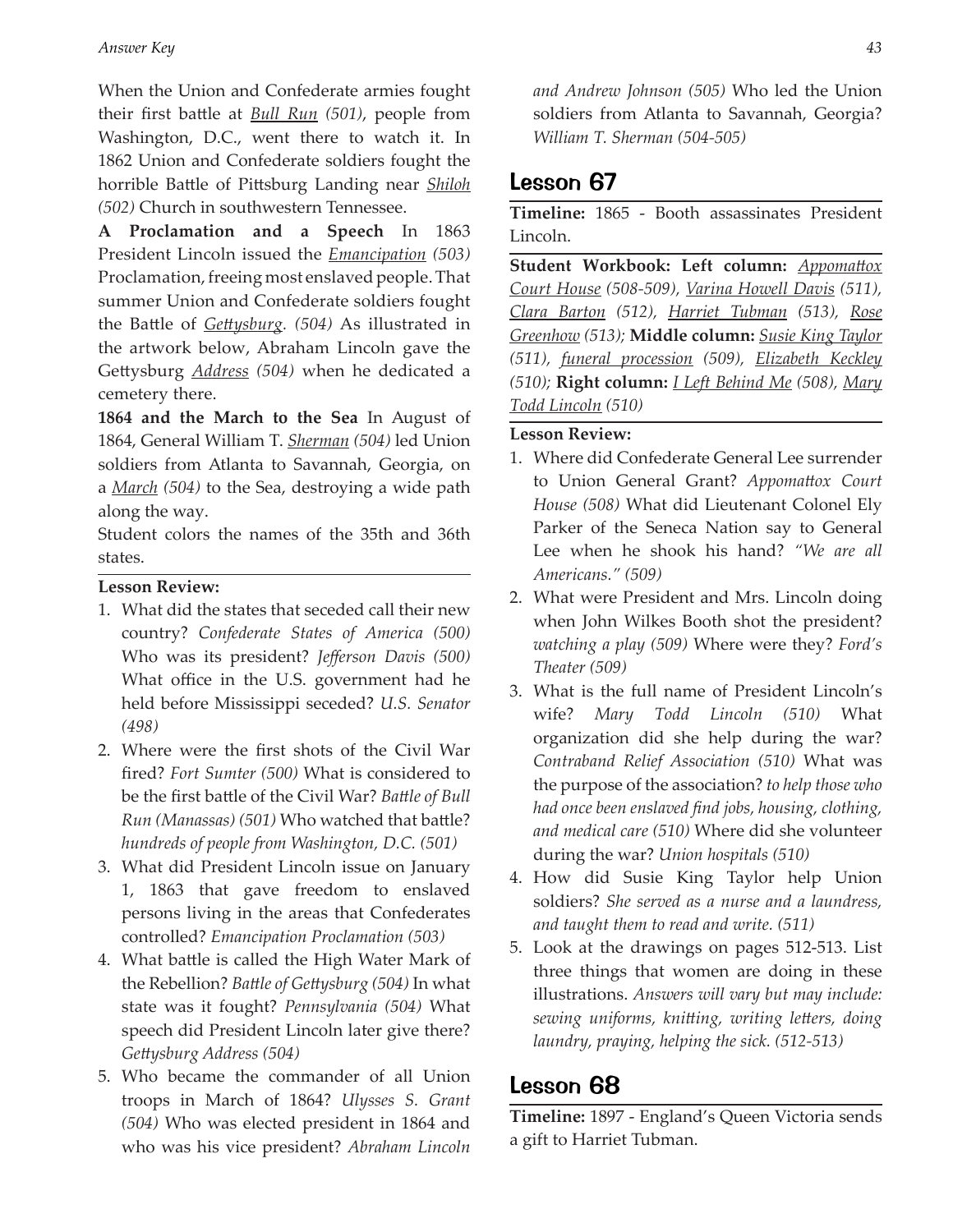When the Union and Confederate armies fought their first battle at _Bull Run_ *(501)*, people from Washington, D.C., went there to watch it. In 1862 Union and Confederate soldiers fought the horrible Battle of Pittsburg Landing near _Shiloh_ *(502)* Church in southwestern Tennessee.

**A Proclamation and a Speech** In 1863 President Lincoln issued the _Emancipation_ *(503)* Proclamation, freeing most enslaved people. That summer Union and Confederate soldiers fought the Battle of _Gettysburg_. *(504)* As illustrated in the artwork below, Abraham Lincoln gave the Gettysburg _Address_ *(504)* when he dedicated a cemetery there.

**1864 and the March to the Sea** In August of 1864, General William T. _Sherman_ *(504)* led Union soldiers from Atlanta to Savannah, Georgia, on a _March_ *(504)* to the Sea, destroying a wide path along the way.

Student colors the names of the 35th and 36th states.

**Lesson Review:**

1. What did the states that seceded call their new country? *Confederate States of America (500)* Who was its president? *Jefferson Davis (500)* What office in the U.S. government had he held before Mississippi seceded? *U.S. Senator (498)*
2. Where were the first shots of the Civil War fired? *Fort Sumter (500)* What is considered to be the first battle of the Civil War? *Battle of Bull Run (Manassas) (501)* Who watched that battle? *hundreds of people from Washington, D.C. (501)*
3. What did President Lincoln issue on January 1, 1863 that gave freedom to enslaved persons living in the areas that Confederates controlled? *Emancipation Proclamation (503)*
4. What battle is called the High Water Mark of the Rebellion? *Battle of Gettysburg (504)* In what state was it fought? *Pennsylvania (504)* What speech did President Lincoln later give there? *Gettysburg Address (504)*
5. Who became the commander of all Union troops in March of 1864? *Ulysses S. Grant (504)* Who was elected president in 1864 and who was his vice president? *Abraham Lincoln and Andrew Johnson (505)* Who led the Union soldiers from Atlanta to Savannah, Georgia? *William T. Sherman (504-505)*

## Lesson 67

**Timeline:** 1865 - Booth assassinates President Lincoln.

**Student Workbook: Left column:** _Appomattox Court House_ *(508-509)*, _Varina Howell Davis_ *(511)*, _Clara Barton_ *(512)*, _Harriet Tubman_ *(513)*, _Rose Greenhow_ *(513)*; **Middle column:** _Susie King Taylor_ *(511)*, _funeral procession_ *(509)*, _Elizabeth Keckley_ *(510)*; **Right column:** _I Left Behind Me_ *(508)*, _Mary Todd Lincoln_ *(510)*

**Lesson Review:**

1. Where did Confederate General Lee surrender to Union General Grant? *Appomattox Court House (508)* What did Lieutenant Colonel Ely Parker of the Seneca Nation say to General Lee when he shook his hand? *"We are all Americans." (509)*
2. What were President and Mrs. Lincoln doing when John Wilkes Booth shot the president? *watching a play (509)* Where were they? *Ford's Theater (509)*
3. What is the full name of President Lincoln's wife? *Mary Todd Lincoln (510)* What organization did she help during the war? *Contraband Relief Association (510)* What was the purpose of the association? *to help those who had once been enslaved find jobs, housing, clothing, and medical care (510)* Where did she volunteer during the war? *Union hospitals (510)*
4. How did Susie King Taylor help Union soldiers? *She served as a nurse and a laundress, and taught them to read and write. (511)*
5. Look at the drawings on pages 512-513. List three things that women are doing in these illustrations. *Answers will vary but may include: sewing uniforms, knitting, writing letters, doing laundry, praying, helping the sick. (512-513)*

## Lesson 68

**Timeline:** 1897 - England's Queen Victoria sends a gift to Harriet Tubman.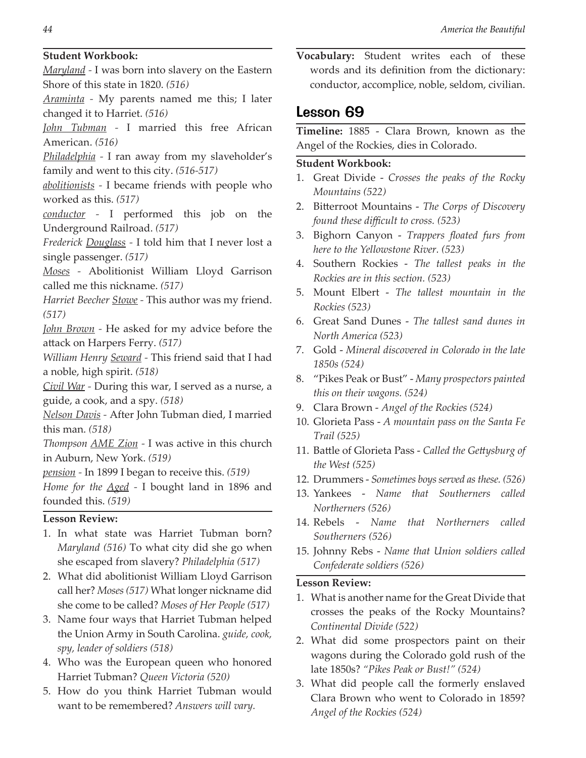**Student Workbook:**

*Maryland* - I was born into slavery on the Eastern Shore of this state in 1820. *(516)*

*Araminta* - My parents named me this; I later changed it to Harriet. *(516)*

*John Tubman* - I married this free African American. *(516)*

*Philadelphia* - I ran away from my slaveholder's family and went to this city. *(516-517)*

*abolitionists* - I became friends with people who worked as this. *(517)*

*conductor* - I performed this job on the Underground Railroad. *(517)*

*Frederick Douglass* - I told him that I never lost a single passenger. *(517)*

*Moses* - Abolitionist William Lloyd Garrison called me this nickname. *(517)*

*Harriet Beecher Stowe* - This author was my friend. *(517)*

*John Brown* - He asked for my advice before the attack on Harpers Ferry. *(517)*

*William Henry Seward* - This friend said that I had a noble, high spirit. *(518)*

*Civil War* - During this war, I served as a nurse, a guide, a cook, and a spy. *(518)*

*Nelson Davis* - After John Tubman died, I married this man. *(518)*

*Thompson AME Zion* - I was active in this church in Auburn, New York. *(519)*

*pension* - In 1899 I began to receive this. *(519)*

*Home for the Aged* - I bought land in 1896 and founded this. *(519)*

**Lesson Review:**

1. In what state was Harriet Tubman born? *Maryland (516)* To what city did she go when she escaped from slavery? *Philadelphia (517)*
2. What did abolitionist William Lloyd Garrison call her? *Moses (517)* What longer nickname did she come to be called? *Moses of Her People (517)*
3. Name four ways that Harriet Tubman helped the Union Army in South Carolina. *guide, cook, spy, leader of soldiers (518)*
4. Who was the European queen who honored Harriet Tubman? *Queen Victoria (520)*
5. How do you think Harriet Tubman would want to be remembered? *Answers will vary.*

**Vocabulary:** Student writes each of these words and its definition from the dictionary: conductor, accomplice, noble, seldom, civilian.

## Lesson 69

**Timeline:** 1885 - Clara Brown, known as the Angel of the Rockies, dies in Colorado.

**Student Workbook:**

1. Great Divide - *Crosses the peaks of the Rocky Mountains (522)*
2. Bitterroot Mountains - *The Corps of Discovery found these difficult to cross. (523)*
3. Bighorn Canyon - *Trappers floated furs from here to the Yellowstone River. (523)*
4. Southern Rockies - *The tallest peaks in the Rockies are in this section. (523)*
5. Mount Elbert - *The tallest mountain in the Rockies (523)*
6. Great Sand Dunes - *The tallest sand dunes in North America (523)*
7. Gold - *Mineral discovered in Colorado in the late 1850s (524)*
8. "Pikes Peak or Bust" - *Many prospectors painted this on their wagons. (524)*
9. Clara Brown - *Angel of the Rockies (524)*
10. Glorieta Pass - *A mountain pass on the Santa Fe Trail (525)*
11. Battle of Glorieta Pass - *Called the Gettysburg of the West (525)*
12. Drummers - *Sometimes boys served as these. (526)*
13. Yankees - *Name that Southerners called Northerners (526)*
14. Rebels - *Name that Northerners called Southerners (526)*
15. Johnny Rebs - *Name that Union soldiers called Confederate soldiers (526)*

**Lesson Review:**

1. What is another name for the Great Divide that crosses the peaks of the Rocky Mountains? *Continental Divide (522)*
2. What did some prospectors paint on their wagons during the Colorado gold rush of the late 1850s? *"Pikes Peak or Bust!" (524)*
3. What did people call the formerly enslaved Clara Brown who went to Colorado in 1859? *Angel of the Rockies (524)*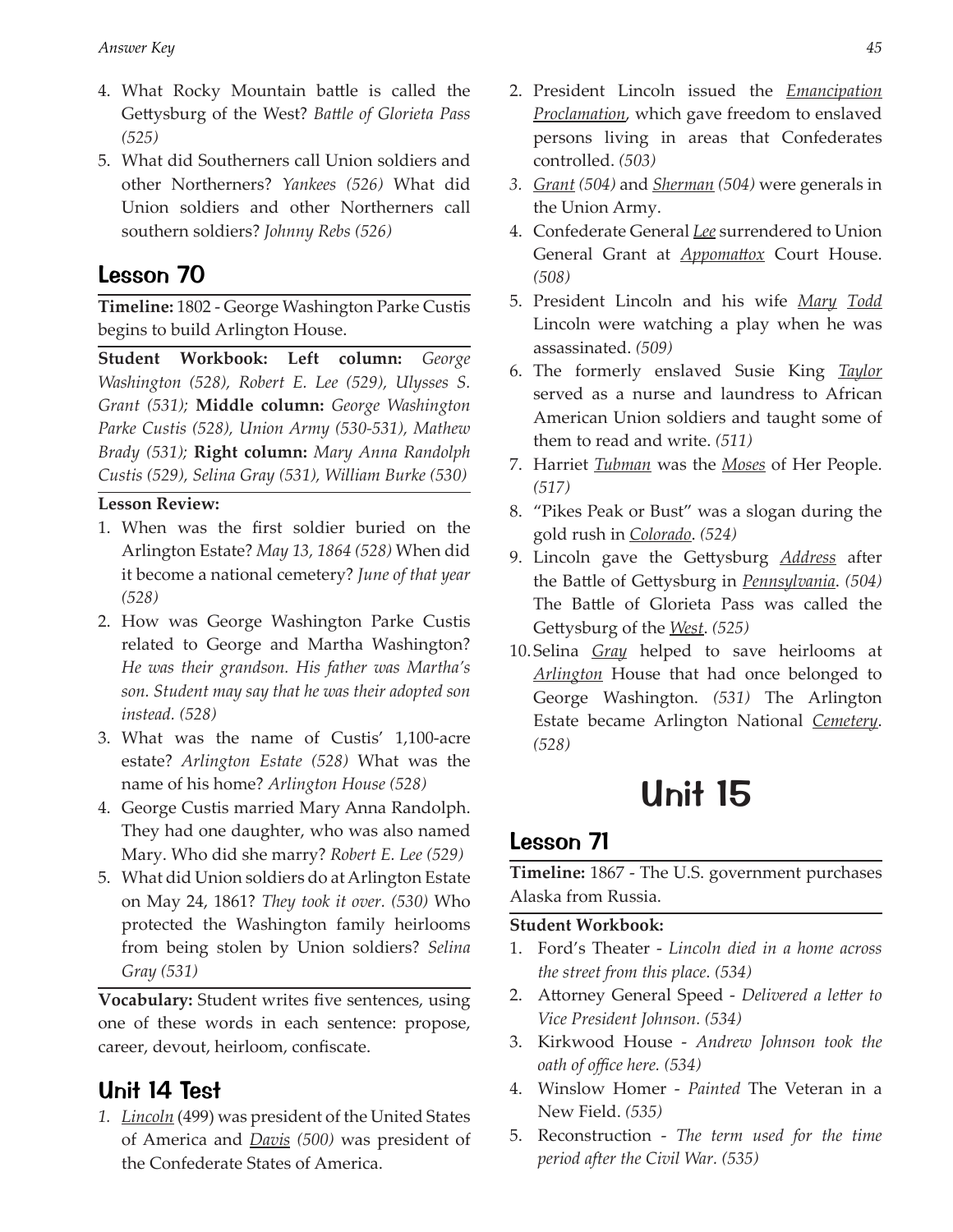4. What Rocky Mountain battle is called the Gettysburg of the West? *Battle of Glorieta Pass (525)*
5. What did Southerners call Union soldiers and other Northerners? *Yankees (526)* What did Union soldiers and other Northerners call southern soldiers? *Johnny Rebs (526)*

## Lesson 70

**Timeline:** 1802 - George Washington Parke Custis begins to build Arlington House.

**Student Workbook: Left column:** *George Washington (528), Robert E. Lee (529), Ulysses S. Grant (531);* **Middle column:** *George Washington Parke Custis (528), Union Army (530-531), Mathew Brady (531);* **Right column:** *Mary Anna Randolph Custis (529), Selina Gray (531), William Burke (530)*

**Lesson Review:**

1. When was the first soldier buried on the Arlington Estate? *May 13, 1864 (528)* When did it become a national cemetery? *June of that year (528)*
2. How was George Washington Parke Custis related to George and Martha Washington? *He was their grandson. His father was Martha's son. Student may say that he was their adopted son instead. (528)*
3. What was the name of Custis' 1,100-acre estate? *Arlington Estate (528)* What was the name of his home? *Arlington House (528)*
4. George Custis married Mary Anna Randolph. They had one daughter, who was also named Mary. Who did she marry? *Robert E. Lee (529)*
5. What did Union soldiers do at Arlington Estate on May 24, 1861? *They took it over. (530)* Who protected the Washington family heirlooms from being stolen by Union soldiers? *Selina Gray (531)*

**Vocabulary:** Student writes five sentences, using one of these words in each sentence: propose, career, devout, heirloom, confiscate.

## Unit 14 Test

1. *Lincoln* (499) was president of the United States of America and *Davis (500)* was president of the Confederate States of America.
2. President Lincoln issued the *Emancipation Proclamation*, which gave freedom to enslaved persons living in areas that Confederates controlled. *(503)*
3. *Grant (504)* and *Sherman (504)* were generals in the Union Army.
4. Confederate General *Lee* surrendered to Union General Grant at *Appomattox* Court House. *(508)*
5. President Lincoln and his wife *Mary Todd* Lincoln were watching a play when he was assassinated. *(509)*
6. The formerly enslaved Susie King *Taylor* served as a nurse and laundress to African American Union soldiers and taught some of them to read and write. *(511)*
7. Harriet *Tubman* was the *Moses* of Her People. *(517)*
8. "Pikes Peak or Bust" was a slogan during the gold rush in *Colorado*. *(524)*
9. Lincoln gave the Gettysburg *Address* after the Battle of Gettysburg in *Pennsylvania*. *(504)* The Battle of Glorieta Pass was called the Gettysburg of the *West*. *(525)*
10. Selina *Gray* helped to save heirlooms at *Arlington* House that had once belonged to George Washington. *(531)* The Arlington Estate became Arlington National *Cemetery*. *(528)*

# Unit 15

## Lesson 71

**Timeline:** 1867 - The U.S. government purchases Alaska from Russia.

**Student Workbook:**

1. Ford's Theater - *Lincoln died in a home across the street from this place. (534)*
2. Attorney General Speed - *Delivered a letter to Vice President Johnson. (534)*
3. Kirkwood House - *Andrew Johnson took the oath of office here. (534)*
4. Winslow Homer - *Painted* The Veteran in a New Field. *(535)*
5. Reconstruction - *The term used for the time period after the Civil War. (535)*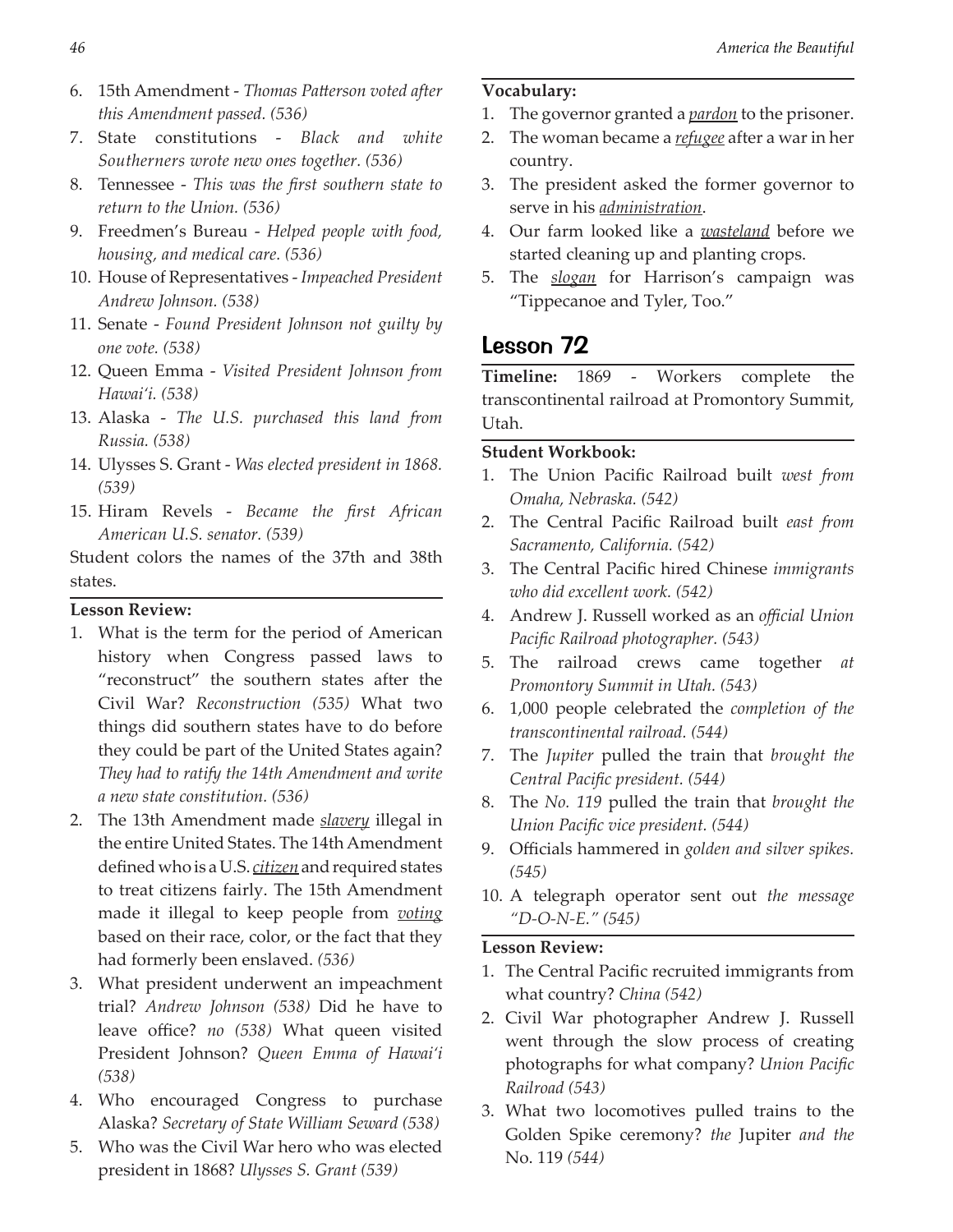6. 15th Amendment - *Thomas Patterson voted after this Amendment passed. (536)*
7. State constitutions - *Black and white Southerners wrote new ones together. (536)*
8. Tennessee - *This was the first southern state to return to the Union. (536)*
9. Freedmen's Bureau - *Helped people with food, housing, and medical care. (536)*
10. House of Representatives - *Impeached President Andrew Johnson. (538)*
11. Senate - *Found President Johnson not guilty by one vote. (538)*
12. Queen Emma - *Visited President Johnson from Hawai'i. (538)*
13. Alaska - *The U.S. purchased this land from Russia. (538)*
14. Ulysses S. Grant - *Was elected president in 1868. (539)*
15. Hiram Revels - *Became the first African American U.S. senator. (539)*

Student colors the names of the 37th and 38th states.

**Lesson Review:**

1. What is the term for the period of American history when Congress passed laws to "reconstruct" the southern states after the Civil War? *Reconstruction (535)* What two things did southern states have to do before they could be part of the United States again? *They had to ratify the 14th Amendment and write a new state constitution. (536)*
2. The 13th Amendment made *slavery* illegal in the entire United States. The 14th Amendment defined who is a U.S. *citizen* and required states to treat citizens fairly. The 15th Amendment made it illegal to keep people from *voting* based on their race, color, or the fact that they had formerly been enslaved. *(536)*
3. What president underwent an impeachment trial? *Andrew Johnson (538)* Did he have to leave office? *no (538)* What queen visited President Johnson? *Queen Emma of Hawai'i (538)*
4. Who encouraged Congress to purchase Alaska? *Secretary of State William Seward (538)*
5. Who was the Civil War hero who was elected president in 1868? *Ulysses S. Grant (539)*

**Vocabulary:**

1. The governor granted a *pardon* to the prisoner.
2. The woman became a *refugee* after a war in her country.
3. The president asked the former governor to serve in his *administration*.
4. Our farm looked like a *wasteland* before we started cleaning up and planting crops.
5. The *slogan* for Harrison's campaign was "Tippecanoe and Tyler, Too."

## Lesson 72

**Timeline:** 1869 - Workers complete the transcontinental railroad at Promontory Summit, Utah.

**Student Workbook:**

1. The Union Pacific Railroad built *west from Omaha, Nebraska. (542)*
2. The Central Pacific Railroad built *east from Sacramento, California. (542)*
3. The Central Pacific hired Chinese *immigrants who did excellent work. (542)*
4. Andrew J. Russell worked as an *official Union Pacific Railroad photographer. (543)*
5. The railroad crews came together *at Promontory Summit in Utah. (543)*
6. 1,000 people celebrated the *completion of the transcontinental railroad. (544)*
7. The *Jupiter* pulled the train that *brought the Central Pacific president. (544)*
8. The *No. 119* pulled the train that *brought the Union Pacific vice president. (544)*
9. Officials hammered in *golden and silver spikes. (545)*
10. A telegraph operator sent out *the message "D-O-N-E." (545)*

**Lesson Review:**

1. The Central Pacific recruited immigrants from what country? *China (542)*
2. Civil War photographer Andrew J. Russell went through the slow process of creating photographs for what company? *Union Pacific Railroad (543)*
3. What two locomotives pulled trains to the Golden Spike ceremony? *the* Jupiter *and the* No. 119 *(544)*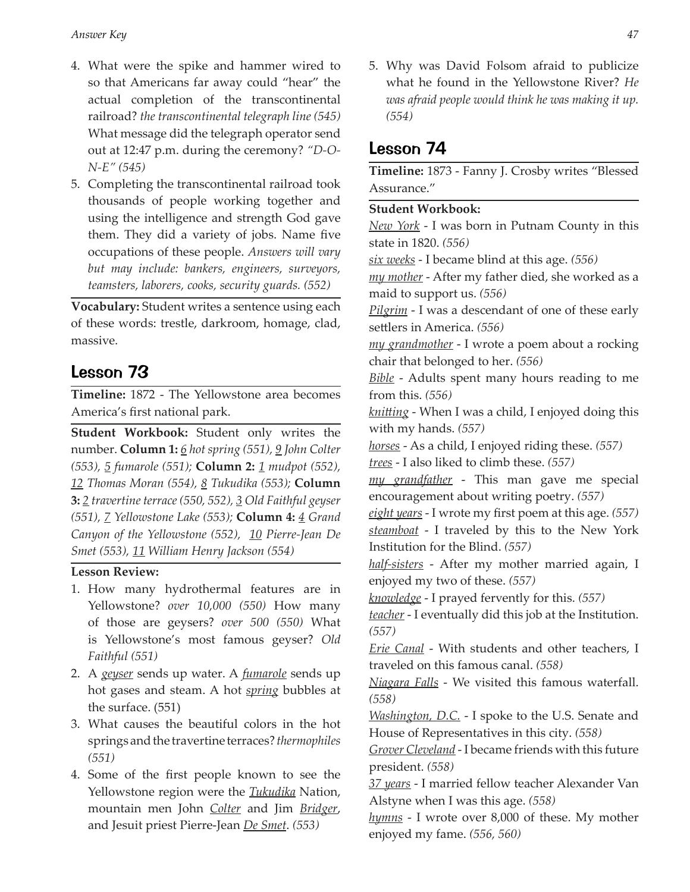4. What were the spike and hammer wired to so that Americans far away could "hear" the actual completion of the transcontinental railroad? *the transcontinental telegraph line (545)* What message did the telegraph operator send out at 12:47 p.m. during the ceremony? *"D-O-N-E" (545)*
5. Completing the transcontinental railroad took thousands of people working together and using the intelligence and strength God gave them. They did a variety of jobs. Name five occupations of these people. *Answers will vary but may include: bankers, engineers, surveyors, teamsters, laborers, cooks, security guards. (552)*

**Vocabulary:** Student writes a sentence using each of these words: trestle, darkroom, homage, clad, massive.

## Lesson 73

**Timeline:** 1872 - The Yellowstone area becomes America's first national park.

**Student Workbook:** Student only writes the number. **Column 1:** *6 hot spring (551), 9 John Colter (553), 5 fumarole (551);* **Column 2:** *1 mudpot (552), 12 Thomas Moran (554), 8 Tukudika (553);* **Column 3:** *2 travertine terrace (550, 552), 3 Old Faithful geyser (551), 7 Yellowstone Lake (553);* **Column 4:** *4 Grand Canyon of the Yellowstone (552), 10 Pierre-Jean De Smet (553), 11 William Henry Jackson (554)*

**Lesson Review:**

1. How many hydrothermal features are in Yellowstone? *over 10,000 (550)* How many of those are geysers? *over 500 (550)* What is Yellowstone's most famous geyser? *Old Faithful (551)*
2. A *geyser* sends up water. A *fumarole* sends up hot gases and steam. A hot *spring* bubbles at the surface. (551)
3. What causes the beautiful colors in the hot springs and the travertine terraces? *thermophiles (551)*
4. Some of the first people known to see the Yellowstone region were the *Tukudika* Nation, mountain men John *Colter* and Jim *Bridger*, and Jesuit priest Pierre-Jean *De Smet*. *(553)*
5. Why was David Folsom afraid to publicize what he found in the Yellowstone River? *He was afraid people would think he was making it up. (554)*

## Lesson 74

**Timeline:** 1873 - Fanny J. Crosby writes "Blessed Assurance."

**Student Workbook:**

*New York* - I was born in Putnam County in this state in 1820. *(556)*
*six weeks* - I became blind at this age. *(556)*
*my mother* - After my father died, she worked as a maid to support us. *(556)*
*Pilgrim* - I was a descendant of one of these early settlers in America. *(556)*
*my grandmother* - I wrote a poem about a rocking chair that belonged to her. *(556)*
*Bible* - Adults spent many hours reading to me from this. *(556)*
*knitting* - When I was a child, I enjoyed doing this with my hands. *(557)*
*horses* - As a child, I enjoyed riding these. *(557)*
*trees* - I also liked to climb these. *(557)*
*my grandfather* - This man gave me special encouragement about writing poetry. *(557)*
*eight years* - I wrote my first poem at this age. *(557)*
*steamboat* - I traveled by this to the New York Institution for the Blind. *(557)*
*half-sisters* - After my mother married again, I enjoyed my two of these. *(557)*
*knowledge* - I prayed fervently for this. *(557)*
*teacher* - I eventually did this job at the Institution. *(557)*
*Erie Canal* - With students and other teachers, I traveled on this famous canal. *(558)*
*Niagara Falls* - We visited this famous waterfall. *(558)*
*Washington, D.C.* - I spoke to the U.S. Senate and House of Representatives in this city. *(558)*
*Grover Cleveland* - I became friends with this future president. *(558)*
*37 years* - I married fellow teacher Alexander Van Alstyne when I was this age. *(558)*
*hymns* - I wrote over 8,000 of these. My mother enjoyed my fame. *(556, 560)*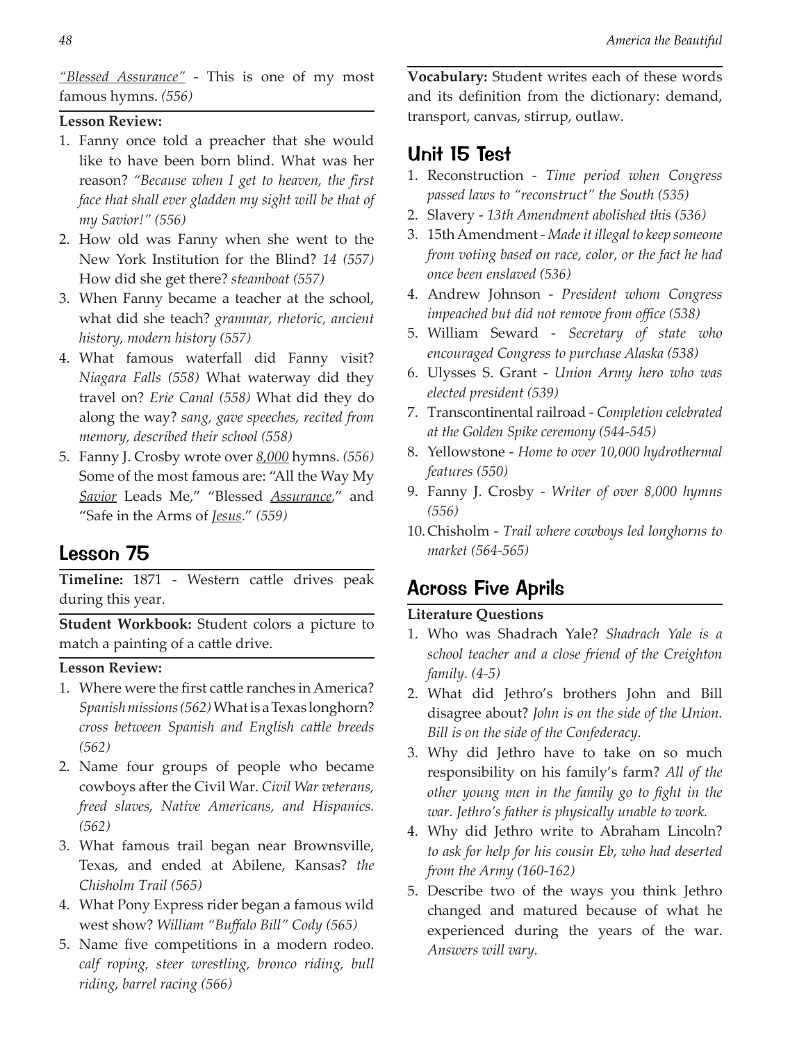*"Blessed Assurance"* - This is one of my most famous hymns. *(556)*

**Lesson Review:**

1. Fanny once told a preacher that she would like to have been born blind. What was her reason? *"Because when I get to heaven, the first face that shall ever gladden my sight will be that of my Savior!" (556)*
2. How old was Fanny when she went to the New York Institution for the Blind? *14 (557)* How did she get there? *steamboat (557)*
3. When Fanny became a teacher at the school, what did she teach? *grammar, rhetoric, ancient history, modern history (557)*
4. What famous waterfall did Fanny visit? *Niagara Falls (558)* What waterway did they travel on? *Erie Canal (558)* What did they do along the way? *sang, gave speeches, recited from memory, described their school (558)*
5. Fanny J. Crosby wrote over *8,000* hymns. *(556)* Some of the most famous are: "All the Way My *Savior* Leads Me," "Blessed *Assurance*," and "Safe in the Arms of *Jesus*." *(559)*

## Lesson 75

**Timeline:** 1871 - Western cattle drives peak during this year.

**Student Workbook:** Student colors a picture to match a painting of a cattle drive.

**Lesson Review:**

1. Where were the first cattle ranches in America? *Spanish missions (562)* What is a Texas longhorn? *cross between Spanish and English cattle breeds (562)*
2. Name four groups of people who became cowboys after the Civil War. *Civil War veterans, freed slaves, Native Americans, and Hispanics. (562)*
3. What famous trail began near Brownsville, Texas, and ended at Abilene, Kansas? *the Chisholm Trail (565)*
4. What Pony Express rider began a famous wild west show? *William "Buffalo Bill" Cody (565)*
5. Name five competitions in a modern rodeo. *calf roping, steer wrestling, bronco riding, bull riding, barrel racing (566)*

**Vocabulary:** Student writes each of these words and its definition from the dictionary: demand, transport, canvas, stirrup, outlaw.

## Unit 15 Test

1. Reconstruction - *Time period when Congress passed laws to "reconstruct" the South (535)*
2. Slavery - *13th Amendment abolished this (536)*
3. 15th Amendment - *Made it illegal to keep someone from voting based on race, color, or the fact he had once been enslaved (536)*
4. Andrew Johnson - *President whom Congress impeached but did not remove from office (538)*
5. William Seward - *Secretary of state who encouraged Congress to purchase Alaska (538)*
6. Ulysses S. Grant - *Union Army hero who was elected president (539)*
7. Transcontinental railroad - *Completion celebrated at the Golden Spike ceremony (544-545)*
8. Yellowstone - *Home to over 10,000 hydrothermal features (550)*
9. Fanny J. Crosby - *Writer of over 8,000 hymns (556)*
10. Chisholm - *Trail where cowboys led longhorns to market (564-565)*

## Across Five Aprils

**Literature Questions**

1. Who was Shadrach Yale? *Shadrach Yale is a school teacher and a close friend of the Creighton family. (4-5)*
2. What did Jethro's brothers John and Bill disagree about? *John is on the side of the Union. Bill is on the side of the Confederacy.*
3. Why did Jethro have to take on so much responsibility on his family's farm? *All of the other young men in the family go to fight in the war. Jethro's father is physically unable to work.*
4. Why did Jethro write to Abraham Lincoln? *to ask for help for his cousin Eb, who had deserted from the Army (160-162)*
5. Describe two of the ways you think Jethro changed and matured because of what he experienced during the years of the war. *Answers will vary.*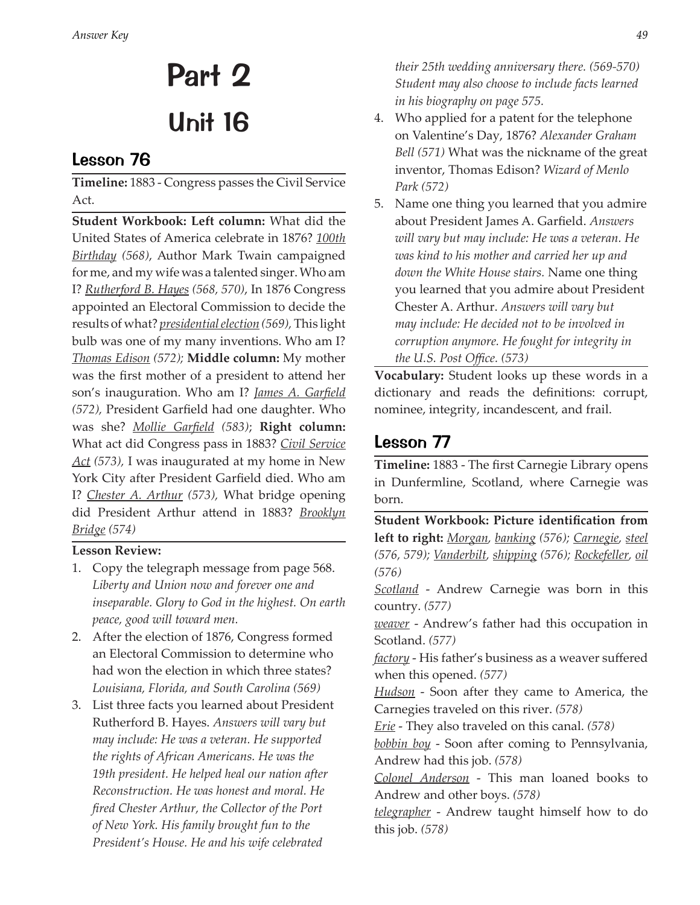# Part 2

# Unit 16

## Lesson 76

**Timeline:** 1883 - Congress passes the Civil Service Act.

**Student Workbook: Left column:** What did the United States of America celebrate in 1876? _100th Birthday_ *(568)*, Author Mark Twain campaigned for me, and my wife was a talented singer. Who am I? _Rutherford B. Hayes_ *(568, 570)*, In 1876 Congress appointed an Electoral Commission to decide the results of what? _presidential election_ *(569)*, This light bulb was one of my many inventions. Who am I? _Thomas Edison_ *(572)*; **Middle column:** My mother was the first mother of a president to attend her son's inauguration. Who am I? _James A. Garfield_ *(572)*, President Garfield had one daughter. Who was she? _Mollie Garfield_ *(583)*; **Right column:** What act did Congress pass in 1883? _Civil Service Act_ *(573)*, I was inaugurated at my home in New York City after President Garfield died. Who am I? _Chester A. Arthur_ *(573)*, What bridge opening did President Arthur attend in 1883? _Brooklyn Bridge_ *(574)*

**Lesson Review:**

1. Copy the telegraph message from page 568. *Liberty and Union now and forever one and inseparable. Glory to God in the highest. On earth peace, good will toward men.*
2. After the election of 1876, Congress formed an Electoral Commission to determine who had won the election in which three states? *Louisiana, Florida, and South Carolina (569)*
3. List three facts you learned about President Rutherford B. Hayes. *Answers will vary but may include: He was a veteran. He supported the rights of African Americans. He was the 19th president. He helped heal our nation after Reconstruction. He was honest and moral. He fired Chester Arthur, the Collector of the Port of New York. His family brought fun to the President's House. He and his wife celebrated their 25th wedding anniversary there. (569-570) Student may also choose to include facts learned in his biography on page 575.*
4. Who applied for a patent for the telephone on Valentine's Day, 1876? *Alexander Graham Bell (571)* What was the nickname of the great inventor, Thomas Edison? *Wizard of Menlo Park (572)*
5. Name one thing you learned that you admire about President James A. Garfield. *Answers will vary but may include: He was a veteran. He was kind to his mother and carried her up and down the White House stairs.* Name one thing you learned that you admire about President Chester A. Arthur. *Answers will vary but may include: He decided not to be involved in corruption anymore. He fought for integrity in the U.S. Post Office. (573)*

**Vocabulary:** Student looks up these words in a dictionary and reads the definitions: corrupt, nominee, integrity, incandescent, and frail.

## Lesson 77

**Timeline:** 1883 - The first Carnegie Library opens in Dunfermline, Scotland, where Carnegie was born.

**Student Workbook: Picture identification from left to right:** _Morgan_, _banking_ *(576)*; _Carnegie_, _steel_ *(576, 579)*; _Vanderbilt_, _shipping_ *(576)*; _Rockefeller_, _oil_ *(576)*

_Scotland_ - Andrew Carnegie was born in this country. *(577)*

_weaver_ - Andrew's father had this occupation in Scotland. *(577)*

_factory_ - His father's business as a weaver suffered when this opened. *(577)*

_Hudson_ - Soon after they came to America, the Carnegies traveled on this river. *(578)*

_Erie_ - They also traveled on this canal. *(578)*

_bobbin boy_ - Soon after coming to Pennsylvania, Andrew had this job. *(578)*

_Colonel Anderson_ - This man loaned books to Andrew and other boys. *(578)*

_telegrapher_ - Andrew taught himself how to do this job. *(578)*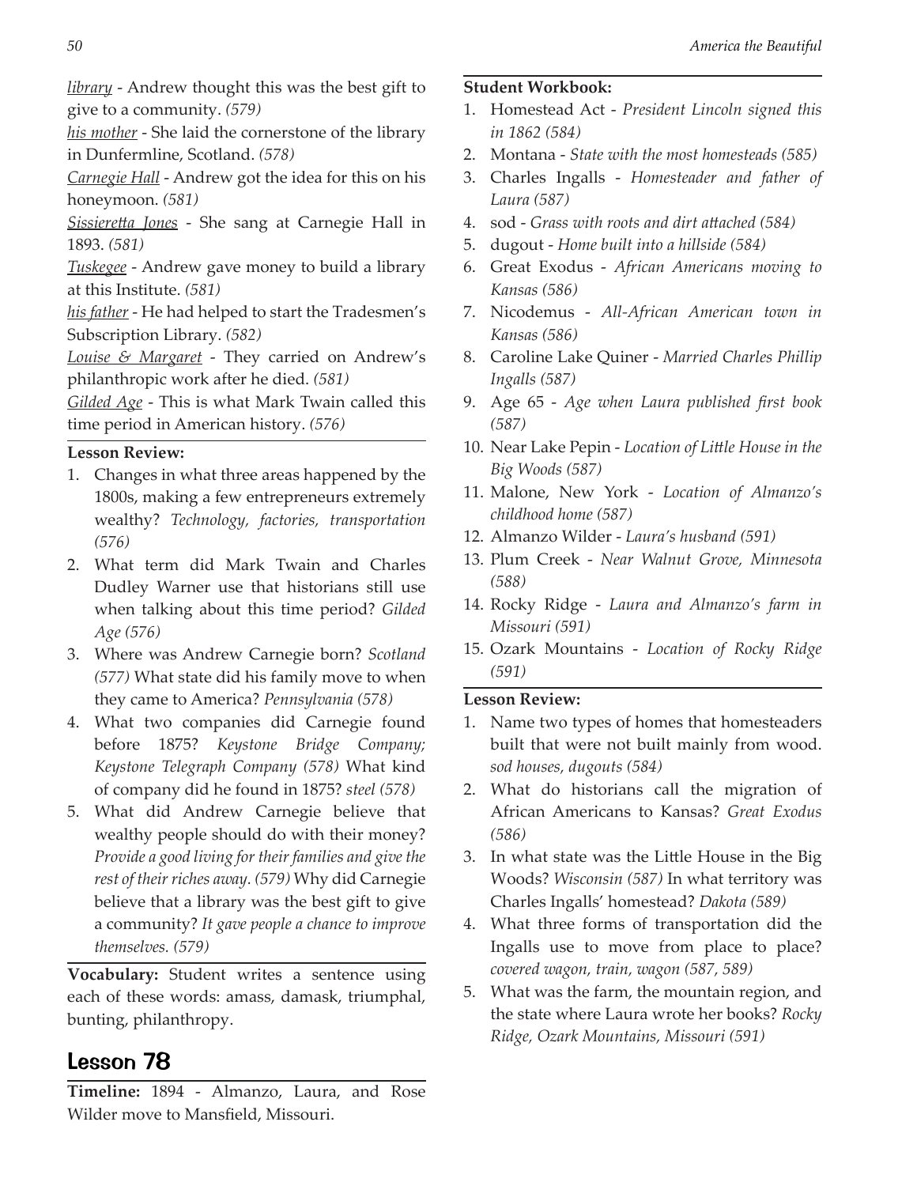*library* - Andrew thought this was the best gift to give to a community. *(579)*

*his mother* - She laid the cornerstone of the library in Dunfermline, Scotland. *(578)*

*Carnegie Hall* - Andrew got the idea for this on his honeymoon. *(581)*

*Sissieretta Jones* - She sang at Carnegie Hall in 1893. *(581)*

*Tuskegee* - Andrew gave money to build a library at this Institute. *(581)*

*his father* - He had helped to start the Tradesmen's Subscription Library. *(582)*

*Louise & Margaret* - They carried on Andrew's philanthropic work after he died. *(581)*

*Gilded Age* - This is what Mark Twain called this time period in American history. *(576)*

**Lesson Review:**

1. Changes in what three areas happened by the 1800s, making a few entrepreneurs extremely wealthy? *Technology, factories, transportation (576)*
2. What term did Mark Twain and Charles Dudley Warner use that historians still use when talking about this time period? *Gilded Age (576)*
3. Where was Andrew Carnegie born? *Scotland (577)* What state did his family move to when they came to America? *Pennsylvania (578)*
4. What two companies did Carnegie found before 1875? *Keystone Bridge Company; Keystone Telegraph Company (578)* What kind of company did he found in 1875? *steel (578)*
5. What did Andrew Carnegie believe that wealthy people should do with their money? *Provide a good living for their families and give the rest of their riches away. (579)* Why did Carnegie believe that a library was the best gift to give a community? *It gave people a chance to improve themselves. (579)*

**Vocabulary:** Student writes a sentence using each of these words: amass, damask, triumphal, bunting, philanthropy.

## Lesson 78

**Timeline:** 1894 - Almanzo, Laura, and Rose Wilder move to Mansfield, Missouri.

**Student Workbook:**

1. Homestead Act - *President Lincoln signed this in 1862 (584)*
2. Montana - *State with the most homesteads (585)*
3. Charles Ingalls - *Homesteader and father of Laura (587)*
4. sod - *Grass with roots and dirt attached (584)*
5. dugout - *Home built into a hillside (584)*
6. Great Exodus - *African Americans moving to Kansas (586)*
7. Nicodemus - *All-African American town in Kansas (586)*
8. Caroline Lake Quiner - *Married Charles Phillip Ingalls (587)*
9. Age 65 - *Age when Laura published first book (587)*
10. Near Lake Pepin - *Location of Little House in the Big Woods (587)*
11. Malone, New York - *Location of Almanzo's childhood home (587)*
12. Almanzo Wilder - *Laura's husband (591)*
13. Plum Creek - *Near Walnut Grove, Minnesota (588)*
14. Rocky Ridge - *Laura and Almanzo's farm in Missouri (591)*
15. Ozark Mountains - *Location of Rocky Ridge (591)*

**Lesson Review:**

1. Name two types of homes that homesteaders built that were not built mainly from wood. *sod houses, dugouts (584)*
2. What do historians call the migration of African Americans to Kansas? *Great Exodus (586)*
3. In what state was the Little House in the Big Woods? *Wisconsin (587)* In what territory was Charles Ingalls' homestead? *Dakota (589)*
4. What three forms of transportation did the Ingalls use to move from place to place? *covered wagon, train, wagon (587, 589)*
5. What was the farm, the mountain region, and the state where Laura wrote her books? *Rocky Ridge, Ozark Mountains, Missouri (591)*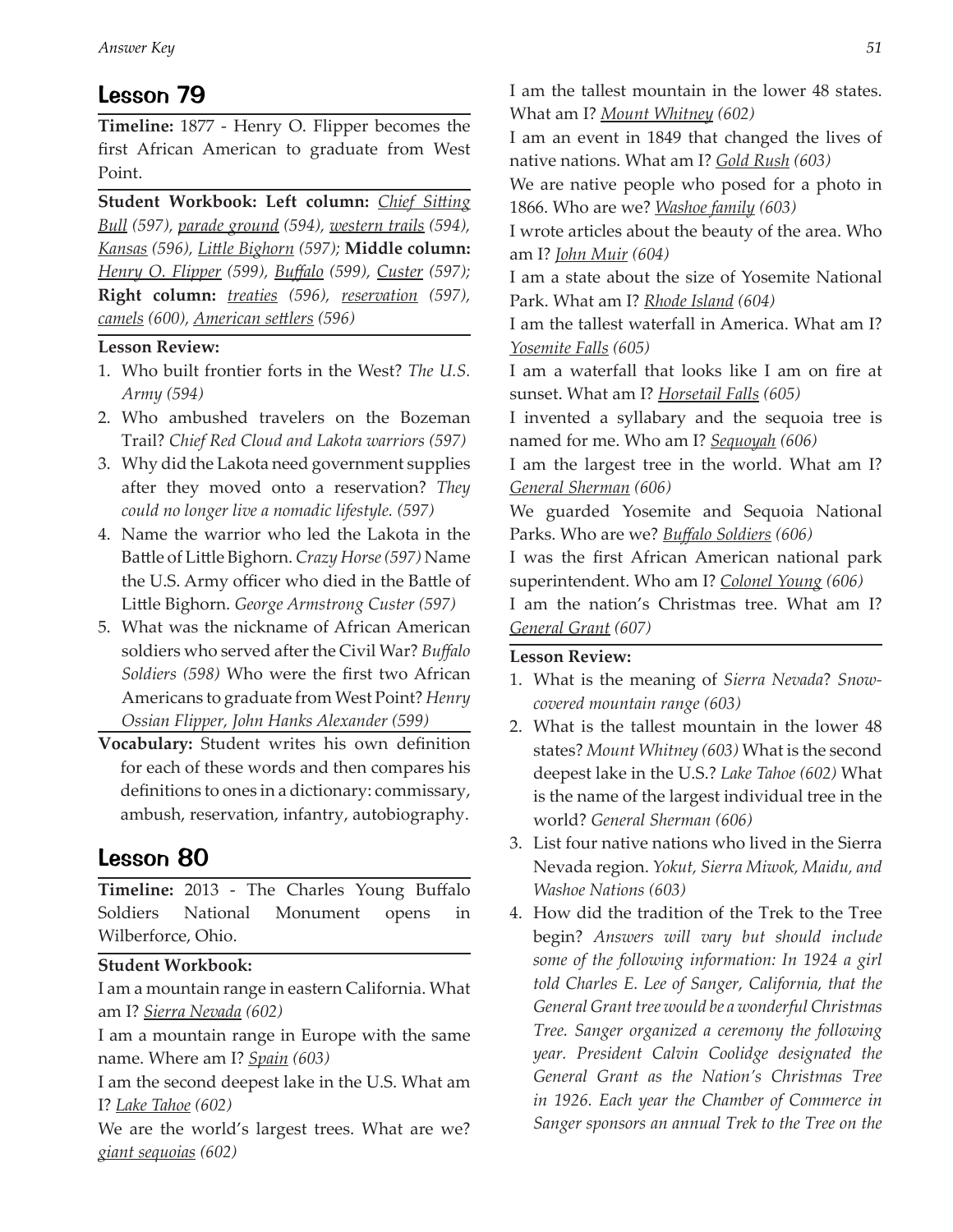## Lesson 79

**Timeline:** 1877 - Henry O. Flipper becomes the first African American to graduate from West Point.

**Student Workbook: Left column:** *Chief Sitting Bull (597), parade ground (594), western trails (594), Kansas (596), Little Bighorn (597);* **Middle column:** *Henry O. Flipper (599), Buffalo (599), Custer (597);* **Right column:** *treaties (596), reservation (597), camels (600), American settlers (596)*

**Lesson Review:**

1. Who built frontier forts in the West? *The U.S. Army (594)*
2. Who ambushed travelers on the Bozeman Trail? *Chief Red Cloud and Lakota warriors (597)*
3. Why did the Lakota need government supplies after they moved onto a reservation? *They could no longer live a nomadic lifestyle. (597)*
4. Name the warrior who led the Lakota in the Battle of Little Bighorn. *Crazy Horse (597)* Name the U.S. Army officer who died in the Battle of Little Bighorn. *George Armstrong Custer (597)*
5. What was the nickname of African American soldiers who served after the Civil War? *Buffalo Soldiers (598)* Who were the first two African Americans to graduate from West Point? *Henry Ossian Flipper, John Hanks Alexander (599)*

**Vocabulary:** Student writes his own definition for each of these words and then compares his definitions to ones in a dictionary: commissary, ambush, reservation, infantry, autobiography.

## Lesson 80

**Timeline:** 2013 - The Charles Young Buffalo Soldiers National Monument opens in Wilberforce, Ohio.

**Student Workbook:**

I am a mountain range in eastern California. What am I? *Sierra Nevada (602)*

I am a mountain range in Europe with the same name. Where am I? *Spain (603)*

I am the second deepest lake in the U.S. What am I? *Lake Tahoe (602)*

We are the world's largest trees. What are we? *giant sequoias (602)*

I am the tallest mountain in the lower 48 states. What am I? *Mount Whitney (602)*

I am an event in 1849 that changed the lives of native nations. What am I? *Gold Rush (603)*

We are native people who posed for a photo in 1866. Who are we? *Washoe family (603)*

I wrote articles about the beauty of the area. Who am I? *John Muir (604)*

I am a state about the size of Yosemite National Park. What am I? *Rhode Island (604)*

I am the tallest waterfall in America. What am I? *Yosemite Falls (605)*

I am a waterfall that looks like I am on fire at sunset. What am I? *Horsetail Falls (605)*

I invented a syllabary and the sequoia tree is named for me. Who am I? *Sequoyah (606)*

I am the largest tree in the world. What am I? *General Sherman (606)*

We guarded Yosemite and Sequoia National Parks. Who are we? *Buffalo Soldiers (606)*

I was the first African American national park superintendent. Who am I? *Colonel Young (606)*

I am the nation's Christmas tree. What am I? *General Grant (607)*

**Lesson Review:**

1. What is the meaning of *Sierra Nevada*? *Snow-covered mountain range (603)*
2. What is the tallest mountain in the lower 48 states? *Mount Whitney (603)* What is the second deepest lake in the U.S.? *Lake Tahoe (602)* What is the name of the largest individual tree in the world? *General Sherman (606)*
3. List four native nations who lived in the Sierra Nevada region. *Yokut, Sierra Miwok, Maidu, and Washoe Nations (603)*
4. How did the tradition of the Trek to the Tree begin? *Answers will vary but should include some of the following information: In 1924 a girl told Charles E. Lee of Sanger, California, that the General Grant tree would be a wonderful Christmas Tree. Sanger organized a ceremony the following year. President Calvin Coolidge designated the General Grant as the Nation's Christmas Tree in 1926. Each year the Chamber of Commerce in Sanger sponsors an annual Trek to the Tree on the*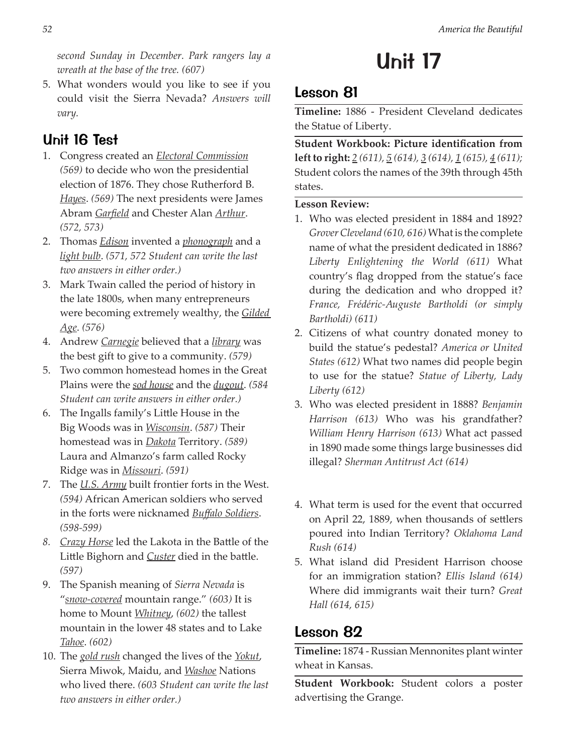*second Sunday in December. Park rangers lay a wreath at the base of the tree. (607)*

5. What wonders would you like to see if you could visit the Sierra Nevada? *Answers will vary.*

## Unit 16 Test

1. Congress created an *Electoral Commission (569)* to decide who won the presidential election of 1876. They chose Rutherford B. *Hayes*. *(569)* The next presidents were James Abram *Garfield* and Chester Alan *Arthur*. *(572, 573)*
2. Thomas *Edison* invented a *phonograph* and a *light bulb*. *(571, 572 Student can write the last two answers in either order.)*
3. Mark Twain called the period of history in the late 1800s, when many entrepreneurs were becoming extremely wealthy, the *Gilded Age*. *(576)*
4. Andrew *Carnegie* believed that a *library* was the best gift to give to a community. *(579)*
5. Two common homestead homes in the Great Plains were the *sod house* and the *dugout*. *(584 Student can write answers in either order.)*
6. The Ingalls family's Little House in the Big Woods was in *Wisconsin*. *(587)* Their homestead was in *Dakota* Territory. *(589)* Laura and Almanzo's farm called Rocky Ridge was in *Missouri*. *(591)*
7. The *U.S. Army* built frontier forts in the West. *(594)* African American soldiers who served in the forts were nicknamed *Buffalo Soldiers*. *(598-599)*
8. *Crazy Horse* led the Lakota in the Battle of the Little Bighorn and *Custer* died in the battle. *(597)*
9. The Spanish meaning of *Sierra Nevada* is "*snow-covered* mountain range." *(603)* It is home to Mount *Whitney*, *(602)* the tallest mountain in the lower 48 states and to Lake *Tahoe*. *(602)*
10. The *gold rush* changed the lives of the *Yokut*, Sierra Miwok, Maidu, and *Washoe* Nations who lived there. *(603 Student can write the last two answers in either order.)*

# Unit 17

## Lesson 81

**Timeline:** 1886 - President Cleveland dedicates the Statue of Liberty.

**Student Workbook: Picture identification from left to right:** *2 (611), 5 (614), 3 (614), 1 (615), 4 (611);* Student colors the names of the 39th through 45th states.

**Lesson Review:**

1. Who was elected president in 1884 and 1892? *Grover Cleveland (610, 616)* What is the complete name of what the president dedicated in 1886? *Liberty Enlightening the World (611)* What country's flag dropped from the statue's face during the dedication and who dropped it? *France, Frédéric-Auguste Bartholdi (or simply Bartholdi) (611)*
2. Citizens of what country donated money to build the statue's pedestal? *America or United States (612)* What two names did people begin to use for the statue? *Statue of Liberty, Lady Liberty (612)*
3. Who was elected president in 1888? *Benjamin Harrison (613)* Who was his grandfather? *William Henry Harrison (613)* What act passed in 1890 made some things large businesses did illegal? *Sherman Antitrust Act (614)*
4. What term is used for the event that occurred on April 22, 1889, when thousands of settlers poured into Indian Territory? *Oklahoma Land Rush (614)*
5. What island did President Harrison choose for an immigration station? *Ellis Island (614)* Where did immigrants wait their turn? *Great Hall (614, 615)*

## Lesson 82

**Timeline:** 1874 - Russian Mennonites plant winter wheat in Kansas.

**Student Workbook:** Student colors a poster advertising the Grange.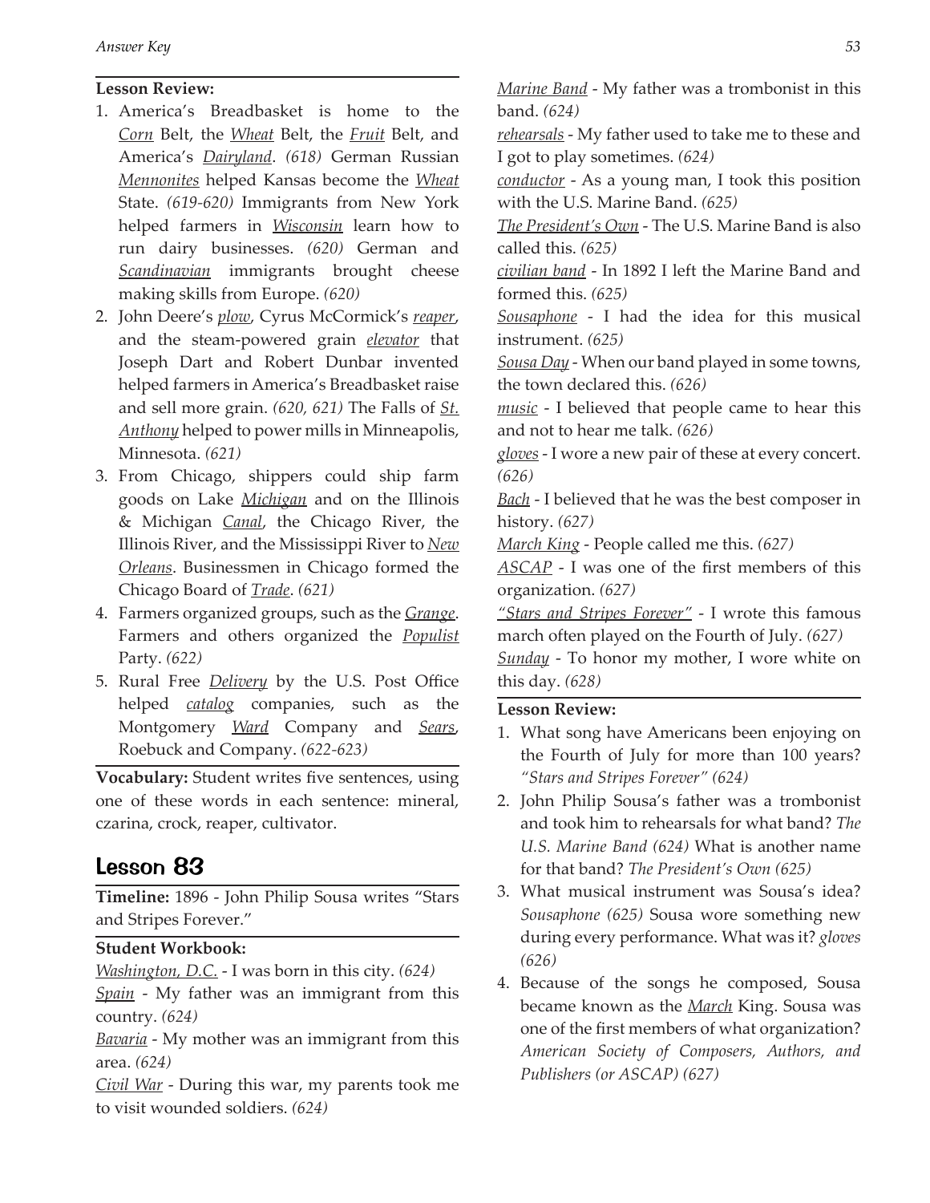**Lesson Review:**

1. America's Breadbasket is home to the _Corn_ Belt, the _Wheat_ Belt, the _Fruit_ Belt, and America's _Dairyland_. *(618)* German Russian _Mennonites_ helped Kansas become the _Wheat_ State. *(619-620)* Immigrants from New York helped farmers in _Wisconsin_ learn how to run dairy businesses. *(620)* German and _Scandinavian_ immigrants brought cheese making skills from Europe. *(620)*
2. John Deere's _plow_, Cyrus McCormick's _reaper_, and the steam-powered grain _elevator_ that Joseph Dart and Robert Dunbar invented helped farmers in America's Breadbasket raise and sell more grain. *(620, 621)* The Falls of _St. Anthony_ helped to power mills in Minneapolis, Minnesota. *(621)*
3. From Chicago, shippers could ship farm goods on Lake _Michigan_ and on the Illinois & Michigan _Canal_, the Chicago River, the Illinois River, and the Mississippi River to _New Orleans_. Businessmen in Chicago formed the Chicago Board of _Trade_. *(621)*
4. Farmers organized groups, such as the _Grange_. Farmers and others organized the _Populist_ Party. *(622)*
5. Rural Free _Delivery_ by the U.S. Post Office helped _catalog_ companies, such as the Montgomery _Ward_ Company and _Sears_, Roebuck and Company. *(622-623)*

**Vocabulary:** Student writes five sentences, using one of these words in each sentence: mineral, czarina, crock, reaper, cultivator.

## Lesson 83

**Timeline:** 1896 - John Philip Sousa writes "Stars and Stripes Forever."

**Student Workbook:**

_Washington, D.C._ - I was born in this city. *(624)*

_Spain_ - My father was an immigrant from this country. *(624)*

_Bavaria_ - My mother was an immigrant from this area. *(624)*

_Civil War_ - During this war, my parents took me to visit wounded soldiers. *(624)*

_Marine Band_ - My father was a trombonist in this band. *(624)*

_rehearsals_ - My father used to take me to these and I got to play sometimes. *(624)*

_conductor_ - As a young man, I took this position with the U.S. Marine Band. *(625)*

_The President's Own_ - The U.S. Marine Band is also called this. *(625)*

_civilian band_ - In 1892 I left the Marine Band and formed this. *(625)*

_Sousaphone_ - I had the idea for this musical instrument. *(625)*

_Sousa Day_ - When our band played in some towns, the town declared this. *(626)*

_music_ - I believed that people came to hear this and not to hear me talk. *(626)*

_gloves_ - I wore a new pair of these at every concert. *(626)*

_Bach_ - I believed that he was the best composer in history. *(627)*

_March King_ - People called me this. *(627)*

_ASCAP_ - I was one of the first members of this organization. *(627)*

_"Stars and Stripes Forever"_ - I wrote this famous march often played on the Fourth of July. *(627)*

_Sunday_ - To honor my mother, I wore white on this day. *(628)*

**Lesson Review:**

1. What song have Americans been enjoying on the Fourth of July for more than 100 years? *"Stars and Stripes Forever" (624)*
2. John Philip Sousa's father was a trombonist and took him to rehearsals for what band? *The U.S. Marine Band (624)* What is another name for that band? *The President's Own (625)*
3. What musical instrument was Sousa's idea? *Sousaphone (625)* Sousa wore something new during every performance. What was it? *gloves (626)*
4. Because of the songs he composed, Sousa became known as the _March_ King. Sousa was one of the first members of what organization? *American Society of Composers, Authors, and Publishers (or ASCAP) (627)*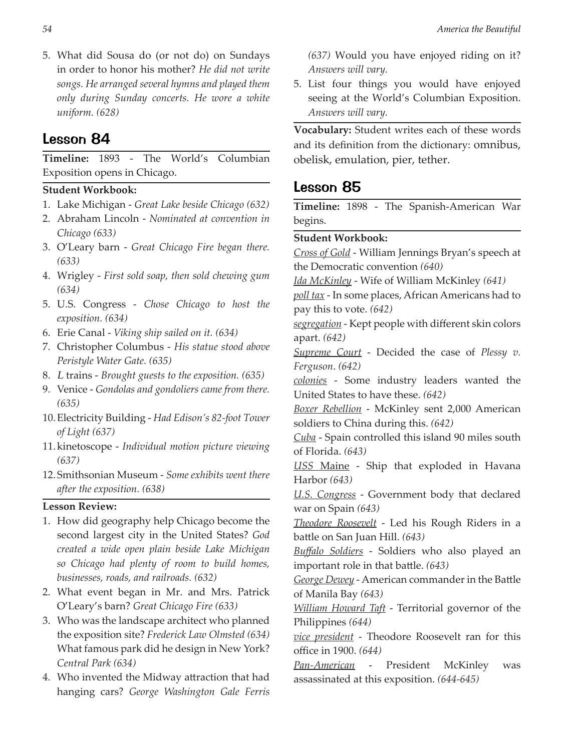5. What did Sousa do (or not do) on Sundays in order to honor his mother? *He did not write songs. He arranged several hymns and played them only during Sunday concerts. He wore a white uniform. (628)*

## Lesson 84

**Timeline:** 1893 - The World's Columbian Exposition opens in Chicago.

**Student Workbook:**

1. Lake Michigan - *Great Lake beside Chicago (632)*
2. Abraham Lincoln - *Nominated at convention in Chicago (633)*
3. O'Leary barn - *Great Chicago Fire began there. (633)*
4. Wrigley - *First sold soap, then sold chewing gum (634)*
5. U.S. Congress - *Chose Chicago to host the exposition. (634)*
6. Erie Canal - *Viking ship sailed on it. (634)*
7. Christopher Columbus - *His statue stood above Peristyle Water Gate. (635)*
8. *L* trains - *Brought guests to the exposition. (635)*
9. Venice - *Gondolas and gondoliers came from there. (635)*
10. Electricity Building - *Had Edison's 82-foot Tower of Light (637)*
11. kinetoscope - *Individual motion picture viewing (637)*
12. Smithsonian Museum - *Some exhibits went there after the exposition. (638)*

**Lesson Review:**

1. How did geography help Chicago become the second largest city in the United States? *God created a wide open plain beside Lake Michigan so Chicago had plenty of room to build homes, businesses, roads, and railroads. (632)*
2. What event began in Mr. and Mrs. Patrick O'Leary's barn? *Great Chicago Fire (633)*
3. Who was the landscape architect who planned the exposition site? *Frederick Law Olmsted (634)* What famous park did he design in New York? *Central Park (634)*
4. Who invented the Midway attraction that had hanging cars? *George Washington Gale Ferris (637)* Would you have enjoyed riding on it? *Answers will vary.*
5. List four things you would have enjoyed seeing at the World's Columbian Exposition. *Answers will vary.*

**Vocabulary:** Student writes each of these words and its definition from the dictionary: omnibus, obelisk, emulation, pier, tether.

## Lesson 85

**Timeline:** 1898 - The Spanish-American War begins.

**Student Workbook:**

*Cross of Gold* - William Jennings Bryan's speech at the Democratic convention *(640)*

*Ida McKinley* - Wife of William McKinley *(641)*

*poll tax* - In some places, African Americans had to pay this to vote. *(642)*

*segregation* - Kept people with different skin colors apart. *(642)*

*Supreme Court* - Decided the case of *Plessy v. Ferguson*. *(642)*

*colonies* - Some industry leaders wanted the United States to have these. *(642)*

*Boxer Rebellion* - McKinley sent 2,000 American soldiers to China during this. *(642)*

*Cuba* - Spain controlled this island 90 miles south of Florida. *(643)*

*USS* Maine - Ship that exploded in Havana Harbor *(643)*

*U.S. Congress* - Government body that declared war on Spain *(643)*

*Theodore Roosevelt* - Led his Rough Riders in a battle on San Juan Hill. *(643)*

*Buffalo Soldiers* - Soldiers who also played an important role in that battle. *(643)*

*George Dewey* - American commander in the Battle of Manila Bay *(643)*

*William Howard Taft* - Territorial governor of the Philippines *(644)*

*vice president* - Theodore Roosevelt ran for this office in 1900. *(644)*

*Pan-American* - President McKinley was assassinated at this exposition. *(644-645)*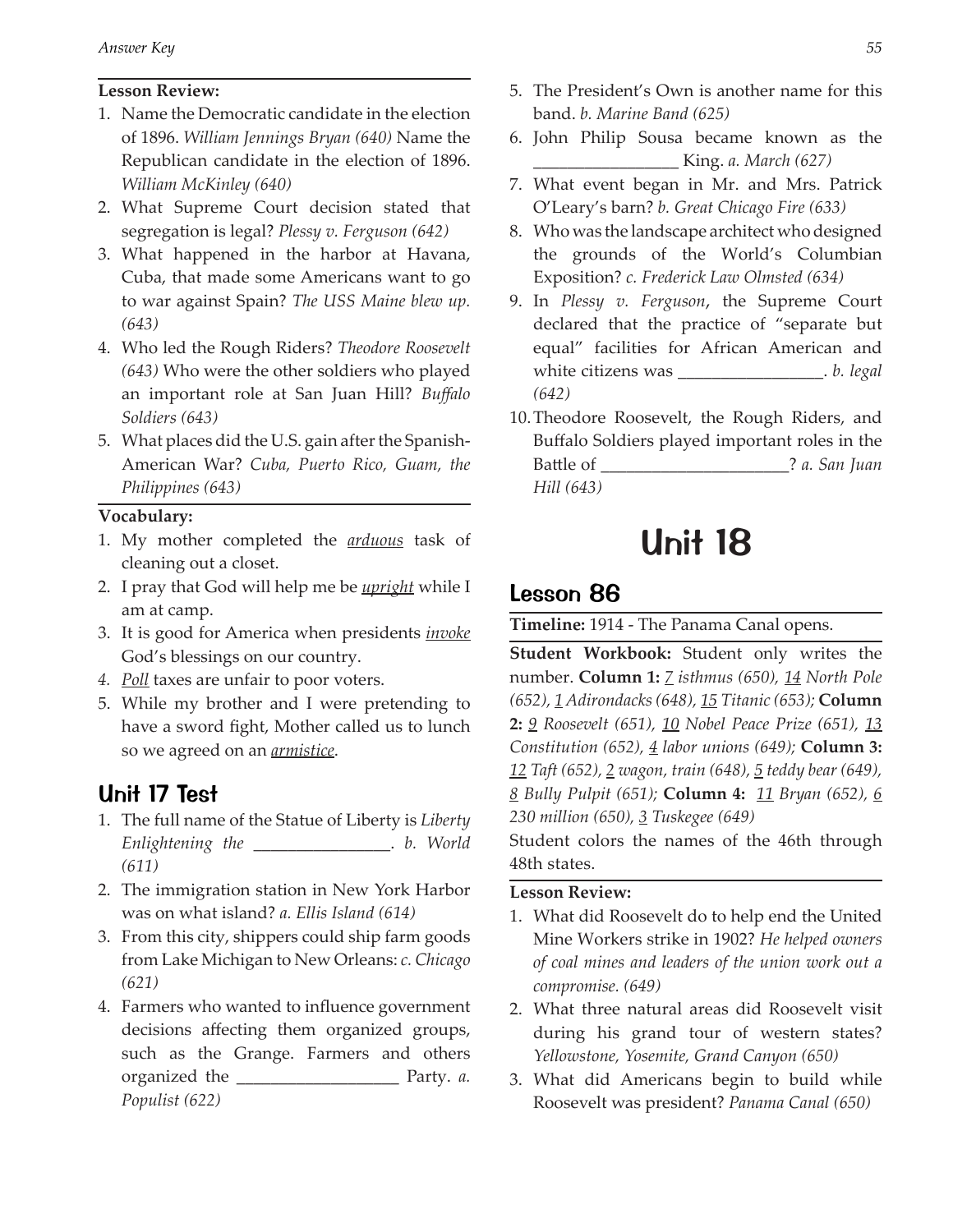**Lesson Review:**

1. Name the Democratic candidate in the election of 1896. *William Jennings Bryan (640)* Name the Republican candidate in the election of 1896. *William McKinley (640)*
2. What Supreme Court decision stated that segregation is legal? *Plessy v. Ferguson (642)*
3. What happened in the harbor at Havana, Cuba, that made some Americans want to go to war against Spain? *The USS Maine blew up. (643)*
4. Who led the Rough Riders? *Theodore Roosevelt (643)* Who were the other soldiers who played an important role at San Juan Hill? *Buffalo Soldiers (643)*
5. What places did the U.S. gain after the Spanish-American War? *Cuba, Puerto Rico, Guam, the Philippines (643)*

**Vocabulary:**

1. My mother completed the ***arduous*** task of cleaning out a closet.
2. I pray that God will help me be ***upright*** while I am at camp.
3. It is good for America when presidents ***invoke*** God's blessings on our country.
4. ***Poll*** taxes are unfair to poor voters.
5. While my brother and I were pretending to have a sword fight, Mother called us to lunch so we agreed on an ***armistice***.

## Unit 17 Test

1. The full name of the Statue of Liberty is *Liberty Enlightening the* _______________. *b. World (611)*
2. The immigration station in New York Harbor was on what island? *a. Ellis Island (614)*
3. From this city, shippers could ship farm goods from Lake Michigan to New Orleans: *c. Chicago (621)*
4. Farmers who wanted to influence government decisions affecting them organized groups, such as the Grange. Farmers and others organized the _________________ Party. *a. Populist (622)*
5. The President's Own is another name for this band. *b. Marine Band (625)*
6. John Philip Sousa became known as the _______________ King. *a. March (627)*
7. What event began in Mr. and Mrs. Patrick O'Leary's barn? *b. Great Chicago Fire (633)*
8. Who was the landscape architect who designed the grounds of the World's Columbian Exposition? *c. Frederick Law Olmsted (634)*
9. In *Plessy v. Ferguson*, the Supreme Court declared that the practice of "separate but equal" facilities for African American and white citizens was _______________. *b. legal (642)*
10. Theodore Roosevelt, the Rough Riders, and Buffalo Soldiers played important roles in the Battle of ____________________? *a. San Juan Hill (643)*

# Unit 18

## Lesson 86

**Timeline:** 1914 - The Panama Canal opens.

**Student Workbook:** Student only writes the number. **Column 1:** *7 isthmus (650), 14 North Pole (652), 1 Adirondacks (648), 15 Titanic (653);* **Column 2:** *9 Roosevelt (651), 10 Nobel Peace Prize (651), 13 Constitution (652), 4 labor unions (649);* **Column 3:** *12 Taft (652), 2 wagon, train (648), 5 teddy bear (649), 8 Bully Pulpit (651);* **Column 4:** *11 Bryan (652), 6 230 million (650), 3 Tuskegee (649)*

Student colors the names of the 46th through 48th states.

**Lesson Review:**

1. What did Roosevelt do to help end the United Mine Workers strike in 1902? *He helped owners of coal mines and leaders of the union work out a compromise. (649)*
2. What three natural areas did Roosevelt visit during his grand tour of western states? *Yellowstone, Yosemite, Grand Canyon (650)*
3. What did Americans begin to build while Roosevelt was president? *Panama Canal (650)*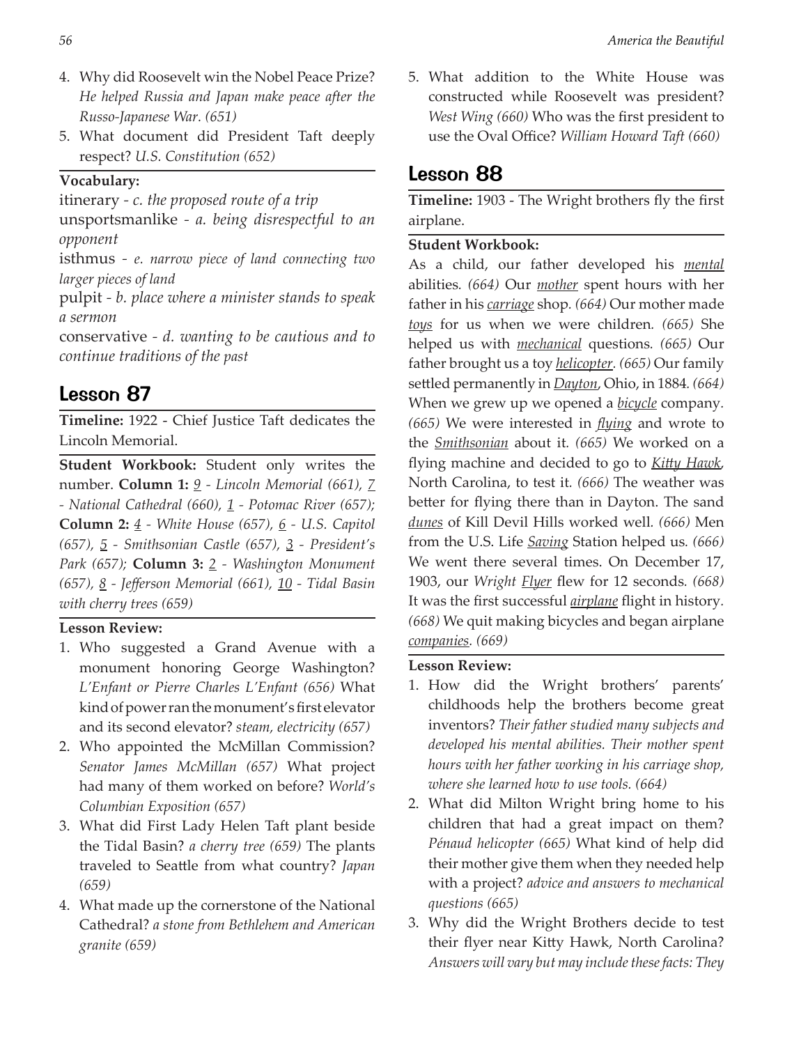4. Why did Roosevelt win the Nobel Peace Prize? *He helped Russia and Japan make peace after the Russo-Japanese War. (651)*
5. What document did President Taft deeply respect? *U.S. Constitution (652)*

**Vocabulary:**

itinerary - *c. the proposed route of a trip*

unsportsmanlike - *a. being disrespectful to an opponent*

isthmus - *e. narrow piece of land connecting two larger pieces of land*

pulpit - *b. place where a minister stands to speak a sermon*

conservative - *d. wanting to be cautious and to continue traditions of the past*

## Lesson 87

**Timeline:** 1922 - Chief Justice Taft dedicates the Lincoln Memorial.

**Student Workbook:** Student only writes the number. **Column 1:** *9 - Lincoln Memorial (661), 7 - National Cathedral (660), 1 - Potomac River (657);* **Column 2:** *4 - White House (657), 6 - U.S. Capitol (657), 5 - Smithsonian Castle (657), 3 - President's Park (657);* **Column 3:** *2 - Washington Monument (657), 8 - Jefferson Memorial (661), 10 - Tidal Basin with cherry trees (659)*

**Lesson Review:**

1. Who suggested a Grand Avenue with a monument honoring George Washington? *L'Enfant or Pierre Charles L'Enfant (656)* What kind of power ran the monument's first elevator and its second elevator? *steam, electricity (657)*
2. Who appointed the McMillan Commission? *Senator James McMillan (657)* What project had many of them worked on before? *World's Columbian Exposition (657)*
3. What did First Lady Helen Taft plant beside the Tidal Basin? *a cherry tree (659)* The plants traveled to Seattle from what country? *Japan (659)*
4. What made up the cornerstone of the National Cathedral? *a stone from Bethlehem and American granite (659)*
5. What addition to the White House was constructed while Roosevelt was president? *West Wing (660)* Who was the first president to use the Oval Office? *William Howard Taft (660)*

## Lesson 88

**Timeline:** 1903 - The Wright brothers fly the first airplane.

**Student Workbook:**

As a child, our father developed his ***mental*** abilities. *(664)* Our ***mother*** spent hours with her father in his ***carriage*** shop. *(664)* Our mother made ***toys*** for us when we were children. *(665)* She helped us with ***mechanical*** questions. *(665)* Our father brought us a toy ***helicopter***. *(665)* Our family settled permanently in ***Dayton***, Ohio, in 1884. *(664)* When we grew up we opened a ***bicycle*** company. *(665)* We were interested in ***flying*** and wrote to the ***Smithsonian*** about it. *(665)* We worked on a flying machine and decided to go to ***Kitty Hawk***, North Carolina, to test it. *(666)* The weather was better for flying there than in Dayton. The sand ***dunes*** of Kill Devil Hills worked well. *(666)* Men from the U.S. Life ***Saving*** Station helped us. *(666)* We went there several times. On December 17, 1903, our *Wright* ***Flyer*** flew for 12 seconds. *(668)* It was the first successful ***airplane*** flight in history. *(668)* We quit making bicycles and began airplane ***companies***. *(669)*

**Lesson Review:**

1. How did the Wright brothers' parents' childhoods help the brothers become great inventors? *Their father studied many subjects and developed his mental abilities. Their mother spent hours with her father working in his carriage shop, where she learned how to use tools. (664)*
2. What did Milton Wright bring home to his children that had a great impact on them? *Pénaud helicopter (665)* What kind of help did their mother give them when they needed help with a project? *advice and answers to mechanical questions (665)*
3. Why did the Wright Brothers decide to test their flyer near Kitty Hawk, North Carolina? *Answers will vary but may include these facts: They*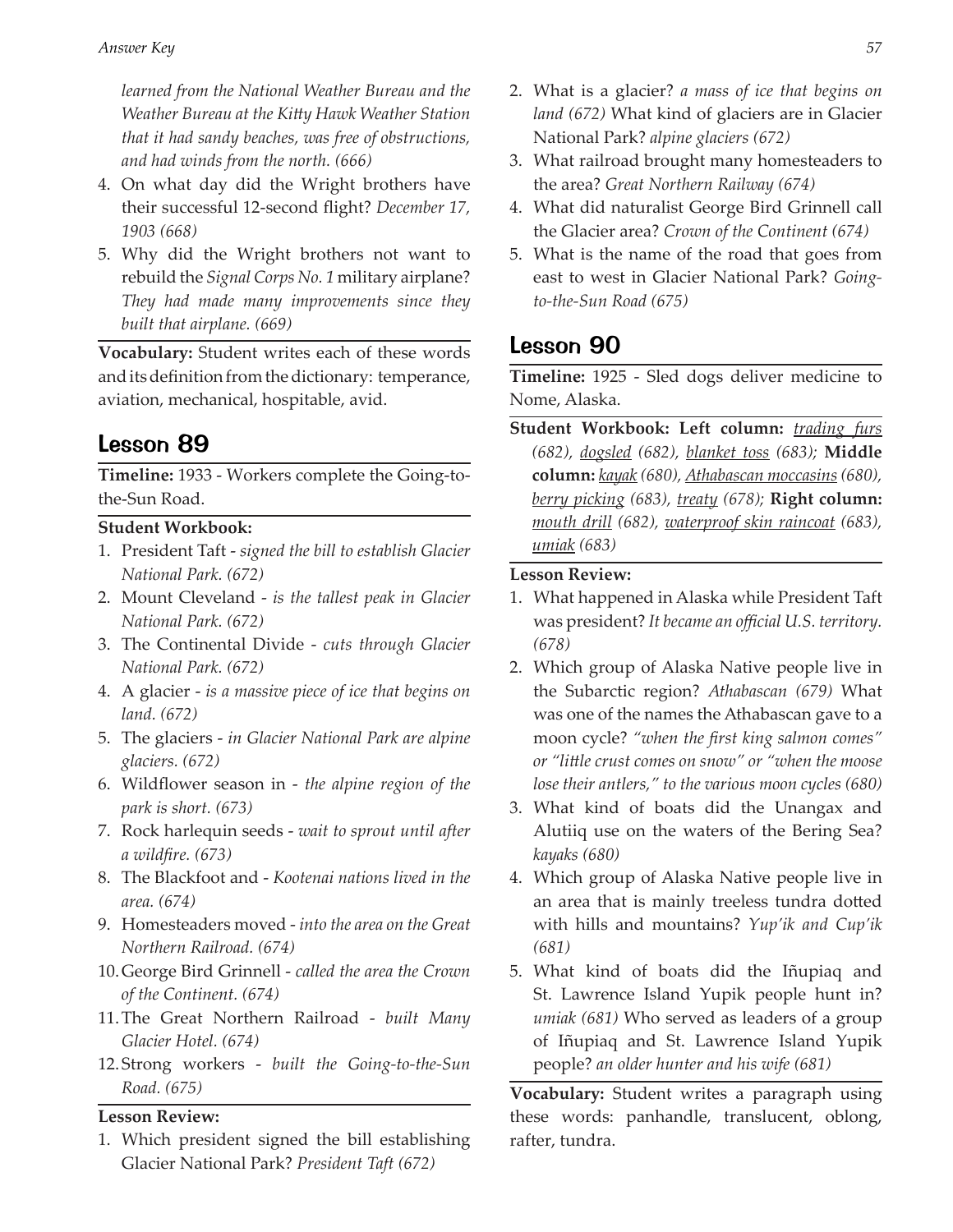*learned from the National Weather Bureau and the Weather Bureau at the Kitty Hawk Weather Station that it had sandy beaches, was free of obstructions, and had winds from the north. (666)*

4. On what day did the Wright brothers have their successful 12-second flight? *December 17, 1903 (668)*
5. Why did the Wright brothers not want to rebuild the *Signal Corps No. 1* military airplane? *They had made many improvements since they built that airplane. (669)*

**Vocabulary:** Student writes each of these words and its definition from the dictionary: temperance, aviation, mechanical, hospitable, avid.

## Lesson 89

**Timeline:** 1933 - Workers complete the Going-to-the-Sun Road.

**Student Workbook:**

1. President Taft - *signed the bill to establish Glacier National Park. (672)*
2. Mount Cleveland - *is the tallest peak in Glacier National Park. (672)*
3. The Continental Divide - *cuts through Glacier National Park. (672)*
4. A glacier - *is a massive piece of ice that begins on land. (672)*
5. The glaciers - *in Glacier National Park are alpine glaciers. (672)*
6. Wildflower season in - *the alpine region of the park is short. (673)*
7. Rock harlequin seeds - *wait to sprout until after a wildfire. (673)*
8. The Blackfoot and - *Kootenai nations lived in the area. (674)*
9. Homesteaders moved - *into the area on the Great Northern Railroad. (674)*
10. George Bird Grinnell - *called the area the Crown of the Continent. (674)*
11. The Great Northern Railroad - *built Many Glacier Hotel. (674)*
12. Strong workers - *built the Going-to-the-Sun Road. (675)*

**Lesson Review:**

1. Which president signed the bill establishing Glacier National Park? *President Taft (672)*
2. What is a glacier? *a mass of ice that begins on land (672)* What kind of glaciers are in Glacier National Park? *alpine glaciers (672)*
3. What railroad brought many homesteaders to the area? *Great Northern Railway (674)*
4. What did naturalist George Bird Grinnell call the Glacier area? *Crown of the Continent (674)*
5. What is the name of the road that goes from east to west in Glacier National Park? *Going-to-the-Sun Road (675)*

## Lesson 90

**Timeline:** 1925 - Sled dogs deliver medicine to Nome, Alaska.

**Student Workbook: Left column:** *<u>trading furs</u> (682), <u>dogsled</u> (682), <u>blanket toss</u> (683);* **Middle column:** *<u>kayak</u> (680), <u>Athabascan moccasins</u> (680), <u>berry picking</u> (683), <u>treaty</u> (678);* **Right column:** *<u>mouth drill</u> (682), <u>waterproof skin raincoat</u> (683), <u>umiak</u> (683)*

**Lesson Review:**

1. What happened in Alaska while President Taft was president? *It became an official U.S. territory. (678)*
2. Which group of Alaska Native people live in the Subarctic region? *Athabascan (679)* What was one of the names the Athabascan gave to a moon cycle? *"when the first king salmon comes" or "little crust comes on snow" or "when the moose lose their antlers," to the various moon cycles (680)*
3. What kind of boats did the Unangax and Alutiiq use on the waters of the Bering Sea? *kayaks (680)*
4. Which group of Alaska Native people live in an area that is mainly treeless tundra dotted with hills and mountains? *Yup'ik and Cup'ik (681)*
5. What kind of boats did the Iñupiaq and St. Lawrence Island Yupik people hunt in? *umiak (681)* Who served as leaders of a group of Iñupiaq and St. Lawrence Island Yupik people? *an older hunter and his wife (681)*

**Vocabulary:** Student writes a paragraph using these words: panhandle, translucent, oblong, rafter, tundra.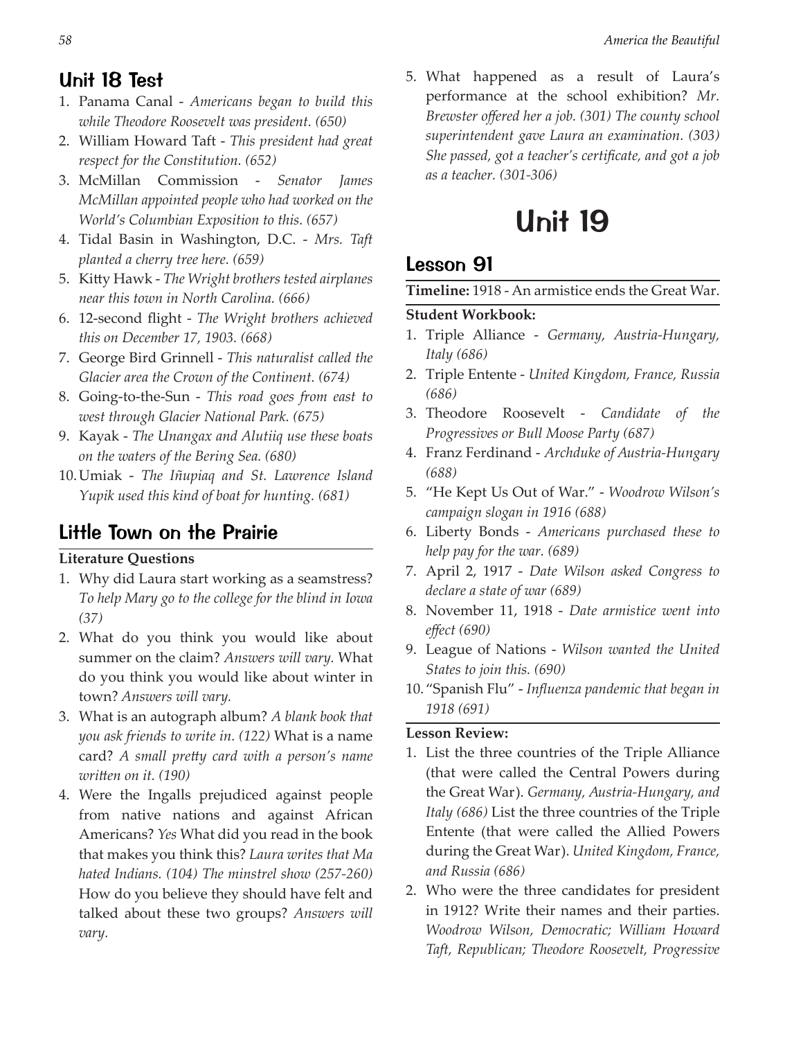## Unit 18 Test

1. Panama Canal - *Americans began to build this while Theodore Roosevelt was president. (650)*
2. William Howard Taft - *This president had great respect for the Constitution. (652)*
3. McMillan Commission - *Senator James McMillan appointed people who had worked on the World's Columbian Exposition to this. (657)*
4. Tidal Basin in Washington, D.C. - *Mrs. Taft planted a cherry tree here. (659)*
5. Kitty Hawk - *The Wright brothers tested airplanes near this town in North Carolina. (666)*
6. 12-second flight - *The Wright brothers achieved this on December 17, 1903. (668)*
7. George Bird Grinnell - *This naturalist called the Glacier area the Crown of the Continent. (674)*
8. Going-to-the-Sun - *This road goes from east to west through Glacier National Park. (675)*
9. Kayak - *The Unangax and Alutiiq use these boats on the waters of the Bering Sea. (680)*
10. Umiak - *The Iñupiaq and St. Lawrence Island Yupik used this kind of boat for hunting. (681)*

## Little Town on the Prairie

**Literature Questions**

1. Why did Laura start working as a seamstress? *To help Mary go to the college for the blind in Iowa (37)*
2. What do you think you would like about summer on the claim? *Answers will vary.* What do you think you would like about winter in town? *Answers will vary.*
3. What is an autograph album? *A blank book that you ask friends to write in. (122)* What is a name card? *A small pretty card with a person's name written on it. (190)*
4. Were the Ingalls prejudiced against people from native nations and against African Americans? *Yes* What did you read in the book that makes you think this? *Laura writes that Ma hated Indians. (104) The minstrel show (257-260)* How do you believe they should have felt and talked about these two groups? *Answers will vary.*
5. What happened as a result of Laura's performance at the school exhibition? *Mr. Brewster offered her a job. (301) The county school superintendent gave Laura an examination. (303) She passed, got a teacher's certificate, and got a job as a teacher. (301-306)*

# Unit 19

## Lesson 91

**Timeline:** 1918 - An armistice ends the Great War.

**Student Workbook:**

1. Triple Alliance - *Germany, Austria-Hungary, Italy (686)*
2. Triple Entente - *United Kingdom, France, Russia (686)*
3. Theodore Roosevelt - *Candidate of the Progressives or Bull Moose Party (687)*
4. Franz Ferdinand - *Archduke of Austria-Hungary (688)*
5. "He Kept Us Out of War." - *Woodrow Wilson's campaign slogan in 1916 (688)*
6. Liberty Bonds - *Americans purchased these to help pay for the war. (689)*
7. April 2, 1917 - *Date Wilson asked Congress to declare a state of war (689)*
8. November 11, 1918 - *Date armistice went into effect (690)*
9. League of Nations - *Wilson wanted the United States to join this. (690)*
10. "Spanish Flu" - *Influenza pandemic that began in 1918 (691)*

**Lesson Review:**

1. List the three countries of the Triple Alliance (that were called the Central Powers during the Great War). *Germany, Austria-Hungary, and Italy (686)* List the three countries of the Triple Entente (that were called the Allied Powers during the Great War). *United Kingdom, France, and Russia (686)*
2. Who were the three candidates for president in 1912? Write their names and their parties. *Woodrow Wilson, Democratic; William Howard Taft, Republican; Theodore Roosevelt, Progressive*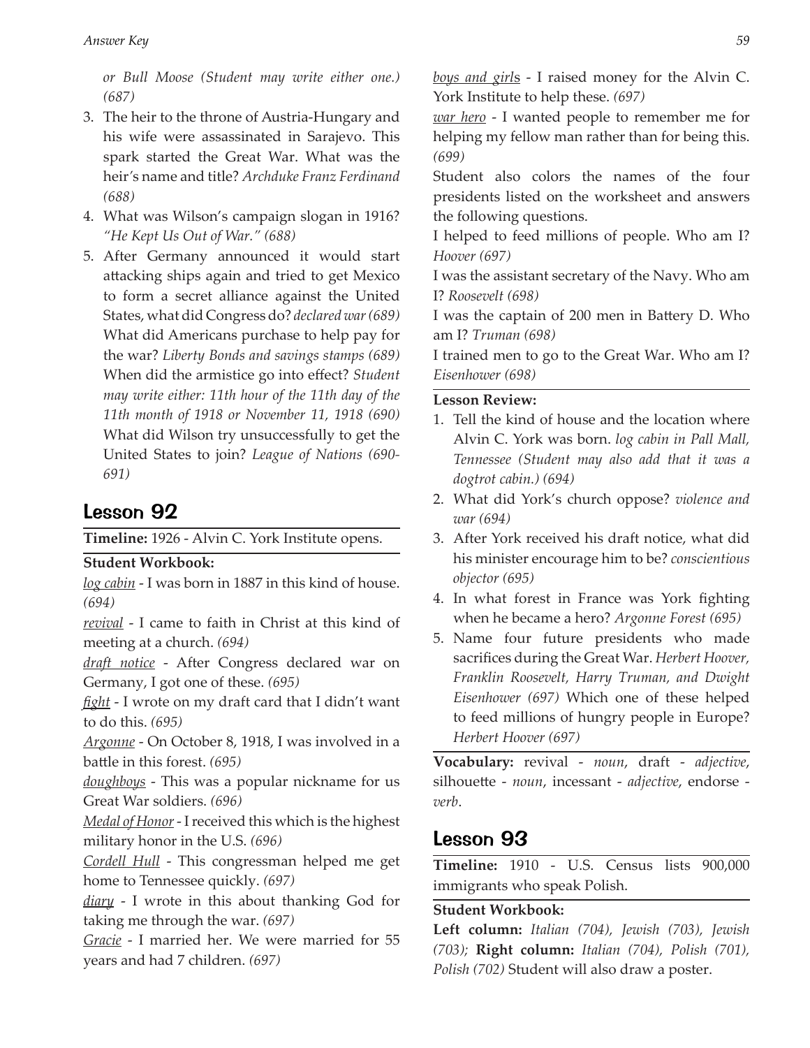*or Bull Moose (Student may write either one.) (687)*

3. The heir to the throne of Austria-Hungary and his wife were assassinated in Sarajevo. This spark started the Great War. What was the heir's name and title? *Archduke Franz Ferdinand (688)*
4. What was Wilson's campaign slogan in 1916? *"He Kept Us Out of War." (688)*
5. After Germany announced it would start attacking ships again and tried to get Mexico to form a secret alliance against the United States, what did Congress do? *declared war (689)* What did Americans purchase to help pay for the war? *Liberty Bonds and savings stamps (689)* When did the armistice go into effect? *Student may write either: 11th hour of the 11th day of the 11th month of 1918 or November 11, 1918 (690)* What did Wilson try unsuccessfully to get the United States to join? *League of Nations (690-691)*

## Lesson 92

**Timeline:** 1926 - Alvin C. York Institute opens.

**Student Workbook:**

*log cabin* - I was born in 1887 in this kind of house. *(694)*

*revival* - I came to faith in Christ at this kind of meeting at a church. *(694)*

*draft notice* - After Congress declared war on Germany, I got one of these. *(695)*

*fight* - I wrote on my draft card that I didn't want to do this. *(695)*

*Argonne* - On October 8, 1918, I was involved in a battle in this forest. *(695)*

*doughboys* - This was a popular nickname for us Great War soldiers. *(696)*

*Medal of Honor* - I received this which is the highest military honor in the U.S. *(696)*

*Cordell Hull* - This congressman helped me get home to Tennessee quickly. *(697)*

*diary* - I wrote in this about thanking God for taking me through the war. *(697)*

*Gracie* - I married her. We were married for 55 years and had 7 children. *(697)*

*boys and girls* - I raised money for the Alvin C. York Institute to help these. *(697)*

*war hero* - I wanted people to remember me for helping my fellow man rather than for being this. *(699)*

Student also colors the names of the four presidents listed on the worksheet and answers the following questions.

I helped to feed millions of people. Who am I? *Hoover (697)*

I was the assistant secretary of the Navy. Who am I? *Roosevelt (698)*

I was the captain of 200 men in Battery D. Who am I? *Truman (698)*

I trained men to go to the Great War. Who am I? *Eisenhower (698)*

**Lesson Review:**

1. Tell the kind of house and the location where Alvin C. York was born. *log cabin in Pall Mall, Tennessee (Student may also add that it was a dogtrot cabin.) (694)*
2. What did York's church oppose? *violence and war (694)*
3. After York received his draft notice, what did his minister encourage him to be? *conscientious objector (695)*
4. In what forest in France was York fighting when he became a hero? *Argonne Forest (695)*
5. Name four future presidents who made sacrifices during the Great War. *Herbert Hoover, Franklin Roosevelt, Harry Truman, and Dwight Eisenhower (697)* Which one of these helped to feed millions of hungry people in Europe? *Herbert Hoover (697)*

**Vocabulary:** revival - *noun*, draft - *adjective*, silhouette - *noun*, incessant - *adjective*, endorse - *verb*.

## Lesson 93

**Timeline:** 1910 - U.S. Census lists 900,000 immigrants who speak Polish.

**Student Workbook:**

**Left column:** *Italian (704), Jewish (703), Jewish (703);* **Right column:** *Italian (704), Polish (701), Polish (702)* Student will also draw a poster.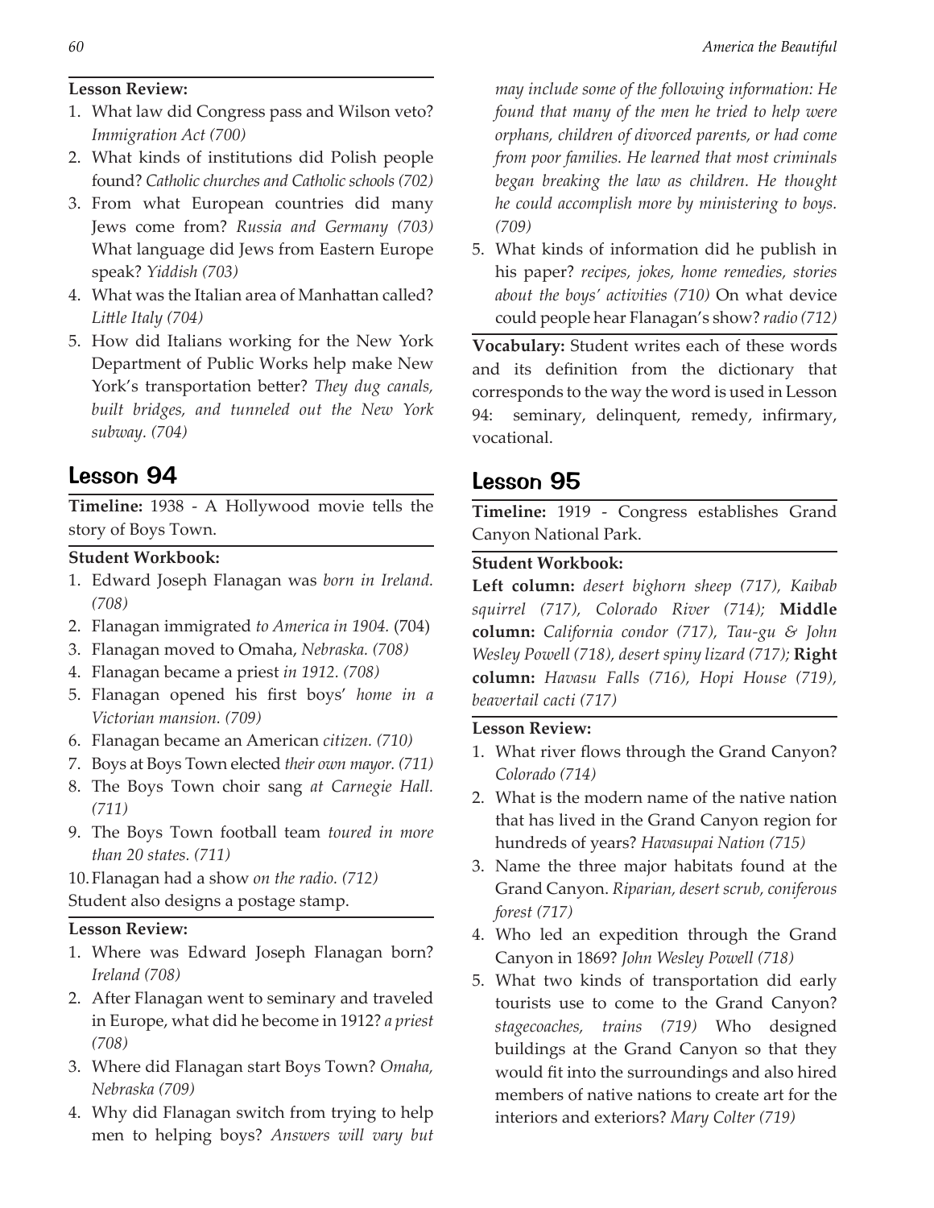**Lesson Review:**

1. What law did Congress pass and Wilson veto? *Immigration Act (700)*
2. What kinds of institutions did Polish people found? *Catholic churches and Catholic schools (702)*
3. From what European countries did many Jews come from? *Russia and Germany (703)* What language did Jews from Eastern Europe speak? *Yiddish (703)*
4. What was the Italian area of Manhattan called? *Little Italy (704)*
5. How did Italians working for the New York Department of Public Works help make New York's transportation better? *They dug canals, built bridges, and tunneled out the New York subway. (704)*

## Lesson 94

**Timeline:** 1938 - A Hollywood movie tells the story of Boys Town.

**Student Workbook:**

1. Edward Joseph Flanagan was *born in Ireland. (708)*
2. Flanagan immigrated *to America in 1904.* (704)
3. Flanagan moved to Omaha, *Nebraska. (708)*
4. Flanagan became a priest *in 1912. (708)*
5. Flanagan opened his first boys' *home in a Victorian mansion. (709)*
6. Flanagan became an American *citizen. (710)*
7. Boys at Boys Town elected *their own mayor. (711)*
8. The Boys Town choir sang *at Carnegie Hall. (711)*
9. The Boys Town football team *toured in more than 20 states. (711)*
10. Flanagan had a show *on the radio. (712)*

Student also designs a postage stamp.

**Lesson Review:**

1. Where was Edward Joseph Flanagan born? *Ireland (708)*
2. After Flanagan went to seminary and traveled in Europe, what did he become in 1912? *a priest (708)*
3. Where did Flanagan start Boys Town? *Omaha, Nebraska (709)*
4. Why did Flanagan switch from trying to help men to helping boys? *Answers will vary but may include some of the following information: He found that many of the men he tried to help were orphans, children of divorced parents, or had come from poor families. He learned that most criminals began breaking the law as children. He thought he could accomplish more by ministering to boys. (709)*
5. What kinds of information did he publish in his paper? *recipes, jokes, home remedies, stories about the boys' activities (710)* On what device could people hear Flanagan's show? *radio (712)*

**Vocabulary:** Student writes each of these words and its definition from the dictionary that corresponds to the way the word is used in Lesson 94: seminary, delinquent, remedy, infirmary, vocational.

## Lesson 95

**Timeline:** 1919 - Congress establishes Grand Canyon National Park.

**Student Workbook:**

**Left column:** *desert bighorn sheep (717), Kaibab squirrel (717), Colorado River (714);* **Middle column:** *California condor (717), Tau-gu & John Wesley Powell (718), desert spiny lizard (717);* **Right column:** *Havasu Falls (716), Hopi House (719), beavertail cacti (717)*

**Lesson Review:**

1. What river flows through the Grand Canyon? *Colorado (714)*
2. What is the modern name of the native nation that has lived in the Grand Canyon region for hundreds of years? *Havasupai Nation (715)*
3. Name the three major habitats found at the Grand Canyon. *Riparian, desert scrub, coniferous forest (717)*
4. Who led an expedition through the Grand Canyon in 1869? *John Wesley Powell (718)*
5. What two kinds of transportation did early tourists use to come to the Grand Canyon? *stagecoaches, trains (719)* Who designed buildings at the Grand Canyon so that they would fit into the surroundings and also hired members of native nations to create art for the interiors and exteriors? *Mary Colter (719)*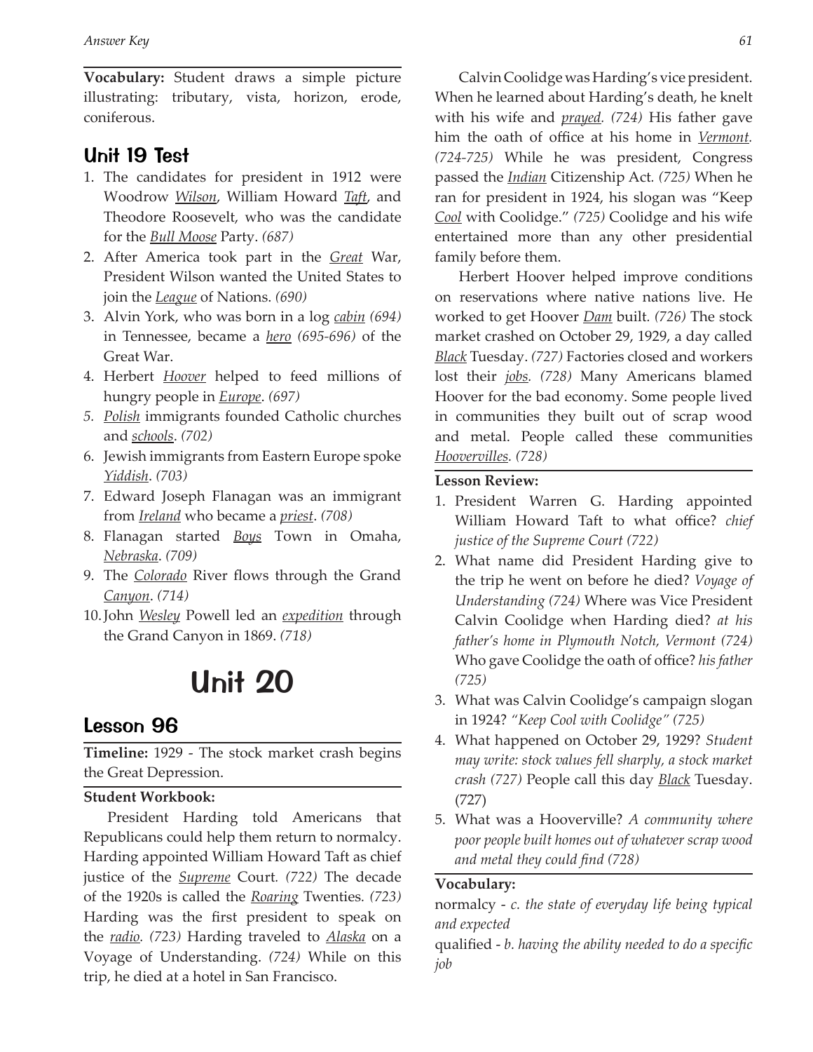**Vocabulary:** Student draws a simple picture illustrating: tributary, vista, horizon, erode, coniferous.

## Unit 19 Test

1. The candidates for president in 1912 were Woodrow *Wilson*, William Howard *Taft*, and Theodore Roosevelt, who was the candidate for the *Bull Moose* Party. *(687)*
2. After America took part in the *Great* War, President Wilson wanted the United States to join the *League* of Nations. *(690)*
3. Alvin York, who was born in a log *cabin* *(694)* in Tennessee, became a *hero* *(695-696)* of the Great War.
4. Herbert *Hoover* helped to feed millions of hungry people in *Europe*. *(697)*
5. *Polish* immigrants founded Catholic churches and *schools*. *(702)*
6. Jewish immigrants from Eastern Europe spoke *Yiddish*. *(703)*
7. Edward Joseph Flanagan was an immigrant from *Ireland* who became a *priest*. *(708)*
8. Flanagan started *Boys* Town in Omaha, *Nebraska*. *(709)*
9. The *Colorado* River flows through the Grand *Canyon*. *(714)*
10. John *Wesley* Powell led an *expedition* through the Grand Canyon in 1869. *(718)*

# Unit 20

## Lesson 96

**Timeline:** 1929 - The stock market crash begins the Great Depression.

**Student Workbook:**

President Harding told Americans that Republicans could help them return to normalcy. Harding appointed William Howard Taft as chief justice of the *Supreme* Court. *(722)* The decade of the 1920s is called the *Roaring* Twenties. *(723)* Harding was the first president to speak on the *radio*. *(723)* Harding traveled to *Alaska* on a Voyage of Understanding. *(724)* While on this trip, he died at a hotel in San Francisco.

Calvin Coolidge was Harding's vice president. When he learned about Harding's death, he knelt with his wife and *prayed*. *(724)* His father gave him the oath of office at his home in *Vermont*. *(724-725)* While he was president, Congress passed the *Indian* Citizenship Act. *(725)* When he ran for president in 1924, his slogan was "Keep *Cool* with Coolidge." *(725)* Coolidge and his wife entertained more than any other presidential family before them.

Herbert Hoover helped improve conditions on reservations where native nations live. He worked to get Hoover *Dam* built. *(726)* The stock market crashed on October 29, 1929, a day called *Black* Tuesday. *(727)* Factories closed and workers lost their *jobs*. *(728)* Many Americans blamed Hoover for the bad economy. Some people lived in communities they built out of scrap wood and metal. People called these communities *Hoovervilles*. *(728)*

**Lesson Review:**

1. President Warren G. Harding appointed William Howard Taft to what office? *chief justice of the Supreme Court (722)*
2. What name did President Harding give to the trip he went on before he died? *Voyage of Understanding (724)* Where was Vice President Calvin Coolidge when Harding died? *at his father's home in Plymouth Notch, Vermont (724)* Who gave Coolidge the oath of office? *his father (725)*
3. What was Calvin Coolidge's campaign slogan in 1924? *"Keep Cool with Coolidge" (725)*
4. What happened on October 29, 1929? *Student may write: stock values fell sharply, a stock market crash (727)* People call this day *Black* Tuesday. (727)
5. What was a Hooverville? *A community where poor people built homes out of whatever scrap wood and metal they could find (728)*

**Vocabulary:**

normalcy - *c. the state of everyday life being typical and expected*

qualified - *b. having the ability needed to do a specific job*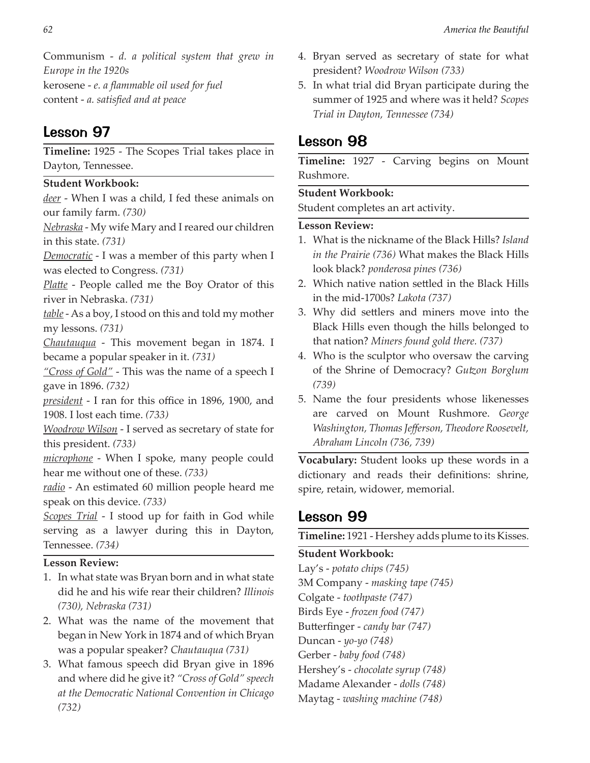Communism - *d. a political system that grew in Europe in the 1920s*
kerosene - *e. a flammable oil used for fuel*
content - *a. satisfied and at peace*

## Lesson 97

**Timeline:** 1925 - The Scopes Trial takes place in Dayton, Tennessee.

**Student Workbook:**

<u>*deer*</u> - When I was a child, I fed these animals on our family farm. *(730)*
<u>*Nebraska*</u> - My wife Mary and I reared our children in this state. *(731)*
<u>*Democratic*</u> - I was a member of this party when I was elected to Congress. *(731)*
<u>*Platte*</u> - People called me the Boy Orator of this river in Nebraska. *(731)*
<u>*table*</u> - As a boy, I stood on this and told my mother my lessons. *(731)*
<u>*Chautauqua*</u> - This movement began in 1874. I became a popular speaker in it. *(731)*
<u>*"Cross of Gold"*</u> - This was the name of a speech I gave in 1896. *(732)*
<u>*president*</u> - I ran for this office in 1896, 1900, and 1908. I lost each time. *(733)*
<u>*Woodrow Wilson*</u> - I served as secretary of state for this president. *(733)*
<u>*microphone*</u> - When I spoke, many people could hear me without one of these. *(733)*
<u>*radio*</u> - An estimated 60 million people heard me speak on this device. *(733)*
<u>*Scopes Trial*</u> - I stood up for faith in God while serving as a lawyer during this in Dayton, Tennessee. *(734)*

**Lesson Review:**

1. In what state was Bryan born and in what state did he and his wife rear their children? *Illinois (730), Nebraska (731)*
2. What was the name of the movement that began in New York in 1874 and of which Bryan was a popular speaker? *Chautauqua (731)*
3. What famous speech did Bryan give in 1896 and where did he give it? *"Cross of Gold" speech at the Democratic National Convention in Chicago (732)*
4. Bryan served as secretary of state for what president? *Woodrow Wilson (733)*
5. In what trial did Bryan participate during the summer of 1925 and where was it held? *Scopes Trial in Dayton, Tennessee (734)*

## Lesson 98

**Timeline:** 1927 - Carving begins on Mount Rushmore.

**Student Workbook:**

Student completes an art activity.

**Lesson Review:**

1. What is the nickname of the Black Hills? *Island in the Prairie (736)* What makes the Black Hills look black? *ponderosa pines (736)*
2. Which native nation settled in the Black Hills in the mid-1700s? *Lakota (737)*
3. Why did settlers and miners move into the Black Hills even though the hills belonged to that nation? *Miners found gold there. (737)*
4. Who is the sculptor who oversaw the carving of the Shrine of Democracy? *Gutzon Borglum (739)*
5. Name the four presidents whose likenesses are carved on Mount Rushmore. *George Washington, Thomas Jefferson, Theodore Roosevelt, Abraham Lincoln (736, 739)*

**Vocabulary:** Student looks up these words in a dictionary and reads their definitions: shrine, spire, retain, widower, memorial.

## Lesson 99

**Timeline:** 1921 - Hershey adds plume to its Kisses.

**Student Workbook:**

Lay's - *potato chips (745)*
3M Company - *masking tape (745)*
Colgate - *toothpaste (747)*
Birds Eye - *frozen food (747)*
Butterfinger - *candy bar (747)*
Duncan - *yo-yo (748)*
Gerber - *baby food (748)*
Hershey's - *chocolate syrup (748)*
Madame Alexander - *dolls (748)*
Maytag - *washing machine (748)*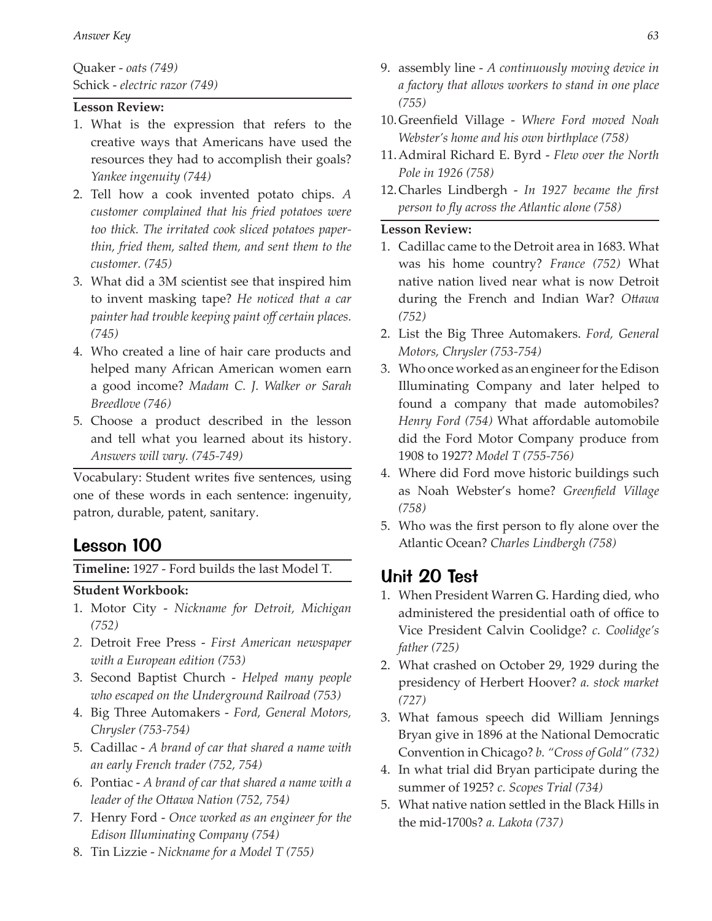Quaker - *oats (749)*
Schick - *electric razor (749)*

**Lesson Review:**

1. What is the expression that refers to the creative ways that Americans have used the resources they had to accomplish their goals? *Yankee ingenuity (744)*
2. Tell how a cook invented potato chips. *A customer complained that his fried potatoes were too thick. The irritated cook sliced potatoes paper-thin, fried them, salted them, and sent them to the customer. (745)*
3. What did a 3M scientist see that inspired him to invent masking tape? *He noticed that a car painter had trouble keeping paint off certain places. (745)*
4. Who created a line of hair care products and helped many African American women earn a good income? *Madam C. J. Walker or Sarah Breedlove (746)*
5. Choose a product described in the lesson and tell what you learned about its history. *Answers will vary. (745-749)*

Vocabulary: Student writes five sentences, using one of these words in each sentence: ingenuity, patron, durable, patent, sanitary.

## Lesson 100

**Timeline:** 1927 - Ford builds the last Model T.

**Student Workbook:**

1. Motor City - *Nickname for Detroit, Michigan (752)*
2. Detroit Free Press - *First American newspaper with a European edition (753)*
3. Second Baptist Church - *Helped many people who escaped on the Underground Railroad (753)*
4. Big Three Automakers - *Ford, General Motors, Chrysler (753-754)*
5. Cadillac - *A brand of car that shared a name with an early French trader (752, 754)*
6. Pontiac - *A brand of car that shared a name with a leader of the Ottawa Nation (752, 754)*
7. Henry Ford - *Once worked as an engineer for the Edison Illuminating Company (754)*
8. Tin Lizzie - *Nickname for a Model T (755)*
9. assembly line - *A continuously moving device in a factory that allows workers to stand in one place (755)*
10. Greenfield Village - *Where Ford moved Noah Webster's home and his own birthplace (758)*
11. Admiral Richard E. Byrd - *Flew over the North Pole in 1926 (758)*
12. Charles Lindbergh - *In 1927 became the first person to fly across the Atlantic alone (758)*

**Lesson Review:**

1. Cadillac came to the Detroit area in 1683. What was his home country? *France (752)* What native nation lived near what is now Detroit during the French and Indian War? *Ottawa (752)*
2. List the Big Three Automakers. *Ford, General Motors, Chrysler (753-754)*
3. Who once worked as an engineer for the Edison Illuminating Company and later helped to found a company that made automobiles? *Henry Ford (754)* What affordable automobile did the Ford Motor Company produce from 1908 to 1927? *Model T (755-756)*
4. Where did Ford move historic buildings such as Noah Webster's home? *Greenfield Village (758)*
5. Who was the first person to fly alone over the Atlantic Ocean? *Charles Lindbergh (758)*

## Unit 20 Test

1. When President Warren G. Harding died, who administered the presidential oath of office to Vice President Calvin Coolidge? *c. Coolidge's father (725)*
2. What crashed on October 29, 1929 during the presidency of Herbert Hoover? *a. stock market (727)*
3. What famous speech did William Jennings Bryan give in 1896 at the National Democratic Convention in Chicago? *b. "Cross of Gold" (732)*
4. In what trial did Bryan participate during the summer of 1925? *c. Scopes Trial (734)*
5. What native nation settled in the Black Hills in the mid-1700s? *a. Lakota (737)*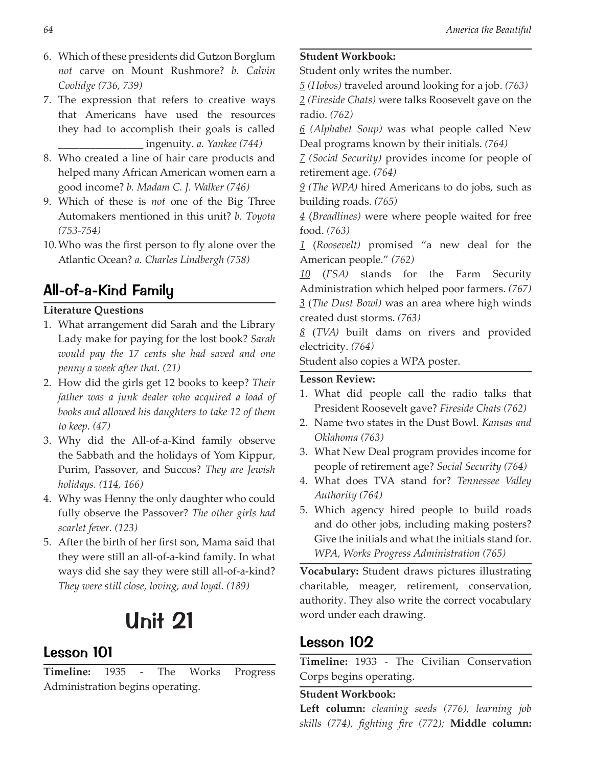6. Which of these presidents did Gutzon Borglum *not* carve on Mount Rushmore? *b. Calvin Coolidge (736, 739)*
7. The expression that refers to creative ways that Americans have used the resources they had to accomplish their goals is called _______________ ingenuity. *a. Yankee (744)*
8. Who created a line of hair care products and helped many African American women earn a good income? *b. Madam C. J. Walker (746)*
9. Which of these is *not* one of the Big Three Automakers mentioned in this unit? *b. Toyota (753-754)*
10. Who was the first person to fly alone over the Atlantic Ocean? *a. Charles Lindbergh (758)*

## All-of-a-Kind Family

**Literature Questions**

1. What arrangement did Sarah and the Library Lady make for paying for the lost book? *Sarah would pay the 17 cents she had saved and one penny a week after that. (21)*
2. How did the girls get 12 books to keep? *Their father was a junk dealer who acquired a load of books and allowed his daughters to take 12 of them to keep. (47)*
3. Why did the All-of-a-Kind family observe the Sabbath and the holidays of Yom Kippur, Purim, Passover, and Succos? *They are Jewish holidays. (114, 166)*
4. Why was Henny the only daughter who could fully observe the Passover? *The other girls had scarlet fever. (123)*
5. After the birth of her first son, Mama said that they were still an all-of-a-kind family. In what ways did she say they were still all-of-a-kind? *They were still close, loving, and loyal. (189)*

# Unit 21

## Lesson 101

**Timeline:** 1935 - The Works Progress Administration begins operating.

**Student Workbook:**

Student only writes the number.

5 *(Hobos)* traveled around looking for a job. *(763)*

2 *(Fireside Chats)* were talks Roosevelt gave on the radio. *(762)*

6 *(Alphabet Soup)* was what people called New Deal programs known by their initials. *(764)*

7 *(Social Security)* provides income for people of retirement age. *(764)*

9 *(The WPA)* hired Americans to do jobs, such as building roads. *(765)*

4 (*Breadlines)* were where people waited for free food. *(763)*

1 (*Roosevelt)* promised "a new deal for the American people." *(762)*

10 (*FSA)* stands for the Farm Security Administration which helped poor farmers. *(767)*

3 (*The Dust Bowl)* was an area where high winds created dust storms. *(763)*

8 (*TVA)* built dams on rivers and provided electricity. *(764)*

Student also copies a WPA poster.

**Lesson Review:**

1. What did people call the radio talks that President Roosevelt gave? *Fireside Chats (762)*
2. Name two states in the Dust Bowl. *Kansas and Oklahoma (763)*
3. What New Deal program provides income for people of retirement age? *Social Security (764)*
4. What does TVA stand for? *Tennessee Valley Authority (764)*
5. Which agency hired people to build roads and do other jobs, including making posters? Give the initials and what the initials stand for. *WPA, Works Progress Administration (765)*

**Vocabulary:** Student draws pictures illustrating charitable, meager, retirement, conservation, authority. They also write the correct vocabulary word under each drawing.

## Lesson 102

**Timeline:** 1933 - The Civilian Conservation Corps begins operating.

**Student Workbook:**

**Left column:** *cleaning seeds (776), learning job skills (774), fighting fire (772);* **Middle column:**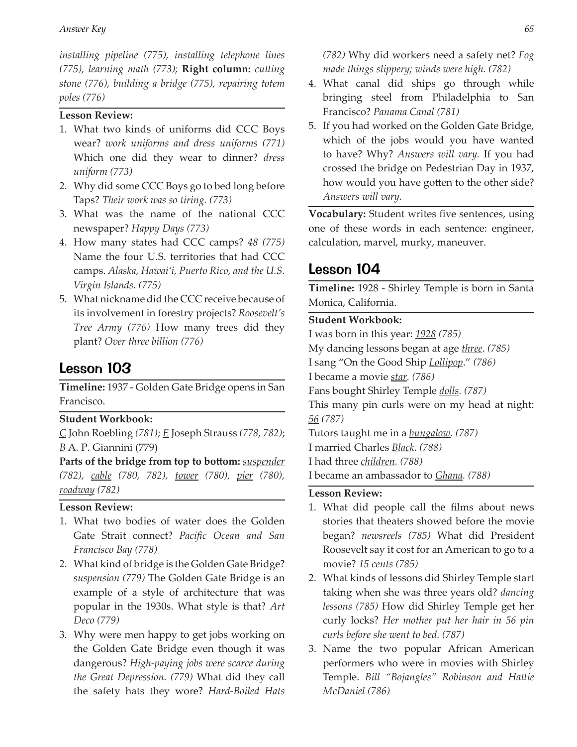*installing pipeline (775), installing telephone lines (775), learning math (773);* **Right column:** *cutting stone (776), building a bridge (775), repairing totem poles (776)*

**Lesson Review:**

1. What two kinds of uniforms did CCC Boys wear? *work uniforms and dress uniforms (771)* Which one did they wear to dinner? *dress uniform (773)*
2. Why did some CCC Boys go to bed long before Taps? *Their work was so tiring. (773)*
3. What was the name of the national CCC newspaper? *Happy Days (773)*
4. How many states had CCC camps? *48 (775)* Name the four U.S. territories that had CCC camps. *Alaska, Hawai'i, Puerto Rico, and the U.S. Virgin Islands. (775)*
5. What nickname did the CCC receive because of its involvement in forestry projects? *Roosevelt's Tree Army (776)* How many trees did they plant? *Over three billion (776)*

## Lesson 103

**Timeline:** 1937 - Golden Gate Bridge opens in San Francisco.

**Student Workbook:**

<u>C</u> John Roebling *(781)*; <u>E</u> Joseph Strauss *(778, 782)*; <u>B</u> A. P. Giannini (779)

**Parts of the bridge from top to bottom:** <u>suspender</u> *(782)*, <u>cable</u> *(780, 782)*, <u>tower</u> *(780)*, <u>pier</u> *(780)*, <u>roadway</u> *(782)*

**Lesson Review:**

1. What two bodies of water does the Golden Gate Strait connect? *Pacific Ocean and San Francisco Bay (778)*
2. What kind of bridge is the Golden Gate Bridge? *suspension (779)* The Golden Gate Bridge is an example of a style of architecture that was popular in the 1930s. What style is that? *Art Deco (779)*
3. Why were men happy to get jobs working on the Golden Gate Bridge even though it was dangerous? *High-paying jobs were scarce during the Great Depression. (779)* What did they call the safety hats they wore? *Hard-Boiled Hats (782)* Why did workers need a safety net? *Fog made things slippery; winds were high. (782)*
4. What canal did ships go through while bringing steel from Philadelphia to San Francisco? *Panama Canal (781)*
5. If you had worked on the Golden Gate Bridge, which of the jobs would you have wanted to have? Why? *Answers will vary.* If you had crossed the bridge on Pedestrian Day in 1937, how would you have gotten to the other side? *Answers will vary.*

**Vocabulary:** Student writes five sentences, using one of these words in each sentence: engineer, calculation, marvel, murky, maneuver.

## Lesson 104

**Timeline:** 1928 - Shirley Temple is born in Santa Monica, California.

**Student Workbook:**

I was born in this year: <u>*1928*</u> *(785)*
My dancing lessons began at age <u>*three*</u>. *(785)*
I sang "On the Good Ship <u>*Lollipop*</u>." *(786)*
I became a movie <u>*star*</u>. *(786)*
Fans bought Shirley Temple <u>*dolls*</u>. *(787)*
This many pin curls were on my head at night: <u>*56*</u> *(787)*
Tutors taught me in a <u>*bungalow*</u>. *(787)*
I married Charles <u>*Black*</u>. *(788)*
I had three <u>*children*</u>. *(788)*
I became an ambassador to <u>*Ghana*</u>. *(788)*

**Lesson Review:**

1. What did people call the films about news stories that theaters showed before the movie began? *newsreels (785)* What did President Roosevelt say it cost for an American to go to a movie? *15 cents (785)*
2. What kinds of lessons did Shirley Temple start taking when she was three years old? *dancing lessons (785)* How did Shirley Temple get her curly locks? *Her mother put her hair in 56 pin curls before she went to bed. (787)*
3. Name the two popular African American performers who were in movies with Shirley Temple. *Bill "Bojangles" Robinson and Hattie McDaniel (786)*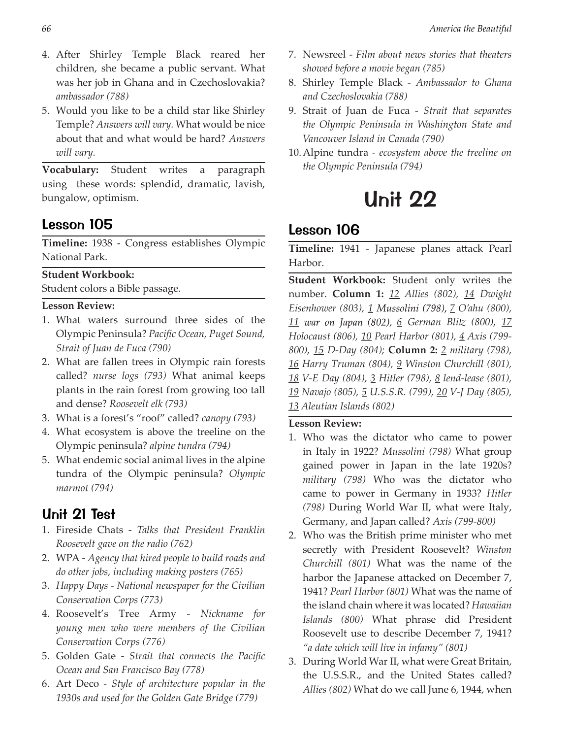4. After Shirley Temple Black reared her children, she became a public servant. What was her job in Ghana and in Czechoslovakia? *ambassador (788)*
5. Would you like to be a child star like Shirley Temple? *Answers will vary.* What would be nice about that and what would be hard? *Answers will vary.*

**Vocabulary:** Student writes a paragraph using these words: splendid, dramatic, lavish, bungalow, optimism.

## Lesson 105

**Timeline:** 1938 - Congress establishes Olympic National Park.

**Student Workbook:**
Student colors a Bible passage.

**Lesson Review:**

1. What waters surround three sides of the Olympic Peninsula? *Pacific Ocean, Puget Sound, Strait of Juan de Fuca (790)*
2. What are fallen trees in Olympic rain forests called? *nurse logs (793)* What animal keeps plants in the rain forest from growing too tall and dense? *Roosevelt elk (793)*
3. What is a forest's "roof" called? *canopy (793)*
4. What ecosystem is above the treeline on the Olympic peninsula? *alpine tundra (794)*
5. What endemic social animal lives in the alpine tundra of the Olympic peninsula? *Olympic marmot (794)*

## Unit 21 Test

1. Fireside Chats - *Talks that President Franklin Roosevelt gave on the radio (762)*
2. WPA - *Agency that hired people to build roads and do other jobs, including making posters (765)*
3. *Happy Days - National newspaper for the Civilian Conservation Corps (773)*
4. Roosevelt's Tree Army - *Nickname for young men who were members of the Civilian Conservation Corps (776)*
5. Golden Gate - *Strait that connects the Pacific Ocean and San Francisco Bay (778)*
6. Art Deco - *Style of architecture popular in the 1930s and used for the Golden Gate Bridge (779)*
7. Newsreel - *Film about news stories that theaters showed before a movie began (785)*
8. Shirley Temple Black - *Ambassador to Ghana and Czechoslovakia (788)*
9. Strait of Juan de Fuca - *Strait that separates the Olympic Peninsula in Washington State and Vancouver Island in Canada (790)*
10. Alpine tundra *- ecosystem above the treeline on the Olympic Peninsula (794)*

# Unit 22

## Lesson 106

**Timeline:** 1941 - Japanese planes attack Pearl Harbor.

**Student Workbook:** Student only writes the number. **Column 1:** *12 Allies (802), 14 Dwight Eisenhower (803), 1 Mussolini (798), 7 O'ahu (800), 11 war on Japan (802), 6 German Blitz (800), 17 Holocaust (806), 10 Pearl Harbor (801), 4 Axis (799-800), 15 D-Day (804);* **Column 2:** *2 military (798), 16 Harry Truman (804), 9 Winston Churchill (801), 18 V-E Day (804), 3 Hitler (798), 8 lend-lease (801), 19 Navajo (805), 5 U.S.S.R. (799), 20 V-J Day (805), 13 Aleutian Islands (802)*

**Lesson Review:**

1. Who was the dictator who came to power in Italy in 1922? *Mussolini (798)* What group gained power in Japan in the late 1920s? *military (798)* Who was the dictator who came to power in Germany in 1933? *Hitler (798)* During World War II, what were Italy, Germany, and Japan called? *Axis (799-800)*
2. Who was the British prime minister who met secretly with President Roosevelt? *Winston Churchill (801)* What was the name of the harbor the Japanese attacked on December 7, 1941? *Pearl Harbor (801)* What was the name of the island chain where it was located? *Hawaiian Islands (800)* What phrase did President Roosevelt use to describe December 7, 1941? *"a date which will live in infamy" (801)*
3. During World War II, what were Great Britain, the U.S.S.R., and the United States called? *Allies (802)* What do we call June 6, 1944, when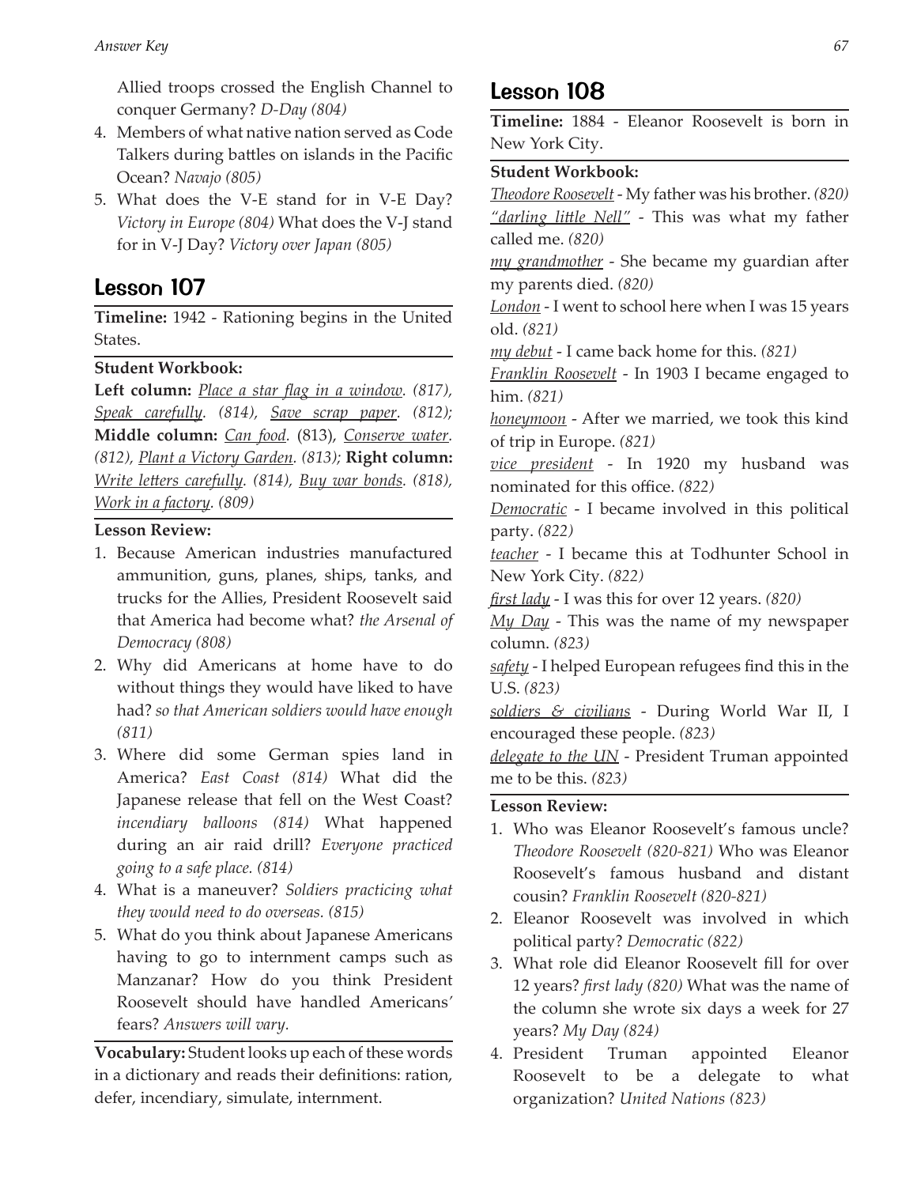Allied troops crossed the English Channel to conquer Germany? *D-Day (804)*

4. Members of what native nation served as Code Talkers during battles on islands in the Pacific Ocean? *Navajo (805)*
5. What does the V-E stand for in V-E Day? *Victory in Europe (804)* What does the V-J stand for in V-J Day? *Victory over Japan (805)*

## Lesson 107

**Timeline:** 1942 - Rationing begins in the United States.

**Student Workbook:**

**Left column:** *Place a star flag in a window. (817), Speak carefully. (814), Save scrap paper. (812);* **Middle column:** *Can food.* (813), *Conserve water. (812), Plant a Victory Garden. (813);* **Right column:** *Write letters carefully. (814), Buy war bonds. (818), Work in a factory. (809)*

**Lesson Review:**

1. Because American industries manufactured ammunition, guns, planes, ships, tanks, and trucks for the Allies, President Roosevelt said that America had become what? *the Arsenal of Democracy (808)*
2. Why did Americans at home have to do without things they would have liked to have had? *so that American soldiers would have enough (811)*
3. Where did some German spies land in America? *East Coast (814)* What did the Japanese release that fell on the West Coast? *incendiary balloons (814)* What happened during an air raid drill? *Everyone practiced going to a safe place. (814)*
4. What is a maneuver? *Soldiers practicing what they would need to do overseas. (815)*
5. What do you think about Japanese Americans having to go to internment camps such as Manzanar? How do you think President Roosevelt should have handled Americans' fears? *Answers will vary.*

**Vocabulary:** Student looks up each of these words in a dictionary and reads their definitions: ration, defer, incendiary, simulate, internment.

## Lesson 108

**Timeline:** 1884 - Eleanor Roosevelt is born in New York City.

**Student Workbook:**

*Theodore Roosevelt* - My father was his brother. *(820)*
*"darling little Nell"* - This was what my father called me. *(820)*
*my grandmother* - She became my guardian after my parents died. *(820)*
*London* - I went to school here when I was 15 years old. *(821)*
*my debut* - I came back home for this. *(821)*
*Franklin Roosevelt* - In 1903 I became engaged to him. *(821)*
*honeymoon* - After we married, we took this kind of trip in Europe. *(821)*
*vice president* - In 1920 my husband was nominated for this office. *(822)*
*Democratic* - I became involved in this political party. *(822)*
*teacher* - I became this at Todhunter School in New York City. *(822)*
*first lady* - I was this for over 12 years. *(820)*
*My Day* - This was the name of my newspaper column. *(823)*
*safety* - I helped European refugees find this in the U.S. *(823)*
*soldiers & civilians* - During World War II, I encouraged these people. *(823)*
*delegate to the UN* - President Truman appointed me to be this. *(823)*

**Lesson Review:**

1. Who was Eleanor Roosevelt's famous uncle? *Theodore Roosevelt (820-821)* Who was Eleanor Roosevelt's famous husband and distant cousin? *Franklin Roosevelt (820-821)*
2. Eleanor Roosevelt was involved in which political party? *Democratic (822)*
3. What role did Eleanor Roosevelt fill for over 12 years? *first lady (820)* What was the name of the column she wrote six days a week for 27 years? *My Day (824)*
4. President Truman appointed Eleanor Roosevelt to be a delegate to what organization? *United Nations (823)*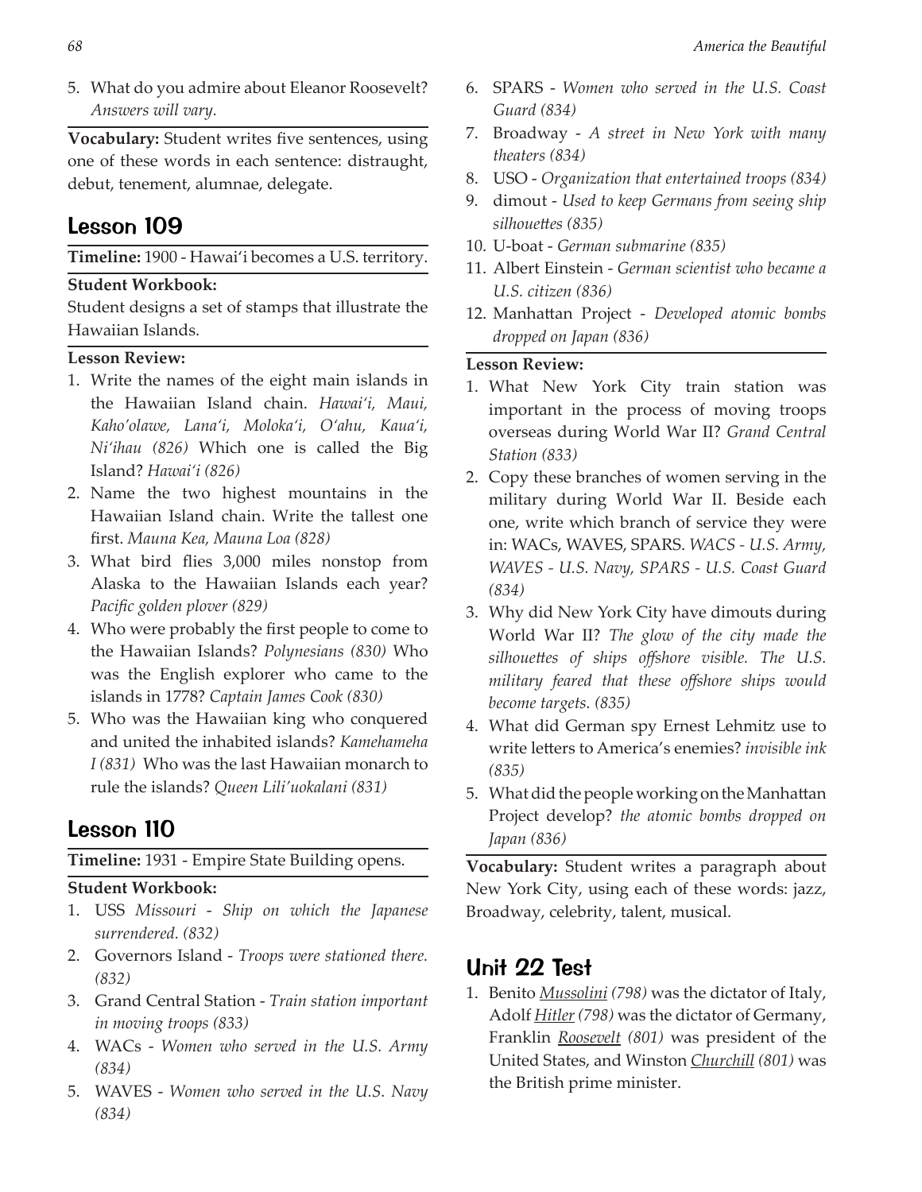5. What do you admire about Eleanor Roosevelt? *Answers will vary.*

**Vocabulary:** Student writes five sentences, using one of these words in each sentence: distraught, debut, tenement, alumnae, delegate.

## Lesson 109

**Timeline:** 1900 - Hawai'i becomes a U.S. territory.

**Student Workbook:**

Student designs a set of stamps that illustrate the Hawaiian Islands.

**Lesson Review:**

1. Write the names of the eight main islands in the Hawaiian Island chain. *Hawai'i, Maui, Kaho'olawe, Lana'i, Moloka'i, O'ahu, Kaua'i, Ni'ihau (826)* Which one is called the Big Island? *Hawai'i (826)*
2. Name the two highest mountains in the Hawaiian Island chain. Write the tallest one first. *Mauna Kea, Mauna Loa (828)*
3. What bird flies 3,000 miles nonstop from Alaska to the Hawaiian Islands each year? *Pacific golden plover (829)*
4. Who were probably the first people to come to the Hawaiian Islands? *Polynesians (830)* Who was the English explorer who came to the islands in 1778? *Captain James Cook (830)*
5. Who was the Hawaiian king who conquered and united the inhabited islands? *Kamehameha I (831)* Who was the last Hawaiian monarch to rule the islands? *Queen Lili'uokalani (831)*

## Lesson 110

**Timeline:** 1931 - Empire State Building opens.

**Student Workbook:**

1. USS *Missouri* - *Ship on which the Japanese surrendered. (832)*
2. Governors Island - *Troops were stationed there. (832)*
3. Grand Central Station - *Train station important in moving troops (833)*
4. WACs - *Women who served in the U.S. Army (834)*
5. WAVES - *Women who served in the U.S. Navy (834)*
6. SPARS - *Women who served in the U.S. Coast Guard (834)*
7. Broadway - *A street in New York with many theaters (834)*
8. USO - *Organization that entertained troops (834)*
9. dimout - *Used to keep Germans from seeing ship silhouettes (835)*
10. U-boat - *German submarine (835)*
11. Albert Einstein - *German scientist who became a U.S. citizen (836)*
12. Manhattan Project - *Developed atomic bombs dropped on Japan (836)*

**Lesson Review:**

1. What New York City train station was important in the process of moving troops overseas during World War II? *Grand Central Station (833)*
2. Copy these branches of women serving in the military during World War II. Beside each one, write which branch of service they were in: WACs, WAVES, SPARS. *WACS - U.S. Army, WAVES - U.S. Navy, SPARS - U.S. Coast Guard (834)*
3. Why did New York City have dimouts during World War II? *The glow of the city made the silhouettes of ships offshore visible. The U.S. military feared that these offshore ships would become targets. (835)*
4. What did German spy Ernest Lehmitz use to write letters to America's enemies? *invisible ink (835)*
5. What did the people working on the Manhattan Project develop? *the atomic bombs dropped on Japan (836)*

**Vocabulary:** Student writes a paragraph about New York City, using each of these words: jazz, Broadway, celebrity, talent, musical.

## Unit 22 Test

1. Benito *Mussolini (798)* was the dictator of Italy, Adolf *Hitler (798)* was the dictator of Germany, Franklin *Roosevelt (801)* was president of the United States, and Winston *Churchill (801)* was the British prime minister.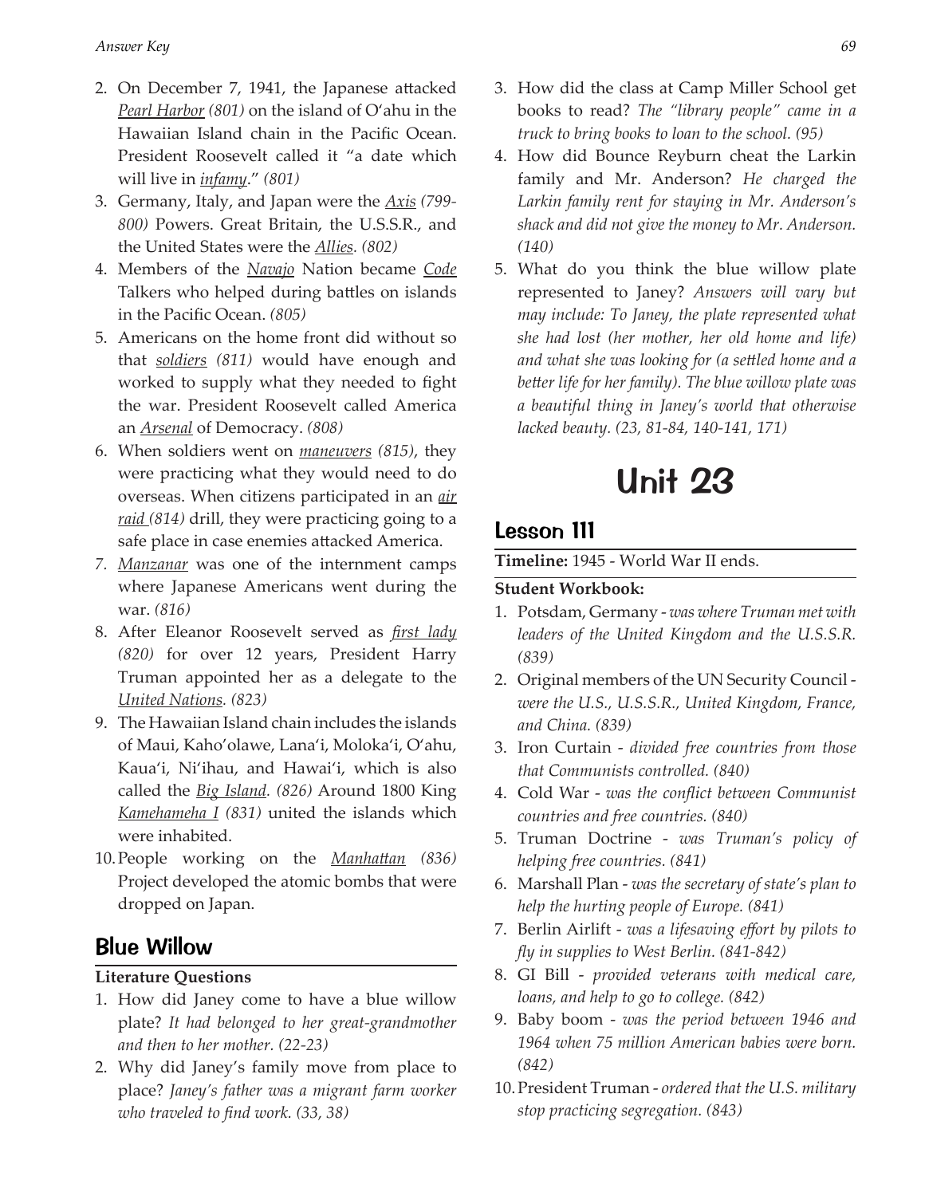2. On December 7, 1941, the Japanese attacked _Pearl Harbor_ *(801)* on the island of O'ahu in the Hawaiian Island chain in the Pacific Ocean. President Roosevelt called it "a date which will live in _infamy_." *(801)*
3. Germany, Italy, and Japan were the _Axis_ *(799-800)* Powers. Great Britain, the U.S.S.R., and the United States were the _Allies_. *(802)*
4. Members of the _Navajo_ Nation became _Code_ Talkers who helped during battles on islands in the Pacific Ocean. *(805)*
5. Americans on the home front did without so that _soldiers_ *(811)* would have enough and worked to supply what they needed to fight the war. President Roosevelt called America an _Arsenal_ of Democracy. *(808)*
6. When soldiers went on _maneuvers_ *(815)*, they were practicing what they would need to do overseas. When citizens participated in an _air raid_ *(814)* drill, they were practicing going to a safe place in case enemies attacked America.
7. _Manzanar_ was one of the internment camps where Japanese Americans went during the war. *(816)*
8. After Eleanor Roosevelt served as _first lady_ *(820)* for over 12 years, President Harry Truman appointed her as a delegate to the _United Nations_. *(823)*
9. The Hawaiian Island chain includes the islands of Maui, Kaho'olawe, Lana'i, Moloka'i, O'ahu, Kaua'i, Ni'ihau, and Hawai'i, which is also called the _Big Island_. *(826)* Around 1800 King _Kamehameha I_ *(831)* united the islands which were inhabited.
10. People working on the _Manhattan_ *(836)* Project developed the atomic bombs that were dropped on Japan.

## Blue Willow

**Literature Questions**

1. How did Janey come to have a blue willow plate? *It had belonged to her great-grandmother and then to her mother. (22-23)*
2. Why did Janey's family move from place to place? *Janey's father was a migrant farm worker who traveled to find work. (33, 38)*
3. How did the class at Camp Miller School get books to read? *The "library people" came in a truck to bring books to loan to the school. (95)*
4. How did Bounce Reyburn cheat the Larkin family and Mr. Anderson? *He charged the Larkin family rent for staying in Mr. Anderson's shack and did not give the money to Mr. Anderson. (140)*
5. What do you think the blue willow plate represented to Janey? *Answers will vary but may include: To Janey, the plate represented what she had lost (her mother, her old home and life) and what she was looking for (a settled home and a better life for her family). The blue willow plate was a beautiful thing in Janey's world that otherwise lacked beauty. (23, 81-84, 140-141, 171)*

# Unit 23

## Lesson 111

**Timeline:** 1945 - World War II ends.

**Student Workbook:**

1. Potsdam, Germany - *was where Truman met with leaders of the United Kingdom and the U.S.S.R. (839)*
2. Original members of the UN Security Council - *were the U.S., U.S.S.R., United Kingdom, France, and China. (839)*
3. Iron Curtain - *divided free countries from those that Communists controlled. (840)*
4. Cold War - *was the conflict between Communist countries and free countries. (840)*
5. Truman Doctrine - *was Truman's policy of helping free countries. (841)*
6. Marshall Plan - *was the secretary of state's plan to help the hurting people of Europe. (841)*
7. Berlin Airlift - *was a lifesaving effort by pilots to fly in supplies to West Berlin. (841-842)*
8. GI Bill - *provided veterans with medical care, loans, and help to go to college. (842)*
9. Baby boom - *was the period between 1946 and 1964 when 75 million American babies were born. (842)*
10. President Truman - *ordered that the U.S. military stop practicing segregation. (843)*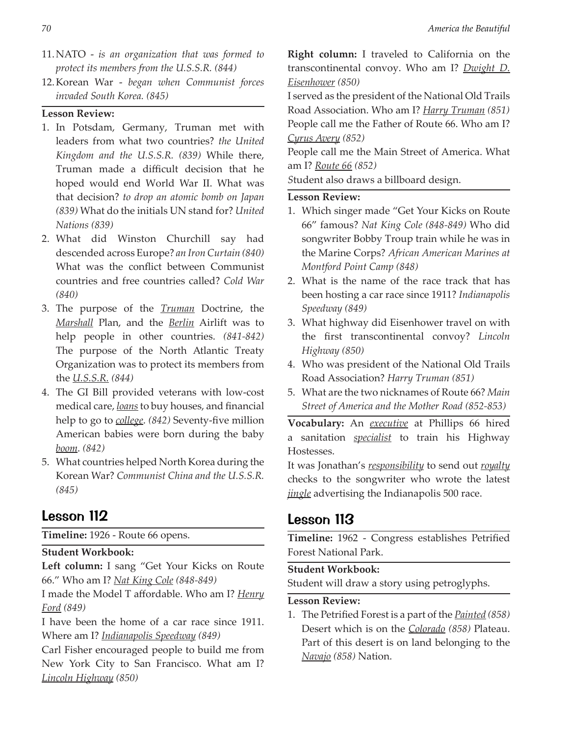11. NATO - *is an organization that was formed to protect its members from the U.S.S.R. (844)*
12. Korean War - *began when Communist forces invaded South Korea. (845)*

**Lesson Review:**

1. In Potsdam, Germany, Truman met with leaders from what two countries? *the United Kingdom and the U.S.S.R. (839)* While there, Truman made a difficult decision that he hoped would end World War II. What was that decision? *to drop an atomic bomb on Japan (839)* What do the initials UN stand for? *United Nations (839)*
2. What did Winston Churchill say had descended across Europe? *an Iron Curtain (840)* What was the conflict between Communist countries and free countries called? *Cold War (840)*
3. The purpose of the ***Truman*** Doctrine, the ***Marshall*** Plan, and the ***Berlin*** Airlift was to help people in other countries. *(841-842)* The purpose of the North Atlantic Treaty Organization was to protect its members from the ***U.S.S.R.*** *(844)*
4. The GI Bill provided veterans with low-cost medical care, ***loans*** to buy houses, and financial help to go to ***college***. *(842)* Seventy-five million American babies were born during the baby ***boom***. *(842)*
5. What countries helped North Korea during the Korean War? *Communist China and the U.S.S.R. (845)*

## Lesson 112

**Timeline:** 1926 - Route 66 opens.

**Student Workbook:**

**Left column:** I sang "Get Your Kicks on Route 66." Who am I? ***Nat King Cole*** *(848-849)*

I made the Model T affordable. Who am I? ***Henry Ford*** *(849)*

I have been the home of a car race since 1911. Where am I? ***Indianapolis Speedway*** *(849)*

Carl Fisher encouraged people to build me from New York City to San Francisco. What am I? ***Lincoln Highway*** *(850)*

**Right column:** I traveled to California on the transcontinental convoy. Who am I? ***Dwight D. Eisenhower*** *(850)*

I served as the president of the National Old Trails Road Association. Who am I? ***Harry Truman*** *(851)*

People call me the Father of Route 66. Who am I? ***Cyrus Avery*** *(852)*

People call me the Main Street of America. What am I? ***Route 66*** *(852)*

Student also draws a billboard design.

**Lesson Review:**

1. Which singer made "Get Your Kicks on Route 66" famous? *Nat King Cole (848-849)* Who did songwriter Bobby Troup train while he was in the Marine Corps? *African American Marines at Montford Point Camp (848)*
2. What is the name of the race track that has been hosting a car race since 1911? *Indianapolis Speedway (849)*
3. What highway did Eisenhower travel on with the first transcontinental convoy? *Lincoln Highway (850)*
4. Who was president of the National Old Trails Road Association? *Harry Truman (851)*
5. What are the two nicknames of Route 66? *Main Street of America and the Mother Road (852-853)*

**Vocabulary:** An ***executive*** at Phillips 66 hired a sanitation ***specialist*** to train his Highway Hostesses.

It was Jonathan's ***responsibility*** to send out ***royalty*** checks to the songwriter who wrote the latest ***jingle*** advertising the Indianapolis 500 race.

## Lesson 113

**Timeline:** 1962 - Congress establishes Petrified Forest National Park.

**Student Workbook:**

Student will draw a story using petroglyphs.

**Lesson Review:**

1. The Petrified Forest is a part of the ***Painted*** *(858)* Desert which is on the ***Colorado*** *(858)* Plateau. Part of this desert is on land belonging to the ***Navajo*** *(858)* Nation.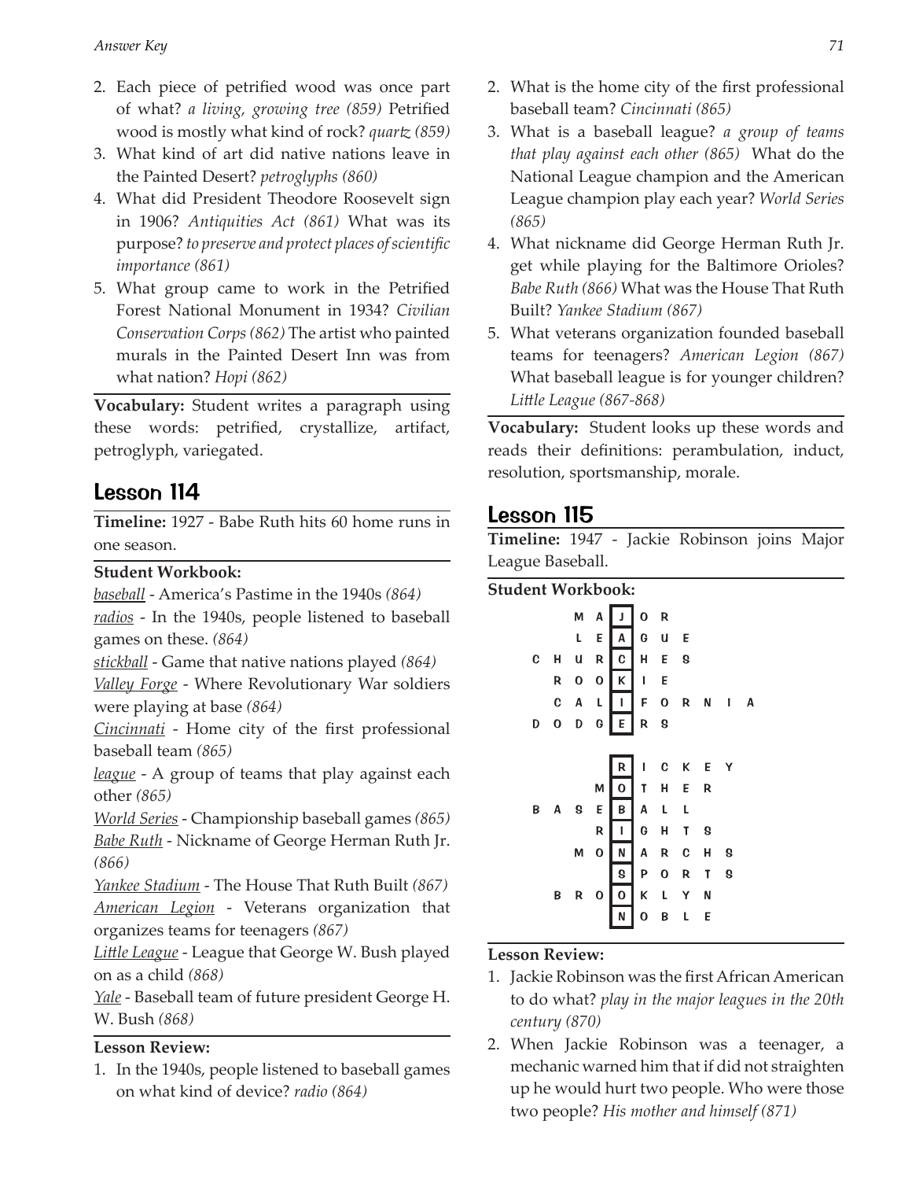2. Each piece of petrified wood was once part of what? *a living, growing tree (859)* Petrified wood is mostly what kind of rock? *quartz (859)*
3. What kind of art did native nations leave in the Painted Desert? *petroglyphs (860)*
4. What did President Theodore Roosevelt sign in 1906? *Antiquities Act (861)* What was its purpose? *to preserve and protect places of scientific importance (861)*
5. What group came to work in the Petrified Forest National Monument in 1934? *Civilian Conservation Corps (862)* The artist who painted murals in the Painted Desert Inn was from what nation? *Hopi (862)*

**Vocabulary:** Student writes a paragraph using these words: petrified, crystallize, artifact, petroglyph, variegated.

## Lesson 114

**Timeline:** 1927 - Babe Ruth hits 60 home runs in one season.

**Student Workbook:**

baseball - America's Pastime in the 1940s *(864)*
radios - In the 1940s, people listened to baseball games on these. *(864)*
stickball - Game that native nations played *(864)*
Valley Forge - Where Revolutionary War soldiers were playing at base *(864)*
Cincinnati - Home city of the first professional baseball team *(865)*
league - A group of teams that play against each other *(865)*
World Series - Championship baseball games *(865)*
Babe Ruth - Nickname of George Herman Ruth Jr. *(866)*
Yankee Stadium - The House That Ruth Built *(867)*
American Legion - Veterans organization that organizes teams for teenagers *(867)*
Little League - League that George W. Bush played on as a child *(868)*
Yale - Baseball team of future president George H. W. Bush *(868)*

**Lesson Review:**

1. In the 1940s, people listened to baseball games on what kind of device? *radio (864)*
2. What is the home city of the first professional baseball team? *Cincinnati (865)*
3. What is a baseball league? *a group of teams that play against each other (865)* What do the National League champion and the American League champion play each year? *World Series (865)*
4. What nickname did George Herman Ruth Jr. get while playing for the Baltimore Orioles? *Babe Ruth (866)* What was the House That Ruth Built? *Yankee Stadium (867)*
5. What veterans organization founded baseball teams for teenagers? *American Legion (867)* What baseball league is for younger children? *Little League (867-868)*

**Vocabulary:** Student looks up these words and reads their definitions: perambulation, induct, resolution, sportsmanship, morale.

## Lesson 115

**Timeline:** 1947 - Jackie Robinson joins Major League Baseball.

**Student Workbook:**

MAJOR
LEAGUE
CHURCHES
ROOKIE
CALIFORNIA
DODGERS

RICKEY
MOTHER
BASEBALL
RIGHTS
MONARCHS
SPORTS
BROOKLYN
NOBLE

**Lesson Review:**

1. Jackie Robinson was the first African American to do what? *play in the major leagues in the 20th century (870)*
2. When Jackie Robinson was a teenager, a mechanic warned him that if did not straighten up he would hurt two people. Who were those two people? *His mother and himself (871)*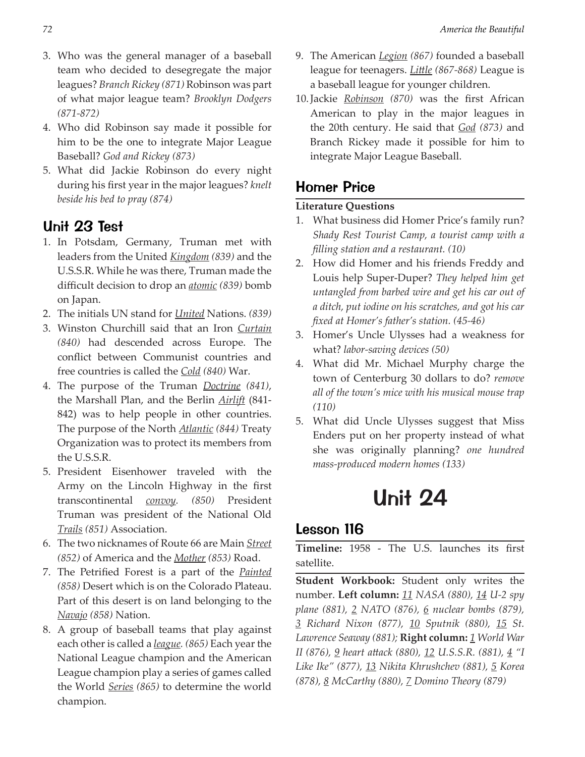3. Who was the general manager of a baseball team who decided to desegregate the major leagues? *Branch Rickey (871)* Robinson was part of what major league team? *Brooklyn Dodgers (871-872)*
4. Who did Robinson say made it possible for him to be the one to integrate Major League Baseball? *God and Rickey (873)*
5. What did Jackie Robinson do every night during his first year in the major leagues? *knelt beside his bed to pray (874)*

## Unit 23 Test

1. In Potsdam, Germany, Truman met with leaders from the United *Kingdom (839)* and the U.S.S.R. While he was there, Truman made the difficult decision to drop an *atomic (839)* bomb on Japan.
2. The initials UN stand for *United* Nations. *(839)*
3. Winston Churchill said that an Iron *Curtain (840)* had descended across Europe. The conflict between Communist countries and free countries is called the *Cold (840)* War.
4. The purpose of the Truman *Doctrine (841)*, the Marshall Plan, and the Berlin *Airlift* (841-842) was to help people in other countries. The purpose of the North *Atlantic (844)* Treaty Organization was to protect its members from the U.S.S.R.
5. President Eisenhower traveled with the Army on the Lincoln Highway in the first transcontinental *convoy. (850)* President Truman was president of the National Old *Trails (851)* Association.
6. The two nicknames of Route 66 are Main *Street (852)* of America and the *Mother (853)* Road.
7. The Petrified Forest is a part of the *Painted (858)* Desert which is on the Colorado Plateau. Part of this desert is on land belonging to the *Navajo (858)* Nation.
8. A group of baseball teams that play against each other is called a *league. (865)* Each year the National League champion and the American League champion play a series of games called the World *Series (865)* to determine the world champion.
9. The American *Legion (867)* founded a baseball league for teenagers. *Little (867-868)* League is a baseball league for younger children.
10. Jackie *Robinson (870)* was the first African American to play in the major leagues in the 20th century. He said that *God (873)* and Branch Rickey made it possible for him to integrate Major League Baseball.

## Homer Price

**Literature Questions**

1. What business did Homer Price's family run? *Shady Rest Tourist Camp, a tourist camp with a filling station and a restaurant. (10)*
2. How did Homer and his friends Freddy and Louis help Super-Duper? *They helped him get untangled from barbed wire and get his car out of a ditch, put iodine on his scratches, and got his car fixed at Homer's father's station. (45-46)*
3. Homer's Uncle Ulysses had a weakness for what? *labor-saving devices (50)*
4. What did Mr. Michael Murphy charge the town of Centerburg 30 dollars to do? *remove all of the town's mice with his musical mouse trap (110)*
5. What did Uncle Ulysses suggest that Miss Enders put on her property instead of what she was originally planning? *one hundred mass-produced modern homes (133)*

# Unit 24

## Lesson 116

**Timeline:** 1958 - The U.S. launches its first satellite.

**Student Workbook:** Student only writes the number. **Left column:** *11 NASA (880), 14 U-2 spy plane (881), 2 NATO (876), 6 nuclear bombs (879), 3 Richard Nixon (877), 10 Sputnik (880), 15 St. Lawrence Seaway (881);* **Right column:** *1 World War II (876), 9 heart attack (880), 12 U.S.S.R. (881), 4 "I Like Ike" (877), 13 Nikita Khrushchev (881), 5 Korea (878), 8 McCarthy (880), 7 Domino Theory (879)*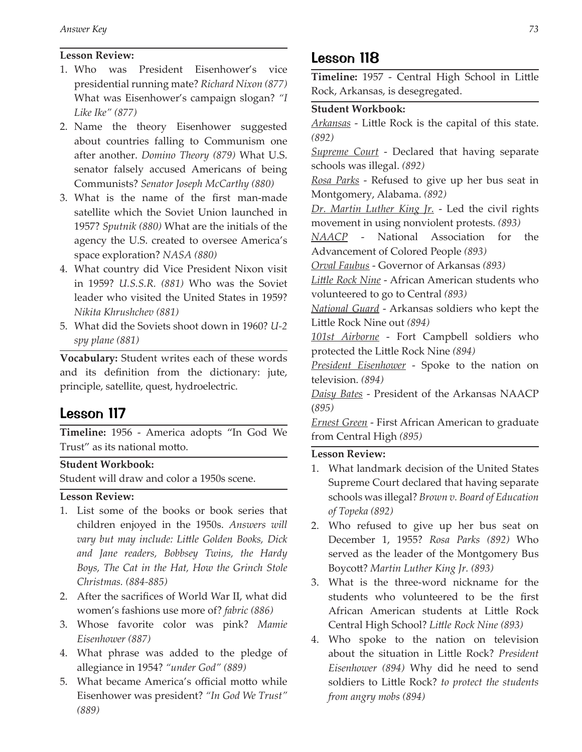**Lesson Review:**

1. Who was President Eisenhower's vice presidential running mate? *Richard Nixon (877)* What was Eisenhower's campaign slogan? *"I Like Ike" (877)*
2. Name the theory Eisenhower suggested about countries falling to Communism one after another. *Domino Theory (879)* What U.S. senator falsely accused Americans of being Communists? *Senator Joseph McCarthy (880)*
3. What is the name of the first man-made satellite which the Soviet Union launched in 1957? *Sputnik (880)* What are the initials of the agency the U.S. created to oversee America's space exploration? *NASA (880)*
4. What country did Vice President Nixon visit in 1959? *U.S.S.R. (881)* Who was the Soviet leader who visited the United States in 1959? *Nikita Khrushchev (881)*
5. What did the Soviets shoot down in 1960? *U-2 spy plane (881)*

**Vocabulary:** Student writes each of these words and its definition from the dictionary: jute, principle, satellite, quest, hydroelectric.

## Lesson 117

**Timeline:** 1956 - America adopts "In God We Trust" as its national motto.

**Student Workbook:**

Student will draw and color a 1950s scene.

**Lesson Review:**

1. List some of the books or book series that children enjoyed in the 1950s. *Answers will vary but may include: Little Golden Books, Dick and Jane readers, Bobbsey Twins, the Hardy Boys, The Cat in the Hat, How the Grinch Stole Christmas. (884-885)*
2. After the sacrifices of World War II, what did women's fashions use more of? *fabric (886)*
3. Whose favorite color was pink? *Mamie Eisenhower (887)*
4. What phrase was added to the pledge of allegiance in 1954? *"under God" (889)*
5. What became America's official motto while Eisenhower was president? *"In God We Trust" (889)*

## Lesson 118

**Timeline:** 1957 - Central High School in Little Rock, Arkansas, is desegregated.

**Student Workbook:**

<u>Arkansas</u> - Little Rock is the capital of this state. *(892)*

<u>Supreme Court</u> - Declared that having separate schools was illegal. *(892)*

<u>Rosa Parks</u> - Refused to give up her bus seat in Montgomery, Alabama. *(892)*

<u>Dr. Martin Luther King Jr.</u> - Led the civil rights movement in using nonviolent protests. *(893)*

<u>NAACP</u> - National Association for the Advancement of Colored People *(893)*

<u>Orval Faubus</u> - Governor of Arkansas *(893)*

<u>Little Rock Nine</u> - African American students who volunteered to go to Central *(893)*

<u>National Guard</u> - Arkansas soldiers who kept the Little Rock Nine out *(894)*

<u>101st Airborne</u> - Fort Campbell soldiers who protected the Little Rock Nine *(894)*

<u>President Eisenhower</u> - Spoke to the nation on television. *(894)*

<u>Daisy Bates</u> - President of the Arkansas NAACP *(895)*

<u>Ernest Green</u> - First African American to graduate from Central High *(895)*

**Lesson Review:**

1. What landmark decision of the United States Supreme Court declared that having separate schools was illegal? *Brown v. Board of Education of Topeka (892)*
2. Who refused to give up her bus seat on December 1, 1955? *Rosa Parks (892)* Who served as the leader of the Montgomery Bus Boycott? *Martin Luther King Jr. (893)*
3. What is the three-word nickname for the students who volunteered to be the first African American students at Little Rock Central High School? *Little Rock Nine (893)*
4. Who spoke to the nation on television about the situation in Little Rock? *President Eisenhower (894)* Why did he need to send soldiers to Little Rock? *to protect the students from angry mobs (894)*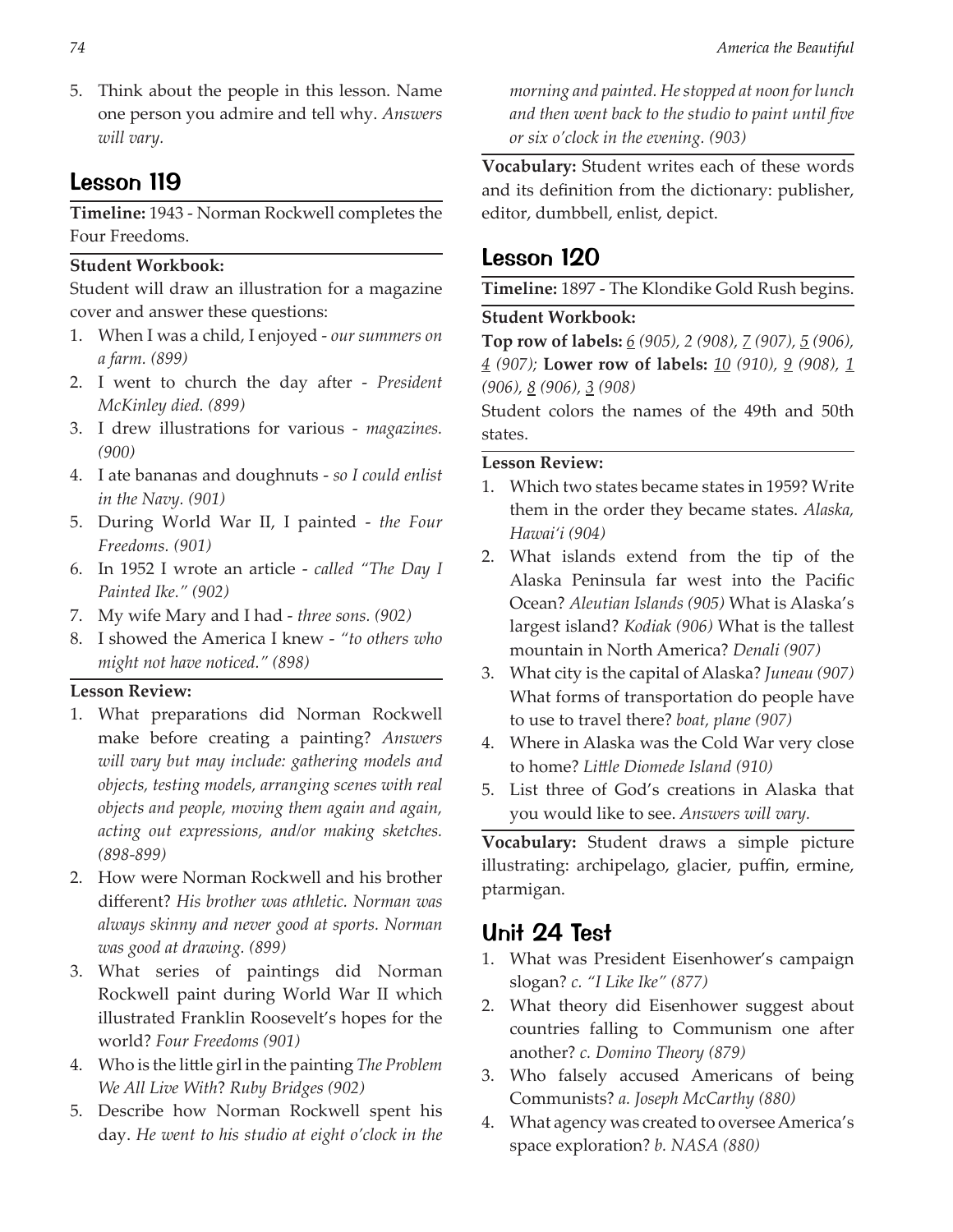5. Think about the people in this lesson. Name one person you admire and tell why. *Answers will vary.*

## Lesson 119

**Timeline:** 1943 - Norman Rockwell completes the Four Freedoms.

**Student Workbook:**

Student will draw an illustration for a magazine cover and answer these questions:

1. When I was a child, I enjoyed - *our summers on a farm. (899)*
2. I went to church the day after - *President McKinley died. (899)*
3. I drew illustrations for various - *magazines. (900)*
4. I ate bananas and doughnuts - *so I could enlist in the Navy. (901)*
5. During World War II, I painted - *the Four Freedoms. (901)*
6. In 1952 I wrote an article - *called "The Day I Painted Ike." (902)*
7. My wife Mary and I had - *three sons. (902)*
8. I showed the America I knew - *"to others who might not have noticed." (898)*

**Lesson Review:**

1. What preparations did Norman Rockwell make before creating a painting? *Answers will vary but may include: gathering models and objects, testing models, arranging scenes with real objects and people, moving them again and again, acting out expressions, and/or making sketches. (898-899)*
2. How were Norman Rockwell and his brother different? *His brother was athletic. Norman was always skinny and never good at sports. Norman was good at drawing. (899)*
3. What series of paintings did Norman Rockwell paint during World War II which illustrated Franklin Roosevelt's hopes for the world? *Four Freedoms (901)*
4. Who is the little girl in the painting *The Problem We All Live With*? *Ruby Bridges (902)*
5. Describe how Norman Rockwell spent his day. *He went to his studio at eight o'clock in the morning and painted. He stopped at noon for lunch and then went back to the studio to paint until five or six o'clock in the evening. (903)*

**Vocabulary:** Student writes each of these words and its definition from the dictionary: publisher, editor, dumbbell, enlist, depict.

## Lesson 120

**Timeline:** 1897 - The Klondike Gold Rush begins.

**Student Workbook:**

**Top row of labels:** *6 (905), 2 (908), 7 (907), 5 (906), 4 (907);* **Lower row of labels:** *10 (910), 9 (908), 1 (906), 8 (906), 3 (908)*

Student colors the names of the 49th and 50th states.

**Lesson Review:**

1. Which two states became states in 1959? Write them in the order they became states. *Alaska, Hawai'i (904)*
2. What islands extend from the tip of the Alaska Peninsula far west into the Pacific Ocean? *Aleutian Islands (905)* What is Alaska's largest island? *Kodiak (906)* What is the tallest mountain in North America? *Denali (907)*
3. What city is the capital of Alaska? *Juneau (907)* What forms of transportation do people have to use to travel there? *boat, plane (907)*
4. Where in Alaska was the Cold War very close to home? *Little Diomede Island (910)*
5. List three of God's creations in Alaska that you would like to see. *Answers will vary.*

**Vocabulary:** Student draws a simple picture illustrating: archipelago, glacier, puffin, ermine, ptarmigan.

## Unit 24 Test

1. What was President Eisenhower's campaign slogan? *c. "I Like Ike" (877)*
2. What theory did Eisenhower suggest about countries falling to Communism one after another? *c. Domino Theory (879)*
3. Who falsely accused Americans of being Communists? *a. Joseph McCarthy (880)*
4. What agency was created to oversee America's space exploration? *b. NASA (880)*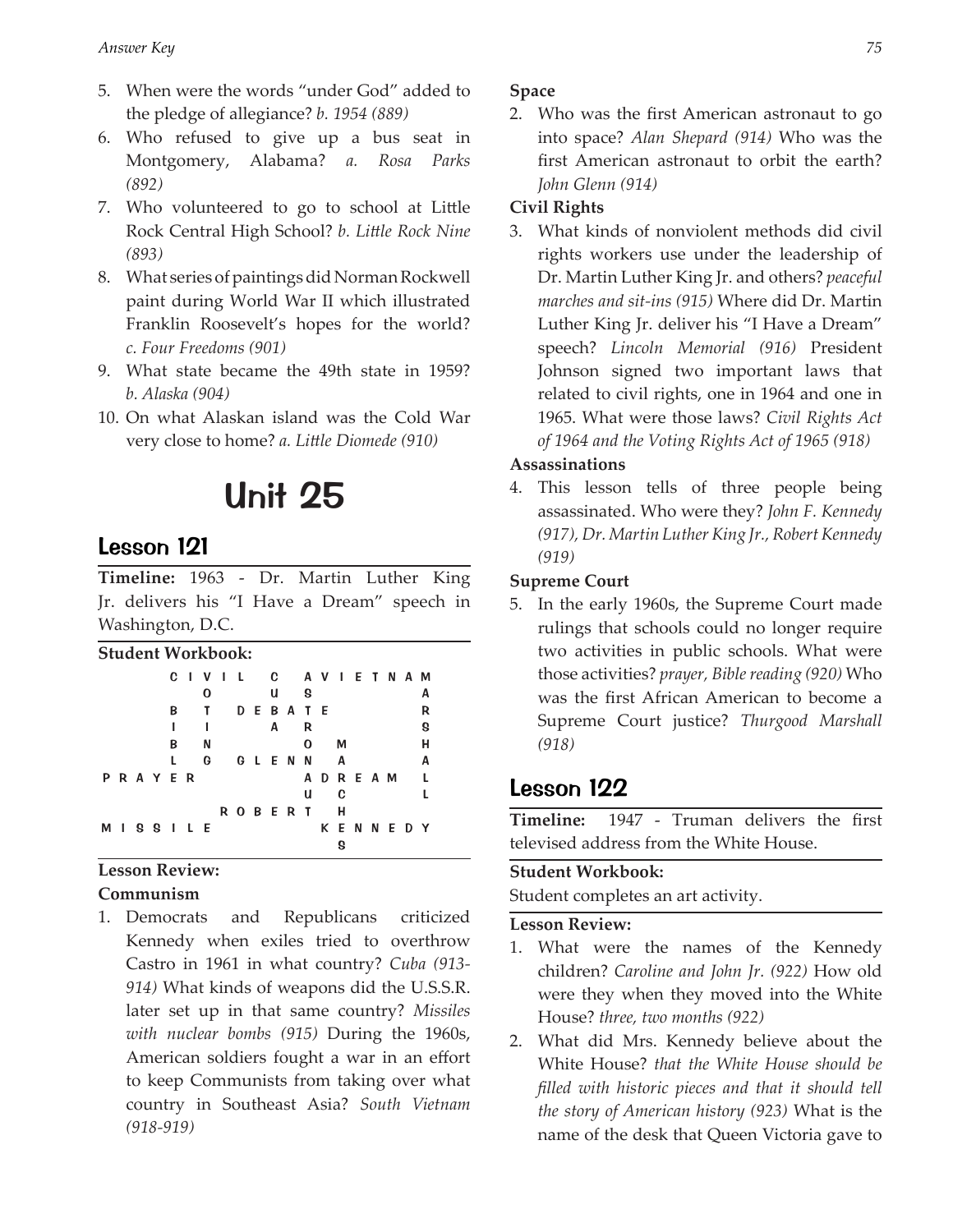5. When were the words "under God" added to the pledge of allegiance? *b. 1954 (889)*
6. Who refused to give up a bus seat in Montgomery, Alabama? *a. Rosa Parks (892)*
7. Who volunteered to go to school at Little Rock Central High School? *b. Little Rock Nine (893)*
8. What series of paintings did Norman Rockwell paint during World War II which illustrated Franklin Roosevelt's hopes for the world? *c. Four Freedoms (901)*
9. What state became the 49th state in 1959? *b. Alaska (904)*
10. On what Alaskan island was the Cold War very close to home? *a. Little Diomede (910)*

# Unit 25

## Lesson 121

**Timeline:** 1963 - Dr. Martin Luther King Jr. delivers his "I Have a Dream" speech in Washington, D.C.

**Student Workbook:**

```
        C I V I L   C   A V I E T N A M
            O       U   S             A
        B   T   D E B A T E           R
        I   I       A   R             S
        B   N           O   M         H
        L   G   G L E N N   A         A
P R A Y E R             A D R E A M   L
                        U   C         L
              R O B E R T   H
M I S S I L E             K E N N E D Y
                            S
```

**Lesson Review:**

**Communism**

1. Democrats and Republicans criticized Kennedy when exiles tried to overthrow Castro in 1961 in what country? *Cuba (913-914)* What kinds of weapons did the U.S.S.R. later set up in that same country? *Missiles with nuclear bombs (915)* During the 1960s, American soldiers fought a war in an effort to keep Communists from taking over what country in Southeast Asia? *South Vietnam (918-919)*

**Space**

2. Who was the first American astronaut to go into space? *Alan Shepard (914)* Who was the first American astronaut to orbit the earth? *John Glenn (914)*

**Civil Rights**

3. What kinds of nonviolent methods did civil rights workers use under the leadership of Dr. Martin Luther King Jr. and others? *peaceful marches and sit-ins (915)* Where did Dr. Martin Luther King Jr. deliver his "I Have a Dream" speech? *Lincoln Memorial (916)* President Johnson signed two important laws that related to civil rights, one in 1964 and one in 1965. What were those laws? *Civil Rights Act of 1964 and the Voting Rights Act of 1965 (918)*

**Assassinations**

4. This lesson tells of three people being assassinated. Who were they? *John F. Kennedy (917), Dr. Martin Luther King Jr., Robert Kennedy (919)*

**Supreme Court**

5. In the early 1960s, the Supreme Court made rulings that schools could no longer require two activities in public schools. What were those activities? *prayer, Bible reading (920)* Who was the first African American to become a Supreme Court justice? *Thurgood Marshall (918)*

## Lesson 122

**Timeline:** 1947 - Truman delivers the first televised address from the White House.

**Student Workbook:**

Student completes an art activity.

**Lesson Review:**

1. What were the names of the Kennedy children? *Caroline and John Jr. (922)* How old were they when they moved into the White House? *three, two months (922)*
2. What did Mrs. Kennedy believe about the White House? *that the White House should be filled with historic pieces and that it should tell the story of American history (923)* What is the name of the desk that Queen Victoria gave to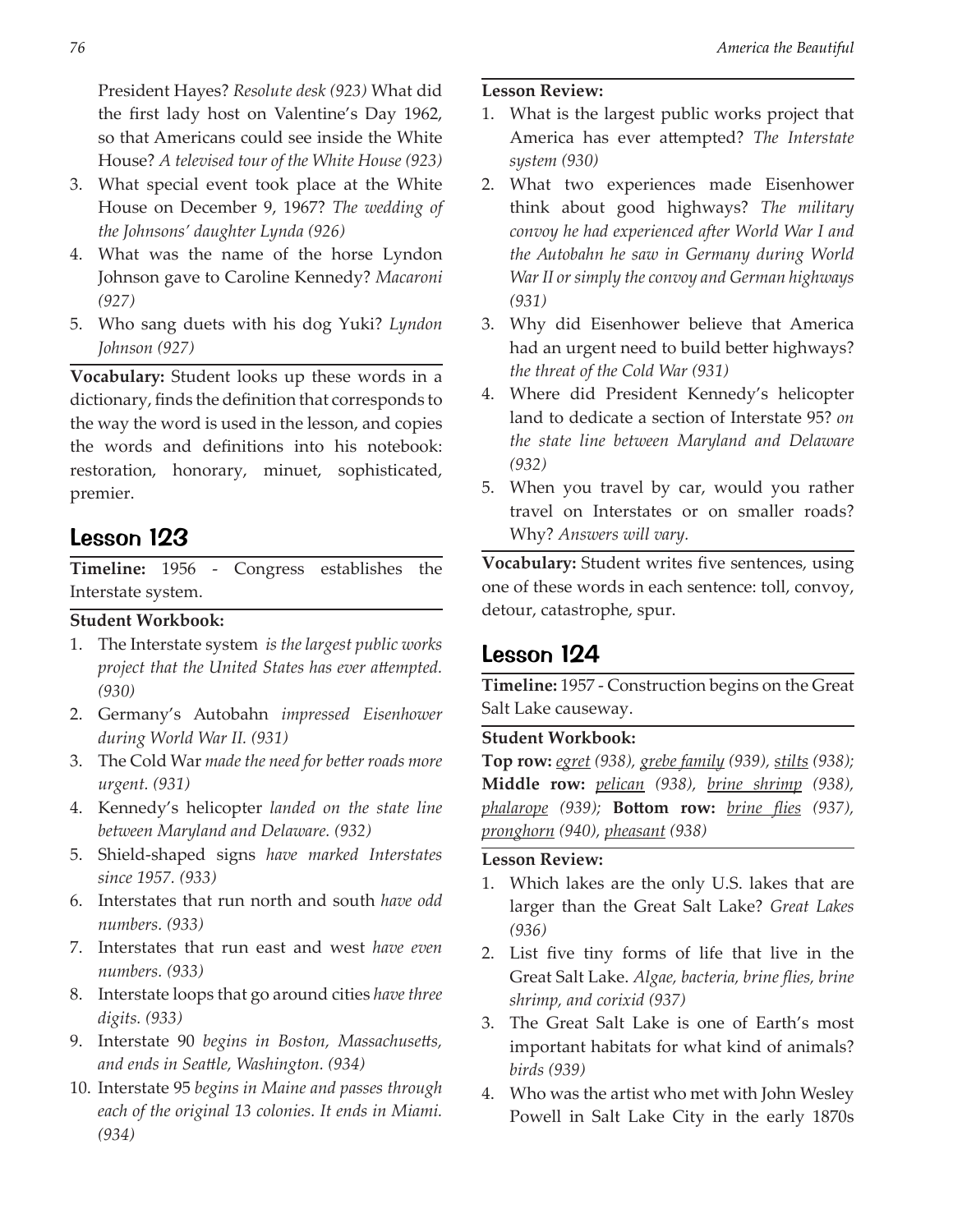President Hayes? *Resolute desk (923)* What did the first lady host on Valentine's Day 1962, so that Americans could see inside the White House? *A televised tour of the White House (923)*

3. What special event took place at the White House on December 9, 1967? *The wedding of the Johnsons' daughter Lynda (926)*
4. What was the name of the horse Lyndon Johnson gave to Caroline Kennedy? *Macaroni (927)*
5. Who sang duets with his dog Yuki? *Lyndon Johnson (927)*

**Vocabulary:** Student looks up these words in a dictionary, finds the definition that corresponds to the way the word is used in the lesson, and copies the words and definitions into his notebook: restoration, honorary, minuet, sophisticated, premier.

## Lesson 123

**Timeline:** 1956 - Congress establishes the Interstate system.

**Student Workbook:**

1. The Interstate system *is the largest public works project that the United States has ever attempted. (930)*
2. Germany's Autobahn *impressed Eisenhower during World War II. (931)*
3. The Cold War *made the need for better roads more urgent. (931)*
4. Kennedy's helicopter *landed on the state line between Maryland and Delaware. (932)*
5. Shield-shaped signs *have marked Interstates since 1957. (933)*
6. Interstates that run north and south *have odd numbers. (933)*
7. Interstates that run east and west *have even numbers. (933)*
8. Interstate loops that go around cities *have three digits. (933)*
9. Interstate 90 *begins in Boston, Massachusetts, and ends in Seattle, Washington. (934)*
10. Interstate 95 *begins in Maine and passes through each of the original 13 colonies. It ends in Miami. (934)*

**Lesson Review:**

1. What is the largest public works project that America has ever attempted? *The Interstate system (930)*
2. What two experiences made Eisenhower think about good highways? *The military convoy he had experienced after World War I and the Autobahn he saw in Germany during World War II or simply the convoy and German highways (931)*
3. Why did Eisenhower believe that America had an urgent need to build better highways? *the threat of the Cold War (931)*
4. Where did President Kennedy's helicopter land to dedicate a section of Interstate 95? *on the state line between Maryland and Delaware (932)*
5. When you travel by car, would you rather travel on Interstates or on smaller roads? Why? *Answers will vary.*

**Vocabulary:** Student writes five sentences, using one of these words in each sentence: toll, convoy, detour, catastrophe, spur.

## Lesson 124

**Timeline:** 1957 - Construction begins on the Great Salt Lake causeway.

**Student Workbook:**

**Top row:** *egret (938), grebe family (939), stilts (938);* **Middle row:** *pelican (938), brine shrimp (938), phalarope (939);* **Bottom row:** *brine flies (937), pronghorn (940), pheasant (938)*

**Lesson Review:**

1. Which lakes are the only U.S. lakes that are larger than the Great Salt Lake? *Great Lakes (936)*
2. List five tiny forms of life that live in the Great Salt Lake. *Algae, bacteria, brine flies, brine shrimp, and corixid (937)*
3. The Great Salt Lake is one of Earth's most important habitats for what kind of animals? *birds (939)*
4. Who was the artist who met with John Wesley Powell in Salt Lake City in the early 1870s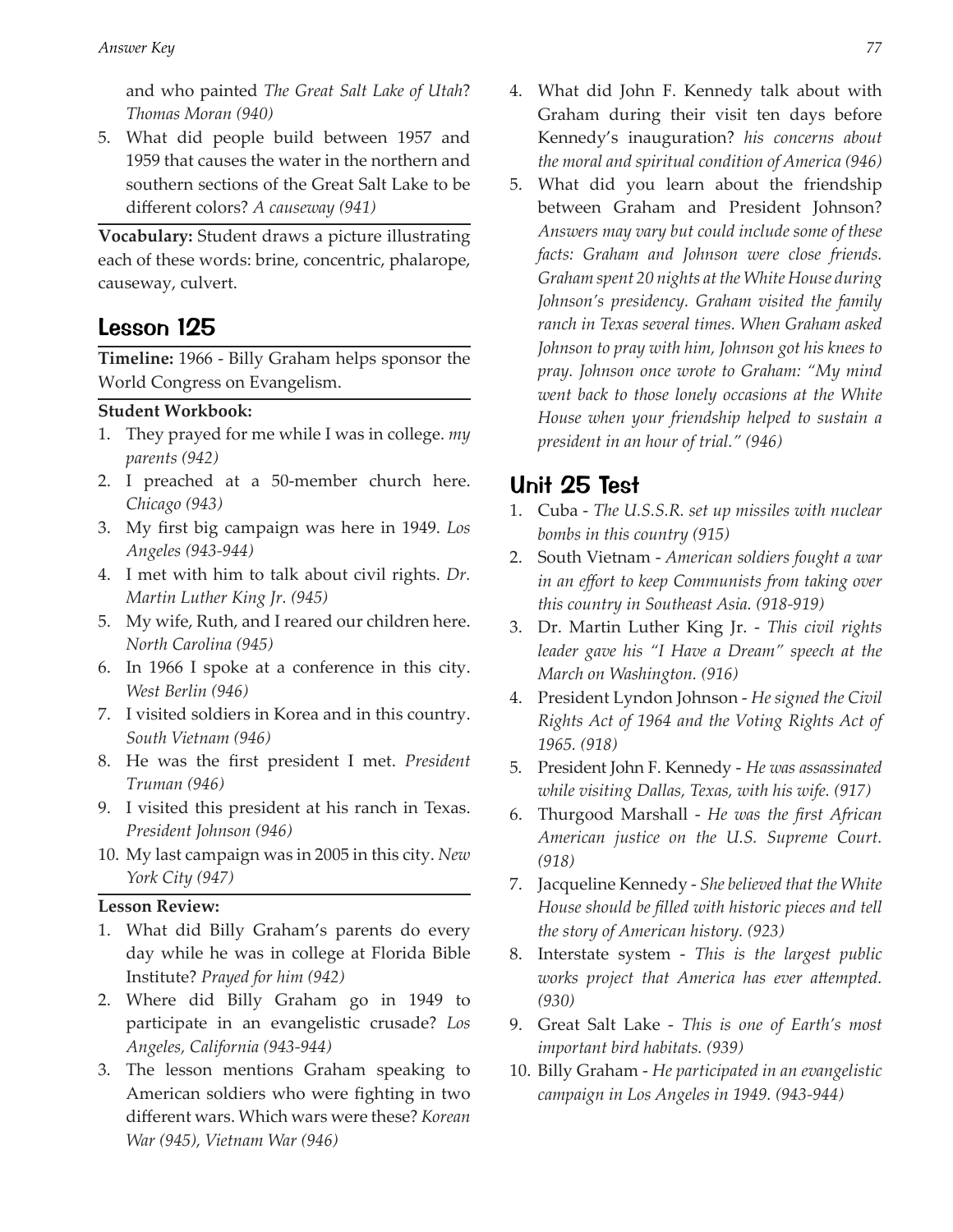and who painted *The Great Salt Lake of Utah*? *Thomas Moran (940)*

5. What did people build between 1957 and 1959 that causes the water in the northern and southern sections of the Great Salt Lake to be different colors? *A causeway (941)*

**Vocabulary:** Student draws a picture illustrating each of these words: brine, concentric, phalarope, causeway, culvert.

## Lesson 125

**Timeline:** 1966 - Billy Graham helps sponsor the World Congress on Evangelism.

**Student Workbook:**

1. They prayed for me while I was in college. *my parents (942)*
2. I preached at a 50-member church here. *Chicago (943)*
3. My first big campaign was here in 1949. *Los Angeles (943-944)*
4. I met with him to talk about civil rights. *Dr. Martin Luther King Jr. (945)*
5. My wife, Ruth, and I reared our children here. *North Carolina (945)*
6. In 1966 I spoke at a conference in this city. *West Berlin (946)*
7. I visited soldiers in Korea and in this country. *South Vietnam (946)*
8. He was the first president I met. *President Truman (946)*
9. I visited this president at his ranch in Texas. *President Johnson (946)*
10. My last campaign was in 2005 in this city. *New York City (947)*

**Lesson Review:**

1. What did Billy Graham's parents do every day while he was in college at Florida Bible Institute? *Prayed for him (942)*
2. Where did Billy Graham go in 1949 to participate in an evangelistic crusade? *Los Angeles, California (943-944)*
3. The lesson mentions Graham speaking to American soldiers who were fighting in two different wars. Which wars were these? *Korean War (945), Vietnam War (946)*
4. What did John F. Kennedy talk about with Graham during their visit ten days before Kennedy's inauguration? *his concerns about the moral and spiritual condition of America (946)*
5. What did you learn about the friendship between Graham and President Johnson? *Answers may vary but could include some of these facts: Graham and Johnson were close friends. Graham spent 20 nights at the White House during Johnson's presidency. Graham visited the family ranch in Texas several times. When Graham asked Johnson to pray with him, Johnson got his knees to pray. Johnson once wrote to Graham: "My mind went back to those lonely occasions at the White House when your friendship helped to sustain a president in an hour of trial." (946)*

## Unit 25 Test

1. Cuba - *The U.S.S.R. set up missiles with nuclear bombs in this country (915)*
2. South Vietnam - *American soldiers fought a war in an effort to keep Communists from taking over this country in Southeast Asia. (918-919)*
3. Dr. Martin Luther King Jr. - *This civil rights leader gave his "I Have a Dream" speech at the March on Washington. (916)*
4. President Lyndon Johnson - *He signed the Civil Rights Act of 1964 and the Voting Rights Act of 1965. (918)*
5. President John F. Kennedy - *He was assassinated while visiting Dallas, Texas, with his wife. (917)*
6. Thurgood Marshall - *He was the first African American justice on the U.S. Supreme Court. (918)*
7. Jacqueline Kennedy - *She believed that the White House should be filled with historic pieces and tell the story of American history. (923)*
8. Interstate system - *This is the largest public works project that America has ever attempted. (930)*
9. Great Salt Lake - *This is one of Earth's most important bird habitats. (939)*
10. Billy Graham - *He participated in an evangelistic campaign in Los Angeles in 1949. (943-944)*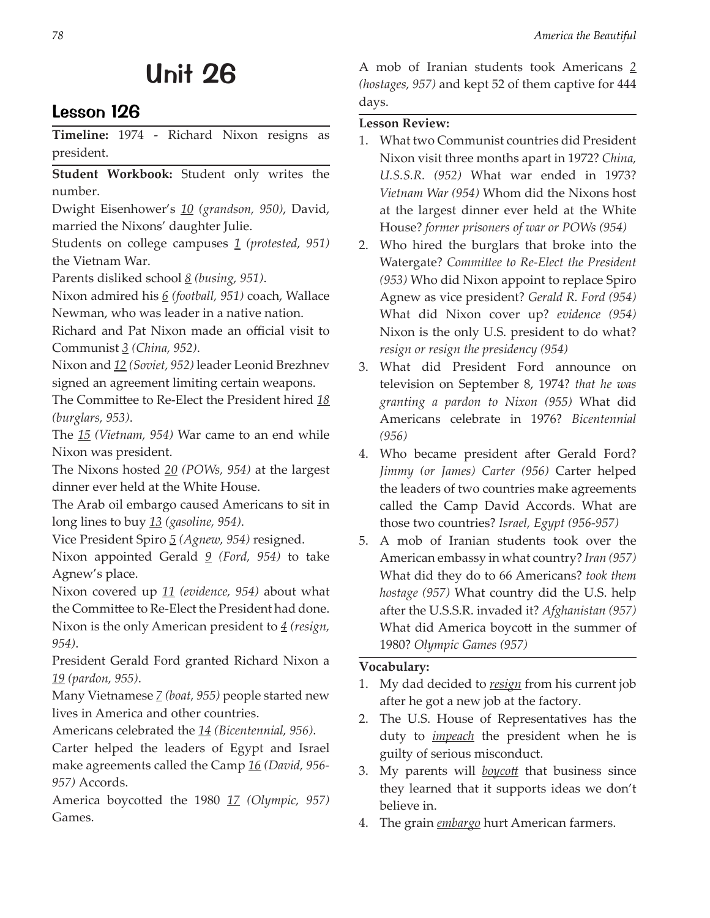# Unit 26

## Lesson 126

**Timeline:** 1974 - Richard Nixon resigns as president.

**Student Workbook:** Student only writes the number.

Dwight Eisenhower's 10 *(grandson, 950)*, David, married the Nixons' daughter Julie.

Students on college campuses 1 *(protested, 951)* the Vietnam War.

Parents disliked school 8 *(busing, 951)*.

Nixon admired his 6 *(football, 951)* coach, Wallace Newman, who was leader in a native nation.

Richard and Pat Nixon made an official visit to Communist 3 *(China, 952)*.

Nixon and 12 *(Soviet, 952)* leader Leonid Brezhnev signed an agreement limiting certain weapons.

The Committee to Re-Elect the President hired 18 *(burglars, 953)*.

The 15 *(Vietnam, 954)* War came to an end while Nixon was president.

The Nixons hosted 20 *(POWs, 954)* at the largest dinner ever held at the White House.

The Arab oil embargo caused Americans to sit in long lines to buy 13 *(gasoline, 954)*.

Vice President Spiro 5 *(Agnew, 954)* resigned.

Nixon appointed Gerald 9 *(Ford, 954)* to take Agnew's place.

Nixon covered up 11 *(evidence, 954)* about what the Committee to Re-Elect the President had done.

Nixon is the only American president to 4 *(resign, 954)*.

President Gerald Ford granted Richard Nixon a 19 *(pardon, 955)*.

Many Vietnamese 7 *(boat, 955)* people started new lives in America and other countries.

Americans celebrated the 14 *(Bicentennial, 956)*.

Carter helped the leaders of Egypt and Israel make agreements called the Camp 16 *(David, 956-957)* Accords.

America boycotted the 1980 17 *(Olympic, 957)* Games.

A mob of Iranian students took Americans 2 *(hostages, 957)* and kept 52 of them captive for 444 days.

**Lesson Review:**

1. What two Communist countries did President Nixon visit three months apart in 1972? *China, U.S.S.R. (952)* What war ended in 1973? *Vietnam War (954)* Whom did the Nixons host at the largest dinner ever held at the White House? *former prisoners of war or POWs (954)*
2. Who hired the burglars that broke into the Watergate? *Committee to Re-Elect the President (953)* Who did Nixon appoint to replace Spiro Agnew as vice president? *Gerald R. Ford (954)* What did Nixon cover up? *evidence (954)* Nixon is the only U.S. president to do what? *resign or resign the presidency (954)*
3. What did President Ford announce on television on September 8, 1974? *that he was granting a pardon to Nixon (955)* What did Americans celebrate in 1976? *Bicentennial (956)*
4. Who became president after Gerald Ford? *Jimmy (or James) Carter (956)* Carter helped the leaders of two countries make agreements called the Camp David Accords. What are those two countries? *Israel, Egypt (956-957)*
5. A mob of Iranian students took over the American embassy in what country? *Iran (957)* What did they do to 66 Americans? *took them hostage (957)* What country did the U.S. help after the U.S.S.R. invaded it? *Afghanistan (957)* What did America boycott in the summer of 1980? *Olympic Games (957)*

**Vocabulary:**

1. My dad decided to *resign* from his current job after he got a new job at the factory.
2. The U.S. House of Representatives has the duty to *impeach* the president when he is guilty of serious misconduct.
3. My parents will *boycott* that business since they learned that it supports ideas we don't believe in.
4. The grain *embargo* hurt American farmers.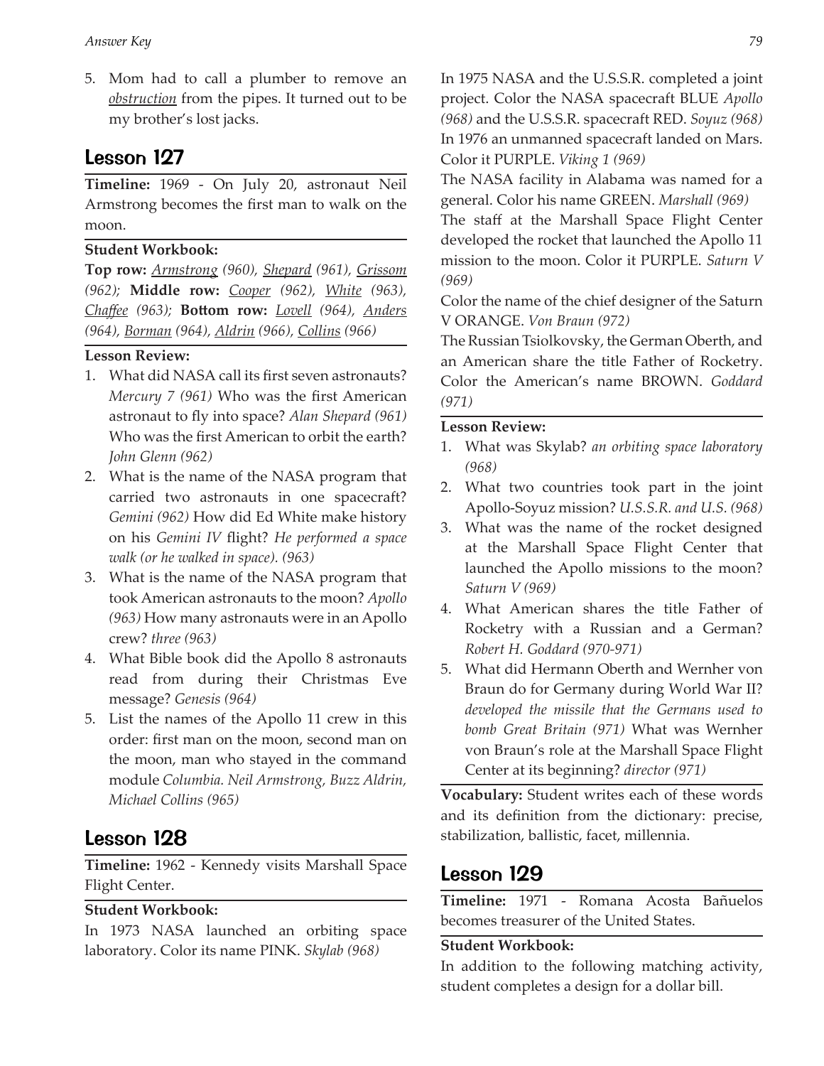5. Mom had to call a plumber to remove an <u>*obstruction*</u> from the pipes. It turned out to be my brother's lost jacks.

## Lesson 127

**Timeline:** 1969 - On July 20, astronaut Neil Armstrong becomes the first man to walk on the moon.

**Student Workbook:**

**Top row:** <u>*Armstrong*</u> *(960),* <u>*Shepard*</u> *(961),* <u>*Grissom*</u> *(962);* **Middle row:** <u>*Cooper*</u> *(962),* <u>*White*</u> *(963),* <u>*Chaffee*</u> *(963);* **Bottom row:** <u>*Lovell*</u> *(964),* <u>*Anders*</u> *(964),* <u>*Borman*</u> *(964),* <u>*Aldrin*</u> *(966),* <u>*Collins*</u> *(966)*

**Lesson Review:**

1. What did NASA call its first seven astronauts? *Mercury 7 (961)* Who was the first American astronaut to fly into space? *Alan Shepard (961)* Who was the first American to orbit the earth? *John Glenn (962)*
2. What is the name of the NASA program that carried two astronauts in one spacecraft? *Gemini (962)* How did Ed White make history on his *Gemini IV* flight? *He performed a space walk (or he walked in space). (963)*
3. What is the name of the NASA program that took American astronauts to the moon? *Apollo (963)* How many astronauts were in an Apollo crew? *three (963)*
4. What Bible book did the Apollo 8 astronauts read from during their Christmas Eve message? *Genesis (964)*
5. List the names of the Apollo 11 crew in this order: first man on the moon, second man on the moon, man who stayed in the command module *Columbia. Neil Armstrong, Buzz Aldrin, Michael Collins (965)*

## Lesson 128

**Timeline:** 1962 - Kennedy visits Marshall Space Flight Center.

**Student Workbook:**

In 1973 NASA launched an orbiting space laboratory. Color its name PINK. *Skylab (968)*

In 1975 NASA and the U.S.S.R. completed a joint project. Color the NASA spacecraft BLUE *Apollo (968)* and the U.S.S.R. spacecraft RED. *Soyuz (968)*

In 1976 an unmanned spacecraft landed on Mars. Color it PURPLE. *Viking 1 (969)*

The NASA facility in Alabama was named for a general. Color his name GREEN. *Marshall (969)*

The staff at the Marshall Space Flight Center developed the rocket that launched the Apollo 11 mission to the moon. Color it PURPLE. *Saturn V (969)*

Color the name of the chief designer of the Saturn V ORANGE. *Von Braun (972)*

The Russian Tsiolkovsky, the German Oberth, and an American share the title Father of Rocketry. Color the American's name BROWN. *Goddard (971)*

**Lesson Review:**

1. What was Skylab? *an orbiting space laboratory (968)*
2. What two countries took part in the joint Apollo-Soyuz mission? *U.S.S.R. and U.S. (968)*
3. What was the name of the rocket designed at the Marshall Space Flight Center that launched the Apollo missions to the moon? *Saturn V (969)*
4. What American shares the title Father of Rocketry with a Russian and a German? *Robert H. Goddard (970-971)*
5. What did Hermann Oberth and Wernher von Braun do for Germany during World War II? *developed the missile that the Germans used to bomb Great Britain (971)* What was Wernher von Braun's role at the Marshall Space Flight Center at its beginning? *director (971)*

**Vocabulary:** Student writes each of these words and its definition from the dictionary: precise, stabilization, ballistic, facet, millennia.

## Lesson 129

**Timeline:** 1971 - Romana Acosta Bañuelos becomes treasurer of the United States.

**Student Workbook:**

In addition to the following matching activity, student completes a design for a dollar bill.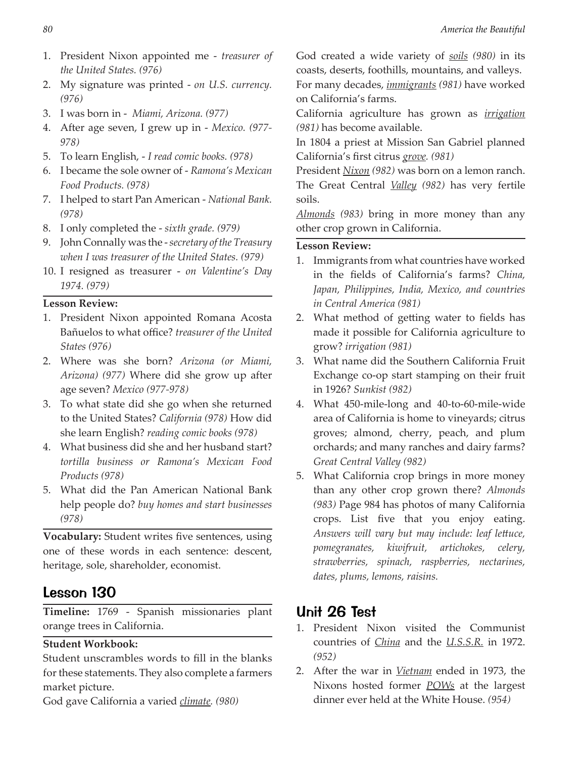1. President Nixon appointed me - *treasurer of the United States. (976)*
2. My signature was printed - *on U.S. currency. (976)*
3. I was born in - *Miami, Arizona. (977)*
4. After age seven, I grew up in - *Mexico. (977-978)*
5. To learn English, - *I read comic books. (978)*
6. I became the sole owner of - *Ramona's Mexican Food Products. (978)*
7. I helped to start Pan American - *National Bank. (978)*
8. I only completed the - *sixth grade. (979)*
9. John Connally was the - *secretary of the Treasury when I was treasurer of the United States. (979)*
10. I resigned as treasurer - *on Valentine's Day 1974. (979)*

**Lesson Review:**

1. President Nixon appointed Romana Acosta Bañuelos to what office? *treasurer of the United States (976)*
2. Where was she born? *Arizona (or Miami, Arizona) (977)* Where did she grow up after age seven? *Mexico (977-978)*
3. To what state did she go when she returned to the United States? *California (978)* How did she learn English? *reading comic books (978)*
4. What business did she and her husband start? *tortilla business or Ramona's Mexican Food Products (978)*
5. What did the Pan American National Bank help people do? *buy homes and start businesses (978)*

**Vocabulary:** Student writes five sentences, using one of these words in each sentence: descent, heritage, sole, shareholder, economist.

## Lesson 130

**Timeline:** 1769 - Spanish missionaries plant orange trees in California.

**Student Workbook:**

Student unscrambles words to fill in the blanks for these statements. They also complete a farmers market picture.

God gave California a varied <u>*climate.*</u> *(980)*

God created a wide variety of <u>*soils*</u> *(980)* in its coasts, deserts, foothills, mountains, and valleys.

For many decades, <u>*immigrants*</u> *(981)* have worked on California's farms.

California agriculture has grown as <u>*irrigation*</u> *(981)* has become available.

In 1804 a priest at Mission San Gabriel planned California's first citrus <u>*grove.*</u> *(981)*

President <u>*Nixon*</u> *(982)* was born on a lemon ranch.

The Great Central <u>*Valley*</u> *(982)* has very fertile soils.

<u>*Almonds*</u> *(983)* bring in more money than any other crop grown in California.

**Lesson Review:**

1. Immigrants from what countries have worked in the fields of California's farms? *China, Japan, Philippines, India, Mexico, and countries in Central America (981)*
2. What method of getting water to fields has made it possible for California agriculture to grow? *irrigation (981)*
3. What name did the Southern California Fruit Exchange co-op start stamping on their fruit in 1926? *Sunkist (982)*
4. What 450-mile-long and 40-to-60-mile-wide area of California is home to vineyards; citrus groves; almond, cherry, peach, and plum orchards; and many ranches and dairy farms? *Great Central Valley (982)*
5. What California crop brings in more money than any other crop grown there? *Almonds (983)* Page 984 has photos of many California crops. List five that you enjoy eating. *Answers will vary but may include: leaf lettuce, pomegranates, kiwifruit, artichokes, celery, strawberries, spinach, raspberries, nectarines, dates, plums, lemons, raisins.*

## Unit 26 Test

1. President Nixon visited the Communist countries of <u>*China*</u> and the <u>*U.S.S.R.*</u> in 1972. *(952)*
2. After the war in <u>*Vietnam*</u> ended in 1973, the Nixons hosted former <u>*POWs*</u> at the largest dinner ever held at the White House. *(954)*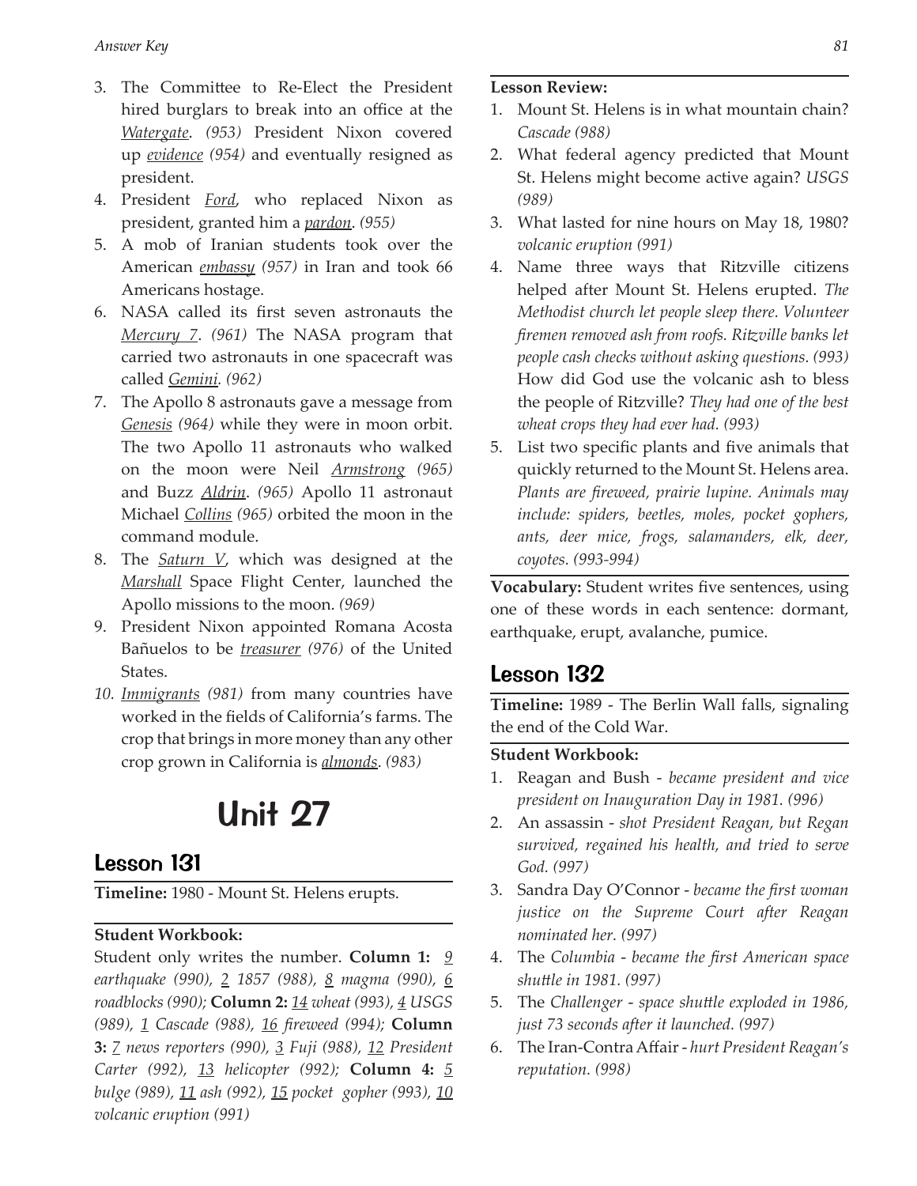3. The Committee to Re-Elect the President hired burglars to break into an office at the _Watergate_. *(953)* President Nixon covered up _evidence_ *(954)* and eventually resigned as president.
4. President _Ford_, who replaced Nixon as president, granted him a _pardon_. *(955)*
5. A mob of Iranian students took over the American _embassy_ *(957)* in Iran and took 66 Americans hostage.
6. NASA called its first seven astronauts the _Mercury 7_. *(961)* The NASA program that carried two astronauts in one spacecraft was called _Gemini_. *(962)*
7. The Apollo 8 astronauts gave a message from _Genesis_ *(964)* while they were in moon orbit. The two Apollo 11 astronauts who walked on the moon were Neil _Armstrong_ *(965)* and Buzz _Aldrin_. *(965)* Apollo 11 astronaut Michael _Collins_ *(965)* orbited the moon in the command module.
8. The _Saturn V_, which was designed at the _Marshall_ Space Flight Center, launched the Apollo missions to the moon. *(969)*
9. President Nixon appointed Romana Acosta Bañuelos to be _treasurer_ *(976)* of the United States.
10. _Immigrants_ *(981)* from many countries have worked in the fields of California's farms. The crop that brings in more money than any other crop grown in California is _almonds_. *(983)*

# Unit 27

## Lesson 131

**Timeline:** 1980 - Mount St. Helens erupts.

**Student Workbook:**

Student only writes the number. **Column 1:** *_9_ earthquake (990), _2_ 1857 (988), _8_ magma (990), _6_ roadblocks (990);* **Column 2:** *_14_ wheat (993), _4_ USGS (989), _1_ Cascade (988), _16_ fireweed (994);* **Column 3:** *_7_ news reporters (990), _3_ Fuji (988), _12_ President Carter (992), _13_ helicopter (992);* **Column 4:** *_5_ bulge (989), _11_ ash (992), _15_ pocket gopher (993), _10_ volcanic eruption (991)*

**Lesson Review:**

1. Mount St. Helens is in what mountain chain? *Cascade (988)*
2. What federal agency predicted that Mount St. Helens might become active again? *USGS (989)*
3. What lasted for nine hours on May 18, 1980? *volcanic eruption (991)*
4. Name three ways that Ritzville citizens helped after Mount St. Helens erupted. *The Methodist church let people sleep there. Volunteer firemen removed ash from roofs. Ritzville banks let people cash checks without asking questions. (993)* How did God use the volcanic ash to bless the people of Ritzville? *They had one of the best wheat crops they had ever had. (993)*
5. List two specific plants and five animals that quickly returned to the Mount St. Helens area. *Plants are fireweed, prairie lupine. Animals may include: spiders, beetles, moles, pocket gophers, ants, deer mice, frogs, salamanders, elk, deer, coyotes. (993-994)*

**Vocabulary:** Student writes five sentences, using one of these words in each sentence: dormant, earthquake, erupt, avalanche, pumice.

## Lesson 132

**Timeline:** 1989 - The Berlin Wall falls, signaling the end of the Cold War.

**Student Workbook:**

1. Reagan and Bush - *became president and vice president on Inauguration Day in 1981. (996)*
2. An assassin - *shot President Reagan, but Regan survived, regained his health, and tried to serve God. (997)*
3. Sandra Day O'Connor - *became the first woman justice on the Supreme Court after Reagan nominated her. (997)*
4. The *Columbia* - *became the first American space shuttle in 1981. (997)*
5. The *Challenger* - *space shuttle exploded in 1986, just 73 seconds after it launched. (997)*
6. The Iran-Contra Affair - *hurt President Reagan's reputation. (998)*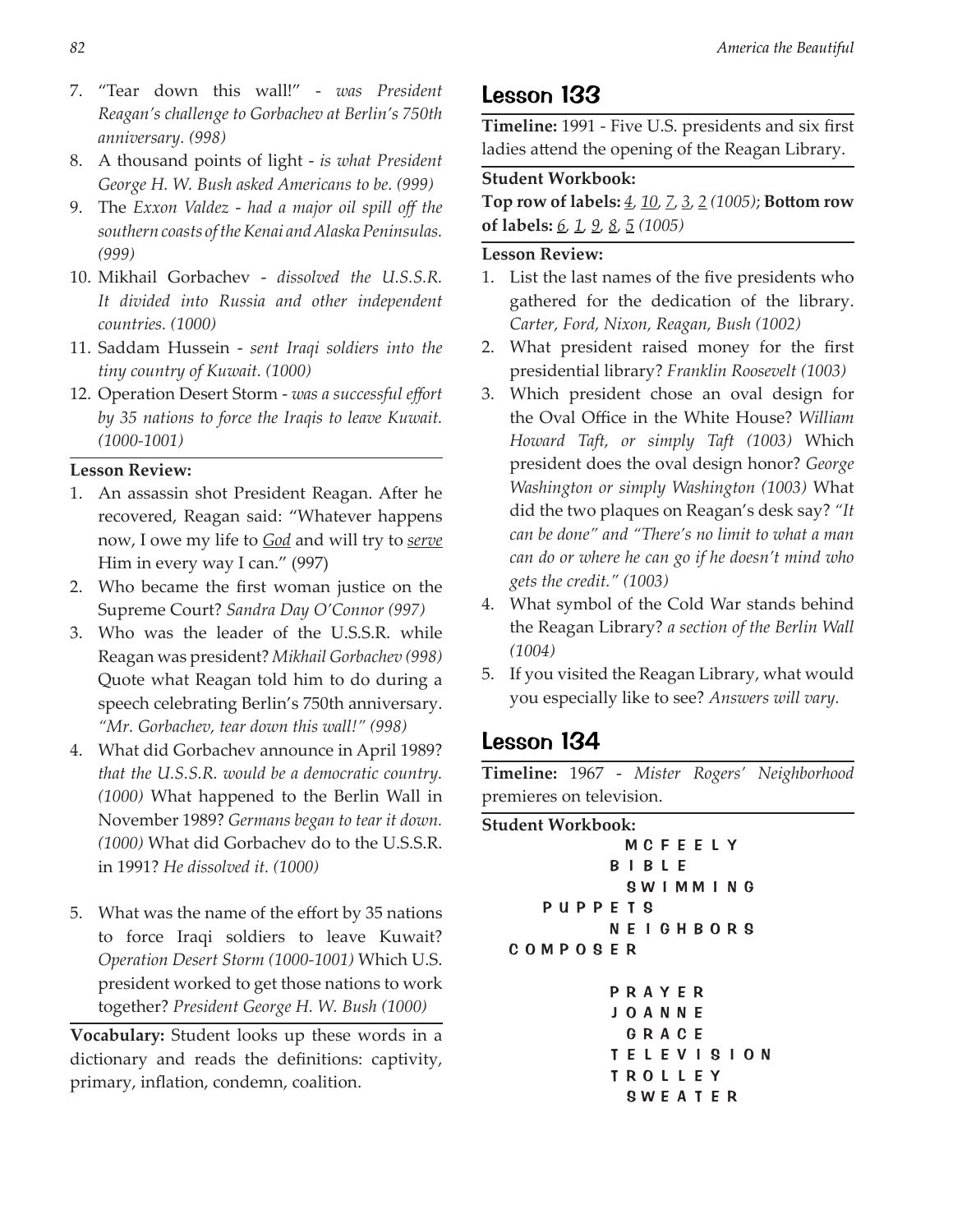7. "Tear down this wall!" - *was President Reagan's challenge to Gorbachev at Berlin's 750th anniversary. (998)*
8. A thousand points of light - *is what President George H. W. Bush asked Americans to be. (999)*
9. The *Exxon Valdez* - *had a major oil spill off the southern coasts of the Kenai and Alaska Peninsulas. (999)*
10. Mikhail Gorbachev - *dissolved the U.S.S.R. It divided into Russia and other independent countries. (1000)*
11. Saddam Hussein - *sent Iraqi soldiers into the tiny country of Kuwait. (1000)*
12. Operation Desert Storm - *was a successful effort by 35 nations to force the Iraqis to leave Kuwait. (1000-1001)*

**Lesson Review:**

1. An assassin shot President Reagan. After he recovered, Reagan said: "Whatever happens now, I owe my life to *God* and will try to *serve* Him in every way I can." (997)
2. Who became the first woman justice on the Supreme Court? *Sandra Day O'Connor (997)*
3. Who was the leader of the U.S.S.R. while Reagan was president? *Mikhail Gorbachev (998)* Quote what Reagan told him to do during a speech celebrating Berlin's 750th anniversary. *"Mr. Gorbachev, tear down this wall!" (998)*
4. What did Gorbachev announce in April 1989? *that the U.S.S.R. would be a democratic country. (1000)* What happened to the Berlin Wall in November 1989? *Germans began to tear it down. (1000)* What did Gorbachev do to the U.S.S.R. in 1991? *He dissolved it. (1000)*
5. What was the name of the effort by 35 nations to force Iraqi soldiers to leave Kuwait? *Operation Desert Storm (1000-1001)* Which U.S. president worked to get those nations to work together? *President George H. W. Bush (1000)*

**Vocabulary:** Student looks up these words in a dictionary and reads the definitions: captivity, primary, inflation, condemn, coalition.

## Lesson 133

**Timeline:** 1991 - Five U.S. presidents and six first ladies attend the opening of the Reagan Library.

**Student Workbook:**
**Top row of labels:** *4, 10, 7, 3, 2 (1005)*; **Bottom row of labels:** *6, 1, 9, 8, 5 (1005)*

**Lesson Review:**

1. List the last names of the five presidents who gathered for the dedication of the library. *Carter, Ford, Nixon, Reagan, Bush (1002)*
2. What president raised money for the first presidential library? *Franklin Roosevelt (1003)*
3. Which president chose an oval design for the Oval Office in the White House? *William Howard Taft, or simply Taft (1003)* Which president does the oval design honor? *George Washington or simply Washington (1003)* What did the two plaques on Reagan's desk say? *"It can be done" and "There's no limit to what a man can do or where he can go if he doesn't mind who gets the credit." (1003)*
4. What symbol of the Cold War stands behind the Reagan Library? *a section of the Berlin Wall (1004)*
5. If you visited the Reagan Library, what would you especially like to see? *Answers will vary.*

## Lesson 134

**Timeline:** 1967 - *Mister Rogers' Neighborhood* premieres on television.

**Student Workbook:**

MCFEELY
BIBLE
SWIMMING
PUPPETS
NEIGHBORS
COMPOSER

PRAYER
JOANNE
GRACE
TELEVISION
TROLLEY
SWEATER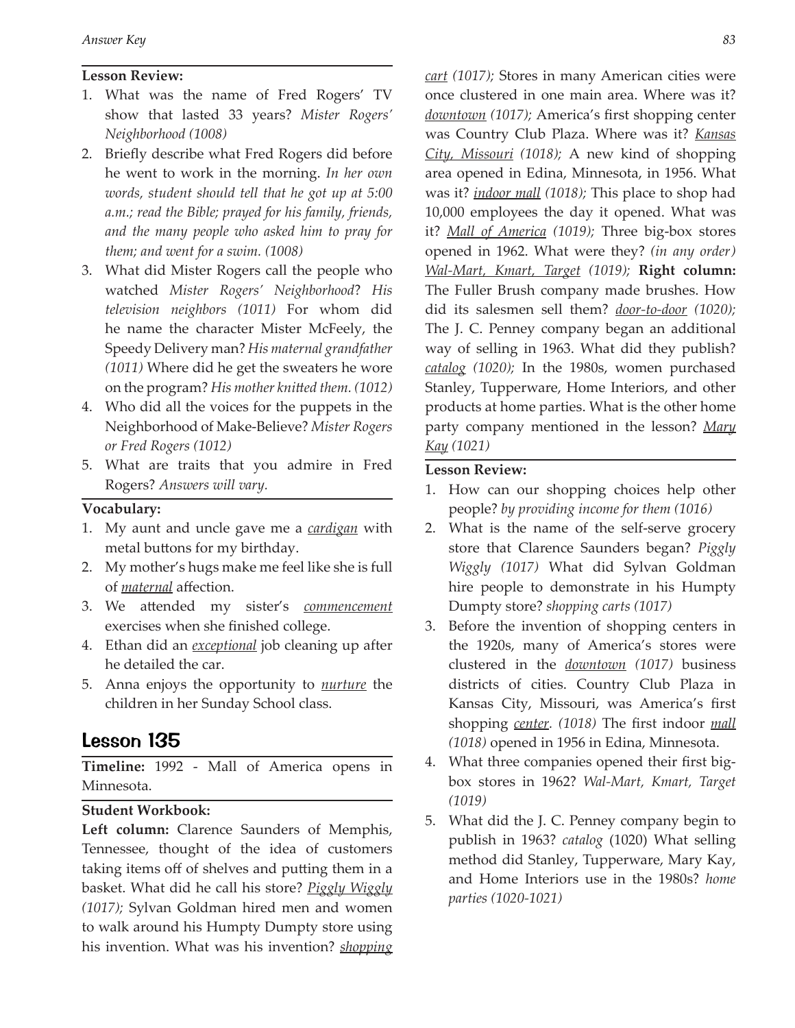**Lesson Review:**

1. What was the name of Fred Rogers' TV show that lasted 33 years? *Mister Rogers' Neighborhood (1008)*
2. Briefly describe what Fred Rogers did before he went to work in the morning. *In her own words, student should tell that he got up at 5:00 a.m.; read the Bible; prayed for his family, friends, and the many people who asked him to pray for them; and went for a swim. (1008)*
3. What did Mister Rogers call the people who watched *Mister Rogers' Neighborhood*? *His television neighbors (1011)* For whom did he name the character Mister McFeely, the Speedy Delivery man? *His maternal grandfather (1011)* Where did he get the sweaters he wore on the program? *His mother knitted them. (1012)*
4. Who did all the voices for the puppets in the Neighborhood of Make-Believe? *Mister Rogers or Fred Rogers (1012)*
5. What are traits that you admire in Fred Rogers? *Answers will vary.*

**Vocabulary:**

1. My aunt and uncle gave me a ***cardigan*** with metal buttons for my birthday.
2. My mother's hugs make me feel like she is full of ***maternal*** affection.
3. We attended my sister's ***commencement*** exercises when she finished college.
4. Ethan did an ***exceptional*** job cleaning up after he detailed the car.
5. Anna enjoys the opportunity to ***nurture*** the children in her Sunday School class.

## Lesson 135

**Timeline:** 1992 - Mall of America opens in Minnesota.

**Student Workbook:**

**Left column:** Clarence Saunders of Memphis, Tennessee, thought of the idea of customers taking items off of shelves and putting them in a basket. What did he call his store? ***Piggly Wiggly*** *(1017);* Sylvan Goldman hired men and women to walk around his Humpty Dumpty store using his invention. What was his invention? ***shopping cart*** *(1017);* Stores in many American cities were once clustered in one main area. Where was it? ***downtown*** *(1017);* America's first shopping center was Country Club Plaza. Where was it? ***Kansas City, Missouri*** *(1018);* A new kind of shopping area opened in Edina, Minnesota, in 1956. What was it? ***indoor mall*** *(1018);* This place to shop had 10,000 employees the day it opened. What was it? ***Mall of America*** *(1019);* Three big-box stores opened in 1962. What were they? *(in any order)* ***Wal-Mart, Kmart, Target*** *(1019);* **Right column:** The Fuller Brush company made brushes. How did its salesmen sell them? ***door-to-door*** *(1020);* The J. C. Penney company began an additional way of selling in 1963. What did they publish? ***catalog*** *(1020);* In the 1980s, women purchased Stanley, Tupperware, Home Interiors, and other products at home parties. What is the other home party company mentioned in the lesson? ***Mary Kay*** *(1021)*

**Lesson Review:**

1. How can our shopping choices help other people? *by providing income for them (1016)*
2. What is the name of the self-serve grocery store that Clarence Saunders began? *Piggly Wiggly (1017)* What did Sylvan Goldman hire people to demonstrate in his Humpty Dumpty store? *shopping carts (1017)*
3. Before the invention of shopping centers in the 1920s, many of America's stores were clustered in the ***downtown*** *(1017)* business districts of cities. Country Club Plaza in Kansas City, Missouri, was America's first shopping ***center.*** *(1018)* The first indoor ***mall*** *(1018)* opened in 1956 in Edina, Minnesota.
4. What three companies opened their first big-box stores in 1962? *Wal-Mart, Kmart, Target (1019)*
5. What did the J. C. Penney company begin to publish in 1963? *catalog* (1020) What selling method did Stanley, Tupperware, Mary Kay, and Home Interiors use in the 1980s? *home parties (1020-1021)*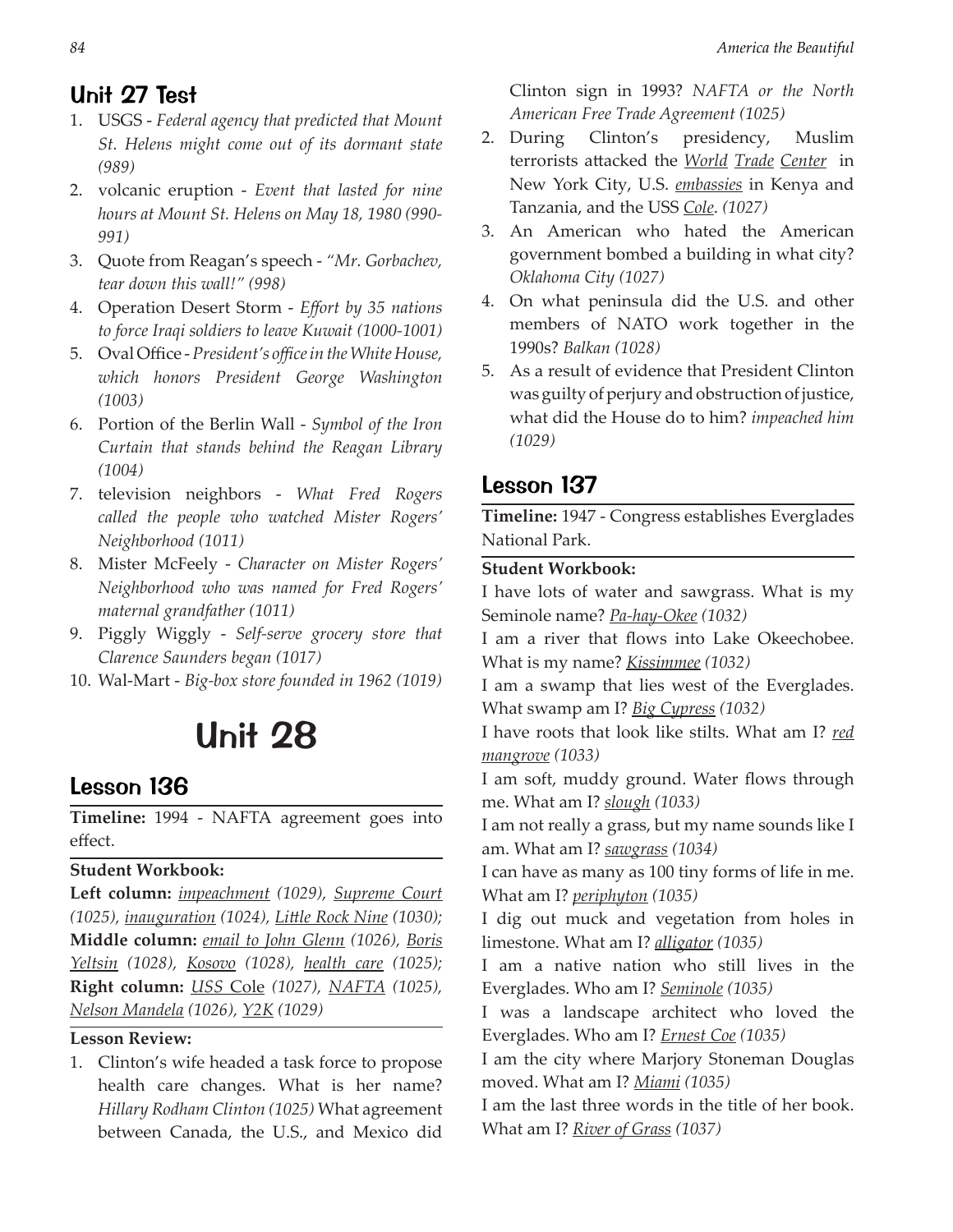## Unit 27 Test

1. USGS - *Federal agency that predicted that Mount St. Helens might come out of its dormant state (989)*
2. volcanic eruption - *Event that lasted for nine hours at Mount St. Helens on May 18, 1980 (990-991)*
3. Quote from Reagan's speech - *"Mr. Gorbachev, tear down this wall!" (998)*
4. Operation Desert Storm - *Effort by 35 nations to force Iraqi soldiers to leave Kuwait (1000-1001)*
5. Oval Office - *President's office in the White House, which honors President George Washington (1003)*
6. Portion of the Berlin Wall - *Symbol of the Iron Curtain that stands behind the Reagan Library (1004)*
7. television neighbors - *What Fred Rogers called the people who watched Mister Rogers' Neighborhood (1011)*
8. Mister McFeely - *Character on Mister Rogers' Neighborhood who was named for Fred Rogers' maternal grandfather (1011)*
9. Piggly Wiggly - *Self-serve grocery store that Clarence Saunders began (1017)*
10. Wal-Mart - *Big-box store founded in 1962 (1019)*

# Unit 28

## Lesson 136

**Timeline:** 1994 - NAFTA agreement goes into effect.

**Student Workbook:**

**Left column:** <u>*impeachment*</u> *(1029)*, <u>*Supreme Court*</u> *(1025)*, <u>*inauguration*</u> *(1024)*, <u>*Little Rock Nine*</u> *(1030)*; **Middle column:** <u>*email to John Glenn*</u> *(1026)*, <u>*Boris Yeltsin*</u> *(1028)*, <u>*Kosovo*</u> *(1028)*, <u>*health care*</u> *(1025)*; **Right column:** <u>*USS*</u> <u>Cole</u> *(1027)*, <u>*NAFTA*</u> *(1025)*, <u>*Nelson Mandela*</u> *(1026)*, <u>*Y2K*</u> *(1029)*

**Lesson Review:**

1. Clinton's wife headed a task force to propose health care changes. What is her name? *Hillary Rodham Clinton (1025)* What agreement between Canada, the U.S., and Mexico did Clinton sign in 1993? *NAFTA or the North American Free Trade Agreement (1025)*
2. During Clinton's presidency, Muslim terrorists attacked the <u>*World*</u> <u>*Trade*</u> <u>*Center*</u> in New York City, U.S. <u>*embassies*</u> in Kenya and Tanzania, and the USS <u>*Cole*</u>. *(1027)*
3. An American who hated the American government bombed a building in what city? *Oklahoma City (1027)*
4. On what peninsula did the U.S. and other members of NATO work together in the 1990s? *Balkan (1028)*
5. As a result of evidence that President Clinton was guilty of perjury and obstruction of justice, what did the House do to him? *impeached him (1029)*

## Lesson 137

**Timeline:** 1947 - Congress establishes Everglades National Park.

**Student Workbook:**

I have lots of water and sawgrass. What is my Seminole name? <u>*Pa-hay-Okee*</u> *(1032)*

I am a river that flows into Lake Okeechobee. What is my name? <u>*Kissimmee*</u> *(1032)*

I am a swamp that lies west of the Everglades. What swamp am I? <u>*Big Cypress*</u> *(1032)*

I have roots that look like stilts. What am I? <u>*red mangrove*</u> *(1033)*

I am soft, muddy ground. Water flows through me. What am I? <u>*slough*</u> *(1033)*

I am not really a grass, but my name sounds like I am. What am I? <u>*sawgrass*</u> *(1034)*

I can have as many as 100 tiny forms of life in me. What am I? <u>*periphyton*</u> *(1035)*

I dig out muck and vegetation from holes in limestone. What am I? <u>*alligator*</u> *(1035)*

I am a native nation who still lives in the Everglades. Who am I? <u>*Seminole*</u> *(1035)*

I was a landscape architect who loved the Everglades. Who am I? <u>*Ernest Coe*</u> *(1035)*

I am the city where Marjory Stoneman Douglas moved. What am I? <u>*Miami*</u> *(1035)*

I am the last three words in the title of her book. What am I? <u>*River of Grass*</u> *(1037)*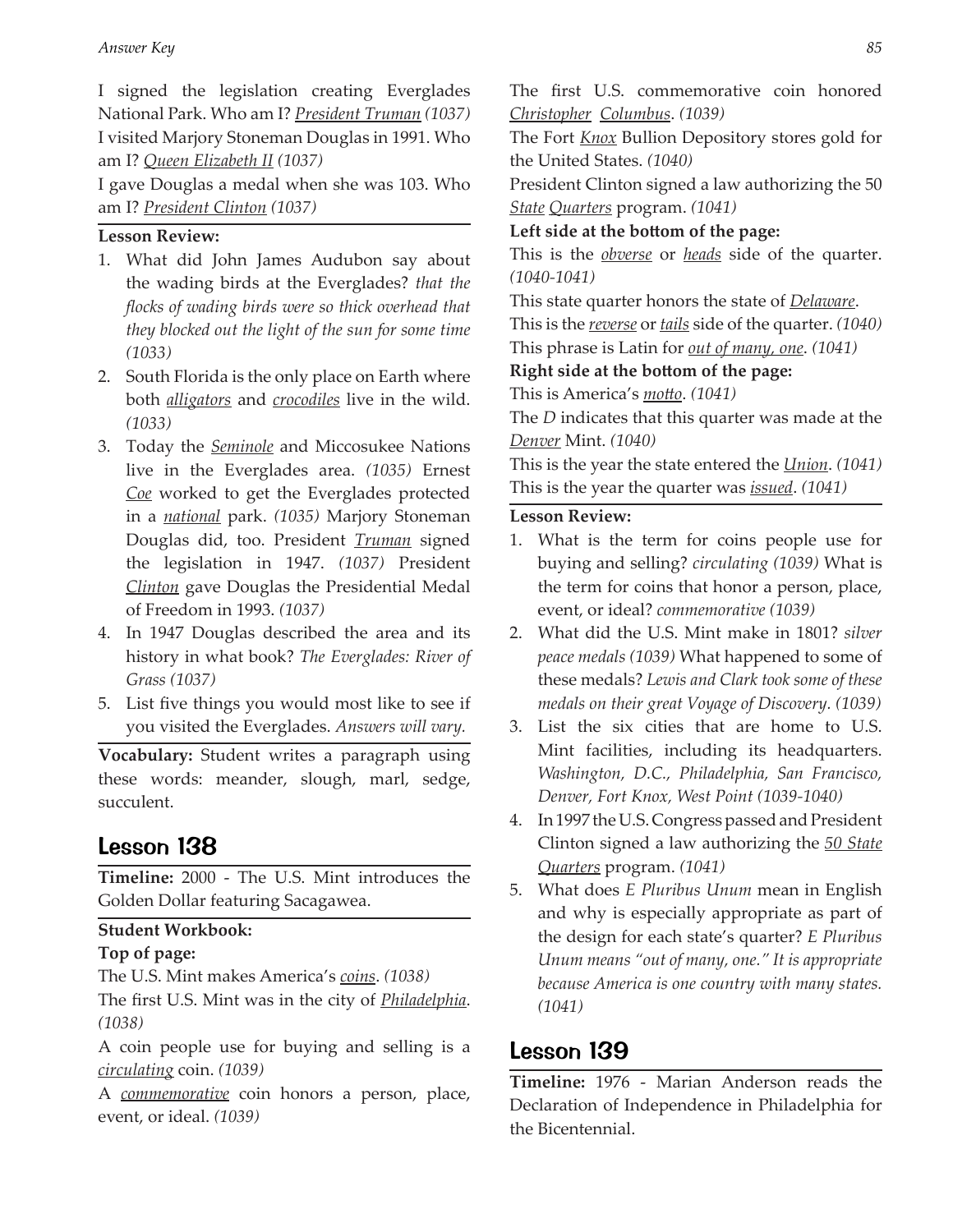I signed the legislation creating Everglades National Park. Who am I? _President Truman_ *(1037)*

I visited Marjory Stoneman Douglas in 1991. Who am I? _Queen Elizabeth II_ *(1037)*

I gave Douglas a medal when she was 103. Who am I? _President Clinton_ *(1037)*

**Lesson Review:**

1. What did John James Audubon say about the wading birds at the Everglades? *that the flocks of wading birds were so thick overhead that they blocked out the light of the sun for some time (1033)*
2. South Florida is the only place on Earth where both _alligators_ and _crocodiles_ live in the wild. *(1033)*
3. Today the _Seminole_ and Miccosukee Nations live in the Everglades area. *(1035)* Ernest _Coe_ worked to get the Everglades protected in a _national_ park. *(1035)* Marjory Stoneman Douglas did, too. President _Truman_ signed the legislation in 1947. *(1037)* President _Clinton_ gave Douglas the Presidential Medal of Freedom in 1993. *(1037)*
4. In 1947 Douglas described the area and its history in what book? *The Everglades: River of Grass (1037)*
5. List five things you would most like to see if you visited the Everglades. *Answers will vary.*

**Vocabulary:** Student writes a paragraph using these words: meander, slough, marl, sedge, succulent.

## Lesson 138

**Timeline:** 2000 - The U.S. Mint introduces the Golden Dollar featuring Sacagawea.

**Student Workbook:**

**Top of page:**

The U.S. Mint makes America's _coins_. *(1038)*

The first U.S. Mint was in the city of _Philadelphia_. *(1038)*

A coin people use for buying and selling is a _circulating_ coin. *(1039)*

A _commemorative_ coin honors a person, place, event, or ideal. *(1039)*

The first U.S. commemorative coin honored _Christopher_ _Columbus_. *(1039)*

The Fort _Knox_ Bullion Depository stores gold for the United States. *(1040)*

President Clinton signed a law authorizing the 50 _State_ _Quarters_ program. *(1041)*

**Left side at the bottom of the page:**

This is the _obverse_ or _heads_ side of the quarter. *(1040-1041)*

This state quarter honors the state of _Delaware_.

This is the _reverse_ or _tails_ side of the quarter. *(1040)*

This phrase is Latin for _out of many, one_. *(1041)*

**Right side at the bottom of the page:**

This is America's _motto_. *(1041)*

The *D* indicates that this quarter was made at the _Denver_ Mint. *(1040)*

This is the year the state entered the _Union_. *(1041)*

This is the year the quarter was _issued_. *(1041)*

**Lesson Review:**

1. What is the term for coins people use for buying and selling? *circulating (1039)* What is the term for coins that honor a person, place, event, or ideal? *commemorative (1039)*
2. What did the U.S. Mint make in 1801? *silver peace medals (1039)* What happened to some of these medals? *Lewis and Clark took some of these medals on their great Voyage of Discovery. (1039)*
3. List the six cities that are home to U.S. Mint facilities, including its headquarters. *Washington, D.C., Philadelphia, San Francisco, Denver, Fort Knox, West Point (1039-1040)*
4. In 1997 the U.S. Congress passed and President Clinton signed a law authorizing the _50 State Quarters_ program. *(1041)*
5. What does *E Pluribus Unum* mean in English and why is especially appropriate as part of the design for each state's quarter? *E Pluribus Unum means "out of many, one." It is appropriate because America is one country with many states. (1041)*

## Lesson 139

**Timeline:** 1976 - Marian Anderson reads the Declaration of Independence in Philadelphia for the Bicentennial.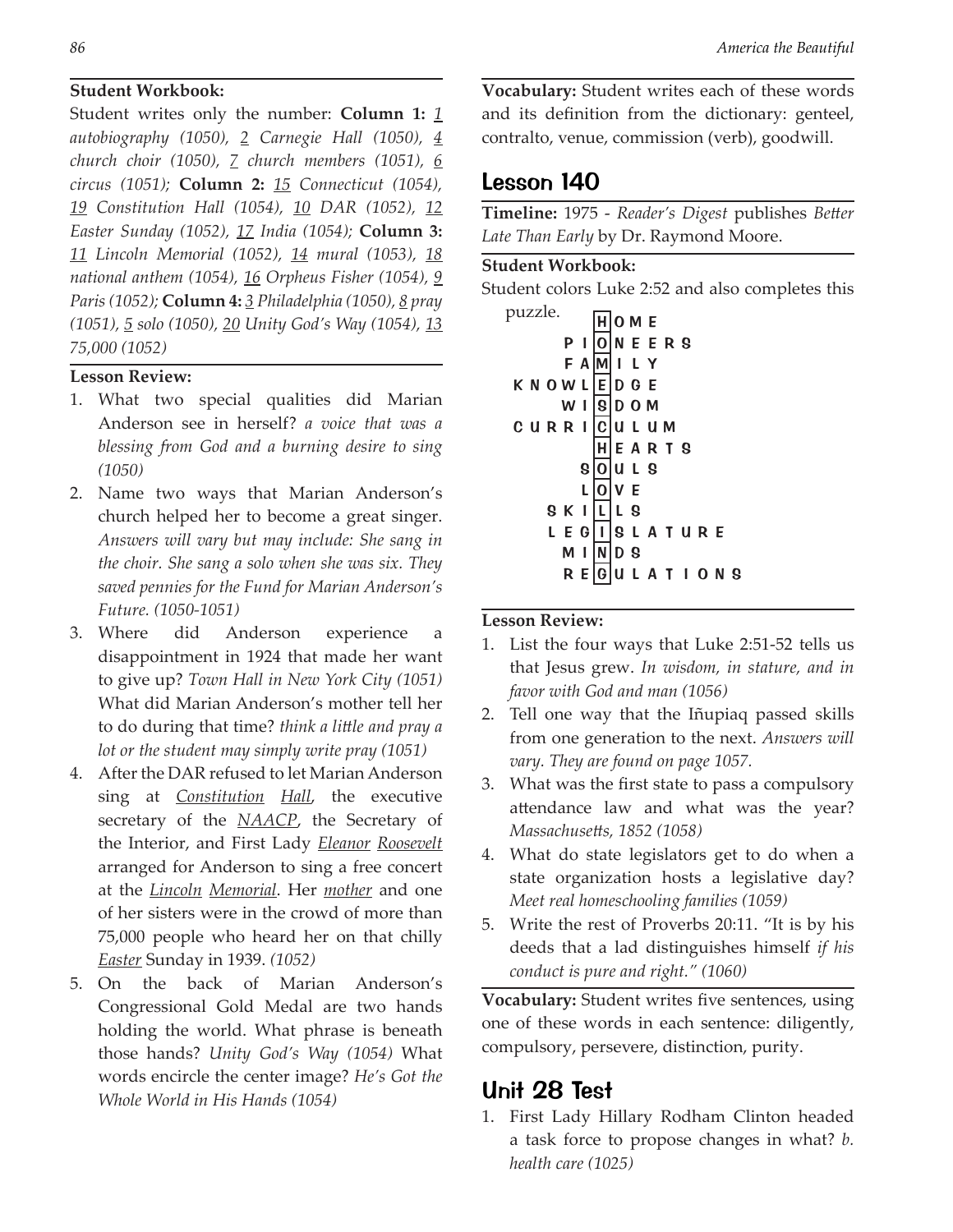**Student Workbook:**

Student writes only the number: **Column 1:** _1_ *autobiography (1050),* _2_ *Carnegie Hall (1050),* _4_ *church choir (1050),* _7_ *church members (1051),* _6_ *circus (1051);* **Column 2:** _15_ *Connecticut (1054),* _19_ *Constitution Hall (1054),* _10_ *DAR (1052),* _12_ *Easter Sunday (1052),* _17_ *India (1054);* **Column 3:** _11_ *Lincoln Memorial (1052),* _14_ *mural (1053),* _18_ *national anthem (1054),* _16_ *Orpheus Fisher (1054),* _9_ *Paris (1052);* **Column 4:** _3_ *Philadelphia (1050),* _8_ *pray (1051),* _5_ *solo (1050),* _20_ *Unity God's Way (1054),* _13_ *75,000 (1052)*

**Lesson Review:**

1. What two special qualities did Marian Anderson see in herself? *a voice that was a blessing from God and a burning desire to sing (1050)*
2. Name two ways that Marian Anderson's church helped her to become a great singer. *Answers will vary but may include: She sang in the choir. She sang a solo when she was six. They saved pennies for the Fund for Marian Anderson's Future. (1050-1051)*
3. Where did Anderson experience a disappointment in 1924 that made her want to give up? *Town Hall in New York City (1051)* What did Marian Anderson's mother tell her to do during that time? *think a little and pray a lot or the student may simply write pray (1051)*
4. After the DAR refused to let Marian Anderson sing at _Constitution_ _Hall_, the executive secretary of the _NAACP_, the Secretary of the Interior, and First Lady _Eleanor_ _Roosevelt_ arranged for Anderson to sing a free concert at the _Lincoln_ _Memorial_. Her _mother_ and one of her sisters were in the crowd of more than 75,000 people who heard her on that chilly _Easter_ Sunday in 1939. *(1052)*
5. On the back of Marian Anderson's Congressional Gold Medal are two hands holding the world. What phrase is beneath those hands? *Unity God's Way (1054)* What words encircle the center image? *He's Got the Whole World in His Hands (1054)*

**Vocabulary:** Student writes each of these words and its definition from the dictionary: genteel, contralto, venue, commission (verb), goodwill.

## Lesson 140

**Timeline:** 1975 - *Reader's Digest* publishes *Better Late Than Early* by Dr. Raymond Moore.

**Student Workbook:**

Student colors Luke 2:52 and also completes this puzzle.

```
          [H]OME
       PI [O]NEERS
       FA [M]ILY
   KNOWL  [E]DGE
       WI [S]DOM
   CURRI  [C]ULUM
          [H]EARTS
        S [O]ULS
        L [O]VE
      SKI [L]LS
      LEG [I]SLATURE
       MI [N]DS
       RE [G]ULATIONS
```

**Lesson Review:**

1. List the four ways that Luke 2:51-52 tells us that Jesus grew. *In wisdom, in stature, and in favor with God and man (1056)*
2. Tell one way that the Iñupiaq passed skills from one generation to the next. *Answers will vary. They are found on page 1057.*
3. What was the first state to pass a compulsory attendance law and what was the year? *Massachusetts, 1852 (1058)*
4. What do state legislators get to do when a state organization hosts a legislative day? *Meet real homeschooling families (1059)*
5. Write the rest of Proverbs 20:11. "It is by his deeds that a lad distinguishes himself *if his conduct is pure and right." (1060)*

**Vocabulary:** Student writes five sentences, using one of these words in each sentence: diligently, compulsory, persevere, distinction, purity.

## Unit 28 Test

1. First Lady Hillary Rodham Clinton headed a task force to propose changes in what? *b. health care (1025)*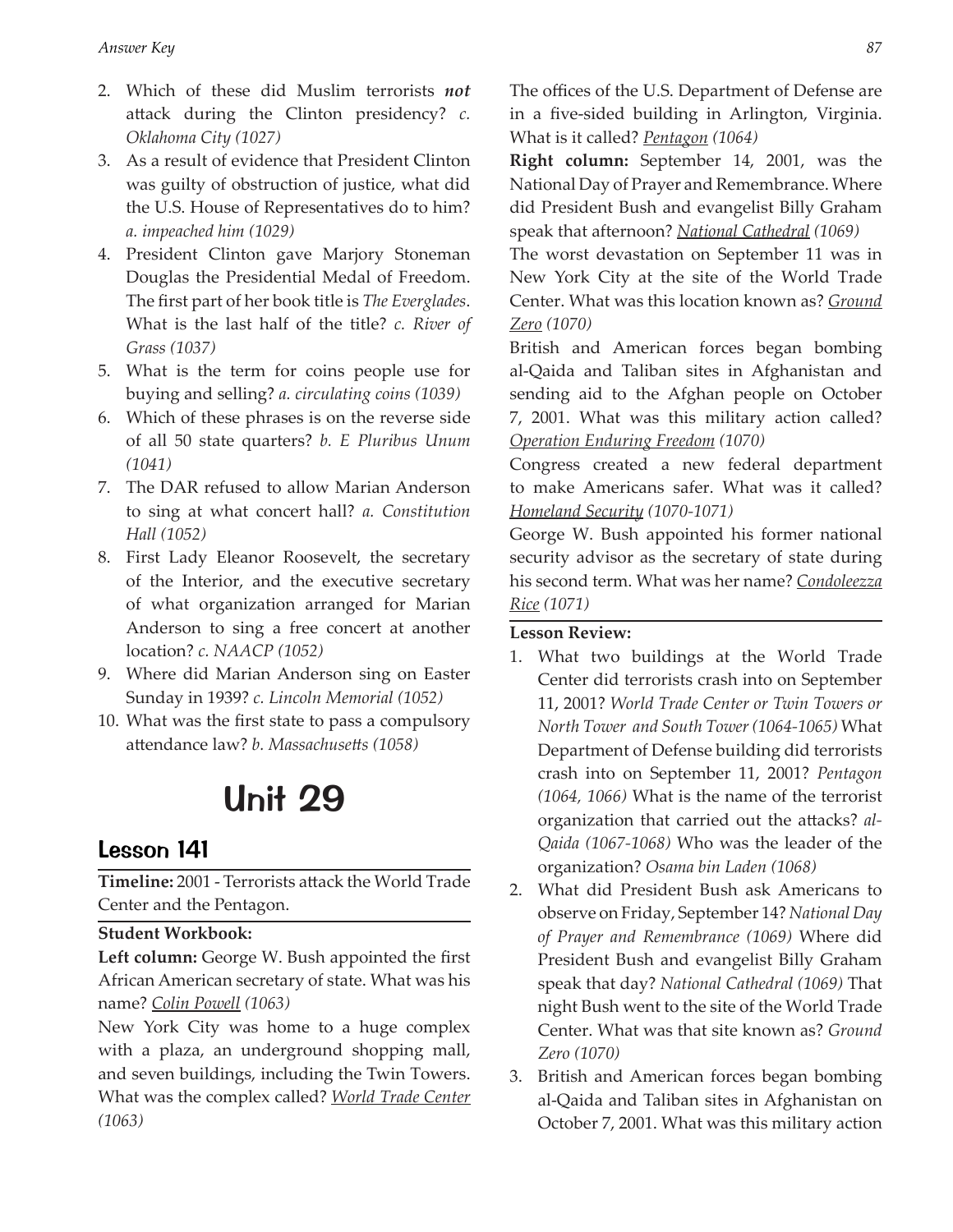2. Which of these did Muslim terrorists ***not*** attack during the Clinton presidency? *c. Oklahoma City (1027)*
3. As a result of evidence that President Clinton was guilty of obstruction of justice, what did the U.S. House of Representatives do to him? *a. impeached him (1029)*
4. President Clinton gave Marjory Stoneman Douglas the Presidential Medal of Freedom. The first part of her book title is *The Everglades*. What is the last half of the title? *c. River of Grass (1037)*
5. What is the term for coins people use for buying and selling? *a. circulating coins (1039)*
6. Which of these phrases is on the reverse side of all 50 state quarters? *b. E Pluribus Unum (1041)*
7. The DAR refused to allow Marian Anderson to sing at what concert hall? *a. Constitution Hall (1052)*
8. First Lady Eleanor Roosevelt, the secretary of the Interior, and the executive secretary of what organization arranged for Marian Anderson to sing a free concert at another location? *c. NAACP (1052)*
9. Where did Marian Anderson sing on Easter Sunday in 1939? *c. Lincoln Memorial (1052)*
10. What was the first state to pass a compulsory attendance law? *b. Massachusetts (1058)*

# Unit 29

## Lesson 141

**Timeline:** 2001 - Terrorists attack the World Trade Center and the Pentagon.

**Student Workbook:**

**Left column:** George W. Bush appointed the first African American secretary of state. What was his name? *Colin Powell (1063)*

New York City was home to a huge complex with a plaza, an underground shopping mall, and seven buildings, including the Twin Towers. What was the complex called? *World Trade Center (1063)*

The offices of the U.S. Department of Defense are in a five-sided building in Arlington, Virginia. What is it called? *Pentagon (1064)*

**Right column:** September 14, 2001, was the National Day of Prayer and Remembrance. Where did President Bush and evangelist Billy Graham speak that afternoon? *National Cathedral (1069)*

The worst devastation on September 11 was in New York City at the site of the World Trade Center. What was this location known as? *Ground Zero (1070)*

British and American forces began bombing al-Qaida and Taliban sites in Afghanistan and sending aid to the Afghan people on October 7, 2001. What was this military action called? *Operation Enduring Freedom (1070)*

Congress created a new federal department to make Americans safer. What was it called? *Homeland Security (1070-1071)*

George W. Bush appointed his former national security advisor as the secretary of state during his second term. What was her name? *Condoleezza Rice (1071)*

**Lesson Review:**

1. What two buildings at the World Trade Center did terrorists crash into on September 11, 2001? *World Trade Center or Twin Towers or North Tower and South Tower (1064-1065)* What Department of Defense building did terrorists crash into on September 11, 2001? *Pentagon (1064, 1066)* What is the name of the terrorist organization that carried out the attacks? *al-Qaida (1067-1068)* Who was the leader of the organization? *Osama bin Laden (1068)*
2. What did President Bush ask Americans to observe on Friday, September 14? *National Day of Prayer and Remembrance (1069)* Where did President Bush and evangelist Billy Graham speak that day? *National Cathedral (1069)* That night Bush went to the site of the World Trade Center. What was that site known as? *Ground Zero (1070)*
3. British and American forces began bombing al-Qaida and Taliban sites in Afghanistan on October 7, 2001. What was this military action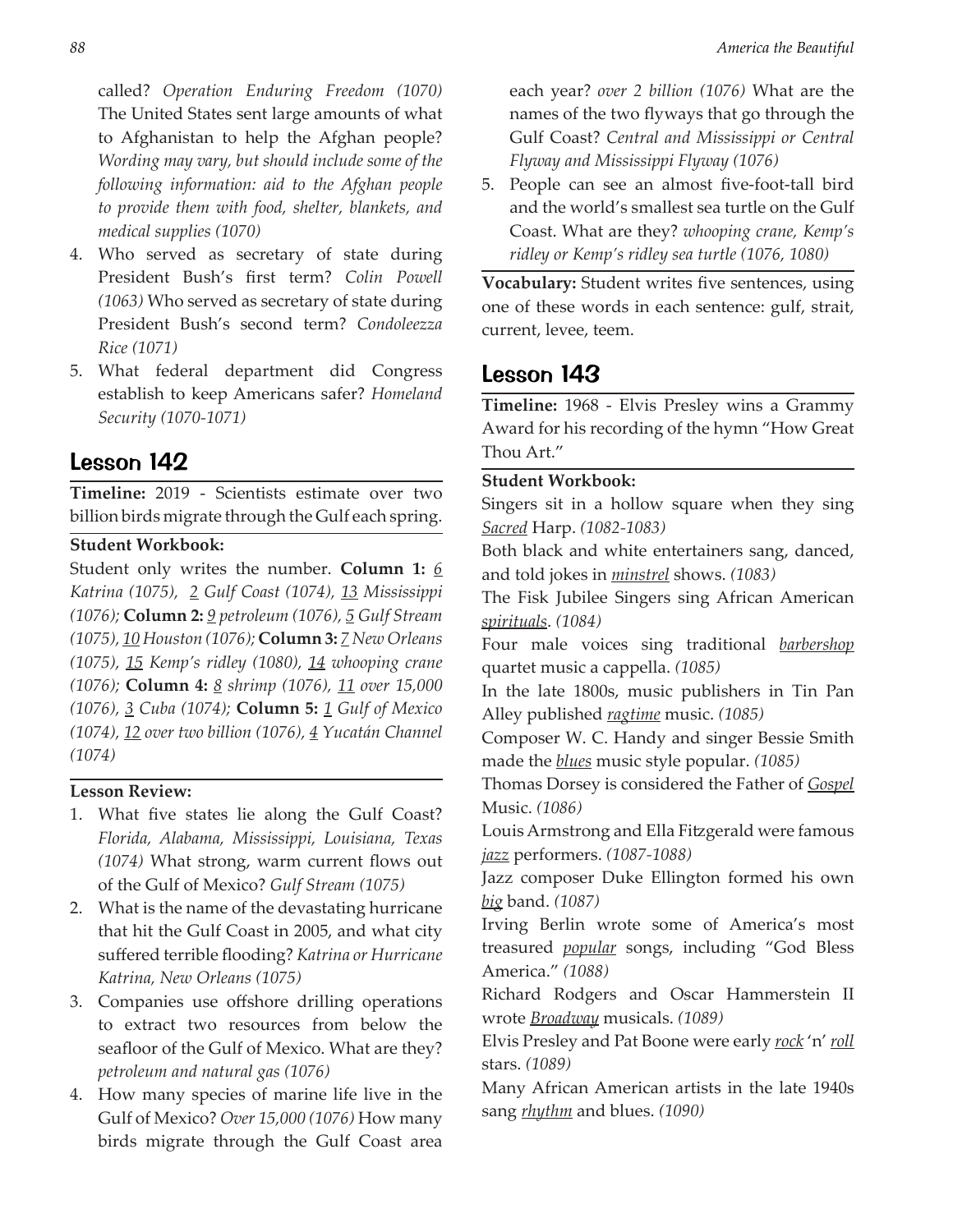called? *Operation Enduring Freedom (1070)* The United States sent large amounts of what to Afghanistan to help the Afghan people? *Wording may vary, but should include some of the following information: aid to the Afghan people to provide them with food, shelter, blankets, and medical supplies (1070)*

4. Who served as secretary of state during President Bush's first term? *Colin Powell (1063)* Who served as secretary of state during President Bush's second term? *Condoleezza Rice (1071)*
5. What federal department did Congress establish to keep Americans safer? *Homeland Security (1070-1071)*

## Lesson 142

**Timeline:** 2019 - Scientists estimate over two billion birds migrate through the Gulf each spring.

**Student Workbook:**

Student only writes the number. **Column 1:** *6 Katrina (1075), 2 Gulf Coast (1074), 13 Mississippi (1076);* **Column 2:** *9 petroleum (1076), 5 Gulf Stream (1075), 10 Houston (1076);* **Column 3:** *7 New Orleans (1075), 15 Kemp's ridley (1080), 14 whooping crane (1076);* **Column 4:** *8 shrimp (1076), 11 over 15,000 (1076), 3 Cuba (1074);* **Column 5:** *1 Gulf of Mexico (1074), 12 over two billion (1076), 4 Yucatán Channel (1074)*

**Lesson Review:**

1. What five states lie along the Gulf Coast? *Florida, Alabama, Mississippi, Louisiana, Texas (1074)* What strong, warm current flows out of the Gulf of Mexico? *Gulf Stream (1075)*
2. What is the name of the devastating hurricane that hit the Gulf Coast in 2005, and what city suffered terrible flooding? *Katrina or Hurricane Katrina, New Orleans (1075)*
3. Companies use offshore drilling operations to extract two resources from below the seafloor of the Gulf of Mexico. What are they? *petroleum and natural gas (1076)*
4. How many species of marine life live in the Gulf of Mexico? *Over 15,000 (1076)* How many birds migrate through the Gulf Coast area each year? *over 2 billion (1076)* What are the names of the two flyways that go through the Gulf Coast? *Central and Mississippi or Central Flyway and Mississippi Flyway (1076)*
5. People can see an almost five-foot-tall bird and the world's smallest sea turtle on the Gulf Coast. What are they? *whooping crane, Kemp's ridley or Kemp's ridley sea turtle (1076, 1080)*

**Vocabulary:** Student writes five sentences, using one of these words in each sentence: gulf, strait, current, levee, teem.

## Lesson 143

**Timeline:** 1968 - Elvis Presley wins a Grammy Award for his recording of the hymn "How Great Thou Art."

**Student Workbook:**

Singers sit in a hollow square when they sing *Sacred* Harp. *(1082-1083)*

Both black and white entertainers sang, danced, and told jokes in *minstrel* shows. *(1083)*

The Fisk Jubilee Singers sing African American *spirituals*. *(1084)*

Four male voices sing traditional *barbershop* quartet music a cappella. *(1085)*

In the late 1800s, music publishers in Tin Pan Alley published *ragtime* music. *(1085)*

Composer W. C. Handy and singer Bessie Smith made the *blues* music style popular. *(1085)*

Thomas Dorsey is considered the Father of *Gospel* Music. *(1086)*

Louis Armstrong and Ella Fitzgerald were famous *jazz* performers. *(1087-1088)*

Jazz composer Duke Ellington formed his own *big* band. *(1087)*

Irving Berlin wrote some of America's most treasured *popular* songs, including "God Bless America." *(1088)*

Richard Rodgers and Oscar Hammerstein II wrote *Broadway* musicals. *(1089)*

Elvis Presley and Pat Boone were early *rock* 'n' *roll* stars. *(1089)*

Many African American artists in the late 1940s sang *rhythm* and blues. *(1090)*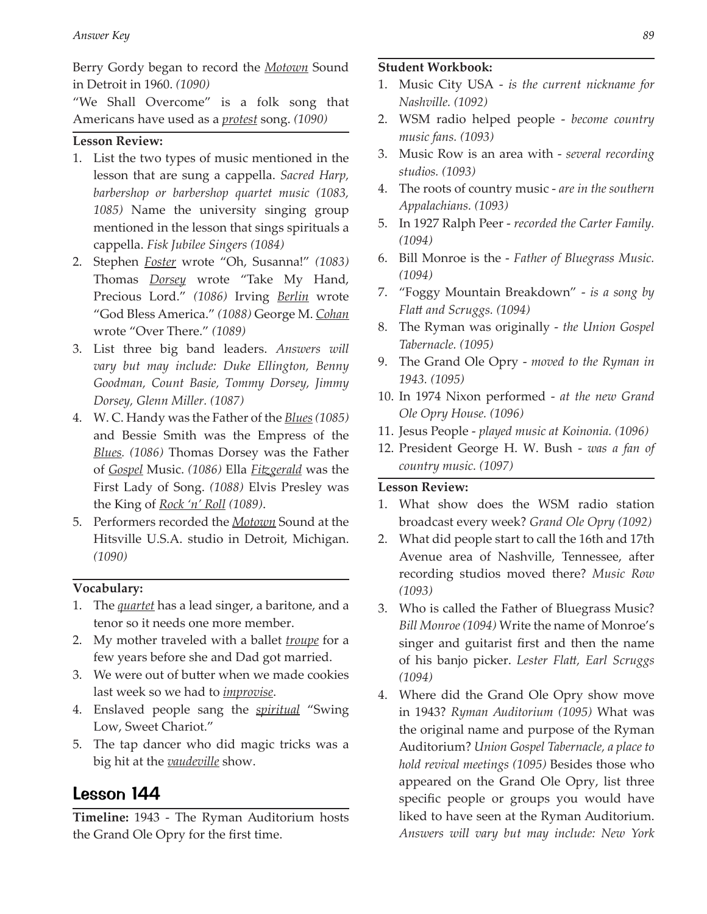Berry Gordy began to record the _Motown_ Sound in Detroit in 1960. *(1090)*

"We Shall Overcome" is a folk song that Americans have used as a _protest_ song. *(1090)*

**Lesson Review:**

1. List the two types of music mentioned in the lesson that are sung a cappella. *Sacred Harp, barbershop or barbershop quartet music (1083, 1085)* Name the university singing group mentioned in the lesson that sings spirituals a cappella. *Fisk Jubilee Singers (1084)*
2. Stephen _Foster_ wrote "Oh, Susanna!" *(1083)* Thomas _Dorsey_ wrote "Take My Hand, Precious Lord." *(1086)* Irving _Berlin_ wrote "God Bless America." *(1088)* George M. _Cohan_ wrote "Over There." *(1089)*
3. List three big band leaders. *Answers will vary but may include: Duke Ellington, Benny Goodman, Count Basie, Tommy Dorsey, Jimmy Dorsey, Glenn Miller. (1087)*
4. W. C. Handy was the Father of the _Blues_ *(1085)* and Bessie Smith was the Empress of the _Blues_. *(1086)* Thomas Dorsey was the Father of _Gospel_ Music. *(1086)* Ella _Fitzgerald_ was the First Lady of Song. *(1088)* Elvis Presley was the King of _Rock 'n' Roll_ *(1089)*.
5. Performers recorded the _Motown_ Sound at the Hitsville U.S.A. studio in Detroit, Michigan. *(1090)*

**Vocabulary:**

1. The _quartet_ has a lead singer, a baritone, and a tenor so it needs one more member.
2. My mother traveled with a ballet _troupe_ for a few years before she and Dad got married.
3. We were out of butter when we made cookies last week so we had to _improvise_.
4. Enslaved people sang the _spiritual_ "Swing Low, Sweet Chariot."
5. The tap dancer who did magic tricks was a big hit at the _vaudeville_ show.

## Lesson 144

**Timeline:** 1943 - The Ryman Auditorium hosts the Grand Ole Opry for the first time.

**Student Workbook:**

1. Music City USA - *is the current nickname for Nashville. (1092)*
2. WSM radio helped people - *become country music fans. (1093)*
3. Music Row is an area with - *several recording studios. (1093)*
4. The roots of country music - *are in the southern Appalachians. (1093)*
5. In 1927 Ralph Peer - *recorded the Carter Family. (1094)*
6. Bill Monroe is the - *Father of Bluegrass Music. (1094)*
7. "Foggy Mountain Breakdown" - *is a song by Flatt and Scruggs. (1094)*
8. The Ryman was originally - *the Union Gospel Tabernacle. (1095)*
9. The Grand Ole Opry - *moved to the Ryman in 1943. (1095)*
10. In 1974 Nixon performed - *at the new Grand Ole Opry House. (1096)*
11. Jesus People - *played music at Koinonia. (1096)*
12. President George H. W. Bush - *was a fan of country music. (1097)*

**Lesson Review:**

1. What show does the WSM radio station broadcast every week? *Grand Ole Opry (1092)*
2. What did people start to call the 16th and 17th Avenue area of Nashville, Tennessee, after recording studios moved there? *Music Row (1093)*
3. Who is called the Father of Bluegrass Music? *Bill Monroe (1094)* Write the name of Monroe's singer and guitarist first and then the name of his banjo picker. *Lester Flatt, Earl Scruggs (1094)*
4. Where did the Grand Ole Opry show move in 1943? *Ryman Auditorium (1095)* What was the original name and purpose of the Ryman Auditorium? *Union Gospel Tabernacle, a place to hold revival meetings (1095)* Besides those who appeared on the Grand Ole Opry, list three specific people or groups you would have liked to have seen at the Ryman Auditorium. *Answers will vary but may include: New York*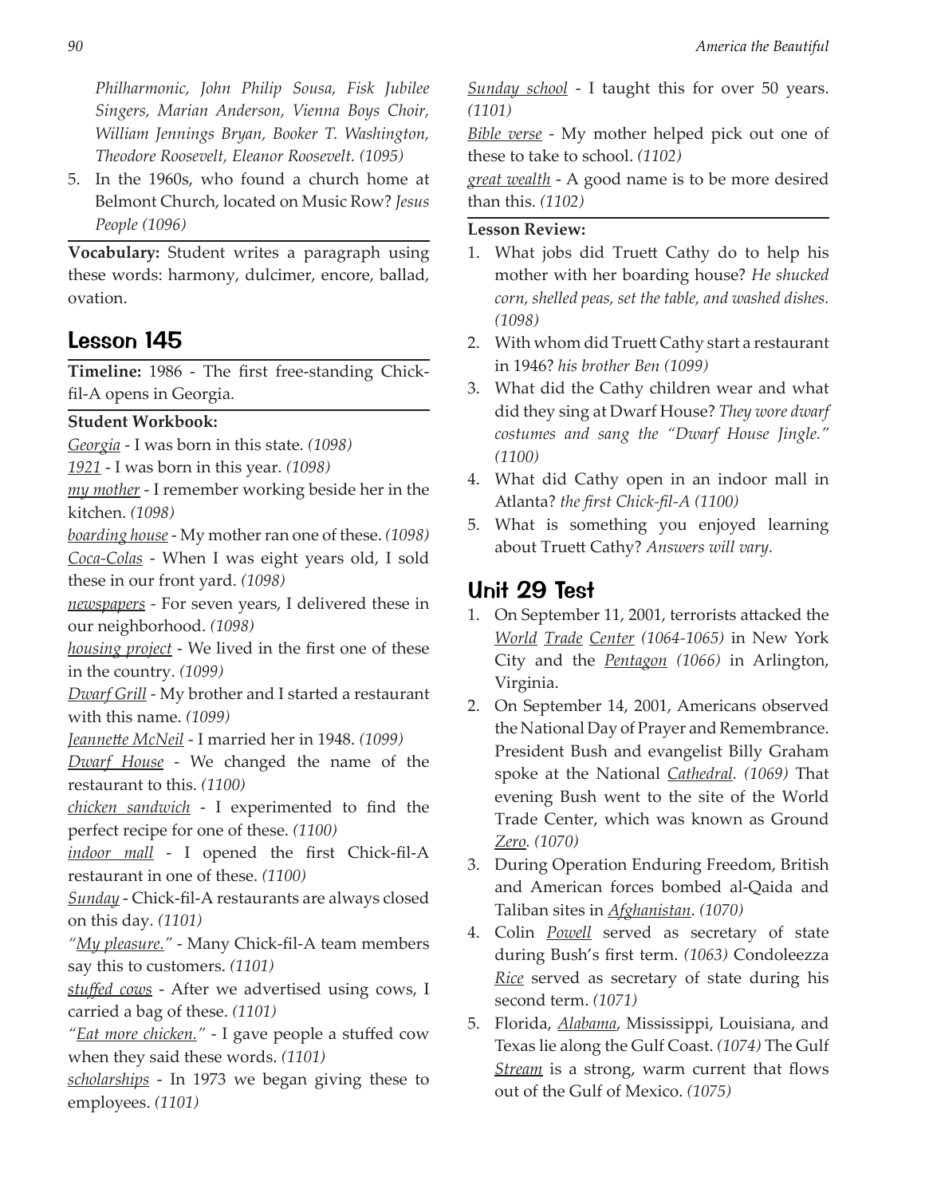*Philharmonic, John Philip Sousa, Fisk Jubilee Singers, Marian Anderson, Vienna Boys Choir, William Jennings Bryan, Booker T. Washington, Theodore Roosevelt, Eleanor Roosevelt. (1095)*

5. In the 1960s, who found a church home at Belmont Church, located on Music Row? *Jesus People (1096)*

**Vocabulary:** Student writes a paragraph using these words: harmony, dulcimer, encore, ballad, ovation.

## Lesson 145

**Timeline:** 1986 - The first free-standing Chick-fil-A opens in Georgia.

**Student Workbook:**

Georgia - I was born in this state. *(1098)*

1921 - I was born in this year. *(1098)*

my mother - I remember working beside her in the kitchen. *(1098)*

boarding house - My mother ran one of these. *(1098)*

Coca-Colas - When I was eight years old, I sold these in our front yard. *(1098)*

newspapers - For seven years, I delivered these in our neighborhood. *(1098)*

housing project - We lived in the first one of these in the country. *(1099)*

Dwarf Grill - My brother and I started a restaurant with this name. *(1099)*

Jeannette McNeil - I married her in 1948. *(1099)*

Dwarf House - We changed the name of the restaurant to this. *(1100)*

chicken sandwich - I experimented to find the perfect recipe for one of these. *(1100)*

indoor mall - I opened the first Chick-fil-A restaurant in one of these. *(1100)*

Sunday - Chick-fil-A restaurants are always closed on this day. *(1101)*

"My pleasure." - Many Chick-fil-A team members say this to customers. *(1101)*

stuffed cows - After we advertised using cows, I carried a bag of these. *(1101)*

"Eat more chicken." - I gave people a stuffed cow when they said these words. *(1101)*

scholarships - In 1973 we began giving these to employees. *(1101)*

Sunday school - I taught this for over 50 years. *(1101)*

Bible verse - My mother helped pick out one of these to take to school. *(1102)*

great wealth - A good name is to be more desired than this. *(1102)*

**Lesson Review:**

1. What jobs did Truett Cathy do to help his mother with her boarding house? *He shucked corn, shelled peas, set the table, and washed dishes. (1098)*
2. With whom did Truett Cathy start a restaurant in 1946? *his brother Ben (1099)*
3. What did the Cathy children wear and what did they sing at Dwarf House? *They wore dwarf costumes and sang the "Dwarf House Jingle." (1100)*
4. What did Cathy open in an indoor mall in Atlanta? *the first Chick-fil-A (1100)*
5. What is something you enjoyed learning about Truett Cathy? *Answers will vary.*

## Unit 29 Test

1. On September 11, 2001, terrorists attacked the World Trade Center *(1064-1065)* in New York City and the Pentagon *(1066)* in Arlington, Virginia.
2. On September 14, 2001, Americans observed the National Day of Prayer and Remembrance. President Bush and evangelist Billy Graham spoke at the National Cathedral. *(1069)* That evening Bush went to the site of the World Trade Center, which was known as Ground Zero. *(1070)*
3. During Operation Enduring Freedom, British and American forces bombed al-Qaida and Taliban sites in Afghanistan. *(1070)*
4. Colin Powell served as secretary of state during Bush's first term. *(1063)* Condoleezza Rice served as secretary of state during his second term. *(1071)*
5. Florida, Alabama, Mississippi, Louisiana, and Texas lie along the Gulf Coast. *(1074)* The Gulf Stream is a strong, warm current that flows out of the Gulf of Mexico. *(1075)*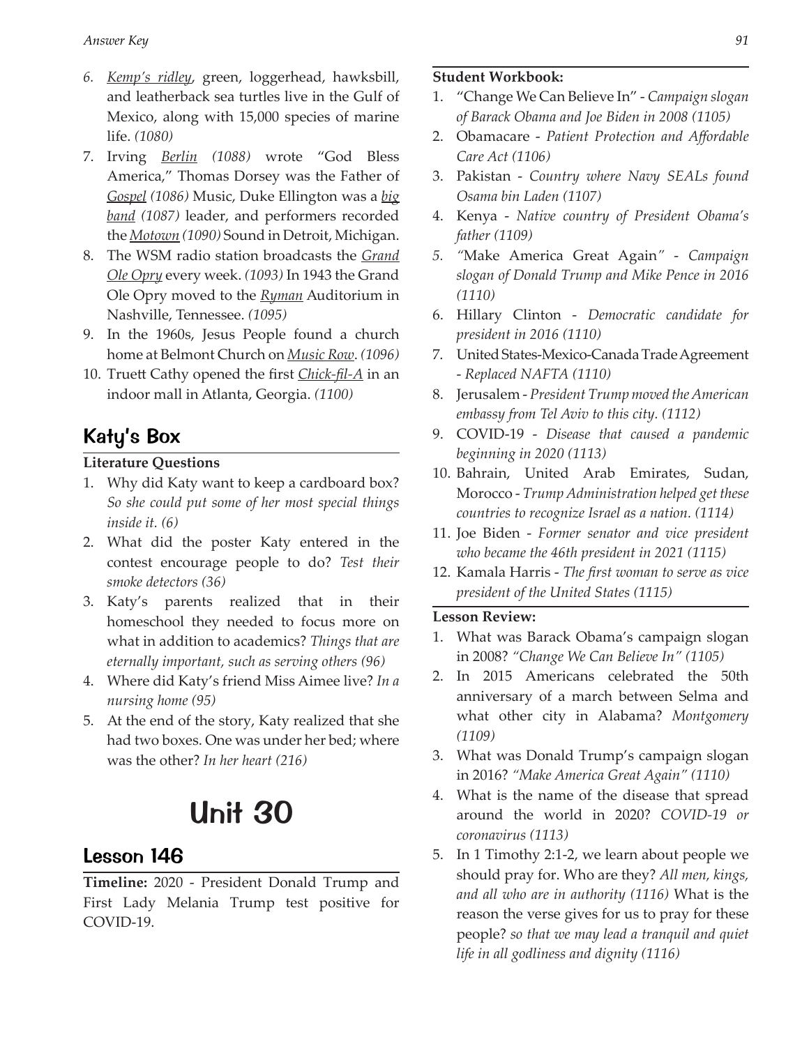6. *Kemp's ridley*, green, loggerhead, hawksbill, and leatherback sea turtles live in the Gulf of Mexico, along with 15,000 species of marine life. *(1080)*
7. Irving *Berlin* *(1088)* wrote "God Bless America," Thomas Dorsey was the Father of *Gospel* *(1086)* Music, Duke Ellington was a *big band* *(1087)* leader, and performers recorded the *Motown* *(1090)* Sound in Detroit, Michigan.
8. The WSM radio station broadcasts the *Grand Ole Opry* every week. *(1093)* In 1943 the Grand Ole Opry moved to the *Ryman* Auditorium in Nashville, Tennessee. *(1095)*
9. In the 1960s, Jesus People found a church home at Belmont Church on *Music Row*. *(1096)*
10. Truett Cathy opened the first *Chick-fil-A* in an indoor mall in Atlanta, Georgia. *(1100)*

## Katy's Box

**Literature Questions**

1. Why did Katy want to keep a cardboard box? *So she could put some of her most special things inside it. (6)*
2. What did the poster Katy entered in the contest encourage people to do? *Test their smoke detectors (36)*
3. Katy's parents realized that in their homeschool they needed to focus more on what in addition to academics? *Things that are eternally important, such as serving others (96)*
4. Where did Katy's friend Miss Aimee live? *In a nursing home (95)*
5. At the end of the story, Katy realized that she had two boxes. One was under her bed; where was the other? *In her heart (216)*

# Unit 30

## Lesson 146

**Timeline:** 2020 - President Donald Trump and First Lady Melania Trump test positive for COVID-19.

**Student Workbook:**

1. "Change We Can Believe In" - *Campaign slogan of Barack Obama and Joe Biden in 2008 (1105)*
2. Obamacare - *Patient Protection and Affordable Care Act (1106)*
3. Pakistan - *Country where Navy SEALs found Osama bin Laden (1107)*
4. Kenya - *Native country of President Obama's father (1109)*
5. "Make America Great Again" - *Campaign slogan of Donald Trump and Mike Pence in 2016 (1110)*
6. Hillary Clinton - *Democratic candidate for president in 2016 (1110)*
7. United States-Mexico-Canada Trade Agreement - *Replaced NAFTA (1110)*
8. Jerusalem - *President Trump moved the American embassy from Tel Aviv to this city. (1112)*
9. COVID-19 - *Disease that caused a pandemic beginning in 2020 (1113)*
10. Bahrain, United Arab Emirates, Sudan, Morocco - *Trump Administration helped get these countries to recognize Israel as a nation. (1114)*
11. Joe Biden - *Former senator and vice president who became the 46th president in 2021 (1115)*
12. Kamala Harris - *The first woman to serve as vice president of the United States (1115)*

**Lesson Review:**

1. What was Barack Obama's campaign slogan in 2008? *"Change We Can Believe In" (1105)*
2. In 2015 Americans celebrated the 50th anniversary of a march between Selma and what other city in Alabama? *Montgomery (1109)*
3. What was Donald Trump's campaign slogan in 2016? *"Make America Great Again" (1110)*
4. What is the name of the disease that spread around the world in 2020? *COVID-19 or coronavirus (1113)*
5. In 1 Timothy 2:1-2, we learn about people we should pray for. Who are they? *All men, kings, and all who are in authority (1116)* What is the reason the verse gives for us to pray for these people? *so that we may lead a tranquil and quiet life in all godliness and dignity (1116)*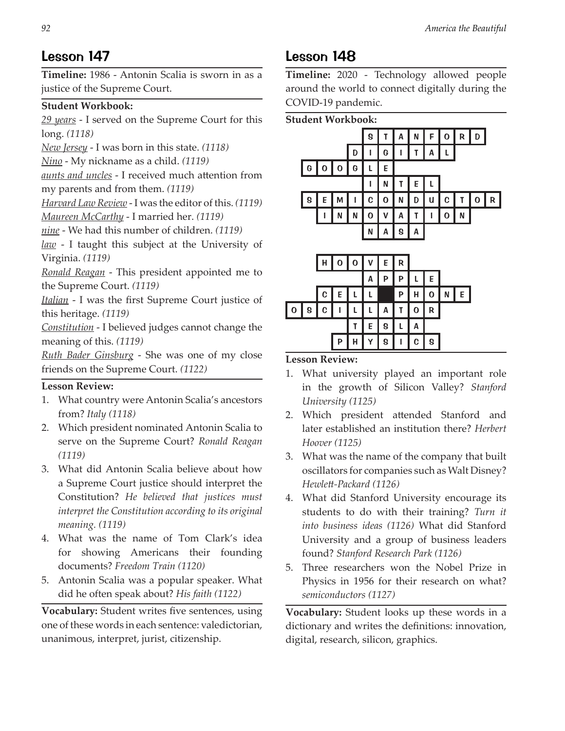## Lesson 147

**Timeline:** 1986 - Antonin Scalia is sworn in as a justice of the Supreme Court.

**Student Workbook:**

<u>29 years</u> - I served on the Supreme Court for this long. *(1118)*

<u>New Jersey</u> - I was born in this state. *(1118)*

<u>Nino</u> - My nickname as a child. *(1119)*

<u>aunts and uncles</u> - I received much attention from my parents and from them. *(1119)*

<u>Harvard Law Review</u> - I was the editor of this. *(1119)*

<u>Maureen McCarthy</u> - I married her. *(1119)*

<u>nine</u> - We had this number of children. *(1119)*

<u>law</u> - I taught this subject at the University of Virginia. *(1119)*

<u>Ronald Reagan</u> - This president appointed me to the Supreme Court. *(1119)*

<u>Italian</u> - I was the first Supreme Court justice of this heritage. *(1119)*

<u>Constitution</u> - I believed judges cannot change the meaning of this. *(1119)*

<u>Ruth Bader Ginsburg</u> - She was one of my close friends on the Supreme Court. *(1122)*

**Lesson Review:**

1. What country were Antonin Scalia's ancestors from? *Italy (1118)*
2. Which president nominated Antonin Scalia to serve on the Supreme Court? *Ronald Reagan (1119)*
3. What did Antonin Scalia believe about how a Supreme Court justice should interpret the Constitution? *He believed that justices must interpret the Constitution according to its original meaning. (1119)*
4. What was the name of Tom Clark's idea for showing Americans their founding documents? *Freedom Train (1120)*
5. Antonin Scalia was a popular speaker. What did he often speak about? *His faith (1122)*

**Vocabulary:** Student writes five sentences, using one of these words in each sentence: valedictorian, unanimous, interpret, jurist, citizenship.

## Lesson 148

**Timeline:** 2020 - Technology allowed people around the world to connect digitally during the COVID-19 pandemic.

**Student Workbook:**

STANFORD
DIGITAL
GOOGLE
INTEL
SEMICONDUCTOR
INNOVATION
NASA

HOOVER
APPLE
CELL PHONE
OSCILLATOR
TESLA
PHYSICS

**Lesson Review:**

1. What university played an important role in the growth of Silicon Valley? *Stanford University (1125)*
2. Which president attended Stanford and later established an institution there? *Herbert Hoover (1125)*
3. What was the name of the company that built oscillators for companies such as Walt Disney? *Hewlett-Packard (1126)*
4. What did Stanford University encourage its students to do with their training? *Turn it into business ideas (1126)* What did Stanford University and a group of business leaders found? *Stanford Research Park (1126)*
5. Three researchers won the Nobel Prize in Physics in 1956 for their research on what? *semiconductors (1127)*

**Vocabulary:** Student looks up these words in a dictionary and writes the definitions: innovation, digital, research, silicon, graphics.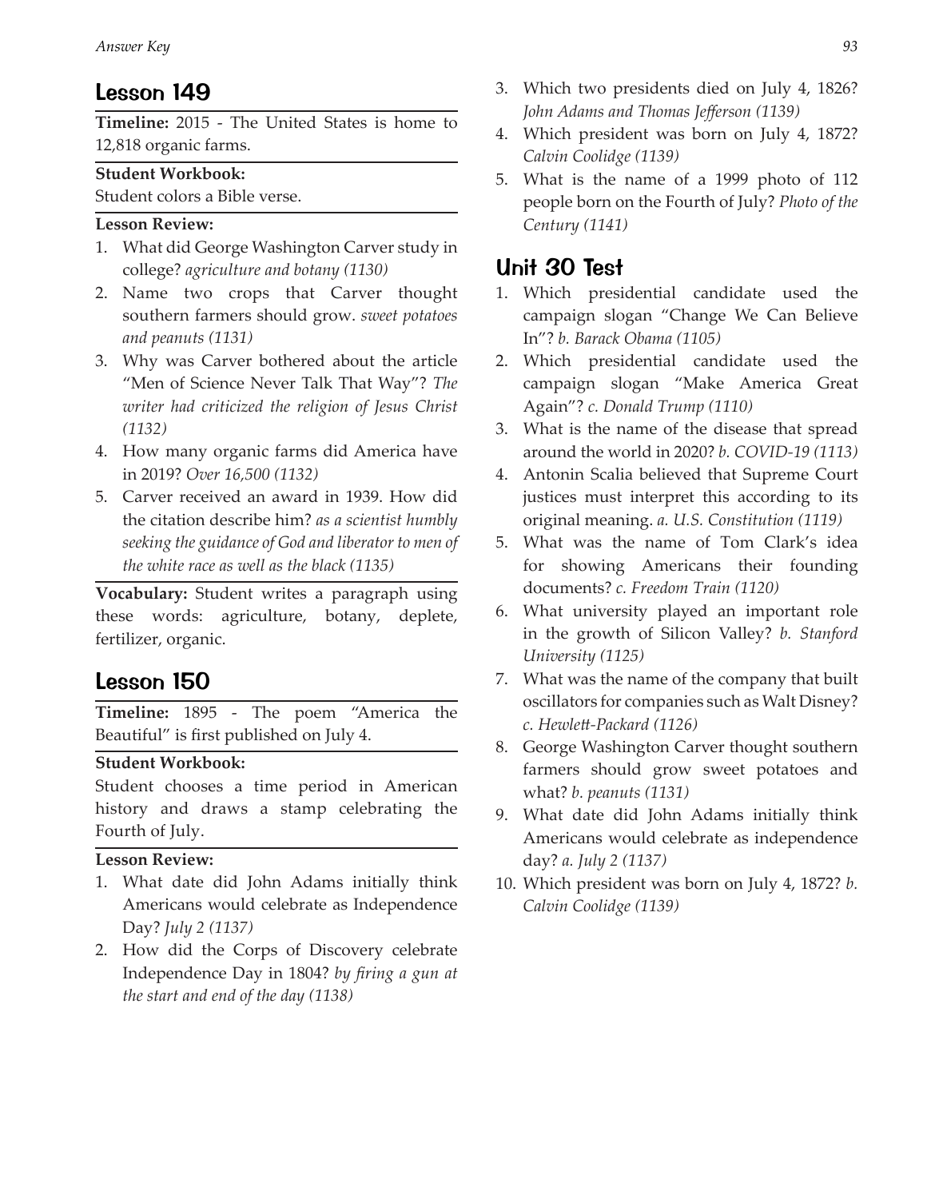## Lesson 149

**Timeline:** 2015 - The United States is home to 12,818 organic farms.

**Student Workbook:**
Student colors a Bible verse.

**Lesson Review:**

1. What did George Washington Carver study in college? *agriculture and botany (1130)*
2. Name two crops that Carver thought southern farmers should grow. *sweet potatoes and peanuts (1131)*
3. Why was Carver bothered about the article "Men of Science Never Talk That Way"? *The writer had criticized the religion of Jesus Christ (1132)*
4. How many organic farms did America have in 2019? *Over 16,500 (1132)*
5. Carver received an award in 1939. How did the citation describe him? *as a scientist humbly seeking the guidance of God and liberator to men of the white race as well as the black (1135)*

**Vocabulary:** Student writes a paragraph using these words: agriculture, botany, deplete, fertilizer, organic.

## Lesson 150

**Timeline:** 1895 - The poem "America the Beautiful" is first published on July 4.

**Student Workbook:**
Student chooses a time period in American history and draws a stamp celebrating the Fourth of July.

**Lesson Review:**

1. What date did John Adams initially think Americans would celebrate as Independence Day? *July 2 (1137)*
2. How did the Corps of Discovery celebrate Independence Day in 1804? *by firing a gun at the start and end of the day (1138)*
3. Which two presidents died on July 4, 1826? *John Adams and Thomas Jefferson (1139)*
4. Which president was born on July 4, 1872? *Calvin Coolidge (1139)*
5. What is the name of a 1999 photo of 112 people born on the Fourth of July? *Photo of the Century (1141)*

## Unit 30 Test

1. Which presidential candidate used the campaign slogan "Change We Can Believe In"? *b. Barack Obama (1105)*
2. Which presidential candidate used the campaign slogan "Make America Great Again"? *c. Donald Trump (1110)*
3. What is the name of the disease that spread around the world in 2020? *b. COVID-19 (1113)*
4. Antonin Scalia believed that Supreme Court justices must interpret this according to its original meaning. *a. U.S. Constitution (1119)*
5. What was the name of Tom Clark's idea for showing Americans their founding documents? *c. Freedom Train (1120)*
6. What university played an important role in the growth of Silicon Valley? *b. Stanford University (1125)*
7. What was the name of the company that built oscillators for companies such as Walt Disney? *c. Hewlett-Packard (1126)*
8. George Washington Carver thought southern farmers should grow sweet potatoes and what? *b. peanuts (1131)*
9. What date did John Adams initially think Americans would celebrate as independence day? *a. July 2 (1137)*
10. Which president was born on July 4, 1872? *b. Calvin Coolidge (1139)*